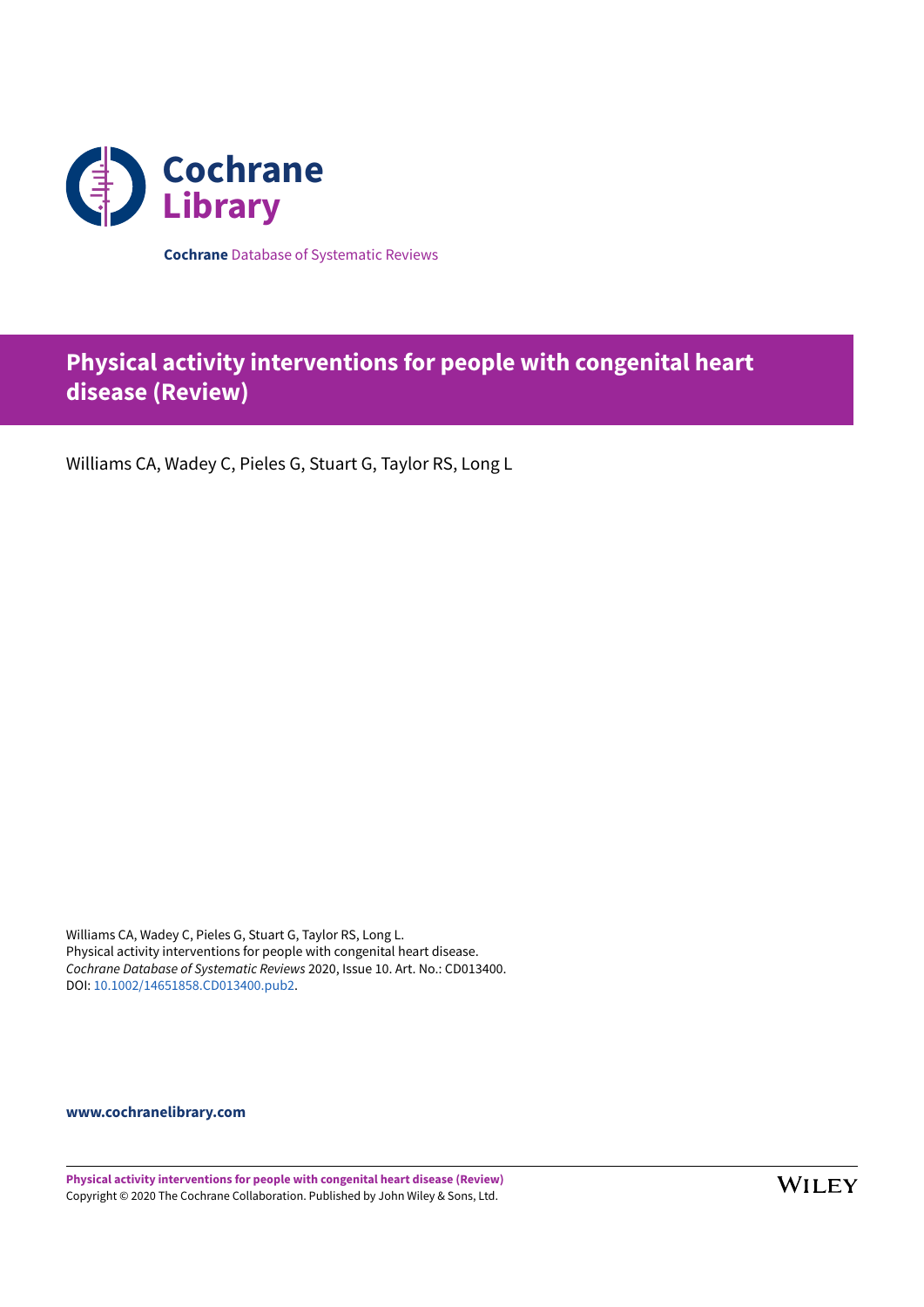**Cochrane** Database of Systematic Reviews

# Physical activity interventions for people with congenital heart disease (Review)

Williams CA, Wadey C, Pieles G, Stuart G, Taylor RS, Long L

Williams CA, Wadey C, Pieles G, Stuart G, Taylor RS, Long L.
Physical activity interventions for people with congenital heart disease.
*Cochrane Database of Systematic Reviews* 2020, Issue 10. Art. No.: CD013400.
DOI: 10.1002/14651858.CD013400.pub2.

**www.cochranelibrary.com**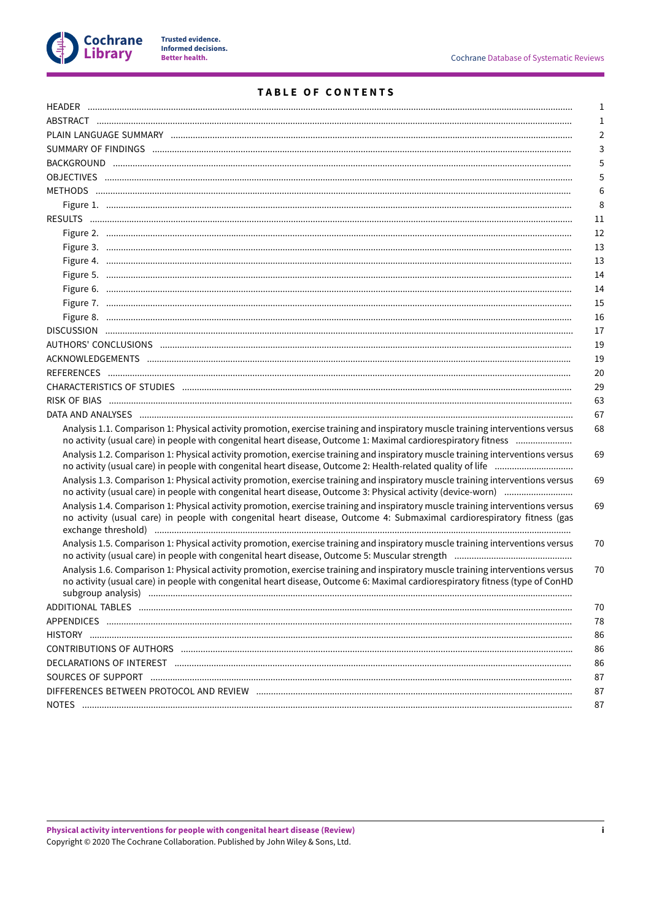# TABLE OF CONTENTS

| | |
|---|---|
| HEADER | 1 |
| ABSTRACT | 1 |
| PLAIN LANGUAGE SUMMARY | 2 |
| SUMMARY OF FINDINGS | 3 |
| BACKGROUND | 5 |
| OBJECTIVES | 5 |
| METHODS | 6 |
| Figure 1. | 8 |
| RESULTS | 11 |
| Figure 2. | 12 |
| Figure 3. | 13 |
| Figure 4. | 13 |
| Figure 5. | 14 |
| Figure 6. | 14 |
| Figure 7. | 15 |
| Figure 8. | 16 |
| DISCUSSION | 17 |
| AUTHORS' CONCLUSIONS | 19 |
| ACKNOWLEDGEMENTS | 19 |
| REFERENCES | 20 |
| CHARACTERISTICS OF STUDIES | 29 |
| RISK OF BIAS | 63 |
| DATA AND ANALYSES | 67 |
| Analysis 1.1. Comparison 1: Physical activity promotion, exercise training and inspiratory muscle training interventions versus no activity (usual care) in people with congenital heart disease, Outcome 1: Maximal cardiorespiratory fitness | 68 |
| Analysis 1.2. Comparison 1: Physical activity promotion, exercise training and inspiratory muscle training interventions versus no activity (usual care) in people with congenital heart disease, Outcome 2: Health-related quality of life | 69 |
| Analysis 1.3. Comparison 1: Physical activity promotion, exercise training and inspiratory muscle training interventions versus no activity (usual care) in people with congenital heart disease, Outcome 3: Physical activity (device-worn) | 69 |
| Analysis 1.4. Comparison 1: Physical activity promotion, exercise training and inspiratory muscle training interventions versus no activity (usual care) in people with congenital heart disease, Outcome 4: Submaximal cardiorespiratory fitness (gas exchange threshold) | 69 |
| Analysis 1.5. Comparison 1: Physical activity promotion, exercise training and inspiratory muscle training interventions versus no activity (usual care) in people with congenital heart disease, Outcome 5: Muscular strength | 70 |
| Analysis 1.6. Comparison 1: Physical activity promotion, exercise training and inspiratory muscle training interventions versus no activity (usual care) in people with congenital heart disease, Outcome 6: Maximal cardiorespiratory fitness (type of ConHD subgroup analysis) | 70 |
| ADDITIONAL TABLES | 70 |
| APPENDICES | 78 |
| HISTORY | 86 |
| CONTRIBUTIONS OF AUTHORS | 86 |
| DECLARATIONS OF INTEREST | 86 |
| SOURCES OF SUPPORT | 87 |
| DIFFERENCES BETWEEN PROTOCOL AND REVIEW | 87 |
| NOTES | 87 |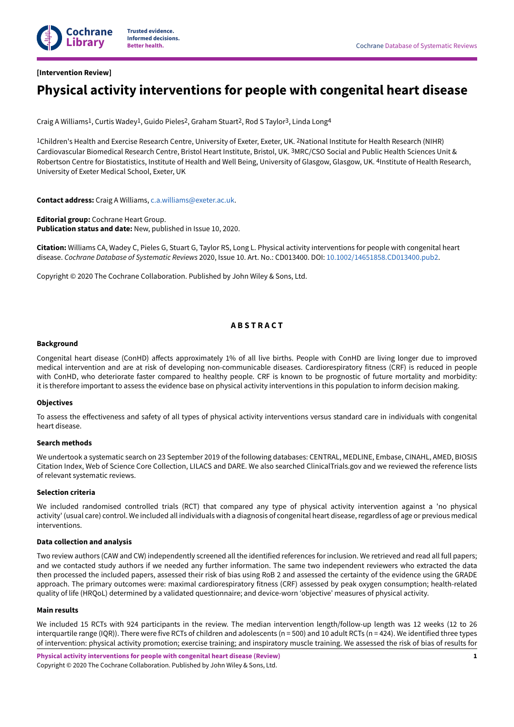[Intervention Review]

# Physical activity interventions for people with congenital heart disease

Craig A Williams[1], Curtis Wadey[1], Guido Pieles[2], Graham Stuart[2], Rod S Taylor[3], Linda Long[4]

[1]Children's Health and Exercise Research Centre, University of Exeter, Exeter, UK. [2]National Institute for Health Research (NIHR) Cardiovascular Biomedical Research Centre, Bristol Heart Institute, Bristol, UK. [3]MRC/CSO Social and Public Health Sciences Unit & Robertson Centre for Biostatistics, Institute of Health and Well Being, University of Glasgow, Glasgow, UK. [4]Institute of Health Research, University of Exeter Medical School, Exeter, UK

**Contact address:** Craig A Williams, c.a.williams@exeter.ac.uk.

**Editorial group:** Cochrane Heart Group.
**Publication status and date:** New, published in Issue 10, 2020.

**Citation:** Williams CA, Wadey C, Pieles G, Stuart G, Taylor RS, Long L. Physical activity interventions for people with congenital heart disease. *Cochrane Database of Systematic Reviews* 2020, Issue 10. Art. No.: CD013400. DOI: 10.1002/14651858.CD013400.pub2.

Copyright © 2020 The Cochrane Collaboration. Published by John Wiley & Sons, Ltd.

## ABSTRACT

### Background

Congenital heart disease (ConHD) affects approximately 1% of all live births. People with ConHD are living longer due to improved medical intervention and are at risk of developing non-communicable diseases. Cardiorespiratory fitness (CRF) is reduced in people with ConHD, who deteriorate faster compared to healthy people. CRF is known to be prognostic of future mortality and morbidity: it is therefore important to assess the evidence base on physical activity interventions in this population to inform decision making.

### Objectives

To assess the effectiveness and safety of all types of physical activity interventions versus standard care in individuals with congenital heart disease.

### Search methods

We undertook a systematic search on 23 September 2019 of the following databases: CENTRAL, MEDLINE, Embase, CINAHL, AMED, BIOSIS Citation Index, Web of Science Core Collection, LILACS and DARE. We also searched ClinicalTrials.gov and we reviewed the reference lists of relevant systematic reviews.

### Selection criteria

We included randomised controlled trials (RCT) that compared any type of physical activity intervention against a 'no physical activity' (usual care) control. We included all individuals with a diagnosis of congenital heart disease, regardless of age or previous medical interventions.

### Data collection and analysis

Two review authors (CAW and CW) independently screened all the identified references for inclusion. We retrieved and read all full papers; and we contacted study authors if we needed any further information. The same two independent reviewers who extracted the data then processed the included papers, assessed their risk of bias using RoB 2 and assessed the certainty of the evidence using the GRADE approach. The primary outcomes were: maximal cardiorespiratory fitness (CRF) assessed by peak oxygen consumption; health-related quality of life (HRQoL) determined by a validated questionnaire; and device-worn 'objective' measures of physical activity.

### Main results

We included 15 RCTs with 924 participants in the review. The median intervention length/follow-up length was 12 weeks (12 to 26 interquartile range (IQR)). There were five RCTs of children and adolescents (n = 500) and 10 adult RCTs (n = 424). We identified three types of intervention: physical activity promotion; exercise training; and inspiratory muscle training. We assessed the risk of bias of results for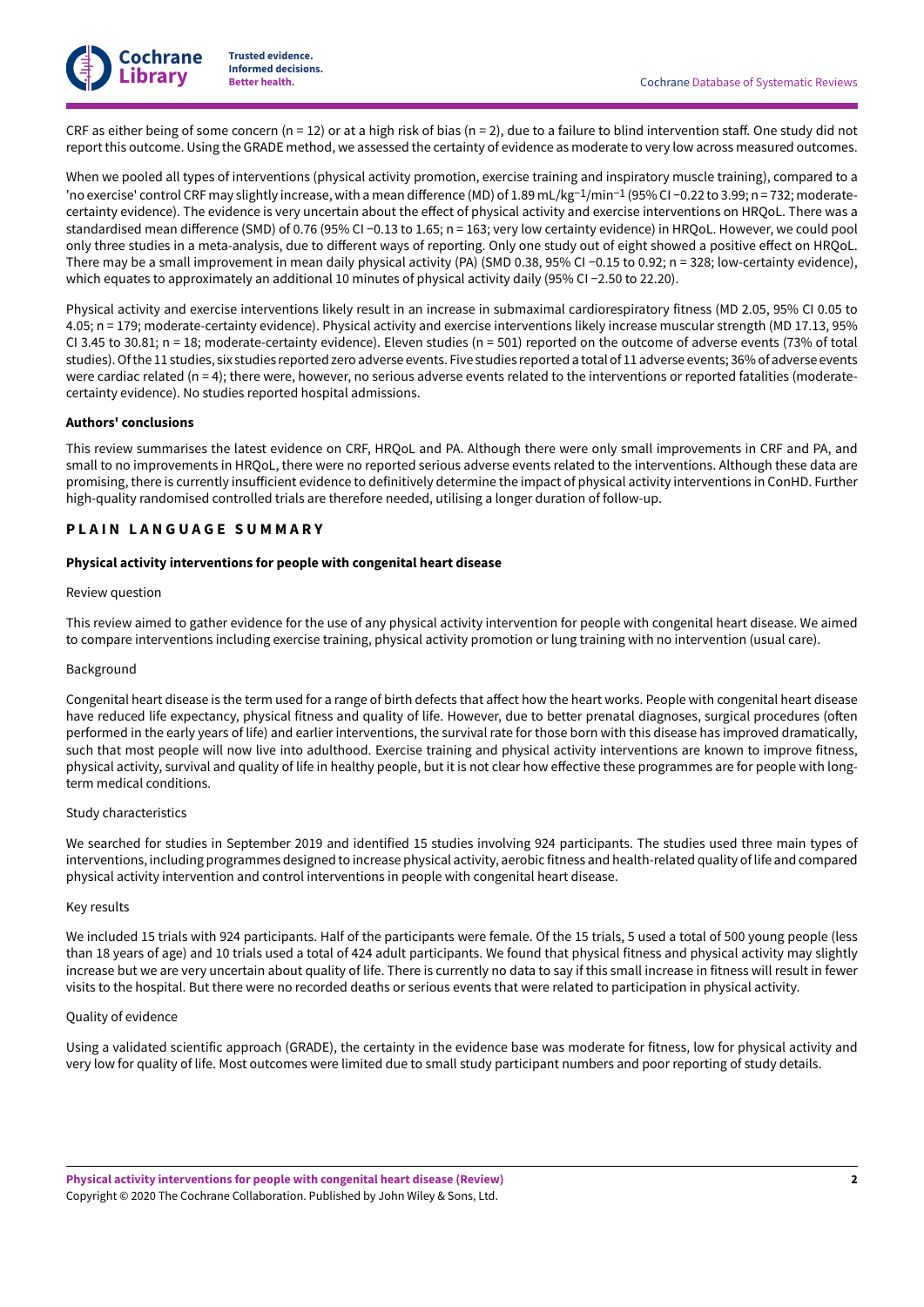CRF as either being of some concern (n = 12) or at a high risk of bias (n = 2), due to a failure to blind intervention staff. One study did not report this outcome. Using the GRADE method, we assessed the certainty of evidence as moderate to very low across measured outcomes.

When we pooled all types of interventions (physical activity promotion, exercise training and inspiratory muscle training), compared to a 'no exercise' control CRF may slightly increase, with a mean difference (MD) of 1.89 mL/kg$^{-1}$/min$^{-1}$ (95% CI −0.22 to 3.99; n = 732; moderate-certainty evidence). The evidence is very uncertain about the effect of physical activity and exercise interventions on HRQoL. There was a standardised mean difference (SMD) of 0.76 (95% CI −0.13 to 1.65; n = 163; very low certainty evidence) in HRQoL. However, we could pool only three studies in a meta-analysis, due to different ways of reporting. Only one study out of eight showed a positive effect on HRQoL. There may be a small improvement in mean daily physical activity (PA) (SMD 0.38, 95% CI −0.15 to 0.92; n = 328; low-certainty evidence), which equates to approximately an additional 10 minutes of physical activity daily (95% CI −2.50 to 22.20).

Physical activity and exercise interventions likely result in an increase in submaximal cardiorespiratory fitness (MD 2.05, 95% CI 0.05 to 4.05; n = 179; moderate-certainty evidence). Physical activity and exercise interventions likely increase muscular strength (MD 17.13, 95% CI 3.45 to 30.81; n = 18; moderate-certainty evidence). Eleven studies (n = 501) reported on the outcome of adverse events (73% of total studies). Of the 11 studies, six studies reported zero adverse events. Five studies reported a total of 11 adverse events; 36% of adverse events were cardiac related (n = 4); there were, however, no serious adverse events related to the interventions or reported fatalities (moderate-certainty evidence). No studies reported hospital admissions.

**Authors' conclusions**

This review summarises the latest evidence on CRF, HRQoL and PA. Although there were only small improvements in CRF and PA, and small to no improvements in HRQoL, there were no reported serious adverse events related to the interventions. Although these data are promising, there is currently insufficient evidence to definitively determine the impact of physical activity interventions in ConHD. Further high-quality randomised controlled trials are therefore needed, utilising a longer duration of follow-up.

## PLAIN LANGUAGE SUMMARY

**Physical activity interventions for people with congenital heart disease**

Review question

This review aimed to gather evidence for the use of any physical activity intervention for people with congenital heart disease. We aimed to compare interventions including exercise training, physical activity promotion or lung training with no intervention (usual care).

Background

Congenital heart disease is the term used for a range of birth defects that affect how the heart works. People with congenital heart disease have reduced life expectancy, physical fitness and quality of life. However, due to better prenatal diagnoses, surgical procedures (often performed in the early years of life) and earlier interventions, the survival rate for those born with this disease has improved dramatically, such that most people will now live into adulthood. Exercise training and physical activity interventions are known to improve fitness, physical activity, survival and quality of life in healthy people, but it is not clear how effective these programmes are for people with long-term medical conditions.

Study characteristics

We searched for studies in September 2019 and identified 15 studies involving 924 participants. The studies used three main types of interventions, including programmes designed to increase physical activity, aerobic fitness and health-related quality of life and compared physical activity intervention and control interventions in people with congenital heart disease.

Key results

We included 15 trials with 924 participants. Half of the participants were female. Of the 15 trials, 5 used a total of 500 young people (less than 18 years of age) and 10 trials used a total of 424 adult participants. We found that physical fitness and physical activity may slightly increase but we are very uncertain about quality of life. There is currently no data to say if this small increase in fitness will result in fewer visits to the hospital. But there were no recorded deaths or serious events that were related to participation in physical activity.

Quality of evidence

Using a validated scientific approach (GRADE), the certainty in the evidence base was moderate for fitness, low for physical activity and very low for quality of life. Most outcomes were limited due to small study participant numbers and poor reporting of study details.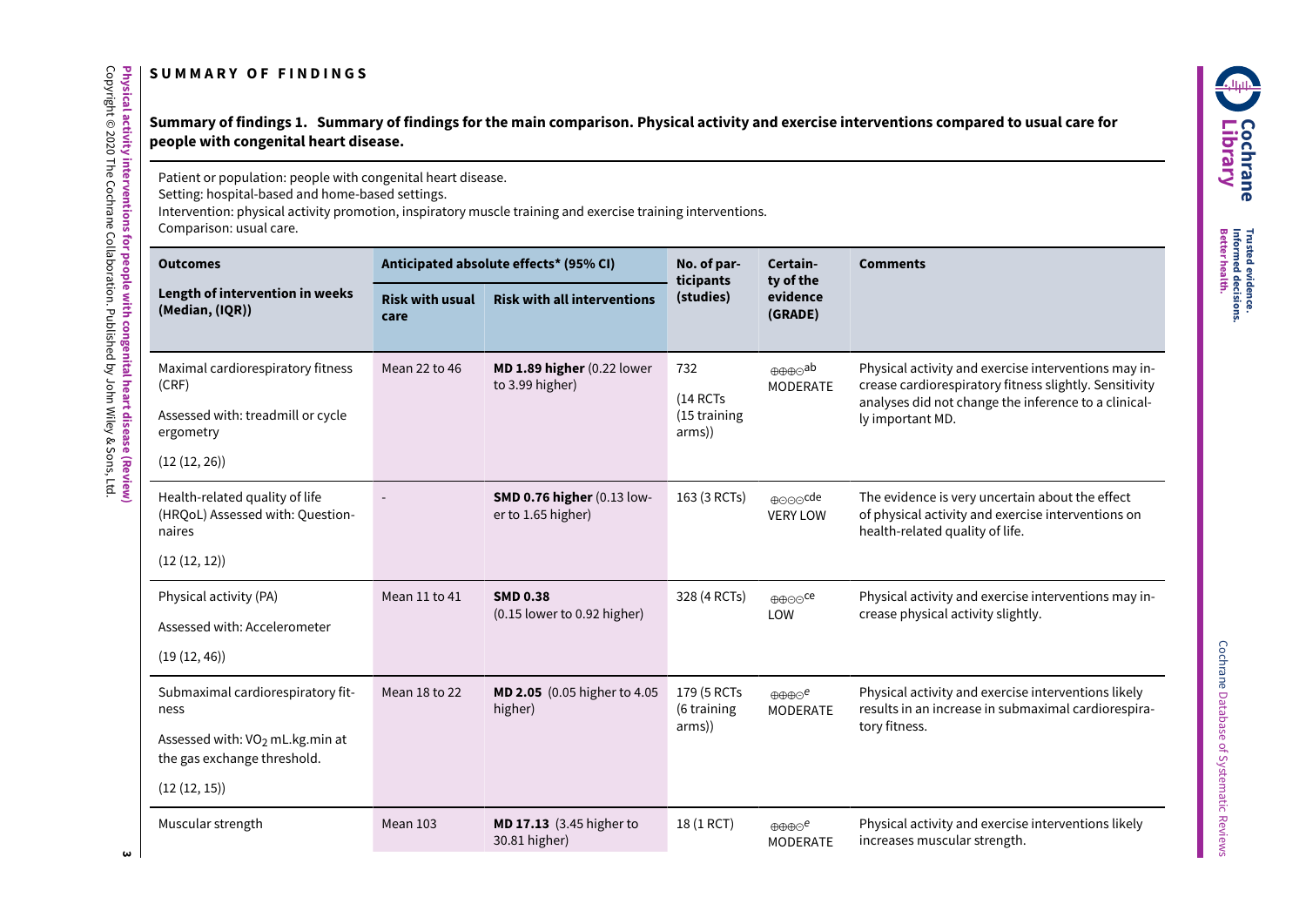# SUMMARY OF FINDINGS

**Summary of findings 1. Summary of findings for the main comparison. Physical activity and exercise interventions compared to usual care for people with congenital heart disease.**

Patient or population: people with congenital heart disease.
Setting: hospital-based and home-based settings.
Intervention: physical activity promotion, inspiratory muscle training and exercise training interventions.
Comparison: usual care.

| Outcomes<br>Length of intervention in weeks (Median, (IQR)) | Anticipated absolute effects* (95% CI) | | No. of participants (studies) | Certainty of the evidence (GRADE) | Comments |
|---|---|---|---|---|---|
| | Risk with usual care | Risk with all interventions | | | |
| Maximal cardiorespiratory fitness (CRF)<br>Assessed with: treadmill or cycle ergometry<br>(12 (12, 26)) | Mean 22 to 46 | **MD 1.89 higher** (0.22 lower to 3.99 higher) | 732<br>(14 RCTs<br>(15 training arms)) | ⊕⊕⊕⊝[ab]<br>MODERATE | Physical activity and exercise interventions may increase cardiorespiratory fitness slightly. Sensitivity analyses did not change the inference to a clinically important MD. |
| Health-related quality of life (HRQoL) Assessed with: Questionnaires<br>(12 (12, 12)) | - | **SMD 0.76 higher** (0.13 lower to 1.65 higher) | 163 (3 RCTs) | ⊕⊝⊝⊝[cde]<br>VERY LOW | The evidence is very uncertain about the effect of physical activity and exercise interventions on health-related quality of life. |
| Physical activity (PA)<br>Assessed with: Accelerometer<br>(19 (12, 46)) | Mean 11 to 41 | **SMD 0.38**<br>(0.15 lower to 0.92 higher) | 328 (4 RCTs) | ⊕⊕⊝⊝[ce]<br>LOW | Physical activity and exercise interventions may increase physical activity slightly. |
| Submaximal cardiorespiratory fitness<br>Assessed with: $VO_2$ mL.kg.min at the gas exchange threshold.<br>(12 (12, 15)) | Mean 18 to 22 | **MD 2.05** (0.05 higher to 4.05 higher) | 179 (5 RCTs<br>(6 training arms)) | ⊕⊕⊕⊝[e]<br>MODERATE | Physical activity and exercise interventions likely results in an increase in submaximal cardiorespiratory fitness. |
| Muscular strength | Mean 103 | **MD 17.13** (3.45 higher to 30.81 higher) | 18 (1 RCT) | ⊕⊕⊕⊝[e]<br>MODERATE | Physical activity and exercise interventions likely increases muscular strength. |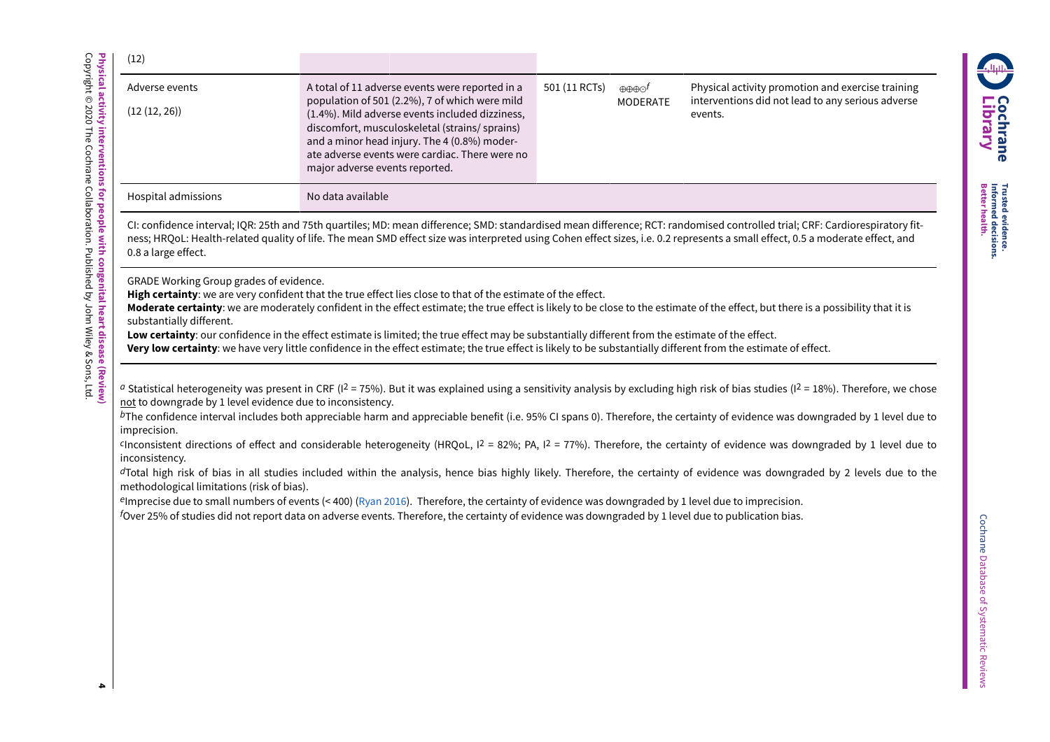| (12) | | | | |
|---|---|---|---|---|
| Adverse events<br>(12 (12, 26)) | A total of 11 adverse events were reported in a population of 501 (2.2%), 7 of which were mild (1.4%). Mild adverse events included dizziness, discomfort, musculoskeletal (strains/ sprains) and a minor head injury. The 4 (0.8%) moderate adverse events were cardiac. There were no major adverse events reported. | 501 (11 RCTs) | ⊕⊕⊕⊝[f]<br>MODERATE | Physical activity promotion and exercise training interventions did not lead to any serious adverse events. |
| Hospital admissions | No data available | | | |

CI: confidence interval; IQR: 25th and 75th quartiles; MD: mean difference; SMD: standardised mean difference; RCT: randomised controlled trial; CRF: Cardiorespiratory fitness; HRQoL: Health-related quality of life. The mean SMD effect size was interpreted using Cohen effect sizes, i.e. 0.2 represents a small effect, 0.5 a moderate effect, and 0.8 a large effect.

GRADE Working Group grades of evidence.
**High certainty**: we are very confident that the true effect lies close to that of the estimate of the effect.
**Moderate certainty**: we are moderately confident in the effect estimate; the true effect is likely to be close to the estimate of the effect, but there is a possibility that it is substantially different.
**Low certainty**: our confidence in the effect estimate is limited; the true effect may be substantially different from the estimate of the effect.
**Very low certainty**: we have very little confidence in the effect estimate; the true effect is likely to be substantially different from the estimate of effect.

[a] Statistical heterogeneity was present in CRF ($I^2$ = 75%). But it was explained using a sensitivity analysis by excluding high risk of bias studies ($I^2$ = 18%). Therefore, we chose not to downgrade by 1 level evidence due to inconsistency.

[b] The confidence interval includes both appreciable harm and appreciable benefit (i.e. 95% CI spans 0). Therefore, the certainty of evidence was downgraded by 1 level due to imprecision.

[c] Inconsistent directions of effect and considerable heterogeneity (HRQoL, $I^2$ = 82%; PA, $I^2$ = 77%). Therefore, the certainty of evidence was downgraded by 1 level due to inconsistency.

[d] Total high risk of bias in all studies included within the analysis, hence bias highly likely. Therefore, the certainty of evidence was downgraded by 2 levels due to the methodological limitations (risk of bias).

[e] Imprecise due to small numbers of events (< 400) (Ryan 2016). Therefore, the certainty of evidence was downgraded by 1 level due to imprecision.

[f] Over 25% of studies did not report data on adverse events. Therefore, the certainty of evidence was downgraded by 1 level due to publication bias.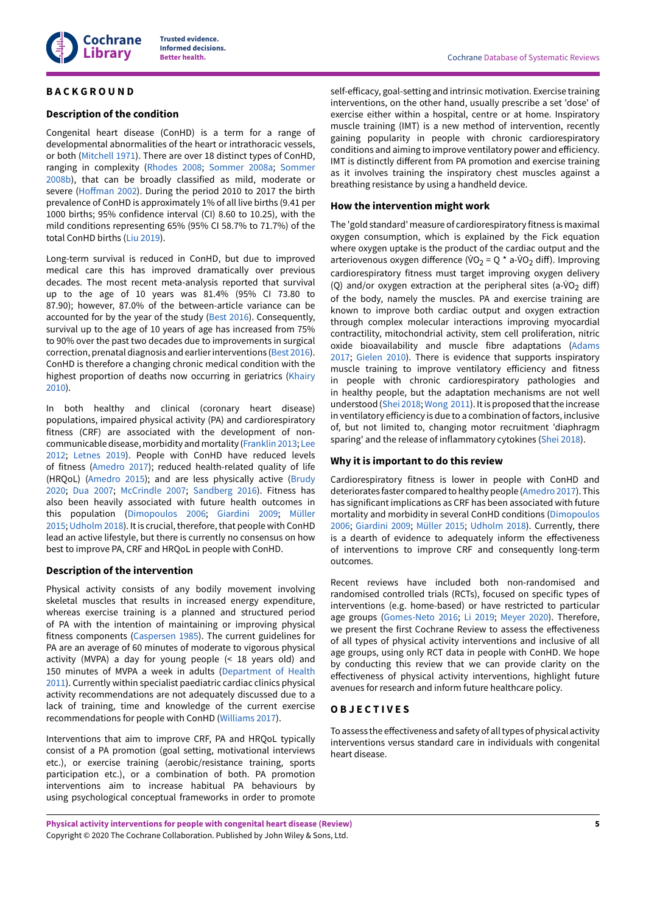# BACKGROUND

## Description of the condition

Congenital heart disease (ConHD) is a term for a range of developmental abnormalities of the heart or intrathoracic vessels, or both (Mitchell 1971). There are over 18 distinct types of ConHD, ranging in complexity (Rhodes 2008; Sommer 2008a; Sommer 2008b), that can be broadly classified as mild, moderate or severe (Hoffman 2002). During the period 2010 to 2017 the birth prevalence of ConHD is approximately 1% of all live births (9.41 per 1000 births; 95% confidence interval (CI) 8.60 to 10.25), with the mild conditions representing 65% (95% CI 58.7% to 71.7%) of the total ConHD births (Liu 2019).

Long-term survival is reduced in ConHD, but due to improved medical care this has improved dramatically over previous decades. The most recent meta-analysis reported that survival up to the age of 10 years was 81.4% (95% CI 73.80 to 87.90); however, 87.0% of the between-article variance can be accounted for by the year of the study (Best 2016). Consequently, survival up to the age of 10 years of age has increased from 75% to 90% over the past two decades due to improvements in surgical correction, prenatal diagnosis and earlier interventions (Best 2016). ConHD is therefore a changing chronic medical condition with the highest proportion of deaths now occurring in geriatrics (Khairy 2010).

In both healthy and clinical (coronary heart disease) populations, impaired physical activity (PA) and cardiorespiratory fitness (CRF) are associated with the development of non-communicable disease, morbidity and mortality (Franklin 2013; Lee 2012; Letnes 2019). People with ConHD have reduced levels of fitness (Amedro 2017); reduced health-related quality of life (HRQoL) (Amedro 2015); and are less physically active (Brudy 2020; Dua 2007; McCrindle 2007; Sandberg 2016). Fitness has also been heavily associated with future health outcomes in this population (Dimopoulos 2006; Giardini 2009; Müller 2015; Udholm 2018). It is crucial, therefore, that people with ConHD lead an active lifestyle, but there is currently no consensus on how best to improve PA, CRF and HRQoL in people with ConHD.

## Description of the intervention

Physical activity consists of any bodily movement involving skeletal muscles that results in increased energy expenditure, whereas exercise training is a planned and structured period of PA with the intention of maintaining or improving physical fitness components (Caspersen 1985). The current guidelines for PA are an average of 60 minutes of moderate to vigorous physical activity (MVPA) a day for young people (< 18 years old) and 150 minutes of MVPA a week in adults (Department of Health 2011). Currently within specialist paediatric cardiac clinics physical activity recommendations are not adequately discussed due to a lack of training, time and knowledge of the current exercise recommendations for people with ConHD (Williams 2017).

Interventions that aim to improve CRF, PA and HRQoL typically consist of a PA promotion (goal setting, motivational interviews etc.), or exercise training (aerobic/resistance training, sports participation etc.), or a combination of both. PA promotion interventions aim to increase habitual PA behaviours by using psychological conceptual frameworks in order to promote self-efficacy, goal-setting and intrinsic motivation. Exercise training interventions, on the other hand, usually prescribe a set 'dose' of exercise either within a hospital, centre or at home. Inspiratory muscle training (IMT) is a new method of intervention, recently gaining popularity in people with chronic cardiorespiratory conditions and aiming to improve ventilatory power and efficiency. IMT is distinctly different from PA promotion and exercise training as it involves training the inspiratory chest muscles against a breathing resistance by using a handheld device.

## How the intervention might work

The 'gold standard' measure of cardiorespiratory fitness is maximal oxygen consumption, which is explained by the Fick equation where oxygen uptake is the product of the cardiac output and the arteriovenous oxygen difference ($\dot{V}O_2$ = Q * a-$\dot{V}O_2$ diff). Improving cardiorespiratory fitness must target improving oxygen delivery (Q) and/or oxygen extraction at the peripheral sites (a-$\dot{V}O_2$ diff) of the body, namely the muscles. PA and exercise training are known to improve both cardiac output and oxygen extraction through complex molecular interactions improving myocardial contractility, mitochondrial activity, stem cell proliferation, nitric oxide bioavailability and muscle fibre adaptations (Adams 2017; Gielen 2010). There is evidence that supports inspiratory muscle training to improve ventilatory efficiency and fitness in people with chronic cardiorespiratory pathologies and in healthy people, but the adaptation mechanisms are not well understood (Shei 2018; Wong 2011). It is proposed that the increase in ventilatory efficiency is due to a combination of factors, inclusive of, but not limited to, changing motor recruitment 'diaphragm sparing' and the release of inflammatory cytokines (Shei 2018).

## Why it is important to do this review

Cardiorespiratory fitness is lower in people with ConHD and deteriorates faster compared to healthy people (Amedro 2017). This has significant implications as CRF has been associated with future mortality and morbidity in several ConHD conditions (Dimopoulos 2006; Giardini 2009; Müller 2015; Udholm 2018). Currently, there is a dearth of evidence to adequately inform the effectiveness of interventions to improve CRF and consequently long-term outcomes.

Recent reviews have included both non-randomised and randomised controlled trials (RCTs), focused on specific types of interventions (e.g. home-based) or have restricted to particular age groups (Gomes-Neto 2016; Li 2019; Meyer 2020). Therefore, we present the first Cochrane Review to assess the effectiveness of all types of physical activity interventions and inclusive of all age groups, using only RCT data in people with ConHD. We hope by conducting this review that we can provide clarity on the effectiveness of physical activity interventions, highlight future avenues for research and inform future healthcare policy.

# OBJECTIVES

To assess the effectiveness and safety of all types of physical activity interventions versus standard care in individuals with congenital heart disease.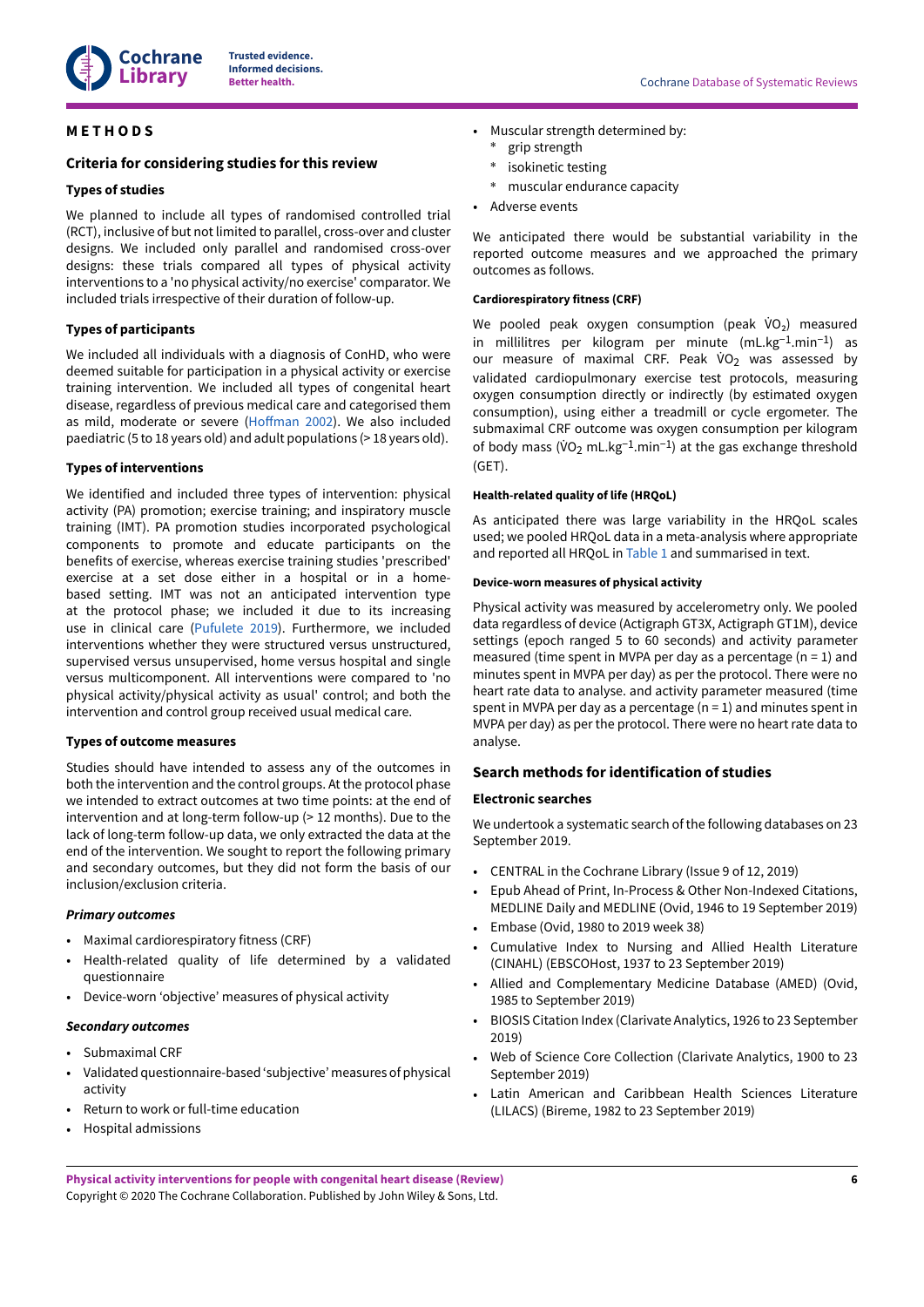# METHODS

## Criteria for considering studies for this review

### Types of studies

We planned to include all types of randomised controlled trial (RCT), inclusive of but not limited to parallel, cross-over and cluster designs. We included only parallel and randomised cross-over designs: these trials compared all types of physical activity interventions to a 'no physical activity/no exercise' comparator. We included trials irrespective of their duration of follow-up.

### Types of participants

We included all individuals with a diagnosis of ConHD, who were deemed suitable for participation in a physical activity or exercise training intervention. We included all types of congenital heart disease, regardless of previous medical care and categorised them as mild, moderate or severe (Hoffman 2002). We also included paediatric (5 to 18 years old) and adult populations (> 18 years old).

### Types of interventions

We identified and included three types of intervention: physical activity (PA) promotion; exercise training; and inspiratory muscle training (IMT). PA promotion studies incorporated psychological components to promote and educate participants on the benefits of exercise, whereas exercise training studies 'prescribed' exercise at a set dose either in a hospital or in a home-based setting. IMT was not an anticipated intervention type at the protocol phase; we included it due to its increasing use in clinical care (Pufulete 2019). Furthermore, we included interventions whether they were structured versus unstructured, supervised versus unsupervised, home versus hospital and single versus multicomponent. All interventions were compared to 'no physical activity/physical activity as usual' control; and both the intervention and control group received usual medical care.

### Types of outcome measures

Studies should have intended to assess any of the outcomes in both the intervention and the control groups. At the protocol phase we intended to extract outcomes at two time points: at the end of intervention and at long-term follow-up (> 12 months). Due to the lack of long-term follow-up data, we only extracted the data at the end of the intervention. We sought to report the following primary and secondary outcomes, but they did not form the basis of our inclusion/exclusion criteria.

#### *Primary outcomes*

- Maximal cardiorespiratory fitness (CRF)
- Health-related quality of life determined by a validated questionnaire
- Device-worn 'objective' measures of physical activity

#### *Secondary outcomes*

- Submaximal CRF
- Validated questionnaire-based 'subjective' measures of physical activity
- Return to work or full-time education
- Hospital admissions
- Muscular strength determined by:
  - grip strength
  - isokinetic testing
  - muscular endurance capacity
- Adverse events

We anticipated there would be substantial variability in the reported outcome measures and we approached the primary outcomes as follows.

##### Cardiorespiratory fitness (CRF)

We pooled peak oxygen consumption (peak $\dot{V}O_2$) measured in millilitres per kilogram per minute ($mL.kg^{-1}.min^{-1}$) as our measure of maximal CRF. Peak $\dot{V}O_2$ was assessed by validated cardiopulmonary exercise test protocols, measuring oxygen consumption directly or indirectly (by estimated oxygen consumption), using either a treadmill or cycle ergometer. The submaximal CRF outcome was oxygen consumption per kilogram of body mass ($\dot{V}O_2$ $mL.kg^{-1}.min^{-1}$) at the gas exchange threshold (GET).

##### Health-related quality of life (HRQoL)

As anticipated there was large variability in the HRQoL scales used; we pooled HRQoL data in a meta-analysis where appropriate and reported all HRQoL in Table 1 and summarised in text.

##### Device-worn measures of physical activity

Physical activity was measured by accelerometry only. We pooled data regardless of device (Actigraph GT3X, Actigraph GT1M), device settings (epoch ranged 5 to 60 seconds) and activity parameter measured (time spent in MVPA per day as a percentage (n = 1) and minutes spent in MVPA per day) as per the protocol. There were no heart rate data to analyse. and activity parameter measured (time spent in MVPA per day as a percentage (n = 1) and minutes spent in MVPA per day) as per the protocol. There were no heart rate data to analyse.

## Search methods for identification of studies

### Electronic searches

We undertook a systematic search of the following databases on 23 September 2019.

- CENTRAL in the Cochrane Library (Issue 9 of 12, 2019)
- Epub Ahead of Print, In-Process & Other Non-Indexed Citations, MEDLINE Daily and MEDLINE (Ovid, 1946 to 19 September 2019)
- Embase (Ovid, 1980 to 2019 week 38)
- Cumulative Index to Nursing and Allied Health Literature (CINAHL) (EBSCOHost, 1937 to 23 September 2019)
- Allied and Complementary Medicine Database (AMED) (Ovid, 1985 to September 2019)
- BIOSIS Citation Index (Clarivate Analytics, 1926 to 23 September 2019)
- Web of Science Core Collection (Clarivate Analytics, 1900 to 23 September 2019)
- Latin American and Caribbean Health Sciences Literature (LILACS) (Bireme, 1982 to 23 September 2019)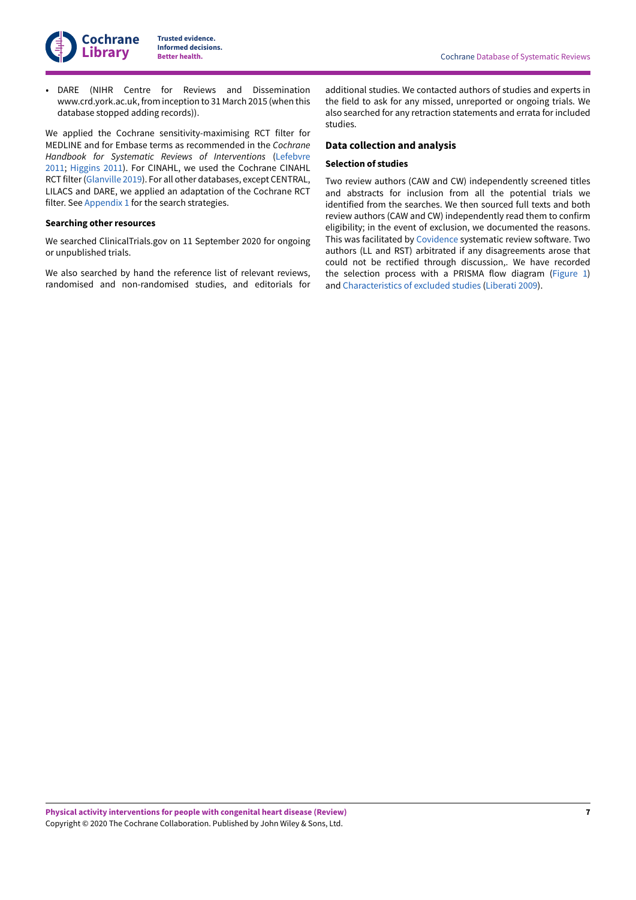- DARE (NIHR Centre for Reviews and Dissemination www.crd.york.ac.uk, from inception to 31 March 2015 (when this database stopped adding records)).

We applied the Cochrane sensitivity-maximising RCT filter for MEDLINE and for Embase terms as recommended in the *Cochrane Handbook for Systematic Reviews of Interventions* (Lefebvre 2011; Higgins 2011). For CINAHL, we used the Cochrane CINAHL RCT filter (Glanville 2019). For all other databases, except CENTRAL, LILACS and DARE, we applied an adaptation of the Cochrane RCT filter. See Appendix 1 for the search strategies.

#### Searching other resources

We searched ClinicalTrials.gov on 11 September 2020 for ongoing or unpublished trials.

We also searched by hand the reference list of relevant reviews, randomised and non-randomised studies, and editorials for additional studies. We contacted authors of studies and experts in the field to ask for any missed, unreported or ongoing trials. We also searched for any retraction statements and errata for included studies.

### Data collection and analysis

#### Selection of studies

Two review authors (CAW and CW) independently screened titles and abstracts for inclusion from all the potential trials we identified from the searches. We then sourced full texts and both review authors (CAW and CW) independently read them to confirm eligibility; in the event of exclusion, we documented the reasons. This was facilitated by Covidence systematic review software. Two authors (LL and RST) arbitrated if any disagreements arose that could not be rectified through discussion,. We have recorded the selection process with a PRISMA flow diagram (Figure 1) and Characteristics of excluded studies (Liberati 2009).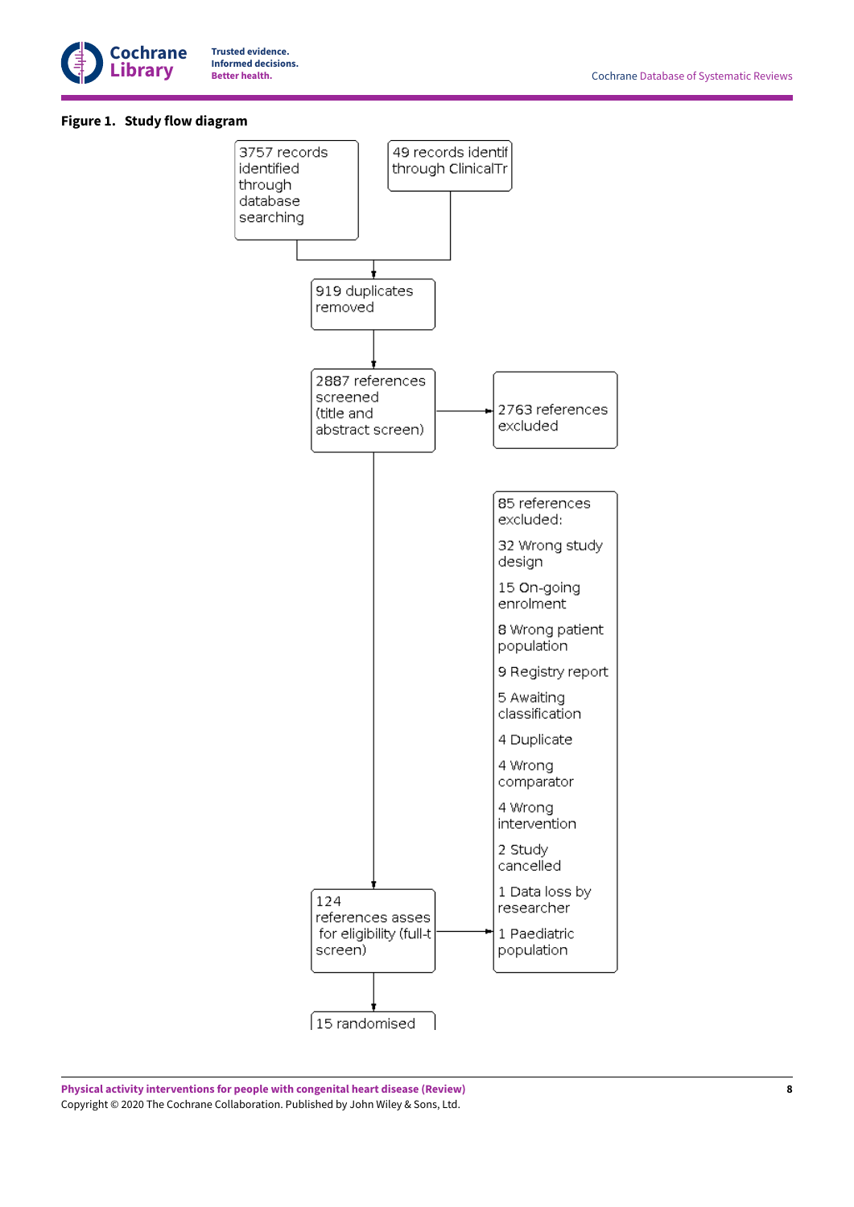**Figure 1. Study flow diagram**

3757 records identified through database searching

49 records identif through ClinicalTr

919 duplicates removed

2887 references screened (title and abstract screen)

2763 references excluded

124 references asses for eligibility (full-t screen)

85 references excluded:

32 Wrong study design

15 On-going enrolment

8 Wrong patient population

9 Registry report

5 Awaiting classification

4 Duplicate

4 Wrong comparator

4 Wrong intervention

2 Study cancelled

1 Data loss by researcher

1 Paediatric population

15 randomised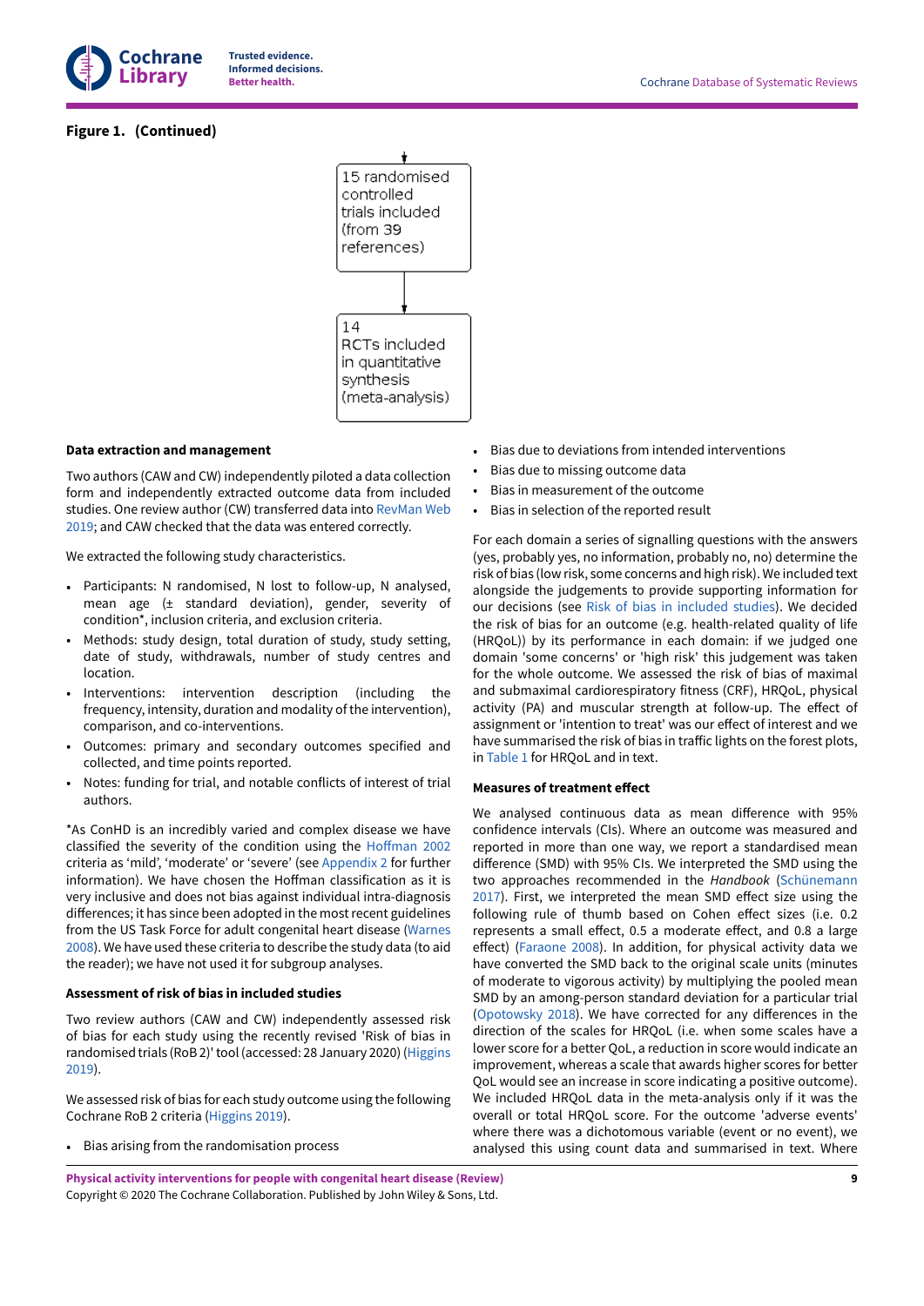**Figure 1. (Continued)**

15 randomised controlled trials included (from 39 references)

14 RCTs included in quantitative synthesis (meta-analysis)

#### Data extraction and management

Two authors (CAW and CW) independently piloted a data collection form and independently extracted outcome data from included studies. One review author (CW) transferred data into RevMan Web 2019; and CAW checked that the data was entered correctly.

We extracted the following study characteristics.

- Participants: N randomised, N lost to follow-up, N analysed, mean age (± standard deviation), gender, severity of condition*, inclusion criteria, and exclusion criteria.
- Methods: study design, total duration of study, study setting, date of study, withdrawals, number of study centres and location.
- Interventions: intervention description (including the frequency, intensity, duration and modality of the intervention), comparison, and co-interventions.
- Outcomes: primary and secondary outcomes specified and collected, and time points reported.
- Notes: funding for trial, and notable conflicts of interest of trial authors.

*As ConHD is an incredibly varied and complex disease we have classified the severity of the condition using the Hoffman 2002 criteria as 'mild', 'moderate' or 'severe' (see Appendix 2 for further information). We have chosen the Hoffman classification as it is very inclusive and does not bias against individual intra-diagnosis differences; it has since been adopted in the most recent guidelines from the US Task Force for adult congenital heart disease (Warnes 2008). We have used these criteria to describe the study data (to aid the reader); we have not used it for subgroup analyses.

#### Assessment of risk of bias in included studies

Two review authors (CAW and CW) independently assessed risk of bias for each study using the recently revised 'Risk of bias in randomised trials (RoB 2)' tool (accessed: 28 January 2020) (Higgins 2019).

We assessed risk of bias for each study outcome using the following Cochrane RoB 2 criteria (Higgins 2019).

- Bias arising from the randomisation process
- Bias due to deviations from intended interventions
- Bias due to missing outcome data
- Bias in measurement of the outcome
- Bias in selection of the reported result

For each domain a series of signalling questions with the answers (yes, probably yes, no information, probably no, no) determine the risk of bias (low risk, some concerns and high risk). We included text alongside the judgements to provide supporting information for our decisions (see Risk of bias in included studies). We decided the risk of bias for an outcome (e.g. health-related quality of life (HRQoL)) by its performance in each domain: if we judged one domain 'some concerns' or 'high risk' this judgement was taken for the whole outcome. We assessed the risk of bias of maximal and submaximal cardiorespiratory fitness (CRF), HRQoL, physical activity (PA) and muscular strength at follow-up. The effect of assignment or 'intention to treat' was our effect of interest and we have summarised the risk of bias in traffic lights on the forest plots, in Table 1 for HRQoL and in text.

#### Measures of treatment effect

We analysed continuous data as mean difference with 95% confidence intervals (CIs). Where an outcome was measured and reported in more than one way, we report a standardised mean difference (SMD) with 95% CIs. We interpreted the SMD using the two approaches recommended in the *Handbook* (Schünemann 2017). First, we interpreted the mean SMD effect size using the following rule of thumb based on Cohen effect sizes (i.e. 0.2 represents a small effect, 0.5 a moderate effect, and 0.8 a large effect) (Faraone 2008). In addition, for physical activity data we have converted the SMD back to the original scale units (minutes of moderate to vigorous activity) by multiplying the pooled mean SMD by an among-person standard deviation for a particular trial (Opotowsky 2018). We have corrected for any differences in the direction of the scales for HRQoL (i.e. when some scales have a lower score for a better QoL, a reduction in score would indicate an improvement, whereas a scale that awards higher scores for better QoL would see an increase in score indicating a positive outcome). We included HRQoL data in the meta-analysis only if it was the overall or total HRQoL score. For the outcome 'adverse events' where there was a dichotomous variable (event or no event), we analysed this using count data and summarised in text. Where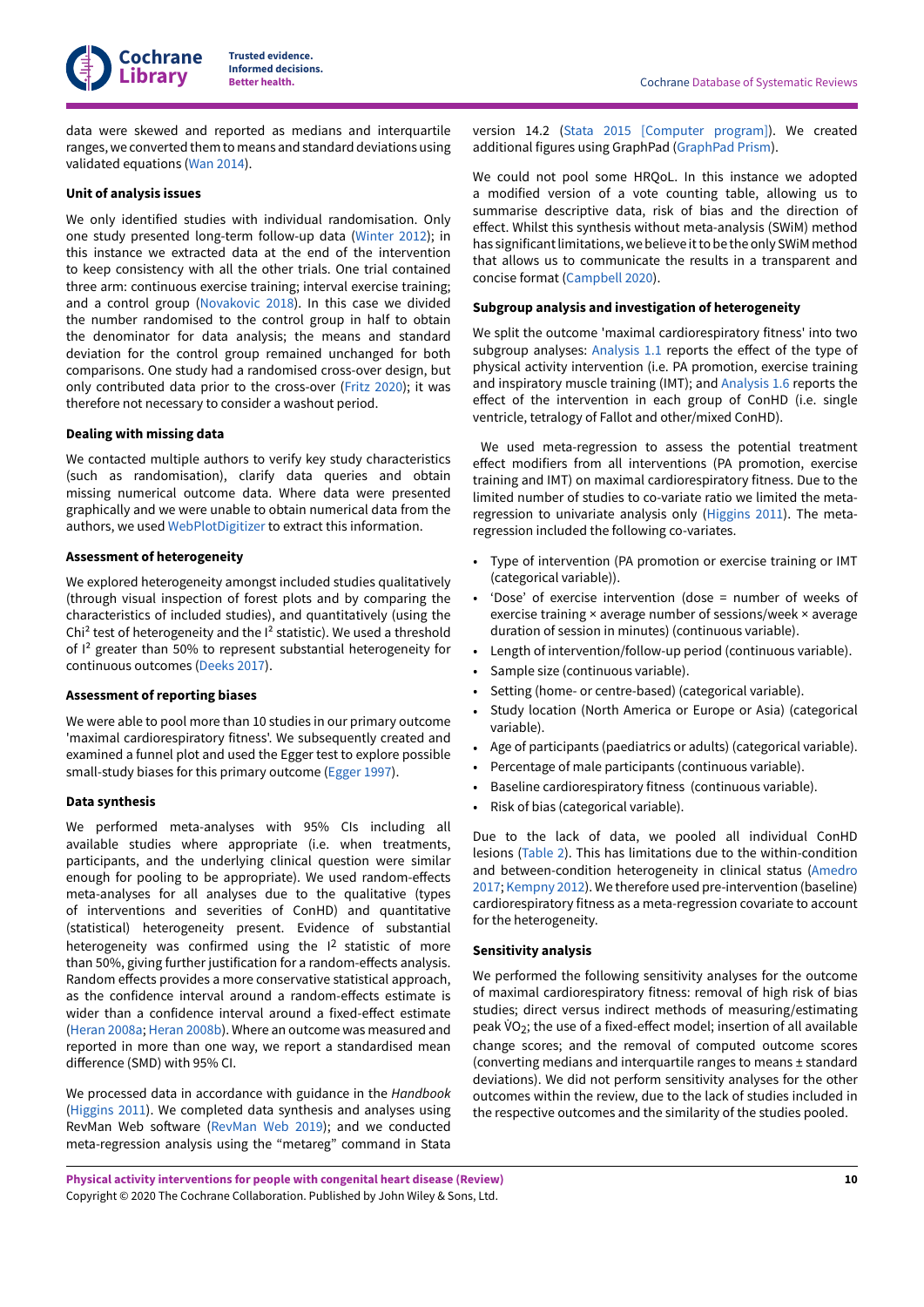data were skewed and reported as medians and interquartile ranges, we converted them to means and standard deviations using validated equations (Wan 2014).

#### Unit of analysis issues

We only identified studies with individual randomisation. Only one study presented long-term follow-up data (Winter 2012); in this instance we extracted data at the end of the intervention to keep consistency with all the other trials. One trial contained three arm: continuous exercise training; interval exercise training; and a control group (Novakovic 2018). In this case we divided the number randomised to the control group in half to obtain the denominator for data analysis; the means and standard deviation for the control group remained unchanged for both comparisons. One study had a randomised cross-over design, but only contributed data prior to the cross-over (Fritz 2020); it was therefore not necessary to consider a washout period.

#### Dealing with missing data

We contacted multiple authors to verify key study characteristics (such as randomisation), clarify data queries and obtain missing numerical outcome data. Where data were presented graphically and we were unable to obtain numerical data from the authors, we used WebPlotDigitizer to extract this information.

#### Assessment of heterogeneity

We explored heterogeneity amongst included studies qualitatively (through visual inspection of forest plots and by comparing the characteristics of included studies), and quantitatively (using the $Chi^2$ test of heterogeneity and the $I^2$ statistic). We used a threshold of $I^2$ greater than 50% to represent substantial heterogeneity for continuous outcomes (Deeks 2017).

#### Assessment of reporting biases

We were able to pool more than 10 studies in our primary outcome 'maximal cardiorespiratory fitness'. We subsequently created and examined a funnel plot and used the Egger test to explore possible small-study biases for this primary outcome (Egger 1997).

#### Data synthesis

We performed meta-analyses with 95% CIs including all available studies where appropriate (i.e. when treatments, participants, and the underlying clinical question were similar enough for pooling to be appropriate). We used random-effects meta-analyses for all analyses due to the qualitative (types of interventions and severities of ConHD) and quantitative (statistical) heterogeneity present. Evidence of substantial heterogeneity was confirmed using the $I^2$ statistic of more than 50%, giving further justification for a random-effects analysis. Random effects provides a more conservative statistical approach, as the confidence interval around a random-effects estimate is wider than a confidence interval around a fixed-effect estimate (Heran 2008a; Heran 2008b). Where an outcome was measured and reported in more than one way, we report a standardised mean difference (SMD) with 95% CI.

We processed data in accordance with guidance in the *Handbook* (Higgins 2011). We completed data synthesis and analyses using RevMan Web software (RevMan Web 2019); and we conducted meta-regression analysis using the "metareg" command in Stata version 14.2 (Stata 2015 [Computer program]). We created additional figures using GraphPad (GraphPad Prism).

We could not pool some HRQoL. In this instance we adopted a modified version of a vote counting table, allowing us to summarise descriptive data, risk of bias and the direction of effect. Whilst this synthesis without meta-analysis (SWiM) method has significant limitations, we believe it to be the only SWiM method that allows us to communicate the results in a transparent and concise format (Campbell 2020).

#### Subgroup analysis and investigation of heterogeneity

We split the outcome 'maximal cardiorespiratory fitness' into two subgroup analyses: Analysis 1.1 reports the effect of the type of physical activity intervention (i.e. PA promotion, exercise training and inspiratory muscle training (IMT); and Analysis 1.6 reports the effect of the intervention in each group of ConHD (i.e. single ventricle, tetralogy of Fallot and other/mixed ConHD).

We used meta-regression to assess the potential treatment effect modifiers from all interventions (PA promotion, exercise training and IMT) on maximal cardiorespiratory fitness. Due to the limited number of studies to co-variate ratio we limited the meta-regression to univariate analysis only (Higgins 2011). The meta-regression included the following co-variates.

- Type of intervention (PA promotion or exercise training or IMT (categorical variable)).
- 'Dose' of exercise intervention (dose = number of weeks of exercise training × average number of sessions/week × average duration of session in minutes) (continuous variable).
- Length of intervention/follow-up period (continuous variable).
- Sample size (continuous variable).
- Setting (home- or centre-based) (categorical variable).
- Study location (North America or Europe or Asia) (categorical variable).
- Age of participants (paediatrics or adults) (categorical variable).
- Percentage of male participants (continuous variable).
- Baseline cardiorespiratory fitness (continuous variable).
- Risk of bias (categorical variable).

Due to the lack of data, we pooled all individual ConHD lesions (Table 2). This has limitations due to the within-condition and between-condition heterogeneity in clinical status (Amedro 2017; Kempny 2012). We therefore used pre-intervention (baseline) cardiorespiratory fitness as a meta-regression covariate to account for the heterogeneity.

#### Sensitivity analysis

We performed the following sensitivity analyses for the outcome of maximal cardiorespiratory fitness: removal of high risk of bias studies; direct versus indirect methods of measuring/estimating peak $\dot{V}O_2$; the use of a fixed-effect model; insertion of all available change scores; and the removal of computed outcome scores (converting medians and interquartile ranges to means ± standard deviations). We did not perform sensitivity analyses for the other outcomes within the review, due to the lack of studies included in the respective outcomes and the similarity of the studies pooled.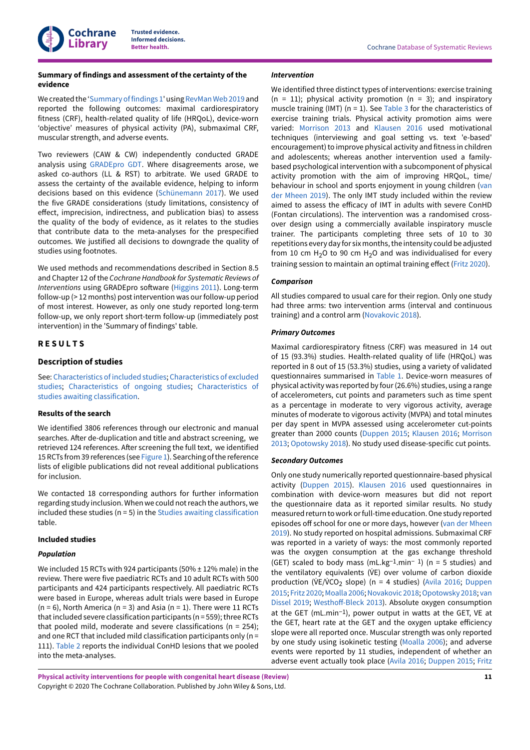### Summary of findings and assessment of the certainty of the evidence

We created the 'Summary of findings 1' using RevMan Web 2019 and reported the following outcomes: maximal cardiorespiratory fitness (CRF), health-related quality of life (HRQoL), device-worn 'objective' measures of physical activity (PA), submaximal CRF, muscular strength, and adverse events.

Two reviewers (CAW & CW) independently conducted GRADE analysis using GRADEpro GDT. Where disagreements arose, we asked co-authors (LL & RST) to arbitrate. We used GRADE to assess the certainty of the available evidence, helping to inform decisions based on this evidence (Schünemann 2017). We used the five GRADE considerations (study limitations, consistency of effect, imprecision, indirectness, and publication bias) to assess the quality of the body of evidence, as it relates to the studies that contribute data to the meta-analyses for the prespecified outcomes. We justified all decisions to downgrade the quality of studies using footnotes.

We used methods and recommendations described in Section 8.5 and Chapter 12 of the *Cochrane Handbook for Systematic Reviews of Interventions* using GRADEpro software (Higgins 2011). Long-term follow-up (> 12 months) post intervention was our follow-up period of most interest. However, as only one study reported long-term follow-up, we only report short-term follow-up (immediately post intervention) in the 'Summary of findings' table.

# RESULTS

## Description of studies

See: Characteristics of included studies; Characteristics of excluded studies; Characteristics of ongoing studies; Characteristics of studies awaiting classification.

### Results of the search

We identified 3806 references through our electronic and manual searches. After de-duplication and title and abstract screening, we retrieved 124 references. After screening the full text, we identified 15 RCTs from 39 references (see Figure 1). Searching of the reference lists of eligible publications did not reveal additional publications for inclusion.

We contacted 18 corresponding authors for further information regarding study inclusion. When we could not reach the authors, we included these studies (n = 5) in the Studies awaiting classification table.

### Included studies

#### *Population*

We included 15 RCTs with 924 participants (50% ± 12% male) in the review. There were five paediatric RCTs and 10 adult RCTs with 500 participants and 424 participants respectively. All paediatric RCTs were based in Europe, whereas adult trials were based in Europe (n = 6), North America (n = 3) and Asia (n = 1). There were 11 RCTs that included severe classification participants (n = 559); three RCTs that pooled mild, moderate and severe classifications (n = 254); and one RCT that included mild classification participants only (n = 111). Table 2 reports the individual ConHD lesions that we pooled into the meta-analyses.

#### *Intervention*

We identified three distinct types of interventions: exercise training (n = 11); physical activity promotion (n = 3); and inspiratory muscle training (IMT) (n = 1). See Table 3 for the characteristics of exercise training trials. Physical activity promotion aims were varied: Morrison 2013 and Klausen 2016 used motivational techniques (interviewing and goal setting vs. text 'e-based' encouragement) to improve physical activity and fitness in children and adolescents; whereas another intervention used a family-based psychological intervention with a subcomponent of physical activity promotion with the aim of improving HRQoL, time/behaviour in school and sports enjoyment in young children (van der Mheen 2019). The only IMT study included within the review aimed to assess the efficacy of IMT in adults with severe ConHD (Fontan circulations). The intervention was a randomised cross-over design using a commercially available inspiratory muscle trainer. The participants completing three sets of 10 to 30 repetitions every day for six months, the intensity could be adjusted from 10 cm $H_2O$ to 90 cm $H_2O$ and was individualised for every training session to maintain an optimal training effect (Fritz 2020).

#### *Comparison*

All studies compared to usual care for their region. Only one study had three arms: two intervention arms (interval and continuous training) and a control arm (Novakovic 2018).

#### *Primary Outcomes*

Maximal cardiorespiratory fitness (CRF) was measured in 14 out of 15 (93.3%) studies. Health-related quality of life (HRQoL) was reported in 8 out of 15 (53.3%) studies, using a variety of validated questionnaires summarised in Table 1. Device-worn measures of physical activity was reported by four (26.6%) studies, using a range of accelerometers, cut points and parameters such as time spent as a percentage in moderate to very vigorous activity, average minutes of moderate to vigorous activity (MVPA) and total minutes per day spent in MVPA assessed using accelerometer cut-points greater than 2000 counts (Duppen 2015; Klausen 2016; Morrison 2013; Opotowsky 2018). No study used disease-specific cut points.

#### *Secondary Outcomes*

Only one study numerically reported questionnaire-based physical activity (Duppen 2015). Klausen 2016 used questionnaires in combination with device-worn measures but did not report the questionnaire data as it reported similar results. No study measured return to work or full-time education. One study reported episodes off school for one or more days, however (van der Mheen 2019). No study reported on hospital admissions. Submaximal CRF was reported in a variety of ways: the most commonly reported was the oxygen consumption at the gas exchange threshold (GET) scaled to body mass ($mL.kg^{-1}.min^{-1}$) (n = 5 studies) and the ventilatory equivalents ($\dot{V}E$) over volume of carbon dioxide production ($\dot{V}E/\dot{V}CO_2$ slope) (n = 4 studies) (Avila 2016; Duppen 2015; Fritz 2020; Moalla 2006; Novakovic 2018; Opotowsky 2018; van Dissel 2019; Westhoff-Bleck 2013). Absolute oxygen consumption at the GET ($mL.min^{-1}$), power output in watts at the GET, VE at the GET, heart rate at the GET and the oxygen uptake efficiency slope were all reported once. Muscular strength was only reported by one study using isokinetic testing (Moalla 2006); and adverse events were reported by 11 studies, independent of whether an adverse event actually took place (Avila 2016; Duppen 2015; Fritz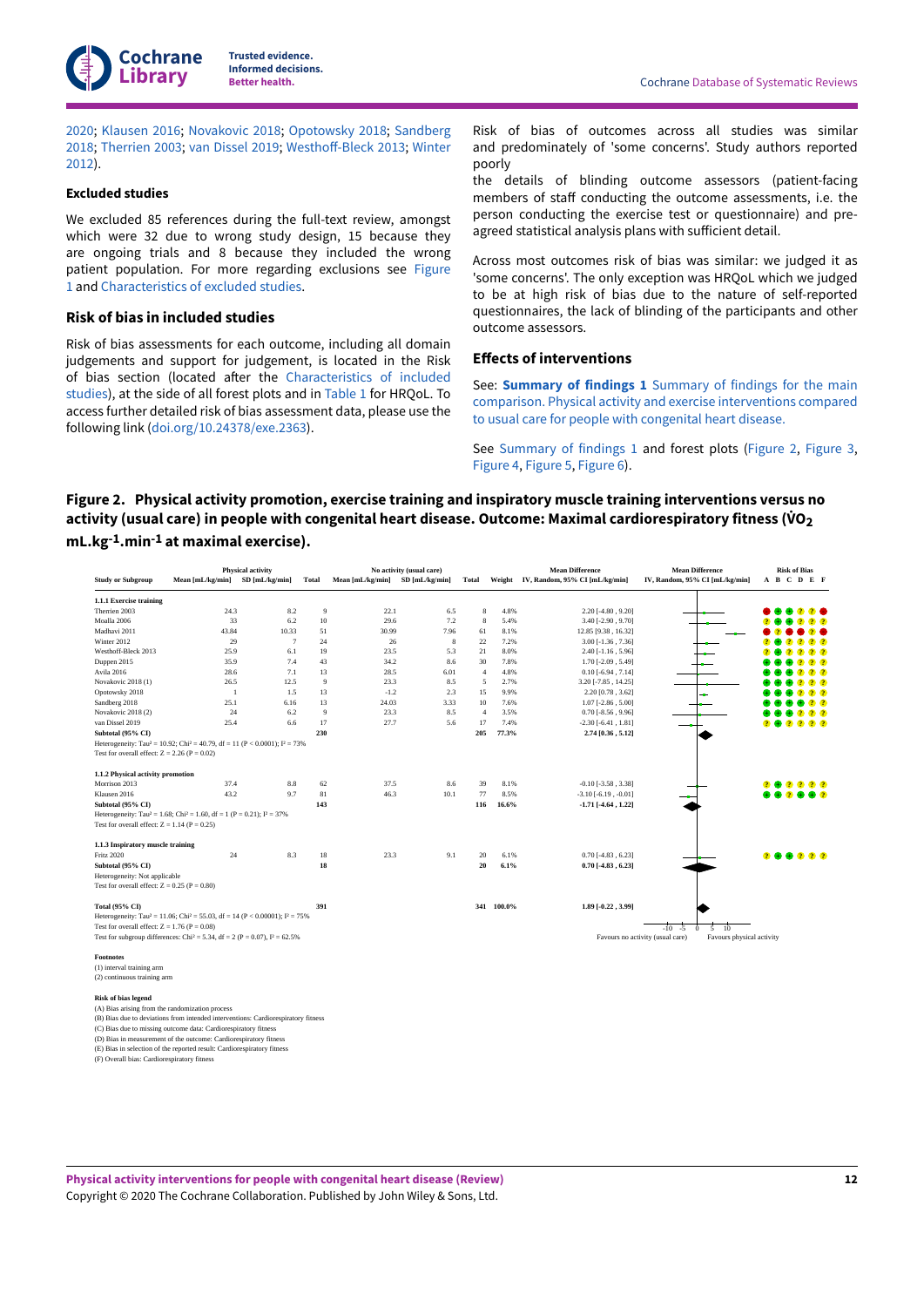2020; Klausen 2016; Novakovic 2018; Opotowsky 2018; Sandberg 2018; Therrien 2003; van Dissel 2019; Westhoff-Bleck 2013; Winter 2012).

### Excluded studies

We excluded 85 references during the full-text review, amongst which were 32 due to wrong study design, 15 because they are ongoing trials and 8 because they included the wrong patient population. For more regarding exclusions see Figure 1 and Characteristics of excluded studies.

## Risk of bias in included studies

Risk of bias assessments for each outcome, including all domain judgements and support for judgement, is located in the Risk of bias section (located after the Characteristics of included studies), at the side of all forest plots and in Table 1 for HRQoL. To access further detailed risk of bias assessment data, please use the following link (doi.org/10.24378/exe.2363).

Risk of bias of outcomes across all studies was similar and predominately of 'some concerns'. Study authors reported poorly the details of blinding outcome assessors (patient-facing members of staff conducting the outcome assessments, i.e. the person conducting the exercise test or questionnaire) and pre-agreed statistical analysis plans with sufficient detail.

Across most outcomes risk of bias was similar: we judged it as 'some concerns'. The only exception was HRQoL which we judged to be at high risk of bias due to the nature of self-reported questionnaires, the lack of blinding of the participants and other outcome assessors.

## Effects of interventions

See: **Summary of findings 1** Summary of findings for the main comparison. Physical activity and exercise interventions compared to usual care for people with congenital heart disease.

See Summary of findings 1 and forest plots (Figure 2, Figure 3, Figure 4, Figure 5, Figure 6).

**Figure 2. Physical activity promotion, exercise training and inspiratory muscle training interventions versus no activity (usual care) in people with congenital heart disease. Outcome: Maximal cardiorespiratory fitness ($\dot{V}O_2$ mL.kg$^{-1}$.min$^{-1}$ at maximal exercise).**

| Study or Subgroup | Physical activity Mean [mL/kg/min] | Physical activity SD [mL/kg/min] | Physical activity Total | No activity (usual care) Mean [mL/kg/min] | No activity (usual care) SD [mL/kg/min] | No activity (usual care) Total | Weight | Mean Difference IV, Random, 95% CI [mL/kg/min] |
|---|---|---|---|---|---|---|---|---|
| **1.1.1 Exercise training** | | | | | | | | |
| Therrien 2003 | 24.3 | 8.2 | 9 | 22.1 | 6.5 | 8 | 4.8% | 2.20 [-4.80 , 9.20] |
| Moalla 2006 | 33 | 6.2 | 10 | 29.6 | 7.2 | 8 | 5.4% | 3.40 [-2.90 , 9.70] |
| Madhavi 2011 | 43.84 | 10.33 | 51 | 30.99 | 7.96 | 61 | 8.1% | 12.85 [9.38 , 16.32] |
| Winter 2012 | 29 | 7 | 24 | 26 | 8 | 22 | 7.2% | 3.00 [-1.36 , 7.36] |
| Westhoff-Bleck 2013 | 25.9 | 6.1 | 19 | 23.5 | 5.3 | 21 | 8.0% | 2.40 [-1.16 , 5.96] |
| Duppen 2015 | 35.9 | 7.4 | 43 | 34.2 | 8.6 | 30 | 7.8% | 1.70 [-2.09 , 5.49] |
| Avila 2016 | 28.6 | 7.1 | 13 | 28.5 | 6.01 | 4 | 4.8% | 0.10 [-6.94 , 7.14] |
| Novakovic 2018 (1) | 26.5 | 12.5 | 9 | 23.3 | 8.5 | 5 | 2.7% | 3.20 [-7.85 , 14.25] |
| Opotowsky 2018 | 1 | 1.5 | 13 | -1.2 | 2.3 | 15 | 9.9% | 2.20 [0.78 , 3.62] |
| Sandberg 2018 | 25.1 | 6.16 | 13 | 24.03 | 3.33 | 10 | 7.6% | 1.07 [-2.86 , 5.00] |
| Novakovic 2018 (2) | 24 | 6.2 | 9 | 23.3 | 8.5 | 4 | 3.5% | 0.70 [-8.56 , 9.96] |
| van Dissel 2019 | 25.4 | 6.6 | 17 | 27.7 | 5.6 | 17 | 7.4% | -2.30 [-6.41 , 1.81] |
| **Subtotal (95% CI)** | | | **230** | | | **205** | **77.3%** | **2.74 [0.36 , 5.12]** |
| Heterogeneity: Tau² = 10.92; Chi² = 40.79, df = 11 (P < 0.0001); I² = 73% | | | | | | | | |
| Test for overall effect: Z = 2.26 (P = 0.02) | | | | | | | | |
| **1.1.2 Physical activity promotion** | | | | | | | | |
| Morrison 2013 | 37.4 | 8.8 | 62 | 37.5 | 8.6 | 39 | 8.1% | -0.10 [-3.58 , 3.38] |
| Klausen 2016 | 43.2 | 9.7 | 81 | 46.3 | 10.1 | 77 | 8.5% | -3.10 [-6.19 , -0.01] |
| **Subtotal (95% CI)** | | | **143** | | | **116** | **16.6%** | **-1.71 [-4.64 , 1.22]** |
| Heterogeneity: Tau² = 1.68; Chi² = 1.60, df = 1 (P = 0.21); I² = 37% | | | | | | | | |
| Test for overall effect: Z = 1.14 (P = 0.25) | | | | | | | | |
| **1.1.3 Inspiratory muscle training** | | | | | | | | |
| Fritz 2020 | 24 | 8.3 | 18 | 23.3 | 9.1 | 20 | 6.1% | 0.70 [-4.83 , 6.23] |
| **Subtotal (95% CI)** | | | **18** | | | **20** | **6.1%** | **0.70 [-4.83 , 6.23]** |
| Heterogeneity: Not applicable | | | | | | | | |
| Test for overall effect: Z = 0.25 (P = 0.80) | | | | | | | | |
| **Total (95% CI)** | | | **391** | | | **341** | **100.0%** | **1.89 [-0.22 , 3.99]** |
| Heterogeneity: Tau² = 11.06; Chi² = 55.03, df = 14 (P < 0.00001); I² = 75% | | | | | | | | |
| Test for overall effect: Z = 1.76 (P = 0.08) | | | | | | | | |
| Test for subgroup differences: Chi² = 5.34, df = 2 (P = 0.07), I² = 62.5% | | | | | | | | |

Favours no activity (usual care) | Favours physical activity

**Footnotes**

(1) interval training arm
(2) continuous training arm

**Risk of bias legend**

(A) Bias arising from the randomization process
(B) Bias due to deviations from intended interventions: Cardiorespiratory fitness
(C) Bias due to missing outcome data: Cardiorespiratory fitness
(D) Bias in measurement of the outcome: Cardiorespiratory fitness
(E) Bias in selection of the reported result: Cardiorespiratory fitness
(F) Overall bias: Cardiorespiratory fitness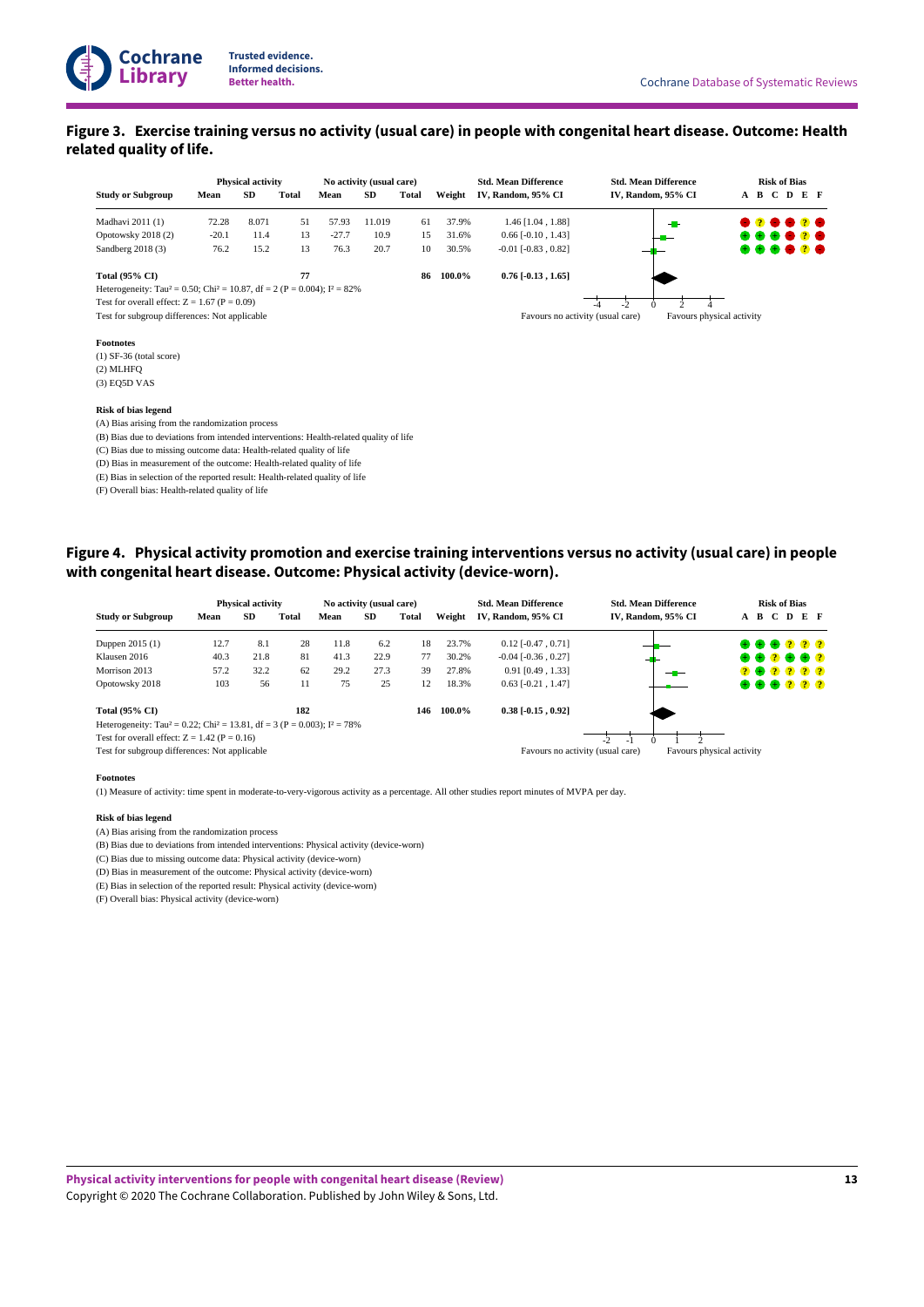## Figure 3. Exercise training versus no activity (usual care) in people with congenital heart disease. Outcome: Health related quality of life.

| Study or Subgroup | Physical activity Mean | Physical activity SD | Physical activity Total | No activity (usual care) Mean | No activity (usual care) SD | No activity (usual care) Total | Weight | Std. Mean Difference IV, Random, 95% CI | Risk of Bias A B C D E F |
|---|---|---|---|---|---|---|---|---|---|
| Madhavi 2011 (1) | 72.28 | 8.071 | 51 | 57.93 | 11.019 | 61 | 37.9% | 1.46 [1.04 , 1.88] | − ? − − ? − |
| Opotowsky 2018 (2) | -20.1 | 11.4 | 13 | -27.7 | 10.9 | 15 | 31.6% | 0.66 [-0.10 , 1.43] | + + + − ? − |
| Sandberg 2018 (3) | 76.2 | 15.2 | 13 | 76.3 | 20.7 | 10 | 30.5% | -0.01 [-0.83 , 0.82] | + + + − ? − |
| **Total (95% CI)** | | | **77** | | | **86** | **100.0%** | **0.76 [-0.13 , 1.65]** | |

Heterogeneity: $Tau^2 = 0.50$; $Chi^2 = 10.87$, df = 2 (P = 0.004); $I^2 = 82\%$

Test for overall effect: Z = 1.67 (P = 0.09)

Test for subgroup differences: Not applicable

Favours no activity (usual care) | Favours physical activity

**Footnotes**

(1) SF-36 (total score)
(2) MLHFQ
(3) EQ5D VAS

**Risk of bias legend**

(A) Bias arising from the randomization process
(B) Bias due to deviations from intended interventions: Health-related quality of life
(C) Bias due to missing outcome data: Health-related quality of life
(D) Bias in measurement of the outcome: Health-related quality of life
(E) Bias in selection of the reported result: Health-related quality of life
(F) Overall bias: Health-related quality of life

## Figure 4. Physical activity promotion and exercise training interventions versus no activity (usual care) in people with congenital heart disease. Outcome: Physical activity (device-worn).

| Study or Subgroup | Physical activity Mean | Physical activity SD | Physical activity Total | No activity (usual care) Mean | No activity (usual care) SD | No activity (usual care) Total | Weight | Std. Mean Difference IV, Random, 95% CI | Risk of Bias A B C D E F |
|---|---|---|---|---|---|---|---|---|---|
| Duppen 2015 (1) | 12.7 | 8.1 | 28 | 11.8 | 6.2 | 18 | 23.7% | 0.12 [-0.47 , 0.71] | + + + ? ? ? |
| Klausen 2016 | 40.3 | 21.8 | 81 | 41.3 | 22.9 | 77 | 30.2% | -0.04 [-0.36 , 0.27] | + + ? + + ? |
| Morrison 2013 | 57.2 | 32.2 | 62 | 29.2 | 27.3 | 39 | 27.8% | 0.91 [0.49 , 1.33] | ? + ? ? ? ? |
| Opotowsky 2018 | 103 | 56 | 11 | 75 | 25 | 12 | 18.3% | 0.63 [-0.21 , 1.47] | + + + ? ? ? |
| **Total (95% CI)** | | | **182** | | | **146** | **100.0%** | **0.38 [-0.15 , 0.92]** | |

Heterogeneity: $Tau^2 = 0.22$; $Chi^2 = 13.81$, df = 3 (P = 0.003); $I^2 = 78\%$

Test for overall effect: Z = 1.42 (P = 0.16)

Test for subgroup differences: Not applicable

Favours no activity (usual care) | Favours physical activity

**Footnotes**

(1) Measure of activity: time spent in moderate-to-very-vigorous activity as a percentage. All other studies report minutes of MVPA per day.

**Risk of bias legend**

(A) Bias arising from the randomization process
(B) Bias due to deviations from intended interventions: Physical activity (device-worn)
(C) Bias due to missing outcome data: Physical activity (device-worn)
(D) Bias in measurement of the outcome: Physical activity (device-worn)
(E) Bias in selection of the reported result: Physical activity (device-worn)
(F) Overall bias: Physical activity (device-worn)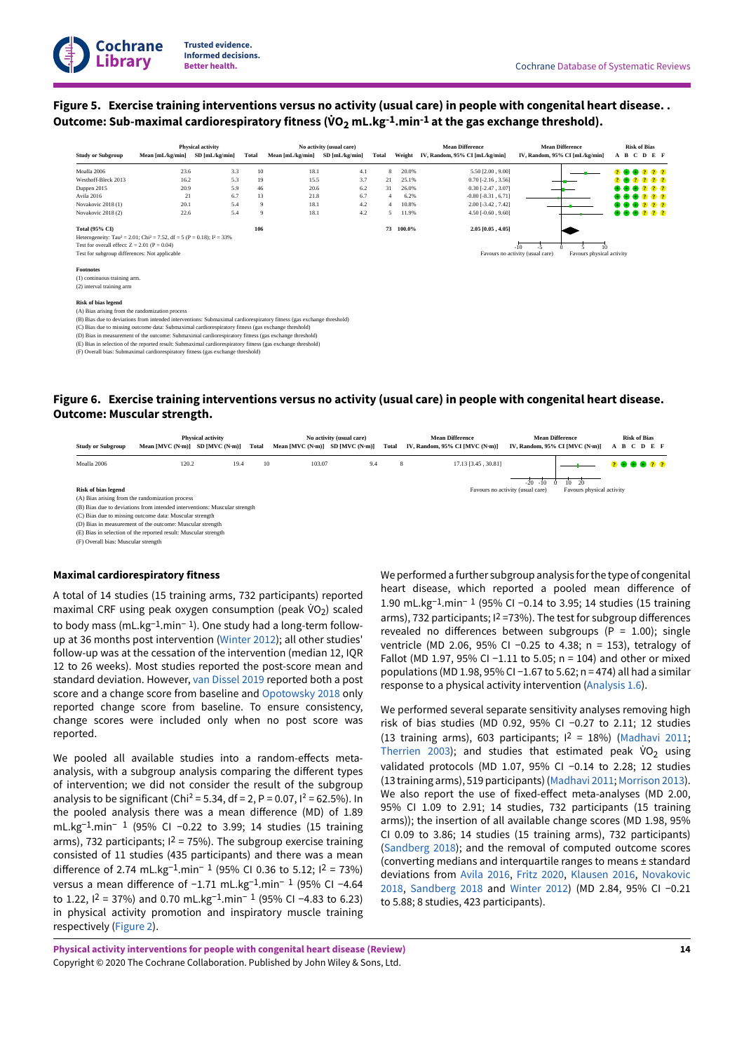## Figure 5. Exercise training interventions versus no activity (usual care) in people with congenital heart disease. . Outcome: Sub-maximal cardiorespiratory fitness ($\dot{V}O_2$ mL.kg$^{-1}$.min$^{-1}$ at the gas exchange threshold).

| Study or Subgroup | Physical activity Mean [mL/kg/min] | SD [mL/kg/min] | Total | No activity (usual care) Mean [mL/kg/min] | SD [mL/kg/min] | Total | Weight | Mean Difference IV, Random, 95% CI [mL/kg/min] | Risk of Bias A B C D E F |
|---|---|---|---|---|---|---|---|---|---|
| Moalla 2006 | 23.6 | 3.3 | 10 | 18.1 | 4.1 | 8 | 20.0% | 5.50 [2.00 , 9.00] | ? + + ? ? ? |
| Westhoff-Bleck 2013 | 16.2 | 5.3 | 19 | 15.5 | 3.7 | 21 | 25.1% | 0.70 [-2.16 , 3.56] | ? + ? ? ? ? |
| Duppen 2015 | 20.9 | 5.9 | 46 | 20.6 | 6.2 | 31 | 26.0% | 0.30 [-2.47 , 3.07] | + + + ? ? ? |
| Avila 2016 | 21 | 6.7 | 13 | 21.8 | 6.7 | 4 | 6.2% | -0.80 [-8.31 , 6.71] | + + + ? ? ? |
| Novakovic 2018 (1) | 20.1 | 5.4 | 9 | 18.1 | 4.2 | 4 | 10.8% | 2.00 [-3.42 , 7.42] | + + + ? ? ? |
| Novakovic 2018 (2) | 22.6 | 5.4 | 9 | 18.1 | 4.2 | 5 | 11.9% | 4.50 [-0.60 , 9.60] | + + + ? ? ? |
| **Total (95% CI)** | | | **106** | | | **73** | **100.0%** | **2.05 [0.05 , 4.05]** | |

Heterogeneity: Tau² = 2.01; Chi² = 7.52, df = 5 (P = 0.18); I² = 33%
Test for overall effect: Z = 2.01 (P = 0.04)
Test for subgroup differences: Not applicable

Favours no activity (usual care) | Favours physical activity

**Footnotes**
(1) continuous training arm.
(2) interval training arm

**Risk of bias legend**
(A) Bias arising from the randomization process
(B) Bias due to deviations from intended interventions: Submaximal cardiorespiratory fitness (gas exchange threshold)
(C) Bias due to missing outcome data: Submaximal cardiorespiratory fitness (gas exchange threshold)
(D) Bias in measurement of the outcome: Submaximal cardiorespiratory fitness (gas exchange threshold)
(E) Bias in selection of the reported result: Submaximal cardiorespiratory fitness (gas exchange threshold)
(F) Overall bias: Submaximal cardiorespiratory fitness (gas exchange threshold)

## Figure 6. Exercise training interventions versus no activity (usual care) in people with congenital heart disease. Outcome: Muscular strength.

| Study or Subgroup | Physical activity Mean [MVC (N·m)] | SD [MVC (N·m)] | Total | No activity (usual care) Mean [MVC (N·m)] | SD [MVC (N·m)] | Total | Mean Difference IV, Random, 95% CI [MVC (N·m)] | Risk of Bias A B C D E F |
|---|---|---|---|---|---|---|---|---|
| Moalla 2006 | 120.2 | 19.4 | 10 | 103.07 | 9.4 | 8 | 17.13 [3.45 , 30.81] | ? + + + ? ? |

Favours no activity (usual care) | Favours physical activity

**Risk of bias legend**
(A) Bias arising from the randomization process
(B) Bias due to deviations from intended interventions: Muscular strength
(C) Bias due to missing outcome data: Muscular strength
(D) Bias in measurement of the outcome: Muscular strength
(E) Bias in selection of the reported result: Muscular strength
(F) Overall bias: Muscular strength

### Maximal cardiorespiratory fitness

A total of 14 studies (15 training arms, 732 participants) reported maximal CRF using peak oxygen consumption (peak $\dot{V}O_2$) scaled to body mass (mL.kg$^{-1}$.min$^{-1}$). One study had a long-term follow-up at 36 months post intervention (Winter 2012); all other studies' follow-up was at the cessation of the intervention (median 12, IQR 12 to 26 weeks). Most studies reported the post-score mean and standard deviation. However, van Dissel 2019 reported both a post score and a change score from baseline and Opotowsky 2018 only reported change score from baseline. To ensure consistency, change scores were included only when no post score was reported.

We pooled all available studies into a random-effects meta-analysis, with a subgroup analysis comparing the different types of intervention; we did not consider the result of the subgroup analysis to be significant (Chi² = 5.34, df = 2, P = 0.07, I² = 62.5%). In the pooled analysis there was a mean difference (MD) of 1.89 mL.kg$^{-1}$.min$^{-1}$ (95% CI −0.22 to 3.99; 14 studies (15 training arms), 732 participants; I² = 75%). The subgroup exercise training consisted of 11 studies (435 participants) and there was a mean difference of 2.74 mL.kg$^{-1}$.min$^{-1}$ (95% CI 0.36 to 5.12; I² = 73%) versus a mean difference of −1.71 mL.kg$^{-1}$.min$^{-1}$ (95% CI −4.64 to 1.22, I² = 37%) and 0.70 mL.kg$^{-1}$.min$^{-1}$ (95% CI −4.83 to 6.23) in physical activity promotion and inspiratory muscle training respectively (Figure 2).

We performed a further subgroup analysis for the type of congenital heart disease, which reported a pooled mean difference of 1.90 mL.kg$^{-1}$.min$^{-1}$ (95% CI −0.14 to 3.95; 14 studies (15 training arms), 732 participants; I² =73%). The test for subgroup differences revealed no differences between subgroups (P = 1.00); single ventricle (MD 2.06, 95% CI −0.25 to 4.38; n = 153), tetralogy of Fallot (MD 1.97, 95% CI −1.11 to 5.05; n = 104) and other or mixed populations (MD 1.98, 95% CI −1.67 to 5.62; n = 474) all had a similar response to a physical activity intervention (Analysis 1.6).

We performed several separate sensitivity analyses removing high risk of bias studies (MD 0.92, 95% CI −0.27 to 2.11; 12 studies (13 training arms), 603 participants; I² = 18%) (Madhavi 2011; Therrien 2003); and studies that estimated peak $\dot{V}O_2$ using validated protocols (MD 1.07, 95% CI −0.14 to 2.28; 12 studies (13 training arms), 519 participants) (Madhavi 2011; Morrison 2013). We also report the use of fixed-effect meta-analyses (MD 2.00, 95% CI 1.09 to 2.91; 14 studies, 732 participants (15 training arms)); the insertion of all available change scores (MD 1.98, 95% CI 0.09 to 3.86; 14 studies (15 training arms), 732 participants) (Sandberg 2018); and the removal of computed outcome scores (converting medians and interquartile ranges to means ± standard deviations from Avila 2016, Fritz 2020, Klausen 2016, Novakovic 2018, Sandberg 2018 and Winter 2012) (MD 2.84, 95% CI −0.21 to 5.88; 8 studies, 423 participants).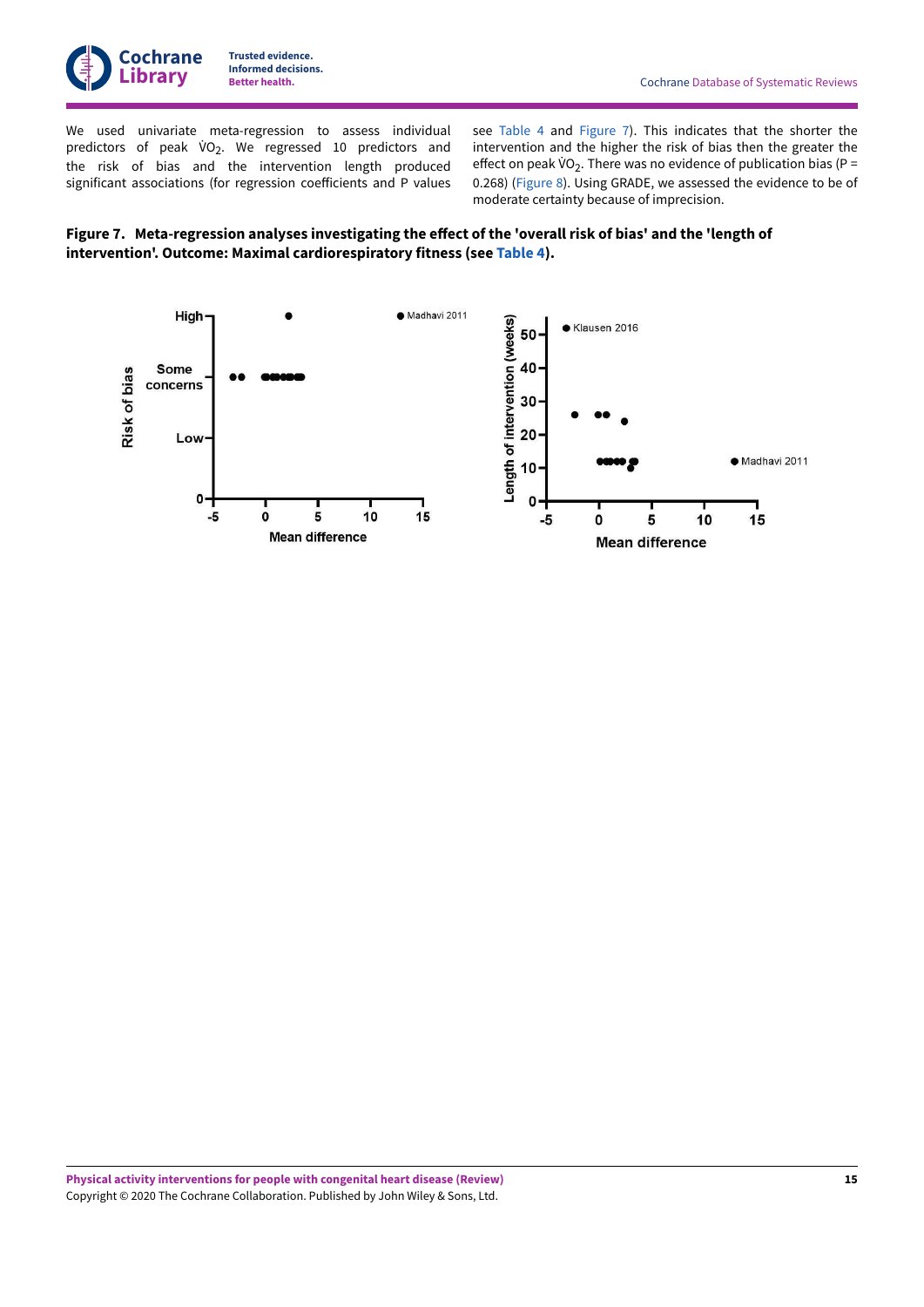We used univariate meta-regression to assess individual predictors of peak $\dot{V}O_2$. We regressed 10 predictors and the risk of bias and the intervention length produced significant associations (for regression coefficients and P values see Table 4 and Figure 7). This indicates that the shorter the intervention and the higher the risk of bias then the greater the effect on peak $\dot{V}O_2$. There was no evidence of publication bias (P = 0.268) (Figure 8). Using GRADE, we assessed the evidence to be of moderate certainty because of imprecision.

**Figure 7. Meta-regression analyses investigating the effect of the 'overall risk of bias' and the 'length of intervention'. Outcome: Maximal cardiorespiratory fitness (see Table 4).**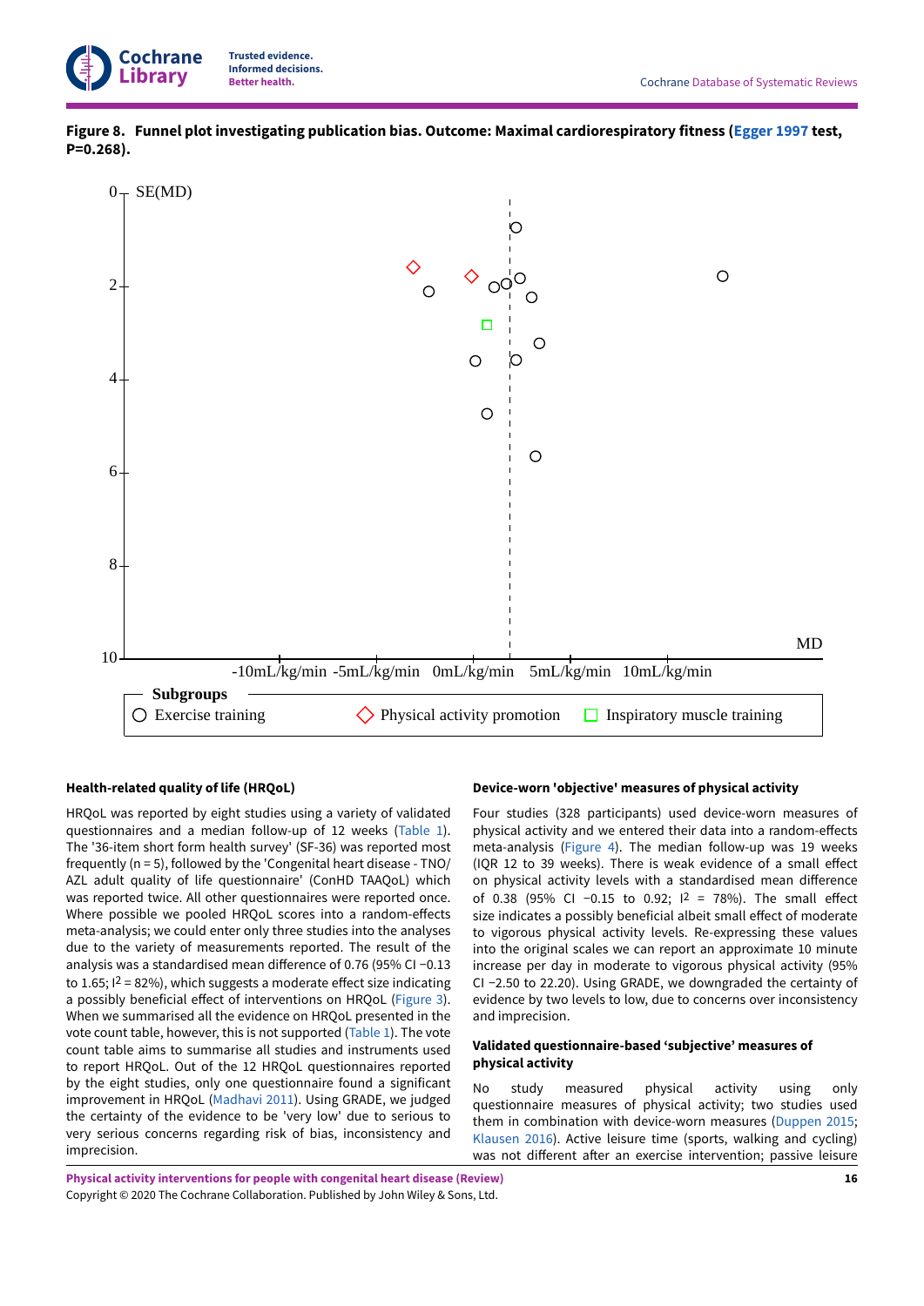**Figure 8. Funnel plot investigating publication bias. Outcome: Maximal cardiorespiratory fitness (Egger 1997 test, P=0.268).**

#### Health-related quality of life (HRQoL)

HRQoL was reported by eight studies using a variety of validated questionnaires and a median follow-up of 12 weeks (Table 1). The '36-item short form health survey' (SF-36) was reported most frequently (n = 5), followed by the 'Congenital heart disease - TNO/AZL adult quality of life questionnaire' (ConHD TAAQoL) which was reported twice. All other questionnaires were reported once. Where possible we pooled HRQoL scores into a random-effects meta-analysis; we could enter only three studies into the analyses due to the variety of measurements reported. The result of the analysis was a standardised mean difference of 0.76 (95% CI −0.13 to 1.65; $I^2$ = 82%), which suggests a moderate effect size indicating a possibly beneficial effect of interventions on HRQoL (Figure 3). When we summarised all the evidence on HRQoL presented in the vote count table, however, this is not supported (Table 1). The vote count table aims to summarise all studies and instruments used to report HRQoL. Out of the 12 HRQoL questionnaires reported by the eight studies, only one questionnaire found a significant improvement in HRQoL (Madhavi 2011). Using GRADE, we judged the certainty of the evidence to be 'very low' due to serious to very serious concerns regarding risk of bias, inconsistency and imprecision.

#### Device-worn 'objective' measures of physical activity

Four studies (328 participants) used device-worn measures of physical activity and we entered their data into a random-effects meta-analysis (Figure 4). The median follow-up was 19 weeks (IQR 12 to 39 weeks). There is weak evidence of a small effect on physical activity levels with a standardised mean difference of 0.38 (95% CI −0.15 to 0.92; $I^2$ = 78%). The small effect size indicates a possibly beneficial albeit small effect of moderate to vigorous physical activity levels. Re-expressing these values into the original scales we can report an approximate 10 minute increase per day in moderate to vigorous physical activity (95% CI −2.50 to 22.20). Using GRADE, we downgraded the certainty of evidence by two levels to low, due to concerns over inconsistency and imprecision.

#### Validated questionnaire-based 'subjective' measures of physical activity

No study measured physical activity using only questionnaire measures of physical activity; two studies used them in combination with device-worn measures (Duppen 2015; Klausen 2016). Active leisure time (sports, walking and cycling) was not different after an exercise intervention; passive leisure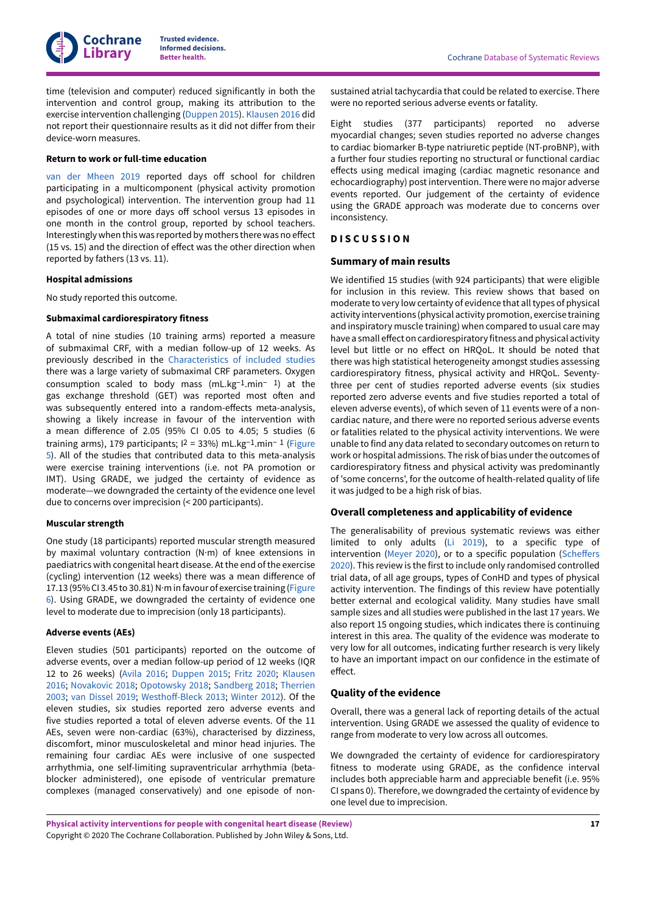time (television and computer) reduced significantly in both the intervention and control group, making its attribution to the exercise intervention challenging (Duppen 2015). Klausen 2016 did not report their questionnaire results as it did not differ from their device-worn measures.

#### Return to work or full-time education

van der Mheen 2019 reported days off school for children participating in a multicomponent (physical activity promotion and psychological) intervention. The intervention group had 11 episodes of one or more days off school versus 13 episodes in one month in the control group, reported by school teachers. Interestingly when this was reported by mothers there was no effect (15 vs. 15) and the direction of effect was the other direction when reported by fathers (13 vs. 11).

#### Hospital admissions

No study reported this outcome.

#### Submaximal cardiorespiratory fitness

A total of nine studies (10 training arms) reported a measure of submaximal CRF, with a median follow-up of 12 weeks. As previously described in the Characteristics of included studies there was a large variety of submaximal CRF parameters. Oxygen consumption scaled to body mass ($mL.kg^{-1}.min^{-1}$) at the gas exchange threshold (GET) was reported most often and was subsequently entered into a random-effects meta-analysis, showing a likely increase in favour of the intervention with a mean difference of 2.05 (95% CI 0.05 to 4.05; 5 studies (6 training arms), 179 participants; $I^2$ = 33%) $mL.kg^{-1}.min^{-1}$ (Figure 5). All of the studies that contributed data to this meta-analysis were exercise training interventions (i.e. not PA promotion or IMT). Using GRADE, we judged the certainty of evidence as moderate—we downgraded the certainty of the evidence one level due to concerns over imprecision (< 200 participants).

#### Muscular strength

One study (18 participants) reported muscular strength measured by maximal voluntary contraction (N·m) of knee extensions in paediatrics with congenital heart disease. At the end of the exercise (cycling) intervention (12 weeks) there was a mean difference of 17.13 (95% CI 3.45 to 30.81) N·m in favour of exercise training (Figure 6). Using GRADE, we downgraded the certainty of evidence one level to moderate due to imprecision (only 18 participants).

#### Adverse events (AEs)

Eleven studies (501 participants) reported on the outcome of adverse events, over a median follow-up period of 12 weeks (IQR 12 to 26 weeks) (Avila 2016; Duppen 2015; Fritz 2020; Klausen 2016; Novakovic 2018; Opotowsky 2018; Sandberg 2018; Therrien 2003; van Dissel 2019; Westhoff-Bleck 2013; Winter 2012). Of the eleven studies, six studies reported zero adverse events and five studies reported a total of eleven adverse events. Of the 11 AEs, seven were non-cardiac (63%), characterised by dizziness, discomfort, minor musculoskeletal and minor head injuries. The remaining four cardiac AEs were inclusive of one suspected arrhythmia, one self-limiting supraventricular arrhythmia (beta-blocker administered), one episode of ventricular premature complexes (managed conservatively) and one episode of non-sustained atrial tachycardia that could be related to exercise. There were no reported serious adverse events or fatality.

Eight studies (377 participants) reported no adverse myocardial changes; seven studies reported no adverse changes to cardiac biomarker B-type natriuretic peptide (NT-proBNP), with a further four studies reporting no structural or functional cardiac effects using medical imaging (cardiac magnetic resonance and echocardiography) post intervention. There were no major adverse events reported. Our judgement of the certainty of evidence using the GRADE approach was moderate due to concerns over inconsistency.

## DISCUSSION

### Summary of main results

We identified 15 studies (with 924 participants) that were eligible for inclusion in this review. This review shows that based on moderate to very low certainty of evidence that all types of physical activity interventions (physical activity promotion, exercise training and inspiratory muscle training) when compared to usual care may have a small effect on cardiorespiratory fitness and physical activity level but little or no effect on HRQoL. It should be noted that there was high statistical heterogeneity amongst studies assessing cardiorespiratory fitness, physical activity and HRQoL. Seventy-three per cent of studies reported adverse events (six studies reported zero adverse events and five studies reported a total of eleven adverse events), of which seven of 11 events were of a non-cardiac nature, and there were no reported serious adverse events or fatalities related to the physical activity interventions. We were unable to find any data related to secondary outcomes on return to work or hospital admissions. The risk of bias under the outcomes of cardiorespiratory fitness and physical activity was predominantly of 'some concerns', for the outcome of health-related quality of life it was judged to be a high risk of bias.

### Overall completeness and applicability of evidence

The generalisability of previous systematic reviews was either limited to only adults (Li 2019), to a specific type of intervention (Meyer 2020), or to a specific population (Scheffers 2020). This review is the first to include only randomised controlled trial data, of all age groups, types of ConHD and types of physical activity intervention. The findings of this review have potentially better external and ecological validity. Many studies have small sample sizes and all studies were published in the last 17 years. We also report 15 ongoing studies, which indicates there is continuing interest in this area. The quality of the evidence was moderate to very low for all outcomes, indicating further research is very likely to have an important impact on our confidence in the estimate of effect.

### Quality of the evidence

Overall, there was a general lack of reporting details of the actual intervention. Using GRADE we assessed the quality of evidence to range from moderate to very low across all outcomes.

We downgraded the certainty of evidence for cardiorespiratory fitness to moderate using GRADE, as the confidence interval includes both appreciable harm and appreciable benefit (i.e. 95% CI spans 0). Therefore, we downgraded the certainty of evidence by one level due to imprecision.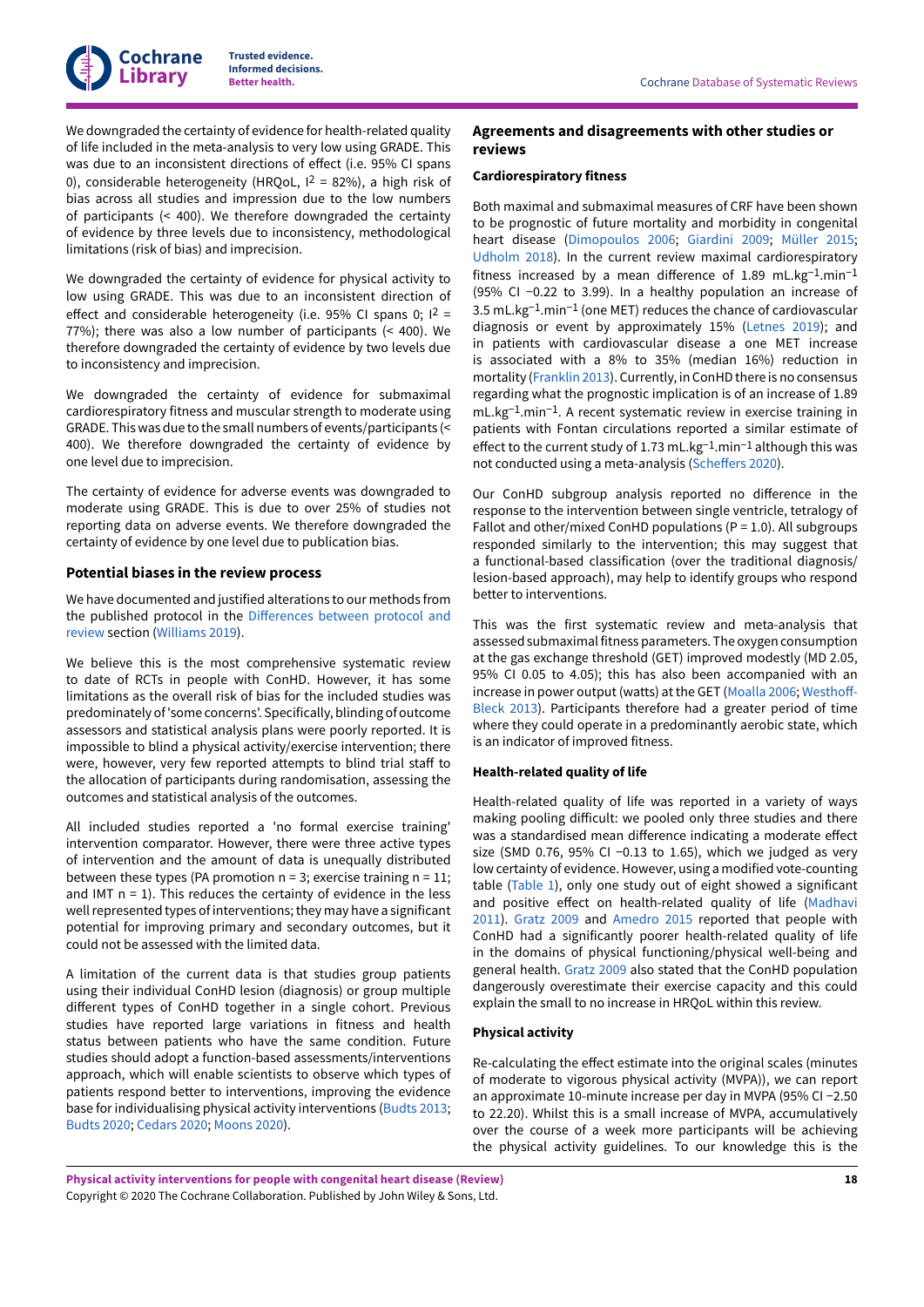We downgraded the certainty of evidence for health-related quality of life included in the meta-analysis to very low using GRADE. This was due to an inconsistent directions of effect (i.e. 95% CI spans 0), considerable heterogeneity (HRQoL, $I^2$ = 82%), a high risk of bias across all studies and impression due to the low numbers of participants (< 400). We therefore downgraded the certainty of evidence by three levels due to inconsistency, methodological limitations (risk of bias) and imprecision.

We downgraded the certainty of evidence for physical activity to low using GRADE. This was due to an inconsistent direction of effect and considerable heterogeneity (i.e. 95% CI spans 0; $I^2$ = 77%); there was also a low number of participants (< 400). We therefore downgraded the certainty of evidence by two levels due to inconsistency and imprecision.

We downgraded the certainty of evidence for submaximal cardiorespiratory fitness and muscular strength to moderate using GRADE. This was due to the small numbers of events/participants (< 400). We therefore downgraded the certainty of evidence by one level due to imprecision.

The certainty of evidence for adverse events was downgraded to moderate using GRADE. This is due to over 25% of studies not reporting data on adverse events. We therefore downgraded the certainty of evidence by one level due to publication bias.

### Potential biases in the review process

We have documented and justified alterations to our methods from the published protocol in the Differences between protocol and review section (Williams 2019).

We believe this is the most comprehensive systematic review to date of RCTs in people with ConHD. However, it has some limitations as the overall risk of bias for the included studies was predominately of 'some concerns'. Specifically, blinding of outcome assessors and statistical analysis plans were poorly reported. It is impossible to blind a physical activity/exercise intervention; there were, however, very few reported attempts to blind trial staff to the allocation of participants during randomisation, assessing the outcomes and statistical analysis of the outcomes.

All included studies reported a 'no formal exercise training' intervention comparator. However, there were three active types of intervention and the amount of data is unequally distributed between these types (PA promotion n = 3; exercise training n = 11; and IMT n = 1). This reduces the certainty of evidence in the less well represented types of interventions; they may have a significant potential for improving primary and secondary outcomes, but it could not be assessed with the limited data.

A limitation of the current data is that studies group patients using their individual ConHD lesion (diagnosis) or group multiple different types of ConHD together in a single cohort. Previous studies have reported large variations in fitness and health status between patients who have the same condition. Future studies should adopt a function-based assessments/interventions approach, which will enable scientists to observe which types of patients respond better to interventions, improving the evidence base for individualising physical activity interventions (Budts 2013; Budts 2020; Cedars 2020; Moons 2020).

## Agreements and disagreements with other studies or reviews

### Cardiorespiratory fitness

Both maximal and submaximal measures of CRF have been shown to be prognostic of future mortality and morbidity in congenital heart disease (Dimopoulos 2006; Giardini 2009; Müller 2015; Udholm 2018). In the current review maximal cardiorespiratory fitness increased by a mean difference of 1.89 $mL.kg^{-1}.min^{-1}$ (95% CI −0.22 to 3.99). In a healthy population an increase of 3.5 $mL.kg^{-1}.min^{-1}$ (one MET) reduces the chance of cardiovascular diagnosis or event by approximately 15% (Letnes 2019); and in patients with cardiovascular disease a one MET increase is associated with a 8% to 35% (median 16%) reduction in mortality (Franklin 2013). Currently, in ConHD there is no consensus regarding what the prognostic implication is of an increase of 1.89 $mL.kg^{-1}.min^{-1}$. A recent systematic review in exercise training in patients with Fontan circulations reported a similar estimate of effect to the current study of 1.73 $mL.kg^{-1}.min^{-1}$ although this was not conducted using a meta-analysis (Scheffers 2020).

Our ConHD subgroup analysis reported no difference in the response to the intervention between single ventricle, tetralogy of Fallot and other/mixed ConHD populations (P = 1.0). All subgroups responded similarly to the intervention; this may suggest that a functional-based classification (over the traditional diagnosis/lesion-based approach), may help to identify groups who respond better to interventions.

This was the first systematic review and meta-analysis that assessed submaximal fitness parameters. The oxygen consumption at the gas exchange threshold (GET) improved modestly (MD 2.05, 95% CI 0.05 to 4.05); this has also been accompanied with an increase in power output (watts) at the GET (Moalla 2006; Westhoff-Bleck 2013). Participants therefore had a greater period of time where they could operate in a predominantly aerobic state, which is an indicator of improved fitness.

### Health-related quality of life

Health-related quality of life was reported in a variety of ways making pooling difficult: we pooled only three studies and there was a standardised mean difference indicating a moderate effect size (SMD 0.76, 95% CI −0.13 to 1.65), which we judged as very low certainty of evidence. However, using a modified vote-counting table (Table 1), only one study out of eight showed a significant and positive effect on health-related quality of life (Madhavi 2011). Gratz 2009 and Amedro 2015 reported that people with ConHD had a significantly poorer health-related quality of life in the domains of physical functioning/physical well-being and general health. Gratz 2009 also stated that the ConHD population dangerously overestimate their exercise capacity and this could explain the small to no increase in HRQoL within this review.

### Physical activity

Re-calculating the effect estimate into the original scales (minutes of moderate to vigorous physical activity (MVPA)), we can report an approximate 10-minute increase per day in MVPA (95% CI −2.50 to 22.20). Whilst this is a small increase of MVPA, accumulatively over the course of a week more participants will be achieving the physical activity guidelines. To our knowledge this is the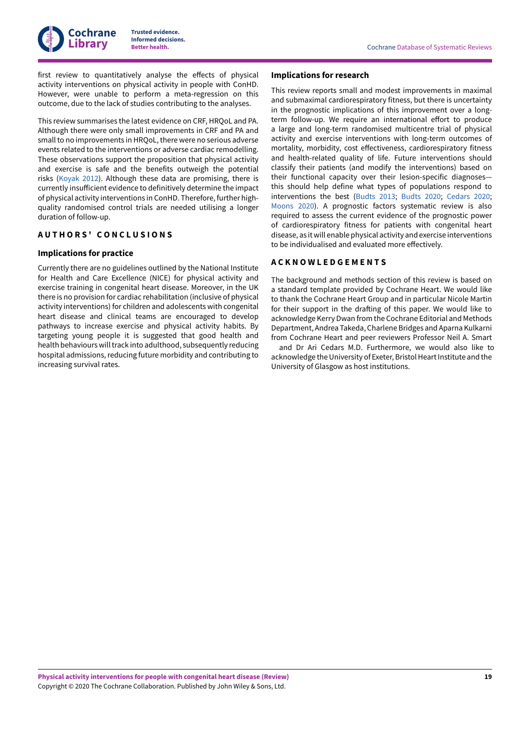first review to quantitatively analyse the effects of physical activity interventions on physical activity in people with ConHD. However, were unable to perform a meta-regression on this outcome, due to the lack of studies contributing to the analyses.

This review summarises the latest evidence on CRF, HRQoL and PA. Although there were only small improvements in CRF and PA and small to no improvements in HRQoL, there were no serious adverse events related to the interventions or adverse cardiac remodelling. These observations support the proposition that physical activity and exercise is safe and the benefits outweigh the potential risks (Koyak 2012). Although these data are promising, there is currently insufficient evidence to definitively determine the impact of physical activity interventions in ConHD. Therefore, further high-quality randomised control trials are needed utilising a longer duration of follow-up.

# AUTHORS' CONCLUSIONS

## Implications for practice

Currently there are no guidelines outlined by the National Institute for Health and Care Excellence (NICE) for physical activity and exercise training in congenital heart disease. Moreover, in the UK there is no provision for cardiac rehabilitation (inclusive of physical activity interventions) for children and adolescents with congenital heart disease and clinical teams are encouraged to develop pathways to increase exercise and physical activity habits. By targeting young people it is suggested that good health and health behaviours will track into adulthood, subsequently reducing hospital admissions, reducing future morbidity and contributing to increasing survival rates.

## Implications for research

This review reports small and modest improvements in maximal and submaximal cardiorespiratory fitness, but there is uncertainty in the prognostic implications of this improvement over a long-term follow-up. We require an international effort to produce a large and long-term randomised multicentre trial of physical activity and exercise interventions with long-term outcomes of mortality, morbidity, cost effectiveness, cardiorespiratory fitness and health-related quality of life. Future interventions should classify their patients (and modify the interventions) based on their functional capacity over their lesion-specific diagnoses—this should help define what types of populations respond to interventions the best (Budts 2013; Budts 2020; Cedars 2020; Moons 2020). A prognostic factors systematic review is also required to assess the current evidence of the prognostic power of cardiorespiratory fitness for patients with congenital heart disease, as it will enable physical activity and exercise interventions to be individualised and evaluated more effectively.

# ACKNOWLEDGEMENTS

The background and methods section of this review is based on a standard template provided by Cochrane Heart. We would like to thank the Cochrane Heart Group and in particular Nicole Martin for their support in the drafting of this paper. We would like to acknowledge Kerry Dwan from the Cochrane Editorial and Methods Department, Andrea Takeda, Charlene Bridges and Aparna Kulkarni from Cochrane Heart and peer reviewers Professor Neil A. Smart and Dr Ari Cedars M.D. Furthermore, we would also like to acknowledge the University of Exeter, Bristol Heart Institute and the University of Glasgow as host institutions.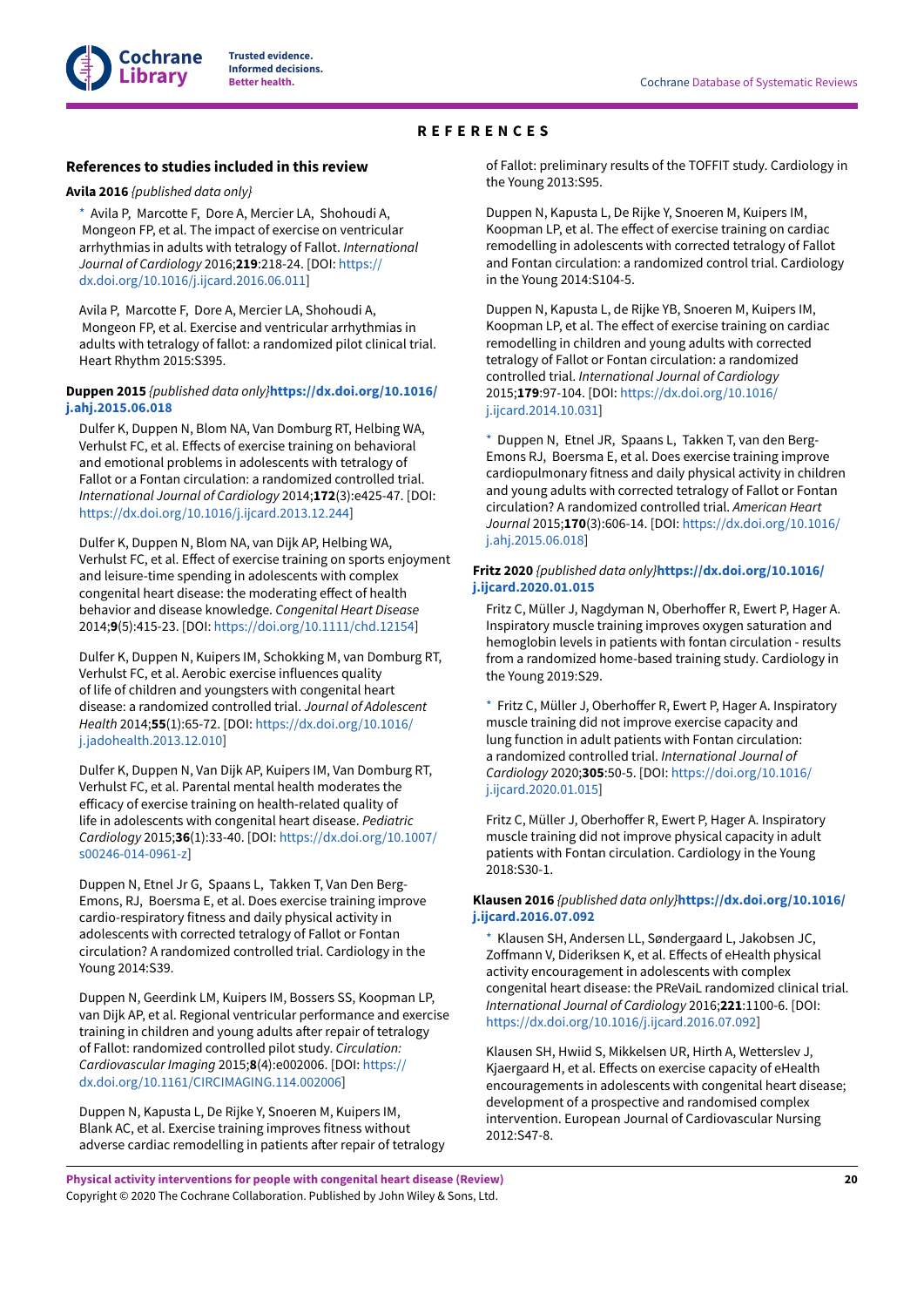# REFERENCES

## References to studies included in this review

**Avila 2016** *{published data only}*

\* Avila P, Marcotte F, Dore A, Mercier LA, Shohoudi A, Mongeon FP, et al. The impact of exercise on ventricular arrhythmias in adults with tetralogy of Fallot. *International Journal of Cardiology* 2016;**219**:218-24. [DOI: https://dx.doi.org/10.1016/j.ijcard.2016.06.011]

Avila P, Marcotte F, Dore A, Mercier LA, Shohoudi A, Mongeon FP, et al. Exercise and ventricular arrhythmias in adults with tetralogy of fallot: a randomized pilot clinical trial. Heart Rhythm 2015:S395.

**Duppen 2015** *{published data only}***https://dx.doi.org/10.1016/j.ahj.2015.06.018**

Dulfer K, Duppen N, Blom NA, Van Domburg RT, Helbing WA, Verhulst FC, et al. Effects of exercise training on behavioral and emotional problems in adolescents with tetralogy of Fallot or a Fontan circulation: a randomized controlled trial. *International Journal of Cardiology* 2014;**172**(3):e425-47. [DOI: https://dx.doi.org/10.1016/j.ijcard.2013.12.244]

Dulfer K, Duppen N, Blom NA, van Dijk AP, Helbing WA, Verhulst FC, et al. Effect of exercise training on sports enjoyment and leisure-time spending in adolescents with complex congenital heart disease: the moderating effect of health behavior and disease knowledge. *Congenital Heart Disease* 2014;**9**(5):415-23. [DOI: https://doi.org/10.1111/chd.12154]

Dulfer K, Duppen N, Kuipers IM, Schokking M, van Domburg RT, Verhulst FC, et al. Aerobic exercise influences quality of life of children and youngsters with congenital heart disease: a randomized controlled trial. *Journal of Adolescent Health* 2014;**55**(1):65-72. [DOI: https://dx.doi.org/10.1016/j.jadohealth.2013.12.010]

Dulfer K, Duppen N, Van Dijk AP, Kuipers IM, Van Domburg RT, Verhulst FC, et al. Parental mental health moderates the efficacy of exercise training on health-related quality of life in adolescents with congenital heart disease. *Pediatric Cardiology* 2015;**36**(1):33-40. [DOI: https://dx.doi.org/10.1007/s00246-014-0961-z]

Duppen N, Etnel Jr G, Spaans L, Takken T, Van Den Berg-Emons, RJ, Boersma E, et al. Does exercise training improve cardio-respiratory fitness and daily physical activity in adolescents with corrected tetralogy of Fallot or Fontan circulation? A randomized controlled trial. Cardiology in the Young 2014:S39.

Duppen N, Geerdink LM, Kuipers IM, Bossers SS, Koopman LP, van Dijk AP, et al. Regional ventricular performance and exercise training in children and young adults after repair of tetralogy of Fallot: randomized controlled pilot study. *Circulation: Cardiovascular Imaging* 2015;**8**(4):e002006. [DOI: https://dx.doi.org/10.1161/CIRCIMAGING.114.002006]

Duppen N, Kapusta L, De Rijke Y, Snoeren M, Kuipers IM, Blank AC, et al. Exercise training improves fitness without adverse cardiac remodelling in patients after repair of tetralogy of Fallot: preliminary results of the TOFFIT study. Cardiology in the Young 2013:S95.

Duppen N, Kapusta L, De Rijke Y, Snoeren M, Kuipers IM, Koopman LP, et al. The effect of exercise training on cardiac remodelling in adolescents with corrected tetralogy of Fallot and Fontan circulation: a randomized control trial. Cardiology in the Young 2014:S104-5.

Duppen N, Kapusta L, de Rijke YB, Snoeren M, Kuipers IM, Koopman LP, et al. The effect of exercise training on cardiac remodelling in children and young adults with corrected tetralogy of Fallot or Fontan circulation: a randomized controlled trial. *International Journal of Cardiology* 2015;**179**:97-104. [DOI: https://dx.doi.org/10.1016/j.ijcard.2014.10.031]

\* Duppen N, Etnel JR, Spaans L, Takken T, van den Berg-Emons RJ, Boersma E, et al. Does exercise training improve cardiopulmonary fitness and daily physical activity in children and young adults with corrected tetralogy of Fallot or Fontan circulation? A randomized controlled trial. *American Heart Journal* 2015;**170**(3):606-14. [DOI: https://dx.doi.org/10.1016/j.ahj.2015.06.018]

**Fritz 2020** *{published data only}***https://dx.doi.org/10.1016/j.ijcard.2020.01.015**

Fritz C, Müller J, Nagdyman N, Oberhoffer R, Ewert P, Hager A. Inspiratory muscle training improves oxygen saturation and hemoglobin levels in patients with fontan circulation - results from a randomized home-based training study. Cardiology in the Young 2019:S29.

\* Fritz C, Müller J, Oberhoffer R, Ewert P, Hager A. Inspiratory muscle training did not improve exercise capacity and lung function in adult patients with Fontan circulation: a randomized controlled trial. *International Journal of Cardiology* 2020;**305**:50-5. [DOI: https://doi.org/10.1016/j.ijcard.2020.01.015]

Fritz C, Müller J, Oberhoffer R, Ewert P, Hager A. Inspiratory muscle training did not improve physical capacity in adult patients with Fontan circulation. Cardiology in the Young 2018:S30-1.

**Klausen 2016** *{published data only}***https://dx.doi.org/10.1016/j.ijcard.2016.07.092**

\* Klausen SH, Andersen LL, Søndergaard L, Jakobsen JC, Zoffmann V, Dideriksen K, et al. Effects of eHealth physical activity encouragement in adolescents with complex congenital heart disease: the PReVaiL randomized clinical trial. *International Journal of Cardiology* 2016;**221**:1100-6. [DOI: https://dx.doi.org/10.1016/j.ijcard.2016.07.092]

Klausen SH, Hwiid S, Mikkelsen UR, Hirth A, Wetterslev J, Kjaergaard H, et al. Effects on exercise capacity of eHealth encouragements in adolescents with congenital heart disease; development of a prospective and randomised complex intervention. European Journal of Cardiovascular Nursing 2012:S47-8.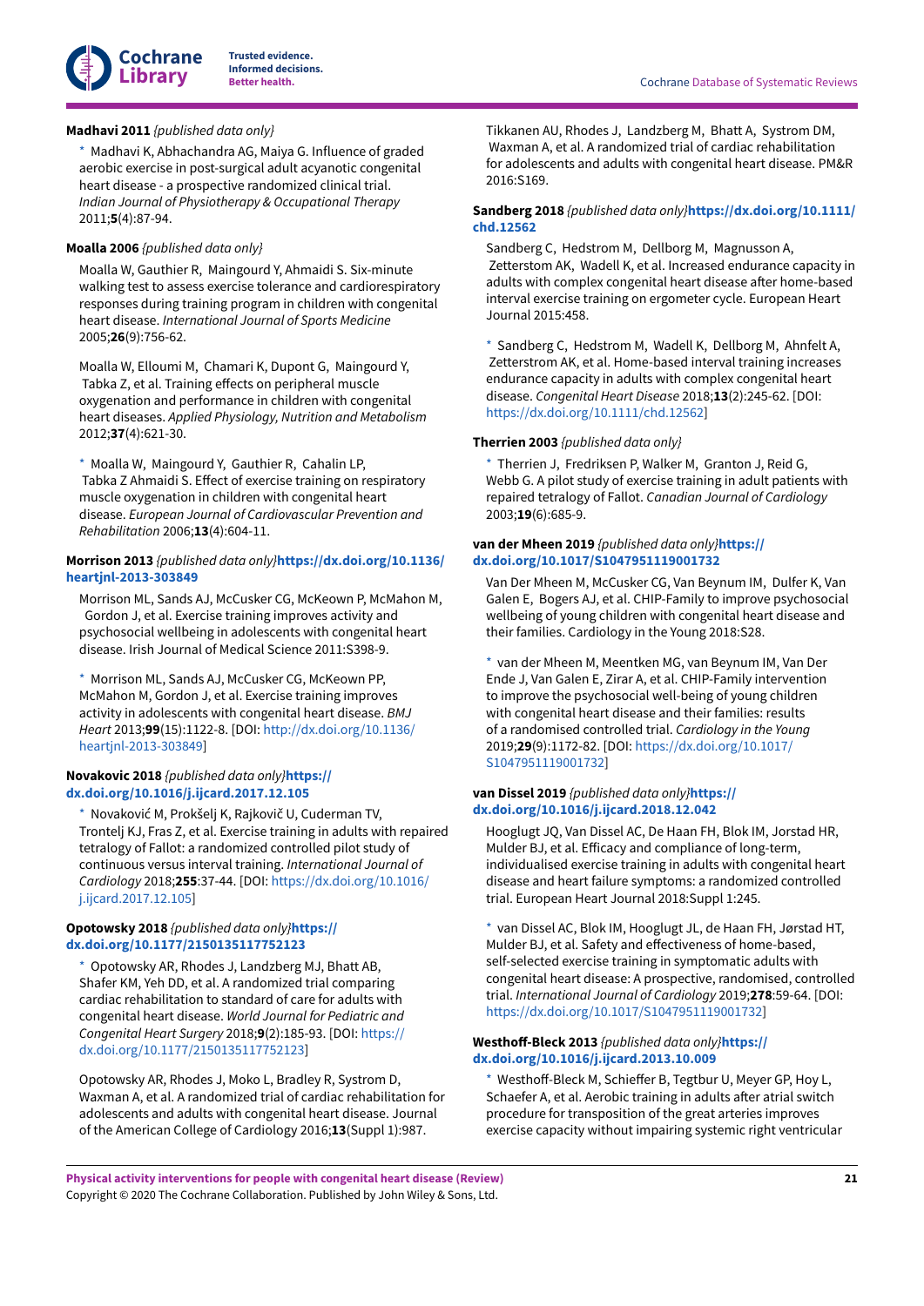**Madhavi 2011** *{published data only}*

* Madhavi K, Abhachandra AG, Maiya G. Influence of graded aerobic exercise in post-surgical adult acyanotic congenital heart disease - a prospective randomized clinical trial. *Indian Journal of Physiotherapy & Occupational Therapy* 2011;**5**(4):87-94.

**Moalla 2006** *{published data only}*

Moalla W, Gauthier R, Maingourd Y, Ahmaidi S. Six-minute walking test to assess exercise tolerance and cardiorespiratory responses during training program in children with congenital heart disease. *International Journal of Sports Medicine* 2005;**26**(9):756-62.

Moalla W, Elloumi M, Chamari K, Dupont G, Maingourd Y, Tabka Z, et al. Training effects on peripheral muscle oxygenation and performance in children with congenital heart diseases. *Applied Physiology, Nutrition and Metabolism* 2012;**37**(4):621-30.

* Moalla W, Maingourd Y, Gauthier R, Cahalin LP, Tabka Z Ahmaidi S. Effect of exercise training on respiratory muscle oxygenation in children with congenital heart disease. *European Journal of Cardiovascular Prevention and Rehabilitation* 2006;**13**(4):604-11.

**Morrison 2013** *{published data only}***https://dx.doi.org/10.1136/heartjnl-2013-303849**

Morrison ML, Sands AJ, McCusker CG, McKeown P, McMahon M, Gordon J, et al. Exercise training improves activity and psychosocial wellbeing in adolescents with congenital heart disease. Irish Journal of Medical Science 2011:S398-9.

* Morrison ML, Sands AJ, McCusker CG, McKeown PP, McMahon M, Gordon J, et al. Exercise training improves activity in adolescents with congenital heart disease. *BMJ Heart* 2013;**99**(15):1122-8. [DOI: http://dx.doi.org/10.1136/heartjnl-2013-303849]

**Novakovic 2018** *{published data only}***https://dx.doi.org/10.1016/j.ijcard.2017.12.105**

* Novaković M, Prokšelj K, Rajkovič U, Cuderman TV, Trontelj KJ, Fras Z, et al. Exercise training in adults with repaired tetralogy of Fallot: a randomized controlled pilot study of continuous versus interval training. *International Journal of Cardiology* 2018;**255**:37-44. [DOI: https://dx.doi.org/10.1016/j.ijcard.2017.12.105]

**Opotowsky 2018** *{published data only}***https://dx.doi.org/10.1177/2150135117752123**

* Opotowsky AR, Rhodes J, Landzberg MJ, Bhatt AB, Shafer KM, Yeh DD, et al. A randomized trial comparing cardiac rehabilitation to standard of care for adults with congenital heart disease. *World Journal for Pediatric and Congenital Heart Surgery* 2018;**9**(2):185-93. [DOI: https://dx.doi.org/10.1177/2150135117752123]

Opotowsky AR, Rhodes J, Moko L, Bradley R, Systrom D, Waxman A, et al. A randomized trial of cardiac rehabilitation for adolescents and adults with congenital heart disease. Journal of the American College of Cardiology 2016;**13**(Suppl 1):987.

Tikkanen AU, Rhodes J, Landzberg M, Bhatt A, Systrom DM, Waxman A, et al. A randomized trial of cardiac rehabilitation for adolescents and adults with congenital heart disease. PM&R 2016:S169.

**Sandberg 2018** *{published data only}***https://dx.doi.org/10.1111/chd.12562**

Sandberg C, Hedstrom M, Dellborg M, Magnusson A, Zetterstom AK, Wadell K, et al. Increased endurance capacity in adults with complex congenital heart disease after home-based interval exercise training on ergometer cycle. European Heart Journal 2015:458.

* Sandberg C, Hedstrom M, Wadell K, Dellborg M, Ahnfelt A, Zetterstrom AK, et al. Home-based interval training increases endurance capacity in adults with complex congenital heart disease. *Congenital Heart Disease* 2018;**13**(2):245-62. [DOI: https://dx.doi.org/10.1111/chd.12562]

**Therrien 2003** *{published data only}*

* Therrien J, Fredriksen P, Walker M, Granton J, Reid G, Webb G. A pilot study of exercise training in adult patients with repaired tetralogy of Fallot. *Canadian Journal of Cardiology* 2003;**19**(6):685-9.

**van der Mheen 2019** *{published data only}***https://dx.doi.org/10.1017/S1047951119001732**

Van Der Mheen M, McCusker CG, Van Beynum IM, Dulfer K, Van Galen E, Bogers AJ, et al. CHIP-Family to improve psychosocial wellbeing of young children with congenital heart disease and their families. Cardiology in the Young 2018:S28.

* van der Mheen M, Meentken MG, van Beynum IM, Van Der Ende J, Van Galen E, Zirar A, et al. CHIP-Family intervention to improve the psychosocial well-being of young children with congenital heart disease and their families: results of a randomised controlled trial. *Cardiology in the Young* 2019;**29**(9):1172-82. [DOI: https://dx.doi.org/10.1017/S1047951119001732]

**van Dissel 2019** *{published data only}***https://dx.doi.org/10.1016/j.ijcard.2018.12.042**

Hooglugt JQ, Van Dissel AC, De Haan FH, Blok IM, Jorstad HR, Mulder BJ, et al. Efficacy and compliance of long-term, individualised exercise training in adults with congenital heart disease and heart failure symptoms: a randomized controlled trial. European Heart Journal 2018:Suppl 1:245.

* van Dissel AC, Blok IM, Hooglugt JL, de Haan FH, Jørstad HT, Mulder BJ, et al. Safety and effectiveness of home-based, self-selected exercise training in symptomatic adults with congenital heart disease: A prospective, randomised, controlled trial. *International Journal of Cardiology* 2019;**278**:59-64. [DOI: https://dx.doi.org/10.1017/S1047951119001732]

**Westhoff-Bleck 2013** *{published data only}***https://dx.doi.org/10.1016/j.ijcard.2013.10.009**

* Westhoff-Bleck M, Schieffer B, Tegtbur U, Meyer GP, Hoy L, Schaefer A, et al. Aerobic training in adults after atrial switch procedure for transposition of the great arteries improves exercise capacity without impairing systemic right ventricular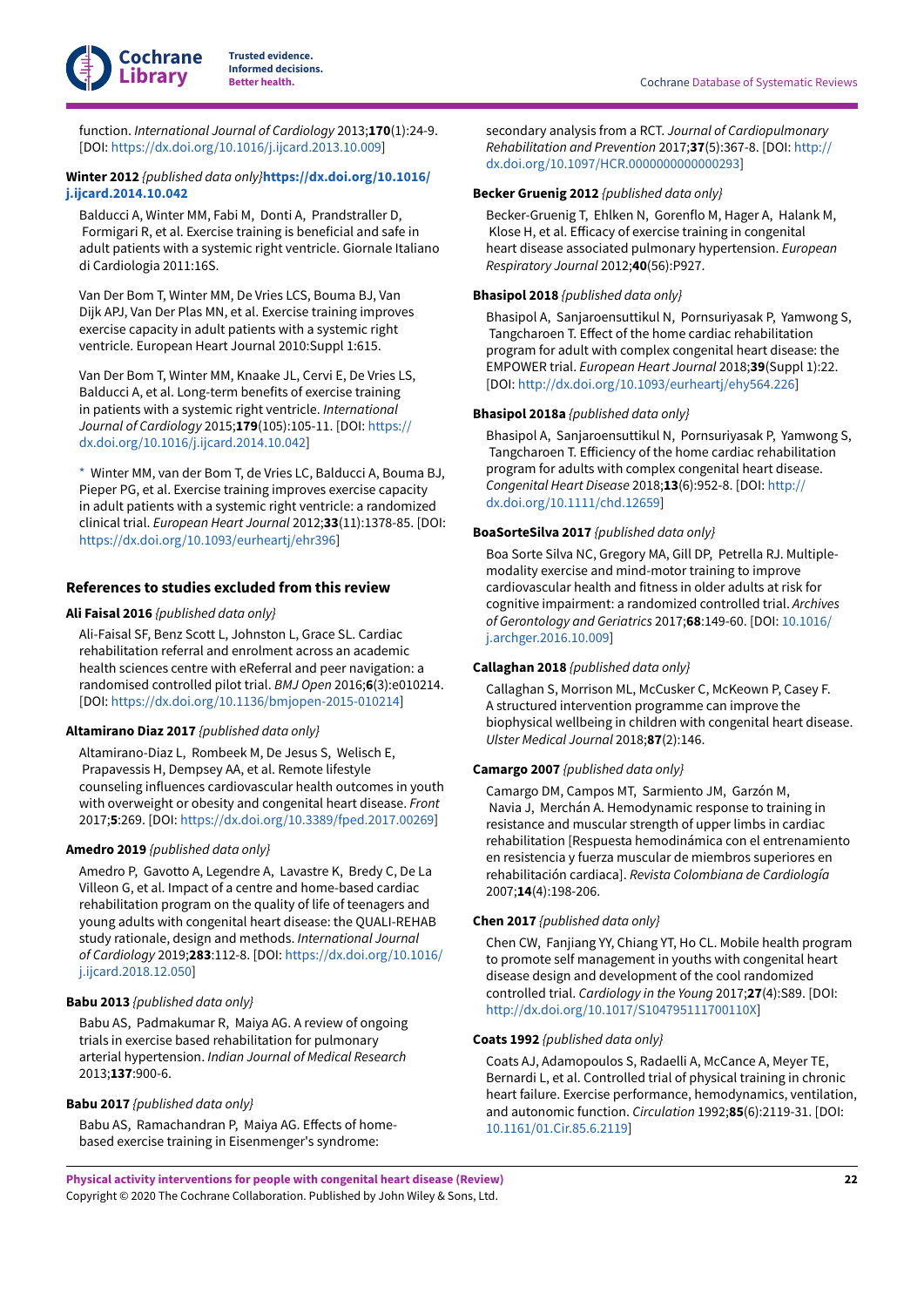function. *International Journal of Cardiology* 2013;**170**(1):24-9. [DOI: https://dx.doi.org/10.1016/j.ijcard.2013.10.009]

**Winter 2012** *{published data only}* **https://dx.doi.org/10.1016/j.ijcard.2014.10.042**

Balducci A, Winter MM, Fabi M, Donti A, Prandstraller D, Formigari R, et al. Exercise training is beneficial and safe in adult patients with a systemic right ventricle. Giornale Italiano di Cardiologia 2011:16S.

Van Der Bom T, Winter MM, De Vries LCS, Bouma BJ, Van Dijk APJ, Van Der Plas MN, et al. Exercise training improves exercise capacity in adult patients with a systemic right ventricle. European Heart Journal 2010:Suppl 1:615.

Van Der Bom T, Winter MM, Knaake JL, Cervi E, De Vries LS, Balducci A, et al. Long-term benefits of exercise training in patients with a systemic right ventricle. *International Journal of Cardiology* 2015;**179**(105):105-11. [DOI: https://dx.doi.org/10.1016/j.ijcard.2014.10.042]

\* Winter MM, van der Bom T, de Vries LC, Balducci A, Bouma BJ, Pieper PG, et al. Exercise training improves exercise capacity in adult patients with a systemic right ventricle: a randomized clinical trial. *European Heart Journal* 2012;**33**(11):1378-85. [DOI: https://dx.doi.org/10.1093/eurheartj/ehr396]

### References to studies excluded from this review

**Ali Faisal 2016** *{published data only}*

Ali-Faisal SF, Benz Scott L, Johnston L, Grace SL. Cardiac rehabilitation referral and enrolment across an academic health sciences centre with eReferral and peer navigation: a randomised controlled pilot trial. *BMJ Open* 2016;**6**(3):e010214. [DOI: https://dx.doi.org/10.1136/bmjopen-2015-010214]

**Altamirano Diaz 2017** *{published data only}*

Altamirano-Diaz L, Rombeek M, De Jesus S, Welisch E, Prapavessis H, Dempsey AA, et al. Remote lifestyle counseling influences cardiovascular health outcomes in youth with overweight or obesity and congenital heart disease. *Front* 2017;**5**:269. [DOI: https://dx.doi.org/10.3389/fped.2017.00269]

**Amedro 2019** *{published data only}*

Amedro P, Gavotto A, Legendre A, Lavastre K, Bredy C, De La Villeon G, et al. Impact of a centre and home-based cardiac rehabilitation program on the quality of life of teenagers and young adults with congenital heart disease: the QUALI-REHAB study rationale, design and methods. *International Journal of Cardiology* 2019;**283**:112-8. [DOI: https://dx.doi.org/10.1016/j.ijcard.2018.12.050]

**Babu 2013** *{published data only}*

Babu AS, Padmakumar R, Maiya AG. A review of ongoing trials in exercise based rehabilitation for pulmonary arterial hypertension. *Indian Journal of Medical Research* 2013;**137**:900-6.

**Babu 2017** *{published data only}*

Babu AS, Ramachandran P, Maiya AG. Effects of home-based exercise training in Eisenmenger's syndrome: secondary analysis from a RCT. *Journal of Cardiopulmonary Rehabilitation and Prevention* 2017;**37**(5):367-8. [DOI: http://dx.doi.org/10.1097/HCR.0000000000000293]

**Becker Gruenig 2012** *{published data only}*

Becker-Gruenig T, Ehlken N, Gorenflo M, Hager A, Halank M, Klose H, et al. Efficacy of exercise training in congenital heart disease associated pulmonary hypertension. *European Respiratory Journal* 2012;**40**(56):P927.

**Bhasipol 2018** *{published data only}*

Bhasipol A, Sanjaroensuttikul N, Pornsuriyasak P, Yamwong S, Tangcharoen T. Effect of the home cardiac rehabilitation program for adult with complex congenital heart disease: the EMPOWER trial. *European Heart Journal* 2018;**39**(Suppl 1):22. [DOI: http://dx.doi.org/10.1093/eurheartj/ehy564.226]

**Bhasipol 2018a** *{published data only}*

Bhasipol A, Sanjaroensuttikul N, Pornsuriyasak P, Yamwong S, Tangcharoen T. Efficiency of the home cardiac rehabilitation program for adults with complex congenital heart disease. *Congenital Heart Disease* 2018;**13**(6):952-8. [DOI: http://dx.doi.org/10.1111/chd.12659]

**BoaSorteSilva 2017** *{published data only}*

Boa Sorte Silva NC, Gregory MA, Gill DP, Petrella RJ. Multiple-modality exercise and mind-motor training to improve cardiovascular health and fitness in older adults at risk for cognitive impairment: a randomized controlled trial. *Archives of Gerontology and Geriatrics* 2017;**68**:149-60. [DOI: 10.1016/j.archger.2016.10.009]

**Callaghan 2018** *{published data only}*

Callaghan S, Morrison ML, McCusker C, McKeown P, Casey F. A structured intervention programme can improve the biophysical wellbeing in children with congenital heart disease. *Ulster Medical Journal* 2018;**87**(2):146.

**Camargo 2007** *{published data only}*

Camargo DM, Campos MT, Sarmiento JM, Garzón M, Navia J, Merchán A. Hemodynamic response to training in resistance and muscular strength of upper limbs in cardiac rehabilitation [Respuesta hemodinámica con el entrenamiento en resistencia y fuerza muscular de miembros superiores en rehabilitación cardiaca]. *Revista Colombiana de Cardiología* 2007;**14**(4):198-206.

**Chen 2017** *{published data only}*

Chen CW, Fanjiang YY, Chiang YT, Ho CL. Mobile health program to promote self management in youths with congenital heart disease design and development of the cool randomized controlled trial. *Cardiology in the Young* 2017;**27**(4):S89. [DOI: http://dx.doi.org/10.1017/S104795111700110X]

**Coats 1992** *{published data only}*

Coats AJ, Adamopoulos S, Radaelli A, McCance A, Meyer TE, Bernardi L, et al. Controlled trial of physical training in chronic heart failure. Exercise performance, hemodynamics, ventilation, and autonomic function. *Circulation* 1992;**85**(6):2119-31. [DOI: 10.1161/01.Cir.85.6.2119]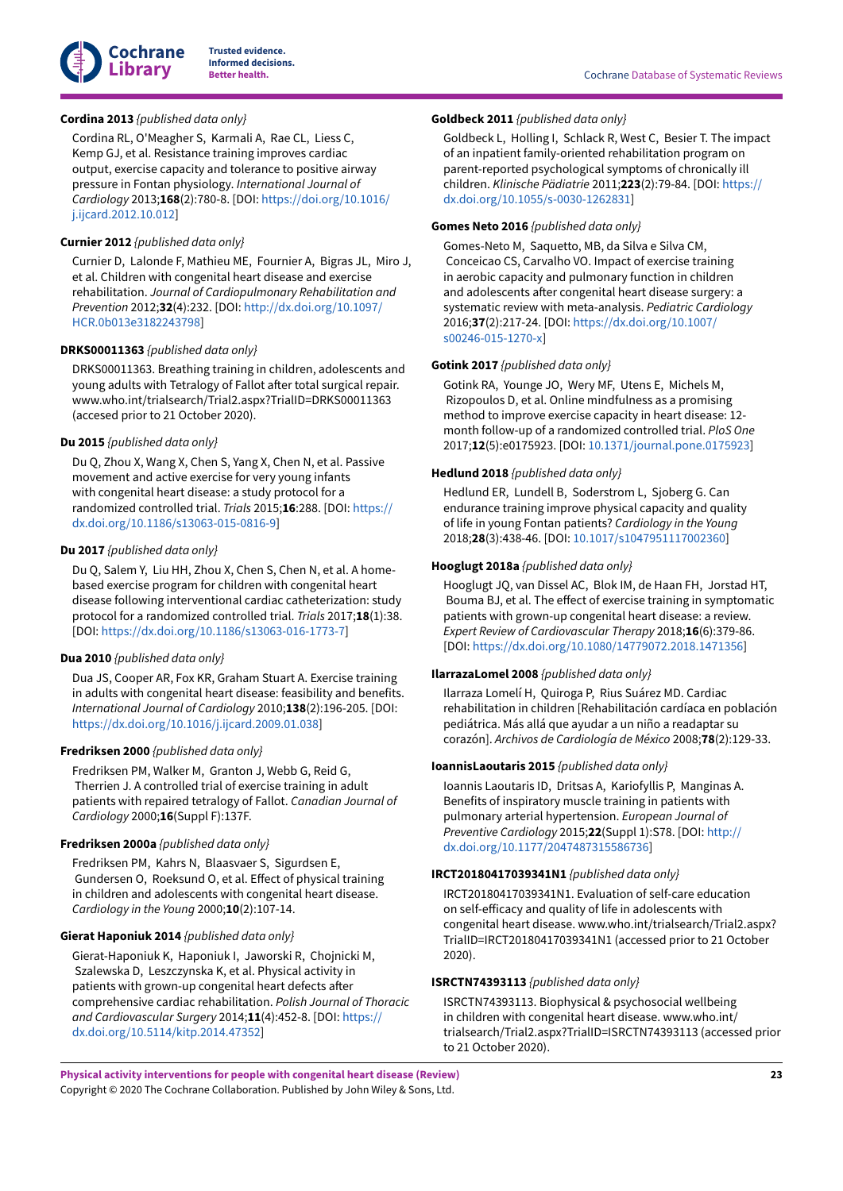**Cordina 2013** *{published data only}*

Cordina RL, O'Meagher S, Karmali A, Rae CL, Liess C, Kemp GJ, et al. Resistance training improves cardiac output, exercise capacity and tolerance to positive airway pressure in Fontan physiology. *International Journal of Cardiology* 2013;**168**(2):780-8. [DOI: https://doi.org/10.1016/j.ijcard.2012.10.012]

**Curnier 2012** *{published data only}*

Curnier D, Lalonde F, Mathieu ME, Fournier A, Bigras JL, Miro J, et al. Children with congenital heart disease and exercise rehabilitation. *Journal of Cardiopulmonary Rehabilitation and Prevention* 2012;**32**(4):232. [DOI: http://dx.doi.org/10.1097/HCR.0b013e3182243798]

**DRKS00011363** *{published data only}*

DRKS00011363. Breathing training in children, adolescents and young adults with Tetralogy of Fallot after total surgical repair. www.who.int/trialsearch/Trial2.aspx?TrialID=DRKS00011363 (accesed prior to 21 October 2020).

**Du 2015** *{published data only}*

Du Q, Zhou X, Wang X, Chen S, Yang X, Chen N, et al. Passive movement and active exercise for very young infants with congenital heart disease: a study protocol for a randomized controlled trial. *Trials* 2015;**16**:288. [DOI: https://dx.doi.org/10.1186/s13063-015-0816-9]

**Du 2017** *{published data only}*

Du Q, Salem Y, Liu HH, Zhou X, Chen S, Chen N, et al. A home-based exercise program for children with congenital heart disease following interventional cardiac catheterization: study protocol for a randomized controlled trial. *Trials* 2017;**18**(1):38. [DOI: https://dx.doi.org/10.1186/s13063-016-1773-7]

**Dua 2010** *{published data only}*

Dua JS, Cooper AR, Fox KR, Graham Stuart A. Exercise training in adults with congenital heart disease: feasibility and benefits. *International Journal of Cardiology* 2010;**138**(2):196-205. [DOI: https://dx.doi.org/10.1016/j.ijcard.2009.01.038]

**Fredriksen 2000** *{published data only}*

Fredriksen PM, Walker M, Granton J, Webb G, Reid G, Therrien J. A controlled trial of exercise training in adult patients with repaired tetralogy of Fallot. *Canadian Journal of Cardiology* 2000;**16**(Suppl F):137F.

**Fredriksen 2000a** *{published data only}*

Fredriksen PM, Kahrs N, Blaasvaer S, Sigurdsen E, Gundersen O, Roeksund O, et al. Effect of physical training in children and adolescents with congenital heart disease. *Cardiology in the Young* 2000;**10**(2):107-14.

**Gierat Haponiuk 2014** *{published data only}*

Gierat-Haponiuk K, Haponiuk I, Jaworski R, Chojnicki M, Szalewska D, Leszczynska K, et al. Physical activity in patients with grown-up congenital heart defects after comprehensive cardiac rehabilitation. *Polish Journal of Thoracic and Cardiovascular Surgery* 2014;**11**(4):452-8. [DOI: https://dx.doi.org/10.5114/kitp.2014.47352]

**Goldbeck 2011** *{published data only}*

Goldbeck L, Holling I, Schlack R, West C, Besier T. The impact of an inpatient family-oriented rehabilitation program on parent-reported psychological symptoms of chronically ill children. *Klinische Pädiatrie* 2011;**223**(2):79-84. [DOI: https://dx.doi.org/10.1055/s-0030-1262831]

**Gomes Neto 2016** *{published data only}*

Gomes-Neto M, Saquetto, MB, da Silva e Silva CM, Conceicao CS, Carvalho VO. Impact of exercise training in aerobic capacity and pulmonary function in children and adolescents after congenital heart disease surgery: a systematic review with meta-analysis. *Pediatric Cardiology* 2016;**37**(2):217-24. [DOI: https://dx.doi.org/10.1007/s00246-015-1270-x]

**Gotink 2017** *{published data only}*

Gotink RA, Younge JO, Wery MF, Utens E, Michels M, Rizopoulos D, et al. Online mindfulness as a promising method to improve exercise capacity in heart disease: 12-month follow-up of a randomized controlled trial. *PloS One* 2017;**12**(5):e0175923. [DOI: 10.1371/journal.pone.0175923]

**Hedlund 2018** *{published data only}*

Hedlund ER, Lundell B, Soderstrom L, Sjoberg G. Can endurance training improve physical capacity and quality of life in young Fontan patients? *Cardiology in the Young* 2018;**28**(3):438-46. [DOI: 10.1017/s1047951117002360]

**Hooglugt 2018a** *{published data only}*

Hooglugt JQ, van Dissel AC, Blok IM, de Haan FH, Jorstad HT, Bouma BJ, et al. The effect of exercise training in symptomatic patients with grown-up congenital heart disease: a review. *Expert Review of Cardiovascular Therapy* 2018;**16**(6):379-86. [DOI: https://dx.doi.org/10.1080/14779072.2018.1471356]

**IlarrazaLomel 2008** *{published data only}*

Ilarraza Lomelí H, Quiroga P, Rius Suárez MD. Cardiac rehabilitation in children [Rehabilitación cardíaca en población pediátrica. Más allá que ayudar a un niño a readaptar su corazón]. *Archivos de Cardiología de México* 2008;**78**(2):129-33.

**IoannisLaoutaris 2015** *{published data only}*

Ioannis Laoutaris ID, Dritsas A, Kariofyllis P, Manginas A. Benefits of inspiratory muscle training in patients with pulmonary arterial hypertension. *European Journal of Preventive Cardiology* 2015;**22**(Suppl 1):S78. [DOI: http://dx.doi.org/10.1177/2047487315586736]

**IRCT20180417039341N1** *{published data only}*

IRCT20180417039341N1. Evaluation of self-care education on self-efficacy and quality of life in adolescents with congenital heart disease. www.who.int/trialsearch/Trial2.aspx?TrialID=IRCT20180417039341N1 (accessed prior to 21 October 2020).

**ISRCTN74393113** *{published data only}*

ISRCTN74393113. Biophysical & psychosocial wellbeing in children with congenital heart disease. www.who.int/trialsearch/Trial2.aspx?TrialID=ISRCTN74393113 (accessed prior to 21 October 2020).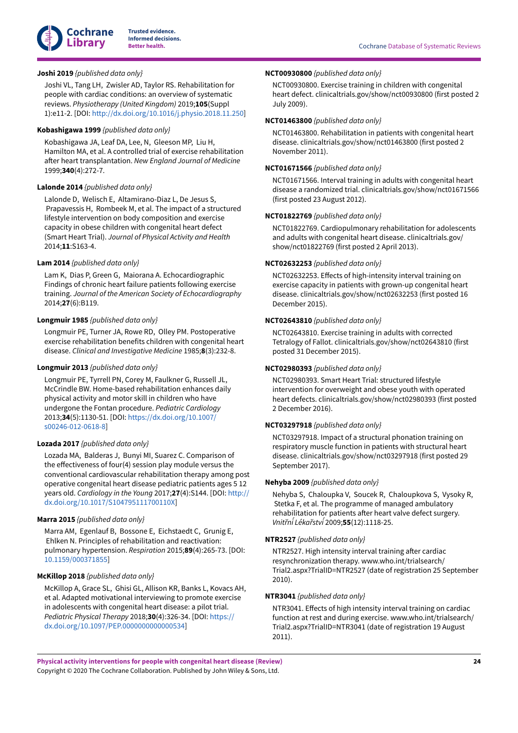**Joshi 2019** *{published data only}*

Joshi VL, Tang LH, Zwisler AD, Taylor RS. Rehabilitation for people with cardiac conditions: an overview of systematic reviews. *Physiotherapy (United Kingdom)* 2019;**105**(Suppl 1):e11-2. [DOI: http://dx.doi.org/10.1016/j.physio.2018.11.250]

**Kobashigawa 1999** *{published data only}*

Kobashigawa JA, Leaf DA, Lee, N, Gleeson MP, Liu H, Hamilton MA, et al. A controlled trial of exercise rehabilitation after heart transplantation. *New England Journal of Medicine* 1999;**340**(4):272-7.

**Lalonde 2014** *{published data only}*

Lalonde D, Welisch E, Altamirano-Diaz L, De Jesus S, Prapavessis H, Rombeek M, et al. The impact of a structured lifestyle intervention on body composition and exercise capacity in obese children with congenital heart defect (Smart Heart Trial). *Journal of Physical Activity and Health* 2014;**11**:S163-4.

**Lam 2014** *{published data only}*

Lam K, Dias P, Green G, Maiorana A. Echocardiographic Findings of chronic heart failure patients following exercise training. *Journal of the American Society of Echocardiography* 2014;**27**(6):B119.

**Longmuir 1985** *{published data only}*

Longmuir PE, Turner JA, Rowe RD, Olley PM. Postoperative exercise rehabilitation benefits children with congenital heart disease. *Clinical and Investigative Medicine* 1985;**8**(3):232-8.

**Longmuir 2013** *{published data only}*

Longmuir PE, Tyrrell PN, Corey M, Faulkner G, Russell JL, McCrindle BW. Home-based rehabilitation enhances daily physical activity and motor skill in children who have undergone the Fontan procedure. *Pediatric Cardiology* 2013;**34**(5):1130-51. [DOI: https://dx.doi.org/10.1007/s00246-012-0618-8]

**Lozada 2017** *{published data only}*

Lozada MA, Balderas J, Bunyi MI, Suarez C. Comparison of the effectiveness of four(4) session play module versus the conventional cardiovascular rehabilitation therapy among post operative congenital heart disease pediatric patients ages 5 12 years old. *Cardiology in the Young* 2017;**27**(4):S144. [DOI: http://dx.doi.org/10.1017/S104795111700110X]

**Marra 2015** *{published data only}*

Marra AM, Egenlauf B, Bossone E, Eichstaedt C, Grunig E, Ehlken N. Principles of rehabilitation and reactivation: pulmonary hypertension. *Respiration* 2015;**89**(4):265-73. [DOI: 10.1159/000371855]

**McKillop 2018** *{published data only}*

McKillop A, Grace SL, Ghisi GL, Allison KR, Banks L, Kovacs AH, et al. Adapted motivational interviewing to promote exercise in adolescents with congenital heart disease: a pilot trial. *Pediatric Physical Therapy* 2018;**30**(4):326-34. [DOI: https://dx.doi.org/10.1097/PEP.0000000000000534]

**NCT00930800** *{published data only}*

NCT00930800. Exercise training in children with congenital heart defect. clinicaltrials.gov/show/nct00930800 (first posted 2 July 2009).

**NCT01463800** *{published data only}*

NCT01463800. Rehabilitation in patients with congenital heart disease. clinicaltrials.gov/show/nct01463800 (first posted 2 November 2011).

**NCT01671566** *{published data only}*

NCT01671566. Interval training in adults with congenital heart disease a randomized trial. clinicaltrials.gov/show/nct01671566 (first posted 23 August 2012).

**NCT01822769** *{published data only}*

NCT01822769. Cardiopulmonary rehabilitation for adolescents and adults with congenital heart disease. clinicaltrials.gov/show/nct01822769 (first posted 2 April 2013).

**NCT02632253** *{published data only}*

NCT02632253. Effects of high-intensity interval training on exercise capacity in patients with grown-up congenital heart disease. clinicaltrials.gov/show/nct02632253 (first posted 16 December 2015).

**NCT02643810** *{published data only}*

NCT02643810. Exercise training in adults with corrected Tetralogy of Fallot. clinicaltrials.gov/show/nct02643810 (first posted 31 December 2015).

**NCT02980393** *{published data only}*

NCT02980393. Smart Heart Trial: structured lifestyle intervention for overweight and obese youth with operated heart defects. clinicaltrials.gov/show/nct02980393 (first posted 2 December 2016).

**NCT03297918** *{published data only}*

NCT03297918. Impact of a structural phonation training on respiratory muscle function in patients with structural heart disease. clinicaltrials.gov/show/nct03297918 (first posted 29 September 2017).

**Nehyba 2009** *{published data only}*

Nehyba S, Chaloupka V, Soucek R, Chaloupkova S, Vysoky R, Stetka F, et al. The programme of managed ambulatory rehabilitation for patients after heart valve defect surgery. *Vnitřní Lékařství* 2009;**55**(12):1118-25.

**NTR2527** *{published data only}*

NTR2527. High intensity interval training after cardiac resynchronization therapy. www.who.int/trialsearch/Trial2.aspx?TrialID=NTR2527 (date of registration 25 September 2010).

**NTR3041** *{published data only}*

NTR3041. Effects of high intensity interval training on cardiac function at rest and during exercise. www.who.int/trialsearch/Trial2.aspx?TrialID=NTR3041 (date of registration 19 August 2011).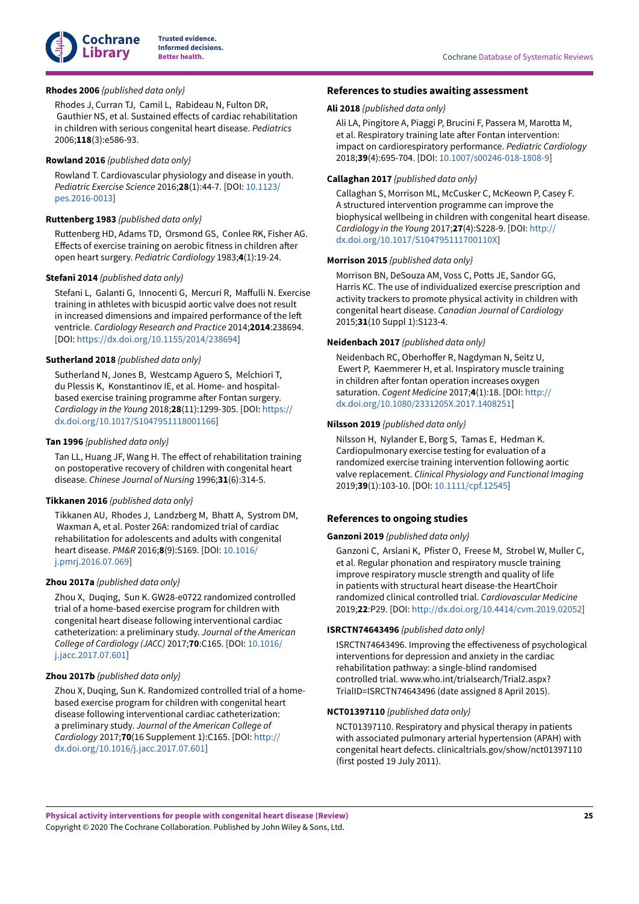**Rhodes 2006** *{published data only}*

Rhodes J, Curran TJ, Camil L, Rabideau N, Fulton DR, Gauthier NS, et al. Sustained effects of cardiac rehabilitation in children with serious congenital heart disease. *Pediatrics* 2006;**118**(3):e586-93.

**Rowland 2016** *{published data only}*

Rowland T. Cardiovascular physiology and disease in youth. *Pediatric Exercise Science* 2016;**28**(1):44-7. [DOI: 10.1123/pes.2016-0013]

**Ruttenberg 1983** *{published data only}*

Ruttenberg HD, Adams TD, Orsmond GS, Conlee RK, Fisher AG. Effects of exercise training on aerobic fitness in children after open heart surgery. *Pediatric Cardiology* 1983;**4**(1):19-24.

**Stefani 2014** *{published data only}*

Stefani L, Galanti G, Innocenti G, Mercuri R, Maffulli N. Exercise training in athletes with bicuspid aortic valve does not result in increased dimensions and impaired performance of the left ventricle. *Cardiology Research and Practice* 2014;**2014**:238694. [DOI: https://dx.doi.org/10.1155/2014/238694]

**Sutherland 2018** *{published data only}*

Sutherland N, Jones B, Westcamp Aguero S, Melchiori T, du Plessis K, Konstantinov IE, et al. Home- and hospital-based exercise training programme after Fontan surgery. *Cardiology in the Young* 2018;**28**(11):1299-305. [DOI: https://dx.doi.org/10.1017/S1047951118001166]

**Tan 1996** *{published data only}*

Tan LL, Huang JF, Wang H. The effect of rehabilitation training on postoperative recovery of children with congenital heart disease. *Chinese Journal of Nursing* 1996;**31**(6):314-5.

**Tikkanen 2016** *{published data only}*

Tikkanen AU, Rhodes J, Landzberg M, Bhatt A, Systrom DM, Waxman A, et al. Poster 26A: randomized trial of cardiac rehabilitation for adolescents and adults with congenital heart disease. *PM&R* 2016;**8**(9):S169. [DOI: 10.1016/j.pmrj.2016.07.069]

**Zhou 2017a** *{published data only}*

Zhou X, Duqing, Sun K. GW28-e0722 randomized controlled trial of a home-based exercise program for children with congenital heart disease following interventional cardiac catheterization: a preliminary study. *Journal of the American College of Cardiology (JACC)* 2017;**70**:C165. [DOI: 10.1016/j.jacc.2017.07.601]

**Zhou 2017b** *{published data only}*

Zhou X, Duqing, Sun K. Randomized controlled trial of a home-based exercise program for children with congenital heart disease following interventional cardiac catheterization: a preliminary study. *Journal of the American College of Cardiology* 2017;**70**(16 Supplement 1):C165. [DOI: http://dx.doi.org/10.1016/j.jacc.2017.07.601]

### References to studies awaiting assessment

**Ali 2018** *{published data only}*

Ali LA, Pingitore A, Piaggi P, Brucini F, Passera M, Marotta M, et al. Respiratory training late after Fontan intervention: impact on cardiorespiratory performance. *Pediatric Cardiology* 2018;**39**(4):695-704. [DOI: 10.1007/s00246-018-1808-9]

**Callaghan 2017** *{published data only}*

Callaghan S, Morrison ML, McCusker C, McKeown P, Casey F. A structured intervention programme can improve the biophysical wellbeing in children with congenital heart disease. *Cardiology in the Young* 2017;**27**(4):S228-9. [DOI: http://dx.doi.org/10.1017/S104795111700110X]

**Morrison 2015** *{published data only}*

Morrison BN, DeSouza AM, Voss C, Potts JE, Sandor GG, Harris KC. The use of individualized exercise prescription and activity trackers to promote physical activity in children with congenital heart disease. *Canadian Journal of Cardiology* 2015;**31**(10 Suppl 1):S123-4.

**Neidenbach 2017** *{published data only}*

Neidenbach RC, Oberhoffer R, Nagdyman N, Seitz U, Ewert P, Kaemmerer H, et al. Inspiratory muscle training in children after fontan operation increases oxygen saturation. *Cogent Medicine* 2017;**4**(1):18. [DOI: http://dx.doi.org/10.1080/2331205X.2017.1408251]

**Nilsson 2019** *{published data only}*

Nilsson H, Nylander E, Borg S, Tamas E, Hedman K. Cardiopulmonary exercise testing for evaluation of a randomized exercise training intervention following aortic valve replacement. *Clinical Physiology and Functional Imaging* 2019;**39**(1):103-10. [DOI: 10.1111/cpf.12545]

### References to ongoing studies

**Ganzoni 2019** *{published data only}*

Ganzoni C, Arslani K, Pfister O, Freese M, Strobel W, Muller C, et al. Regular phonation and respiratory muscle training improve respiratory muscle strength and quality of life in patients with structural heart disease-the HeartChoir randomized clinical controlled trial. *Cardiovascular Medicine* 2019;**22**:P29. [DOI: http://dx.doi.org/10.4414/cvm.2019.02052]

**ISRCTN74643496** *{published data only}*

ISRCTN74643496. Improving the effectiveness of psychological interventions for depression and anxiety in the cardiac rehabilitation pathway: a single-blind randomised controlled trial. www.who.int/trialsearch/Trial2.aspx?TrialID=ISRCTN74643496 (date assigned 8 April 2015).

**NCT01397110** *{published data only}*

NCT01397110. Respiratory and physical therapy in patients with associated pulmonary arterial hypertension (APAH) with congenital heart defects. clinicaltrials.gov/show/nct01397110 (first posted 19 July 2011).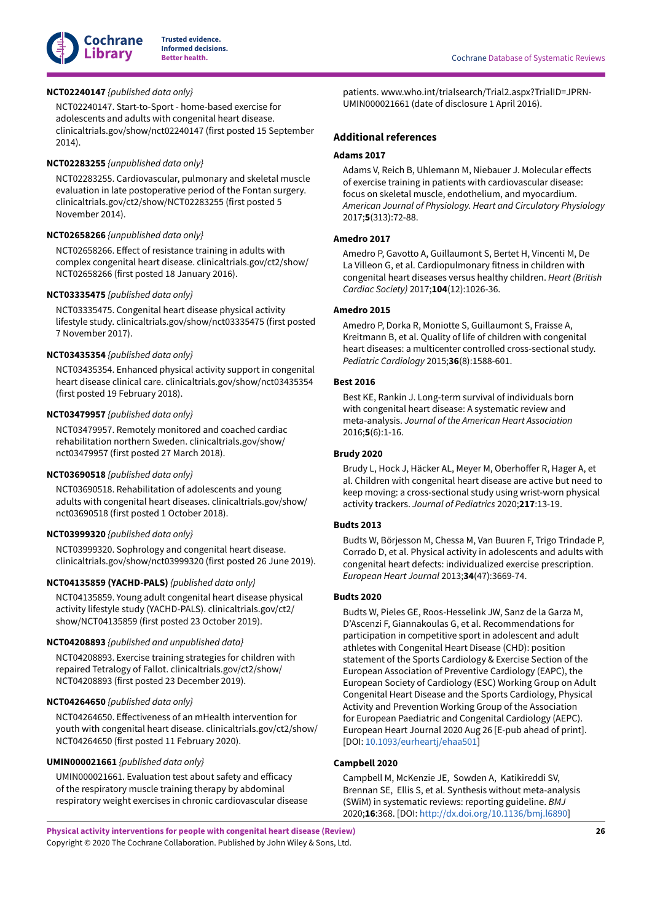**NCT02240147** *{published data only}*

NCT02240147. Start-to-Sport - home-based exercise for adolescents and adults with congenital heart disease. clinicaltrials.gov/show/nct02240147 (first posted 15 September 2014).

**NCT02283255** *{unpublished data only}*

NCT02283255. Cardiovascular, pulmonary and skeletal muscle evaluation in late postoperative period of the Fontan surgery. clinicaltrials.gov/ct2/show/NCT02283255 (first posted 5 November 2014).

**NCT02658266** *{unpublished data only}*

NCT02658266. Effect of resistance training in adults with complex congenital heart disease. clinicaltrials.gov/ct2/show/NCT02658266 (first posted 18 January 2016).

**NCT03335475** *{published data only}*

NCT03335475. Congenital heart disease physical activity lifestyle study. clinicaltrials.gov/show/nct03335475 (first posted 7 November 2017).

**NCT03435354** *{published data only}*

NCT03435354. Enhanced physical activity support in congenital heart disease clinical care. clinicaltrials.gov/show/nct03435354 (first posted 19 February 2018).

**NCT03479957** *{published data only}*

NCT03479957. Remotely monitored and coached cardiac rehabilitation northern Sweden. clinicaltrials.gov/show/nct03479957 (first posted 27 March 2018).

**NCT03690518** *{published data only}*

NCT03690518. Rehabilitation of adolescents and young adults with congenital heart diseases. clinicaltrials.gov/show/nct03690518 (first posted 1 October 2018).

**NCT03999320** *{published data only}*

NCT03999320. Sophrology and congenital heart disease. clinicaltrials.gov/show/nct03999320 (first posted 26 June 2019).

**NCT04135859 (YACHD-PALS)** *{published data only}*

NCT04135859. Young adult congenital heart disease physical activity lifestyle study (YACHD-PALS). clinicaltrials.gov/ct2/show/NCT04135859 (first posted 23 October 2019).

**NCT04208893** *{published and unpublished data}*

NCT04208893. Exercise training strategies for children with repaired Tetralogy of Fallot. clinicaltrials.gov/ct2/show/NCT04208893 (first posted 23 December 2019).

**NCT04264650** *{published data only}*

NCT04264650. Effectiveness of an mHealth intervention for youth with congenital heart disease. clinicaltrials.gov/ct2/show/NCT04264650 (first posted 11 February 2020).

**UMIN000021661** *{published data only}*

UMIN000021661. Evaluation test about safety and efficacy of the respiratory muscle training therapy by abdominal respiratory weight exercises in chronic cardiovascular disease patients. www.who.int/trialsearch/Trial2.aspx?TrialID=JPRN-UMIN000021661 (date of disclosure 1 April 2016).

## Additional references

**Adams 2017**

Adams V, Reich B, Uhlemann M, Niebauer J. Molecular effects of exercise training in patients with cardiovascular disease: focus on skeletal muscle, endothelium, and myocardium. *American Journal of Physiology. Heart and Circulatory Physiology* 2017;**5**(313):72-88.

**Amedro 2017**

Amedro P, Gavotto A, Guillaumont S, Bertet H, Vincenti M, De La Villeon G, et al. Cardiopulmonary fitness in children with congenital heart diseases versus healthy children. *Heart (British Cardiac Society)* 2017;**104**(12):1026-36.

**Amedro 2015**

Amedro P, Dorka R, Moniotte S, Guillaumont S, Fraisse A, Kreitmann B, et al. Quality of life of children with congenital heart diseases: a multicenter controlled cross-sectional study. *Pediatric Cardiology* 2015;**36**(8):1588-601.

**Best 2016**

Best KE, Rankin J. Long-term survival of individuals born with congenital heart disease: A systematic review and meta-analysis. *Journal of the American Heart Association* 2016;**5**(6):1-16.

**Brudy 2020**

Brudy L, Hock J, Häcker AL, Meyer M, Oberhoffer R, Hager A, et al. Children with congenital heart disease are active but need to keep moving: a cross-sectional study using wrist-worn physical activity trackers. *Journal of Pediatrics* 2020;**217**:13-19.

**Budts 2013**

Budts W, Börjesson M, Chessa M, Van Buuren F, Trigo Trindade P, Corrado D, et al. Physical activity in adolescents and adults with congenital heart defects: individualized exercise prescription. *European Heart Journal* 2013;**34**(47):3669-74.

**Budts 2020**

Budts W, Pieles GE, Roos-Hesselink JW, Sanz de la Garza M, D'Ascenzi F, Giannakoulas G, et al. Recommendations for participation in competitive sport in adolescent and adult athletes with Congenital Heart Disease (CHD): position statement of the Sports Cardiology & Exercise Section of the European Association of Preventive Cardiology (EAPC), the European Society of Cardiology (ESC) Working Group on Adult Congenital Heart Disease and the Sports Cardiology, Physical Activity and Prevention Working Group of the Association for European Paediatric and Congenital Cardiology (AEPC). European Heart Journal 2020 Aug 26 [E-pub ahead of print]. [DOI: 10.1093/eurheartj/ehaa501]

**Campbell 2020**

Campbell M, McKenzie JE, Sowden A, Katikireddi SV, Brennan SE, Ellis S, et al. Synthesis without meta-analysis (SWiM) in systematic reviews: reporting guideline. *BMJ* 2020;**16**:368. [DOI: http://dx.doi.org/10.1136/bmj.l6890]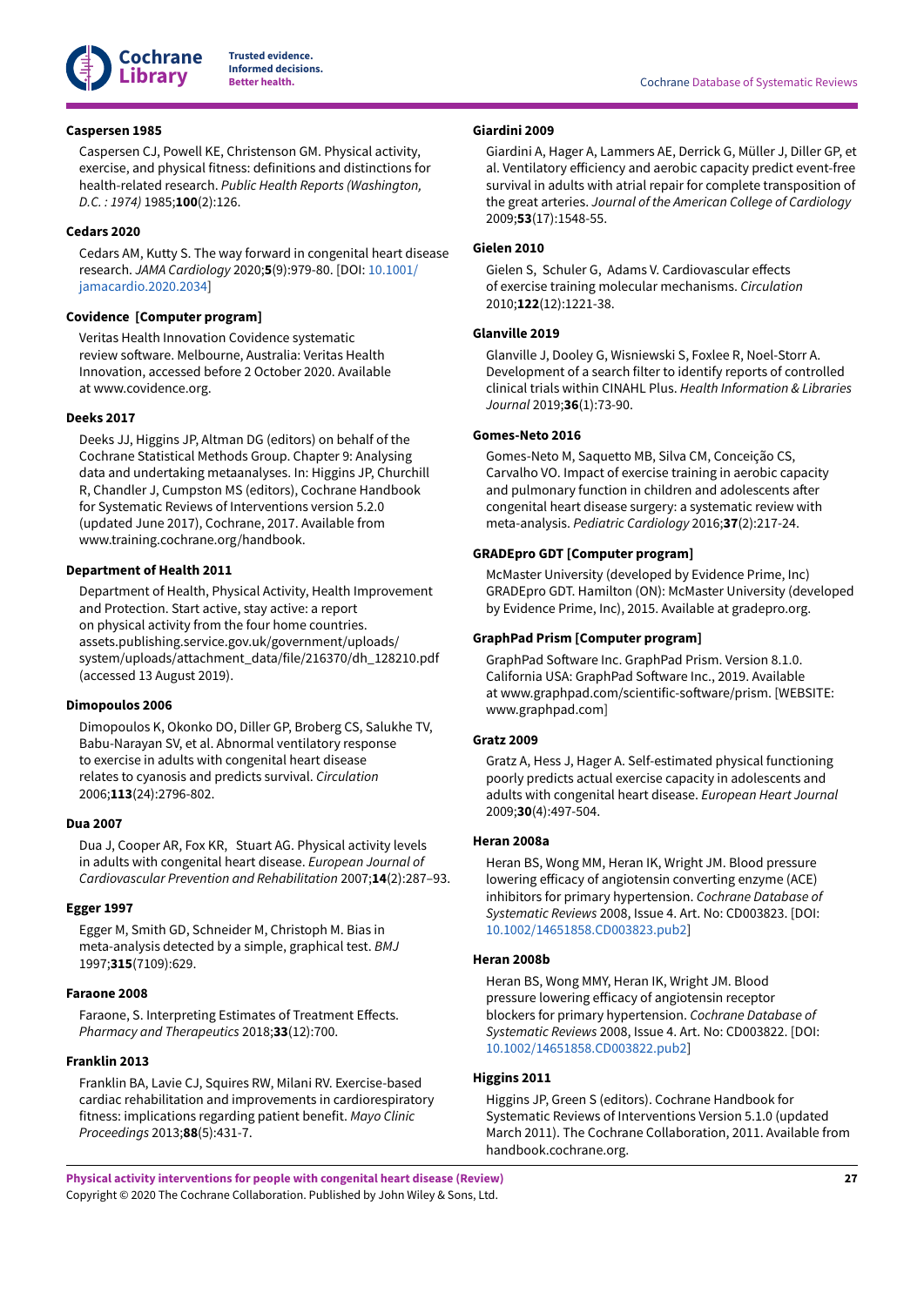**Caspersen 1985**

Caspersen CJ, Powell KE, Christenson GM. Physical activity, exercise, and physical fitness: definitions and distinctions for health-related research. *Public Health Reports (Washington, D.C. : 1974)* 1985;**100**(2):126.

**Cedars 2020**

Cedars AM, Kutty S. The way forward in congenital heart disease research. *JAMA Cardiology* 2020;**5**(9):979-80. [DOI: 10.1001/jamacardio.2020.2034]

**Covidence [Computer program]**

Veritas Health Innovation Covidence systematic review software. Melbourne, Australia: Veritas Health Innovation, accessed before 2 October 2020. Available at www.covidence.org.

**Deeks 2017**

Deeks JJ, Higgins JP, Altman DG (editors) on behalf of the Cochrane Statistical Methods Group. Chapter 9: Analysing data and undertaking metaanalyses. In: Higgins JP, Churchill R, Chandler J, Cumpston MS (editors), Cochrane Handbook for Systematic Reviews of Interventions version 5.2.0 (updated June 2017), Cochrane, 2017. Available from www.training.cochrane.org/handbook.

**Department of Health 2011**

Department of Health, Physical Activity, Health Improvement and Protection. Start active, stay active: a report on physical activity from the four home countries. assets.publishing.service.gov.uk/government/uploads/system/uploads/attachment_data/file/216370/dh_128210.pdf (accessed 13 August 2019).

**Dimopoulos 2006**

Dimopoulos K, Okonko DO, Diller GP, Broberg CS, Salukhe TV, Babu-Narayan SV, et al. Abnormal ventilatory response to exercise in adults with congenital heart disease relates to cyanosis and predicts survival. *Circulation* 2006;**113**(24):2796-802.

**Dua 2007**

Dua J, Cooper AR, Fox KR, Stuart AG. Physical activity levels in adults with congenital heart disease. *European Journal of Cardiovascular Prevention and Rehabilitation* 2007;**14**(2):287–93.

**Egger 1997**

Egger M, Smith GD, Schneider M, Christoph M. Bias in meta-analysis detected by a simple, graphical test. *BMJ* 1997;**315**(7109):629.

**Faraone 2008**

Faraone, S. Interpreting Estimates of Treatment Effects. *Pharmacy and Therapeutics* 2018;**33**(12):700.

**Franklin 2013**

Franklin BA, Lavie CJ, Squires RW, Milani RV. Exercise-based cardiac rehabilitation and improvements in cardiorespiratory fitness: implications regarding patient benefit. *Mayo Clinic Proceedings* 2013;**88**(5):431-7.

**Giardini 2009**

Giardini A, Hager A, Lammers AE, Derrick G, Müller J, Diller GP, et al. Ventilatory efficiency and aerobic capacity predict event-free survival in adults with atrial repair for complete transposition of the great arteries. *Journal of the American College of Cardiology* 2009;**53**(17):1548-55.

**Gielen 2010**

Gielen S, Schuler G, Adams V. Cardiovascular effects of exercise training molecular mechanisms. *Circulation* 2010;**122**(12):1221-38.

**Glanville 2019**

Glanville J, Dooley G, Wisniewski S, Foxlee R, Noel-Storr A. Development of a search filter to identify reports of controlled clinical trials within CINAHL Plus. *Health Information & Libraries Journal* 2019;**36**(1):73-90.

**Gomes-Neto 2016**

Gomes-Neto M, Saquetto MB, Silva CM, Conceição CS, Carvalho VO. Impact of exercise training in aerobic capacity and pulmonary function in children and adolescents after congenital heart disease surgery: a systematic review with meta-analysis. *Pediatric Cardiology* 2016;**37**(2):217-24.

**GRADEpro GDT [Computer program]**

McMaster University (developed by Evidence Prime, Inc) GRADEpro GDT. Hamilton (ON): McMaster University (developed by Evidence Prime, Inc), 2015. Available at gradepro.org.

**GraphPad Prism [Computer program]**

GraphPad Software Inc. GraphPad Prism. Version 8.1.0. California USA: GraphPad Software Inc., 2019. Available at www.graphpad.com/scientific-software/prism. [WEBSITE: www.graphpad.com]

**Gratz 2009**

Gratz A, Hess J, Hager A. Self-estimated physical functioning poorly predicts actual exercise capacity in adolescents and adults with congenital heart disease. *European Heart Journal* 2009;**30**(4):497-504.

**Heran 2008a**

Heran BS, Wong MM, Heran IK, Wright JM. Blood pressure lowering efficacy of angiotensin converting enzyme (ACE) inhibitors for primary hypertension. *Cochrane Database of Systematic Reviews* 2008, Issue 4. Art. No: CD003823. [DOI: 10.1002/14651858.CD003823.pub2]

**Heran 2008b**

Heran BS, Wong MMY, Heran IK, Wright JM. Blood pressure lowering efficacy of angiotensin receptor blockers for primary hypertension. *Cochrane Database of Systematic Reviews* 2008, Issue 4. Art. No: CD003822. [DOI: 10.1002/14651858.CD003822.pub2]

**Higgins 2011**

Higgins JP, Green S (editors). Cochrane Handbook for Systematic Reviews of Interventions Version 5.1.0 (updated March 2011). The Cochrane Collaboration, 2011. Available from handbook.cochrane.org.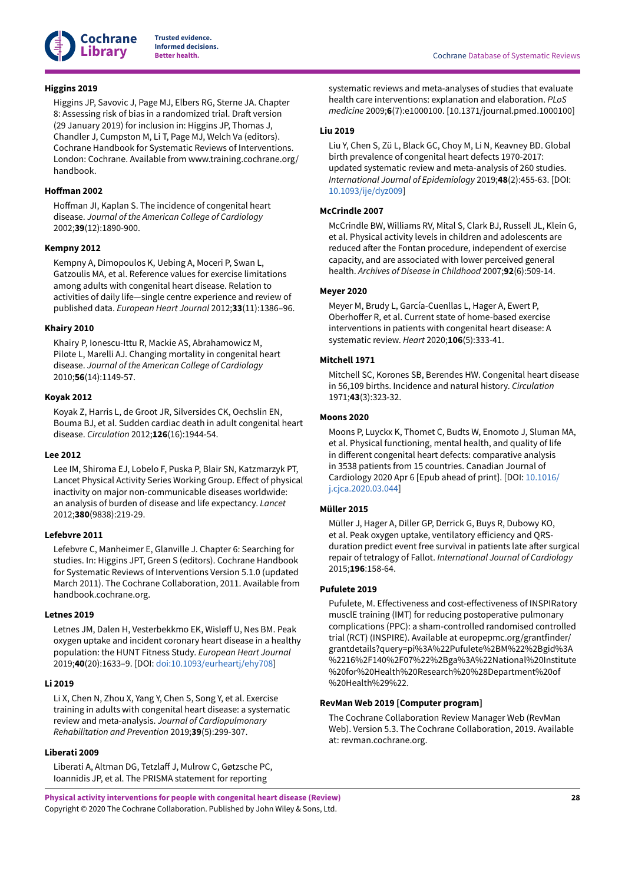**Higgins 2019**

Higgins JP, Savovic J, Page MJ, Elbers RG, Sterne JA. Chapter 8: Assessing risk of bias in a randomized trial. Draft version (29 January 2019) for inclusion in: Higgins JP, Thomas J, Chandler J, Cumpston M, Li T, Page MJ, Welch Va (editors). Cochrane Handbook for Systematic Reviews of Interventions. London: Cochrane. Available from www.training.cochrane.org/handbook.

**Hoffman 2002**

Hoffman JI, Kaplan S. The incidence of congenital heart disease. *Journal of the American College of Cardiology* 2002;**39**(12):1890-900.

**Kempny 2012**

Kempny A, Dimopoulos K, Uebing A, Moceri P, Swan L, Gatzoulis MA, et al. Reference values for exercise limitations among adults with congenital heart disease. Relation to activities of daily life—single centre experience and review of published data. *European Heart Journal* 2012;**33**(11):1386–96.

**Khairy 2010**

Khairy P, Ionescu-Ittu R, Mackie AS, Abrahamowicz M, Pilote L, Marelli AJ. Changing mortality in congenital heart disease. *Journal of the American College of Cardiology* 2010;**56**(14):1149-57.

**Koyak 2012**

Koyak Z, Harris L, de Groot JR, Silversides CK, Oechslin EN, Bouma BJ, et al. Sudden cardiac death in adult congenital heart disease. *Circulation* 2012;**126**(16):1944-54.

**Lee 2012**

Lee IM, Shiroma EJ, Lobelo F, Puska P, Blair SN, Katzmarzyk PT, Lancet Physical Activity Series Working Group. Effect of physical inactivity on major non-communicable diseases worldwide: an analysis of burden of disease and life expectancy. *Lancet* 2012;**380**(9838):219-29.

**Lefebvre 2011**

Lefebvre C, Manheimer E, Glanville J. Chapter 6: Searching for studies. In: Higgins JPT, Green S (editors). Cochrane Handbook for Systematic Reviews of Interventions Version 5.1.0 (updated March 2011). The Cochrane Collaboration, 2011. Available from handbook.cochrane.org.

**Letnes 2019**

Letnes JM, Dalen H, Vesterbekkmo EK, Wisløff U, Nes BM. Peak oxygen uptake and incident coronary heart disease in a healthy population: the HUNT Fitness Study. *European Heart Journal* 2019;**40**(20):1633–9. [DOI: doi:10.1093/eurheartj/ehy708]

**Li 2019**

Li X, Chen N, Zhou X, Yang Y, Chen S, Song Y, et al. Exercise training in adults with congenital heart disease: a systematic review and meta-analysis. *Journal of Cardiopulmonary Rehabilitation and Prevention* 2019;**39**(5):299-307.

**Liberati 2009**

Liberati A, Altman DG, Tetzlaff J, Mulrow C, Gøtzsche PC, Ioannidis JP, et al. The PRISMA statement for reporting systematic reviews and meta-analyses of studies that evaluate health care interventions: explanation and elaboration. *PLoS medicine* 2009;**6**(7):e1000100. [10.1371/journal.pmed.1000100]

**Liu 2019**

Liu Y, Chen S, Zü L, Black GC, Choy M, Li N, Keavney BD. Global birth prevalence of congenital heart defects 1970-2017: updated systematic review and meta-analysis of 260 studies. *International Journal of Epidemiology* 2019;**48**(2):455-63. [DOI: 10.1093/ije/dyz009]

**McCrindle 2007**

McCrindle BW, Williams RV, Mital S, Clark BJ, Russell JL, Klein G, et al. Physical activity levels in children and adolescents are reduced after the Fontan procedure, independent of exercise capacity, and are associated with lower perceived general health. *Archives of Disease in Childhood* 2007;**92**(6):509-14.

**Meyer 2020**

Meyer M, Brudy L, García-Cuenllas L, Hager A, Ewert P, Oberhoffer R, et al. Current state of home-based exercise interventions in patients with congenital heart disease: A systematic review. *Heart* 2020;**106**(5):333-41.

**Mitchell 1971**

Mitchell SC, Korones SB, Berendes HW. Congenital heart disease in 56,109 births. Incidence and natural history. *Circulation* 1971;**43**(3):323-32.

**Moons 2020**

Moons P, Luyckx K, Thomet C, Budts W, Enomoto J, Sluman MA, et al. Physical functioning, mental health, and quality of life in different congenital heart defects: comparative analysis in 3538 patients from 15 countries. Canadian Journal of Cardiology 2020 Apr 6 [Epub ahead of print]. [DOI: 10.1016/j.cjca.2020.03.044]

**Müller 2015**

Müller J, Hager A, Diller GP, Derrick G, Buys R, Dubowy KO, et al. Peak oxygen uptake, ventilatory efficiency and QRS-duration predict event free survival in patients late after surgical repair of tetralogy of Fallot. *International Journal of Cardiology* 2015;**196**:158-64.

**Pufulete 2019**

Pufulete, M. Effectiveness and cost-effectiveness of INSPIRatory musclE training (IMT) for reducing postoperative pulmonary complications (PPC): a sham-controlled randomised controlled trial (RCT) (INSPIRE). Available at europepmc.org/grantfinder/grantdetails?query=pi%3A%22Pufulete%2BM%22%2Bgid%3A%2216%2F140%2F07%22%2Bga%3A%22National%20Institute%20for%20Health%20Research%20%28Department%20of%20Health%29%22.

**RevMan Web 2019 [Computer program]**

The Cochrane Collaboration Review Manager Web (RevMan Web). Version 5.3. The Cochrane Collaboration, 2019. Available at: revman.cochrane.org.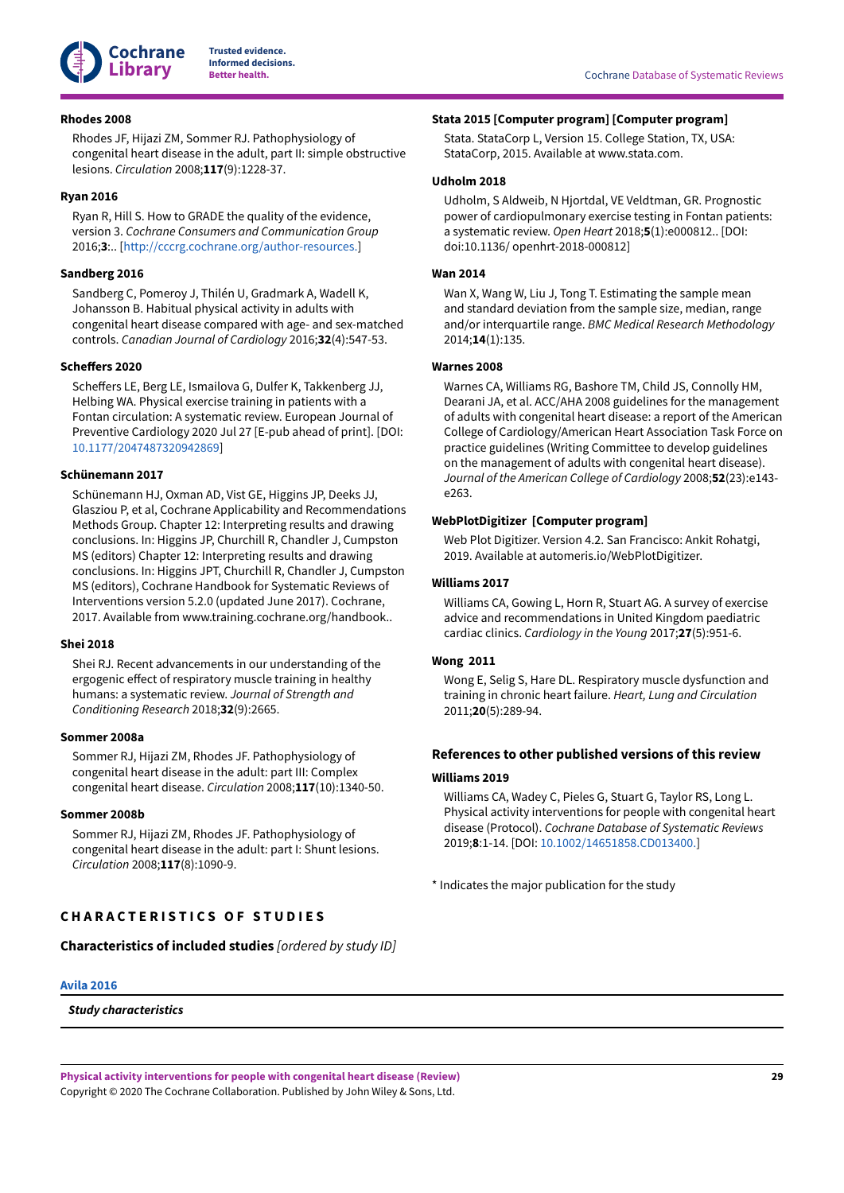**Rhodes 2008**

Rhodes JF, Hijazi ZM, Sommer RJ. Pathophysiology of congenital heart disease in the adult, part II: simple obstructive lesions. *Circulation* 2008;**117**(9):1228-37.

**Ryan 2016**

Ryan R, Hill S. How to GRADE the quality of the evidence, version 3. *Cochrane Consumers and Communication Group* 2016;**3**:.. [http://cccrg.cochrane.org/author-resources.]

**Sandberg 2016**

Sandberg C, Pomeroy J, Thilén U, Gradmark A, Wadell K, Johansson B. Habitual physical activity in adults with congenital heart disease compared with age- and sex-matched controls. *Canadian Journal of Cardiology* 2016;**32**(4):547-53.

**Scheffers 2020**

Scheffers LE, Berg LE, Ismailova G, Dulfer K, Takkenberg JJ, Helbing WA. Physical exercise training in patients with a Fontan circulation: A systematic review. European Journal of Preventive Cardiology 2020 Jul 27 [E-pub ahead of print]. [DOI: 10.1177/2047487320942869]

**Schünemann 2017**

Schünemann HJ, Oxman AD, Vist GE, Higgins JP, Deeks JJ, Glasziou P, et al, Cochrane Applicability and Recommendations Methods Group. Chapter 12: Interpreting results and drawing conclusions. In: Higgins JP, Churchill R, Chandler J, Cumpston MS (editors) Chapter 12: Interpreting results and drawing conclusions. In: Higgins JPT, Churchill R, Chandler J, Cumpston MS (editors), Cochrane Handbook for Systematic Reviews of Interventions version 5.2.0 (updated June 2017). Cochrane, 2017. Available from www.training.cochrane.org/handbook..

**Shei 2018**

Shei RJ. Recent advancements in our understanding of the ergogenic effect of respiratory muscle training in healthy humans: a systematic review. *Journal of Strength and Conditioning Research* 2018;**32**(9):2665.

**Sommer 2008a**

Sommer RJ, Hijazi ZM, Rhodes JF. Pathophysiology of congenital heart disease in the adult: part III: Complex congenital heart disease. *Circulation* 2008;**117**(10):1340-50.

**Sommer 2008b**

Sommer RJ, Hijazi ZM, Rhodes JF. Pathophysiology of congenital heart disease in the adult: part I: Shunt lesions. *Circulation* 2008;**117**(8):1090-9.

**Stata 2015 [Computer program] [Computer program]**

Stata. StataCorp L, Version 15. College Station, TX, USA: StataCorp, 2015. Available at www.stata.com.

**Udholm 2018**

Udholm, S Aldweib, N Hjortdal, VE Veldtman, GR. Prognostic power of cardiopulmonary exercise testing in Fontan patients: a systematic review. *Open Heart* 2018;**5**(1):e000812.. [DOI: doi:10.1136/ openhrt-2018-000812]

**Wan 2014**

Wan X, Wang W, Liu J, Tong T. Estimating the sample mean and standard deviation from the sample size, median, range and/or interquartile range. *BMC Medical Research Methodology* 2014;**14**(1):135.

**Warnes 2008**

Warnes CA, Williams RG, Bashore TM, Child JS, Connolly HM, Dearani JA, et al. ACC/AHA 2008 guidelines for the management of adults with congenital heart disease: a report of the American College of Cardiology/American Heart Association Task Force on practice guidelines (Writing Committee to develop guidelines on the management of adults with congenital heart disease). *Journal of the American College of Cardiology* 2008;**52**(23):e143-e263.

**WebPlotDigitizer [Computer program]**

Web Plot Digitizer. Version 4.2. San Francisco: Ankit Rohatgi, 2019. Available at automeris.io/WebPlotDigitizer.

**Williams 2017**

Williams CA, Gowing L, Horn R, Stuart AG. A survey of exercise advice and recommendations in United Kingdom paediatric cardiac clinics. *Cardiology in the Young* 2017;**27**(5):951-6.

**Wong 2011**

Wong E, Selig S, Hare DL. Respiratory muscle dysfunction and training in chronic heart failure. *Heart, Lung and Circulation* 2011;**20**(5):289-94.

### References to other published versions of this review

**Williams 2019**

Williams CA, Wadey C, Pieles G, Stuart G, Taylor RS, Long L. Physical activity interventions for people with congenital heart disease (Protocol). *Cochrane Database of Systematic Reviews* 2019;**8**:1-14. [DOI: 10.1002/14651858.CD013400.]

\* Indicates the major publication for the study

## CHARACTERISTICS OF STUDIES

### Characteristics of included studies *[ordered by study ID]*

**Avila 2016**

***Study characteristics***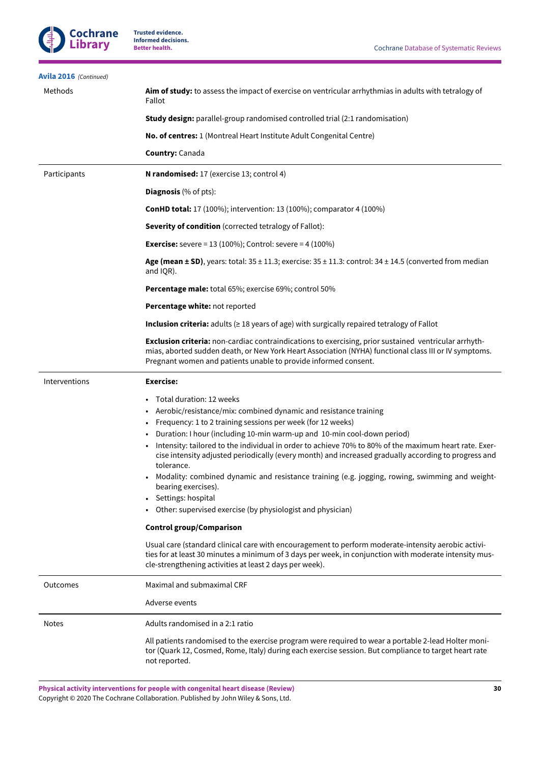**Avila 2016** *(Continued)*

| | |
|---|---|
| Methods | **Aim of study:** to assess the impact of exercise on ventricular arrhythmias in adults with tetralogy of Fallot<br><br>**Study design:** parallel-group randomised controlled trial (2:1 randomisation)<br><br>**No. of centres:** 1 (Montreal Heart Institute Adult Congenital Centre)<br><br>**Country:** Canada |
| Participants | **N randomised:** 17 (exercise 13; control 4)<br><br>**Diagnosis** (% of pts):<br><br>**ConHD total:** 17 (100%); intervention: 13 (100%); comparator 4 (100%)<br><br>**Severity of condition** (corrected tetralogy of Fallot):<br><br>**Exercise:** severe = 13 (100%); Control: severe = 4 (100%)<br><br>**Age (mean ± SD)**, years: total: 35 ± 11.3; exercise: 35 ± 11.3: control: 34 ± 14.5 (converted from median and IQR).<br><br>**Percentage male:** total 65%; exercise 69%; control 50%<br><br>**Percentage white:** not reported<br><br>**Inclusion criteria:** adults (≥ 18 years of age) with surgically repaired tetralogy of Fallot<br><br>**Exclusion criteria:** non-cardiac contraindications to exercising, prior sustained ventricular arrhythmias, aborted sudden death, or New York Heart Association (NYHA) functional class III or IV symptoms. Pregnant women and patients unable to provide informed consent. |
| Interventions | **Exercise:**<br><br>• Total duration: 12 weeks<br>• Aerobic/resistance/mix: combined dynamic and resistance training<br>• Frequency: 1 to 2 training sessions per week (for 12 weeks)<br>• Duration: I hour (including 10-min warm-up and 10-min cool-down period)<br>• Intensity: tailored to the individual in order to achieve 70% to 80% of the maximum heart rate. Exercise intensity adjusted periodically (every month) and increased gradually according to progress and tolerance.<br>• Modality: combined dynamic and resistance training (e.g. jogging, rowing, swimming and weight-bearing exercises).<br>• Settings: hospital<br>• Other: supervised exercise (by physiologist and physician)<br><br>**Control group/Comparison**<br><br>Usual care (standard clinical care with encouragement to perform moderate-intensity aerobic activities for at least 30 minutes a minimum of 3 days per week, in conjunction with moderate intensity muscle-strengthening activities at least 2 days per week). |
| Outcomes | Maximal and submaximal CRF<br><br>Adverse events |
| Notes | Adults randomised in a 2:1 ratio<br><br>All patients randomised to the exercise program were required to wear a portable 2-lead Holter monitor (Quark 12, Cosmed, Rome, Italy) during each exercise session. But compliance to target heart rate not reported. |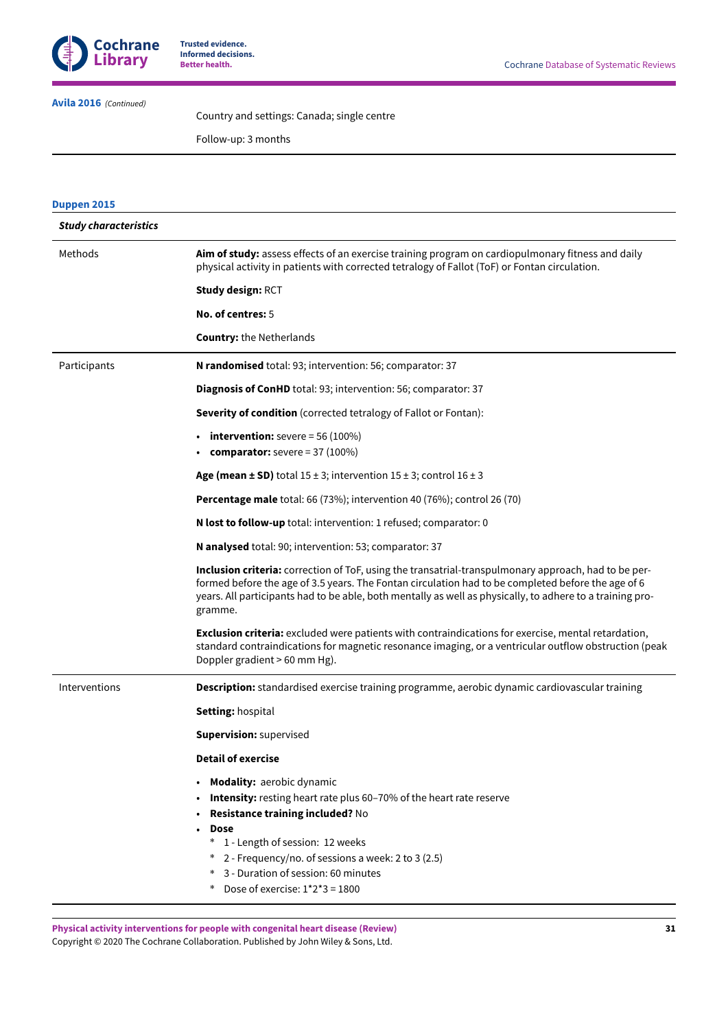**Avila 2016** *(Continued)*

| | |
|---|---|
| | Country and settings: Canada; single centre<br><br>Follow-up: 3 months |

**Duppen 2015**

| ***Study characteristics*** | |
|---|---|
| Methods | **Aim of study:** assess effects of an exercise training program on cardiopulmonary fitness and daily physical activity in patients with corrected tetralogy of Fallot (ToF) or Fontan circulation.<br><br>**Study design:** RCT<br><br>**No. of centres:** 5<br><br>**Country:** the Netherlands |
| Participants | **N randomised** total: 93; intervention: 56; comparator: 37<br><br>**Diagnosis of ConHD** total: 93; intervention: 56; comparator: 37<br><br>**Severity of condition** (corrected tetralogy of Fallot or Fontan):<br><br>• **intervention:** severe = 56 (100%)<br>• **comparator:** severe = 37 (100%)<br><br>**Age (mean ± SD)** total 15 ± 3; intervention 15 ± 3; control 16 ± 3<br><br>**Percentage male** total: 66 (73%); intervention 40 (76%); control 26 (70)<br><br>**N lost to follow-up** total: intervention: 1 refused; comparator: 0<br><br>**N analysed** total: 90; intervention: 53; comparator: 37<br><br>**Inclusion criteria:** correction of ToF, using the transatrial-transpulmonary approach, had to be performed before the age of 3.5 years. The Fontan circulation had to be completed before the age of 6 years. All participants had to be able, both mentally as well as physically, to adhere to a training programme.<br><br>**Exclusion criteria:** excluded were patients with contraindications for exercise, mental retardation, standard contraindications for magnetic resonance imaging, or a ventricular outflow obstruction (peak Doppler gradient > 60 mm Hg). |
| Interventions | **Description:** standardised exercise training programme, aerobic dynamic cardiovascular training<br><br>**Setting:** hospital<br><br>**Supervision:** supervised<br><br>**Detail of exercise**<br><br>• **Modality:** aerobic dynamic<br>• **Intensity:** resting heart rate plus 60–70% of the heart rate reserve<br>• **Resistance training included?** No<br>• **Dose**<br>&nbsp;&nbsp;* 1 - Length of session: 12 weeks<br>&nbsp;&nbsp;* 2 - Frequency/no. of sessions a week: 2 to 3 (2.5)<br>&nbsp;&nbsp;* 3 - Duration of session: 60 minutes<br>&nbsp;&nbsp;* Dose of exercise: 1*2*3 = 1800 |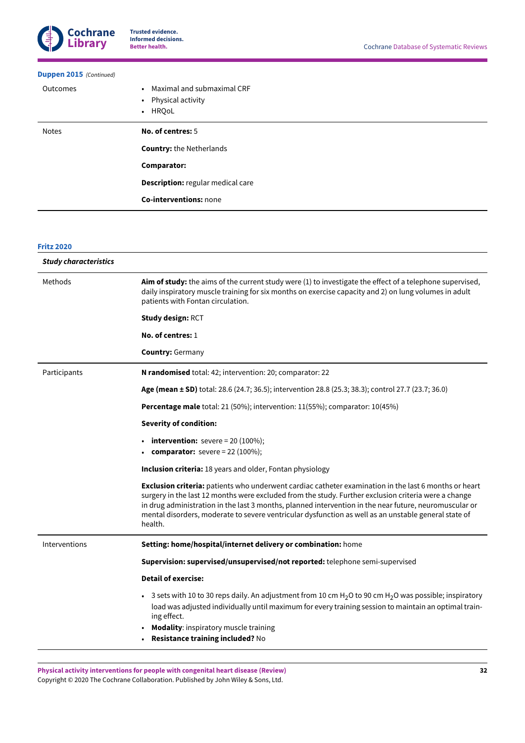**Duppen 2015** *(Continued)*

| | |
|---|---|
| Outcomes | • Maximal and submaximal CRF<br>• Physical activity<br>• HRQoL |
| Notes | **No. of centres:** 5<br><br>**Country:** the Netherlands<br><br>**Comparator:**<br><br>**Description:** regular medical care<br><br>**Co-interventions:** none |

**Fritz 2020**

| *Study characteristics* | |
|---|---|
| Methods | **Aim of study:** the aims of the current study were (1) to investigate the effect of a telephone supervised, daily inspiratory muscle training for six months on exercise capacity and 2) on lung volumes in adult patients with Fontan circulation.<br><br>**Study design:** RCT<br><br>**No. of centres:** 1<br><br>**Country:** Germany |
| Participants | **N randomised** total: 42; intervention: 20; comparator: 22<br><br>**Age (mean ± SD)** total: 28.6 (24.7; 36.5); intervention 28.8 (25.3; 38.3); control 27.7 (23.7; 36.0)<br><br>**Percentage male** total: 21 (50%); intervention: 11(55%); comparator: 10(45%)<br><br>**Severity of condition:**<br><br>• **intervention:** severe = 20 (100%);<br>• **comparator:** severe = 22 (100%);<br><br>**Inclusion criteria:** 18 years and older, Fontan physiology<br><br>**Exclusion criteria:** patients who underwent cardiac catheter examination in the last 6 months or heart surgery in the last 12 months were excluded from the study. Further exclusion criteria were a change in drug administration in the last 3 months, planned intervention in the near future, neuromuscular or mental disorders, moderate to severe ventricular dysfunction as well as an unstable general state of health. |
| Interventions | **Setting: home/hospital/internet delivery or combination:** home<br><br>**Supervision: supervised/unsupervised/not reported:** telephone semi-supervised<br><br>**Detail of exercise:**<br><br>• 3 sets with 10 to 30 reps daily. An adjustment from 10 cm $H_2O$ to 90 cm $H_2O$ was possible; inspiratory load was adjusted individually until maximum for every training session to maintain an optimal training effect.<br>• **Modality**: inspiratory muscle training<br>• **Resistance training included?** No |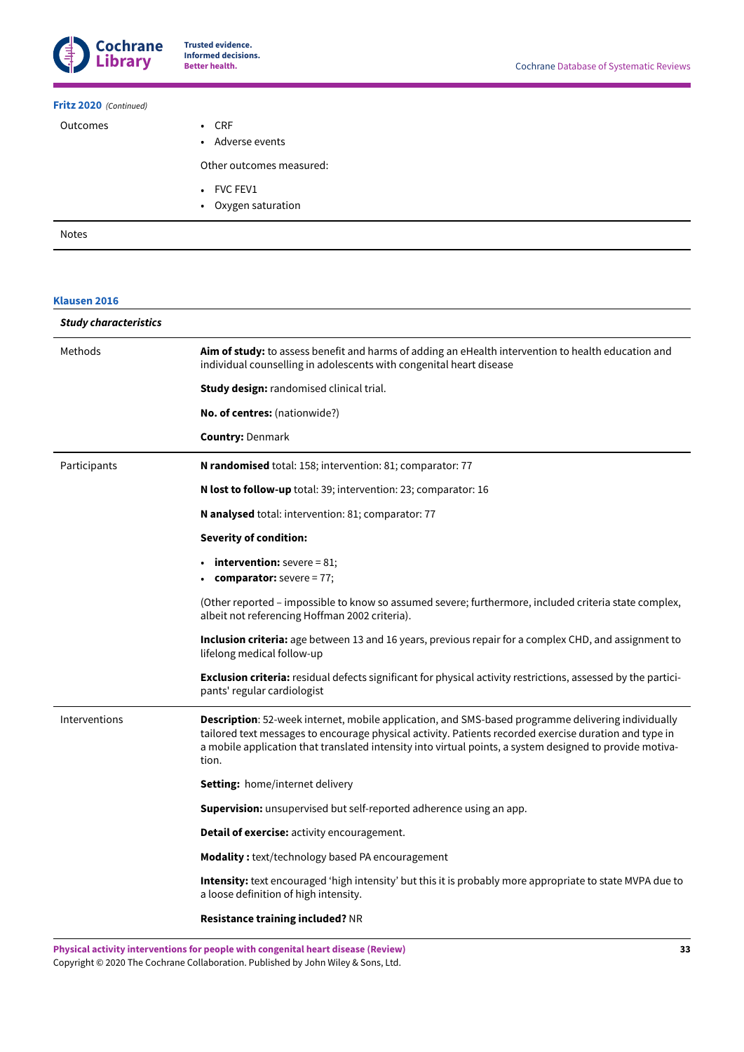**Fritz 2020** *(Continued)*

| | |
|---|---|
| Outcomes | • CRF<br>• Adverse events<br><br>Other outcomes measured:<br><br>• FVC FEV1<br>• Oxygen saturation |
| Notes | |

**Klausen 2016**

| ***Study characteristics*** | |
|---|---|
| Methods | **Aim of study:** to assess benefit and harms of adding an eHealth intervention to health education and individual counselling in adolescents with congenital heart disease<br><br>**Study design:** randomised clinical trial.<br><br>**No. of centres:** (nationwide?)<br><br>**Country:** Denmark |
| Participants | **N randomised** total: 158; intervention: 81; comparator: 77<br><br>**N lost to follow-up** total: 39; intervention: 23; comparator: 16<br><br>**N analysed** total: intervention: 81; comparator: 77<br><br>**Severity of condition:**<br><br>• **intervention:** severe = 81;<br>• **comparator:** severe = 77;<br><br>(Other reported – impossible to know so assumed severe; furthermore, included criteria state complex, albeit not referencing Hoffman 2002 criteria).<br><br>**Inclusion criteria:** age between 13 and 16 years, previous repair for a complex CHD, and assignment to lifelong medical follow-up<br><br>**Exclusion criteria:** residual defects significant for physical activity restrictions, assessed by the participants' regular cardiologist |
| Interventions | **Description**: 52-week internet, mobile application, and SMS-based programme delivering individually tailored text messages to encourage physical activity. Patients recorded exercise duration and type in a mobile application that translated intensity into virtual points, a system designed to provide motivation.<br><br>**Setting:** home/internet delivery<br><br>**Supervision:** unsupervised but self-reported adherence using an app.<br><br>**Detail of exercise:** activity encouragement.<br><br>**Modality :** text/technology based PA encouragement<br><br>**Intensity:** text encouraged 'high intensity' but this it is probably more appropriate to state MVPA due to a loose definition of high intensity.<br><br>**Resistance training included?** NR |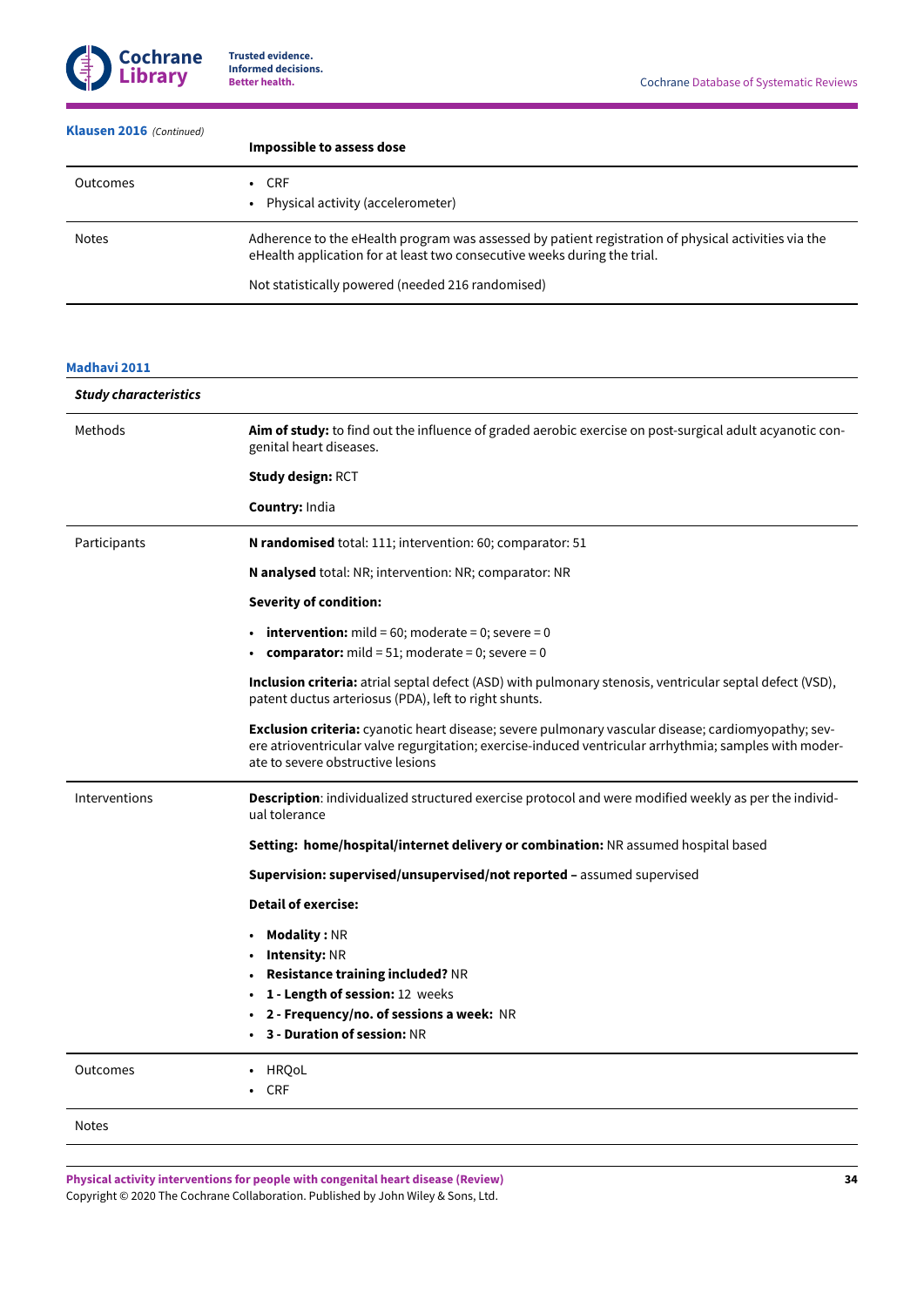**Klausen 2016** *(Continued)*

| | **Impossible to assess dose** |
|---|---|
| Outcomes | • CRF<br>• Physical activity (accelerometer) |
| Notes | Adherence to the eHealth program was assessed by patient registration of physical activities via the eHealth application for at least two consecutive weeks during the trial.<br><br>Not statistically powered (needed 216 randomised) |

**Madhavi 2011**

| ***Study characteristics*** | |
|---|---|
| Methods | **Aim of study:** to find out the influence of graded aerobic exercise on post-surgical adult acyanotic congenital heart diseases.<br><br>**Study design:** RCT<br><br>**Country:** India |
| Participants | **N randomised** total: 111; intervention: 60; comparator: 51<br><br>**N analysed** total: NR; intervention: NR; comparator: NR<br><br>**Severity of condition:**<br><br>• **intervention:** mild = 60; moderate = 0; severe = 0<br>• **comparator:** mild = 51; moderate = 0; severe = 0<br><br>**Inclusion criteria:** atrial septal defect (ASD) with pulmonary stenosis, ventricular septal defect (VSD), patent ductus arteriosus (PDA), left to right shunts.<br><br>**Exclusion criteria:** cyanotic heart disease; severe pulmonary vascular disease; cardiomyopathy; severe atrioventricular valve regurgitation; exercise-induced ventricular arrhythmia; samples with moderate to severe obstructive lesions |
| Interventions | **Description**: individualized structured exercise protocol and were modified weekly as per the individual tolerance<br><br>**Setting: home/hospital/internet delivery or combination:** NR assumed hospital based<br><br>**Supervision: supervised/unsupervised/not reported –** assumed supervised<br><br>**Detail of exercise:**<br><br>• **Modality :** NR<br>• **Intensity:** NR<br>• **Resistance training included?** NR<br>• **1 - Length of session:** 12 weeks<br>• **2 - Frequency/no. of sessions a week:** NR<br>• **3 - Duration of session:** NR |
| Outcomes | • HRQoL<br>• CRF |
| Notes | |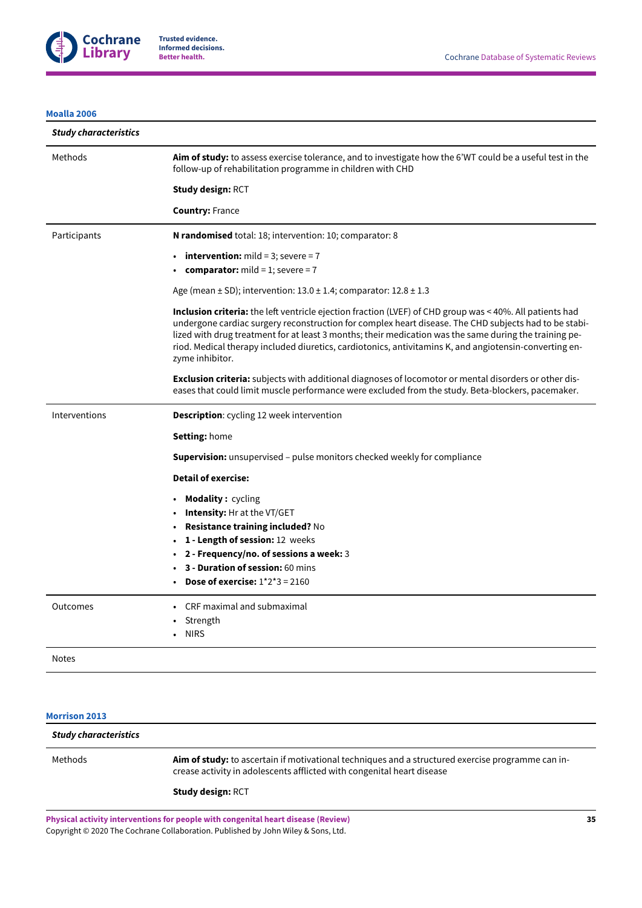**Moalla 2006**

| *Study characteristics* | |
|---|---|
| Methods | **Aim of study:** to assess exercise tolerance, and to investigate how the 6'WT could be a useful test in the follow-up of rehabilitation programme in children with CHD<br><br>**Study design:** RCT<br><br>**Country:** France |
| Participants | **N randomised** total: 18; intervention: 10; comparator: 8<br><br>• **intervention:** mild = 3; severe = 7<br>• **comparator:** mild = 1; severe = 7<br><br>Age (mean ± SD); intervention: 13.0 ± 1.4; comparator: 12.8 ± 1.3<br><br>**Inclusion criteria:** the left ventricle ejection fraction (LVEF) of CHD group was < 40%. All patients had undergone cardiac surgery reconstruction for complex heart disease. The CHD subjects had to be stabilized with drug treatment for at least 3 months; their medication was the same during the training period. Medical therapy included diuretics, cardiotonics, antivitamins K, and angiotensin-converting enzyme inhibitor.<br><br>**Exclusion criteria:** subjects with additional diagnoses of locomotor or mental disorders or other diseases that could limit muscle performance were excluded from the study. Beta-blockers, pacemaker. |
| Interventions | **Description**: cycling 12 week intervention<br><br>**Setting:** home<br><br>**Supervision:** unsupervised – pulse monitors checked weekly for compliance<br><br>**Detail of exercise:**<br><br>• **Modality :** cycling<br>• **Intensity:** Hr at the VT/GET<br>• **Resistance training included?** No<br>• **1 - Length of session:** 12 weeks<br>• **2 - Frequency/no. of sessions a week:** 3<br>• **3 - Duration of session:** 60 mins<br>• **Dose of exercise:** 1*2*3 = 2160 |
| Outcomes | • CRF maximal and submaximal<br>• Strength<br>• NIRS |
| Notes | |

**Morrison 2013**

| *Study characteristics* | |
|---|---|
| Methods | **Aim of study:** to ascertain if motivational techniques and a structured exercise programme can increase activity in adolescents afflicted with congenital heart disease<br><br>**Study design:** RCT |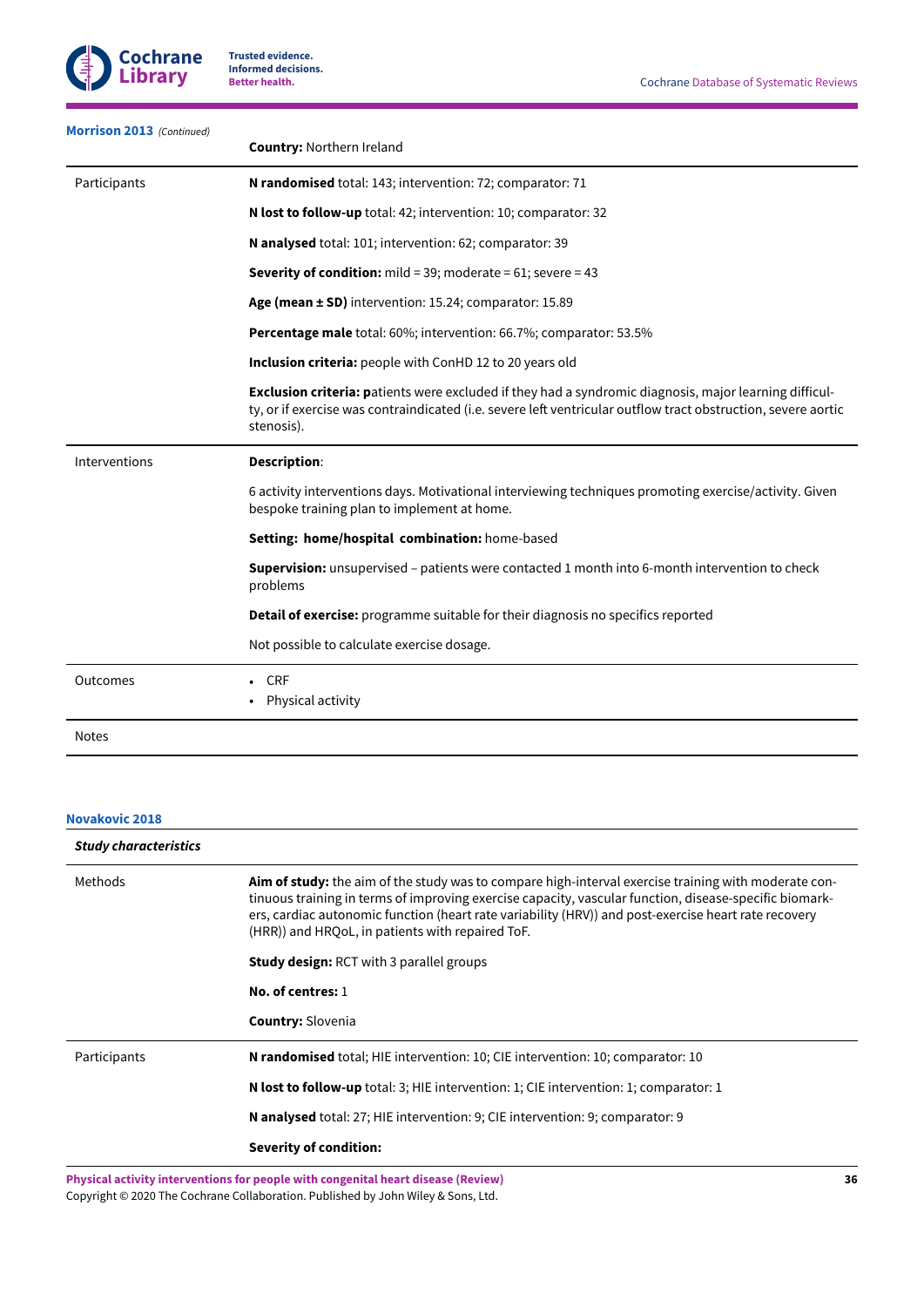**Morrison 2013** *(Continued)*

| | |
|---|---|
| | **Country:** Northern Ireland |
| Participants | **N randomised** total: 143; intervention: 72; comparator: 71<br><br>**N lost to follow-up** total: 42; intervention: 10; comparator: 32<br><br>**N analysed** total: 101; intervention: 62; comparator: 39<br><br>**Severity of condition:** mild = 39; moderate = 61; severe = 43<br><br>**Age (mean ± SD)** intervention: 15.24; comparator: 15.89<br><br>**Percentage male** total: 60%; intervention: 66.7%; comparator: 53.5%<br><br>**Inclusion criteria:** people with ConHD 12 to 20 years old<br><br>**Exclusion criteria: p**atients were excluded if they had a syndromic diagnosis, major learning difficulty, or if exercise was contraindicated (i.e. severe left ventricular outflow tract obstruction, severe aortic stenosis). |
| Interventions | **Description**:<br><br>6 activity interventions days. Motivational interviewing techniques promoting exercise/activity. Given bespoke training plan to implement at home.<br><br>**Setting: home/hospital combination:** home-based<br><br>**Supervision:** unsupervised – patients were contacted 1 month into 6-month intervention to check problems<br><br>**Detail of exercise:** programme suitable for their diagnosis no specifics reported<br><br>Not possible to calculate exercise dosage. |
| Outcomes | • CRF<br>• Physical activity |
| Notes | |

**Novakovic 2018**

| *Study characteristics* | |
|---|---|
| Methods | **Aim of study:** the aim of the study was to compare high-interval exercise training with moderate continuous training in terms of improving exercise capacity, vascular function, disease-specific biomarkers, cardiac autonomic function (heart rate variability (HRV)) and post-exercise heart rate recovery (HRR)) and HRQoL, in patients with repaired ToF.<br><br>**Study design:** RCT with 3 parallel groups<br><br>**No. of centres:** 1<br><br>**Country:** Slovenia |
| Participants | **N randomised** total; HIE intervention: 10; CIE intervention: 10; comparator: 10<br><br>**N lost to follow-up** total: 3; HIE intervention: 1; CIE intervention: 1; comparator: 1<br><br>**N analysed** total: 27; HIE intervention: 9; CIE intervention: 9; comparator: 9<br><br>**Severity of condition:** |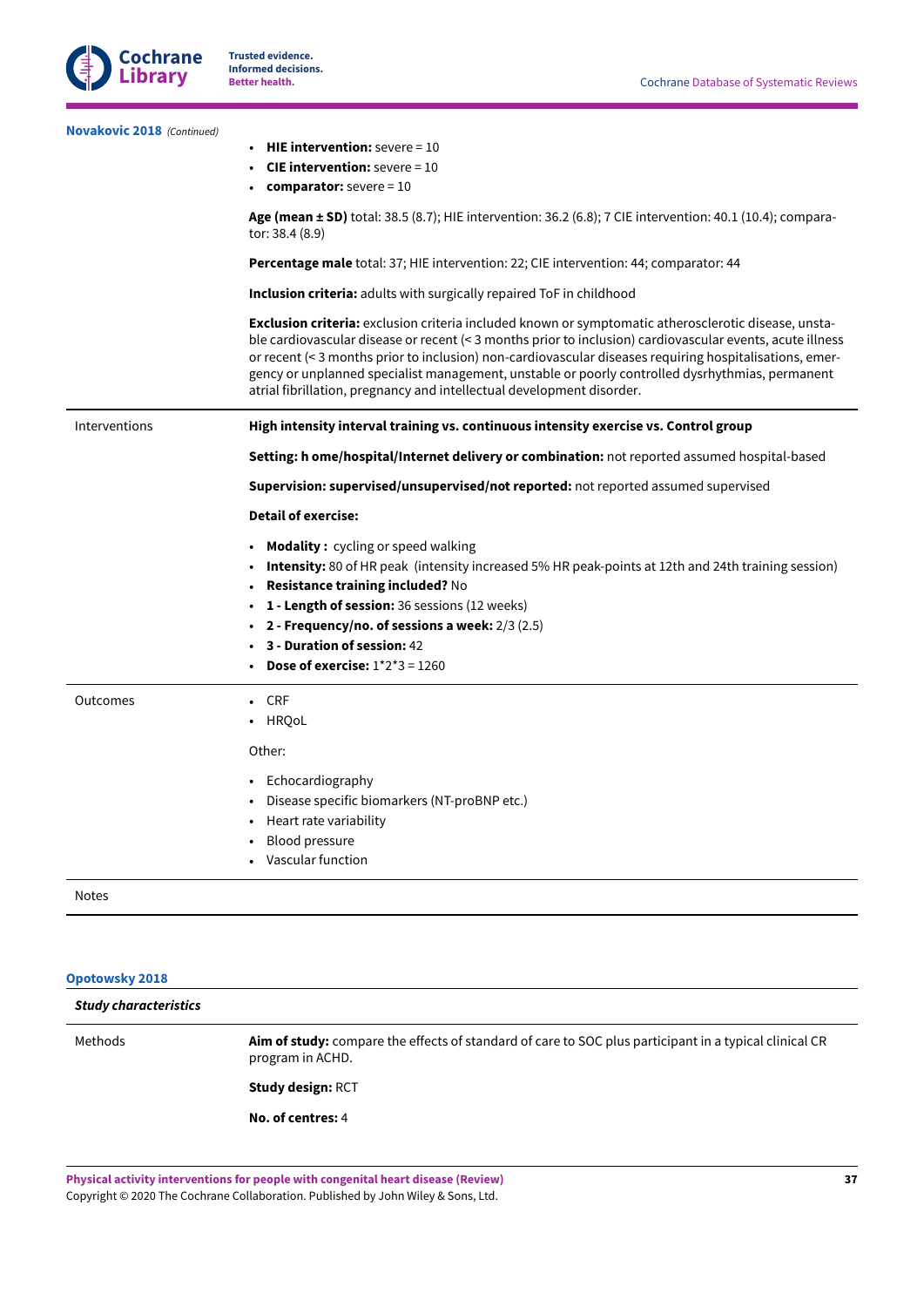**Novakovic 2018** *(Continued)*

| | |
|---|---|
| | • **HIE intervention:** severe = 10<br>• **CIE intervention:** severe = 10<br>• **comparator:** severe = 10<br><br>**Age (mean ± SD)** total: 38.5 (8.7); HIE intervention: 36.2 (6.8); 7 CIE intervention: 40.1 (10.4); comparator: 38.4 (8.9)<br><br>**Percentage male** total: 37; HIE intervention: 22; CIE intervention: 44; comparator: 44<br><br>**Inclusion criteria:** adults with surgically repaired ToF in childhood<br><br>**Exclusion criteria:** exclusion criteria included known or symptomatic atherosclerotic disease, unstable cardiovascular disease or recent (< 3 months prior to inclusion) cardiovascular events, acute illness or recent (< 3 months prior to inclusion) non-cardiovascular diseases requiring hospitalisations, emergency or unplanned specialist management, unstable or poorly controlled dysrhythmias, permanent atrial fibrillation, pregnancy and intellectual development disorder. |
| Interventions | **High intensity interval training vs. continuous intensity exercise vs. Control group**<br><br>**Setting: h ome/hospital/Internet delivery or combination:** not reported assumed hospital-based<br><br>**Supervision: supervised/unsupervised/not reported:** not reported assumed supervised<br><br>**Detail of exercise:**<br><br>• **Modality :** cycling or speed walking<br>• **Intensity:** 80 of HR peak (intensity increased 5% HR peak-points at 12th and 24th training session)<br>• **Resistance training included?** No<br>• **1 - Length of session:** 36 sessions (12 weeks)<br>• **2 - Frequency/no. of sessions a week:** 2/3 (2.5)<br>• **3 - Duration of session:** 42<br>• **Dose of exercise:** 1*2*3 = 1260 |
| Outcomes | • CRF<br>• HRQoL<br><br>Other:<br><br>• Echocardiography<br>• Disease specific biomarkers (NT-proBNP etc.)<br>• Heart rate variability<br>• Blood pressure<br>• Vascular function |
| Notes | |

**Opotowsky 2018**

| *Study characteristics* | |
|---|---|
| Methods | **Aim of study:** compare the effects of standard of care to SOC plus participant in a typical clinical CR program in ACHD.<br><br>**Study design:** RCT<br><br>**No. of centres:** 4 |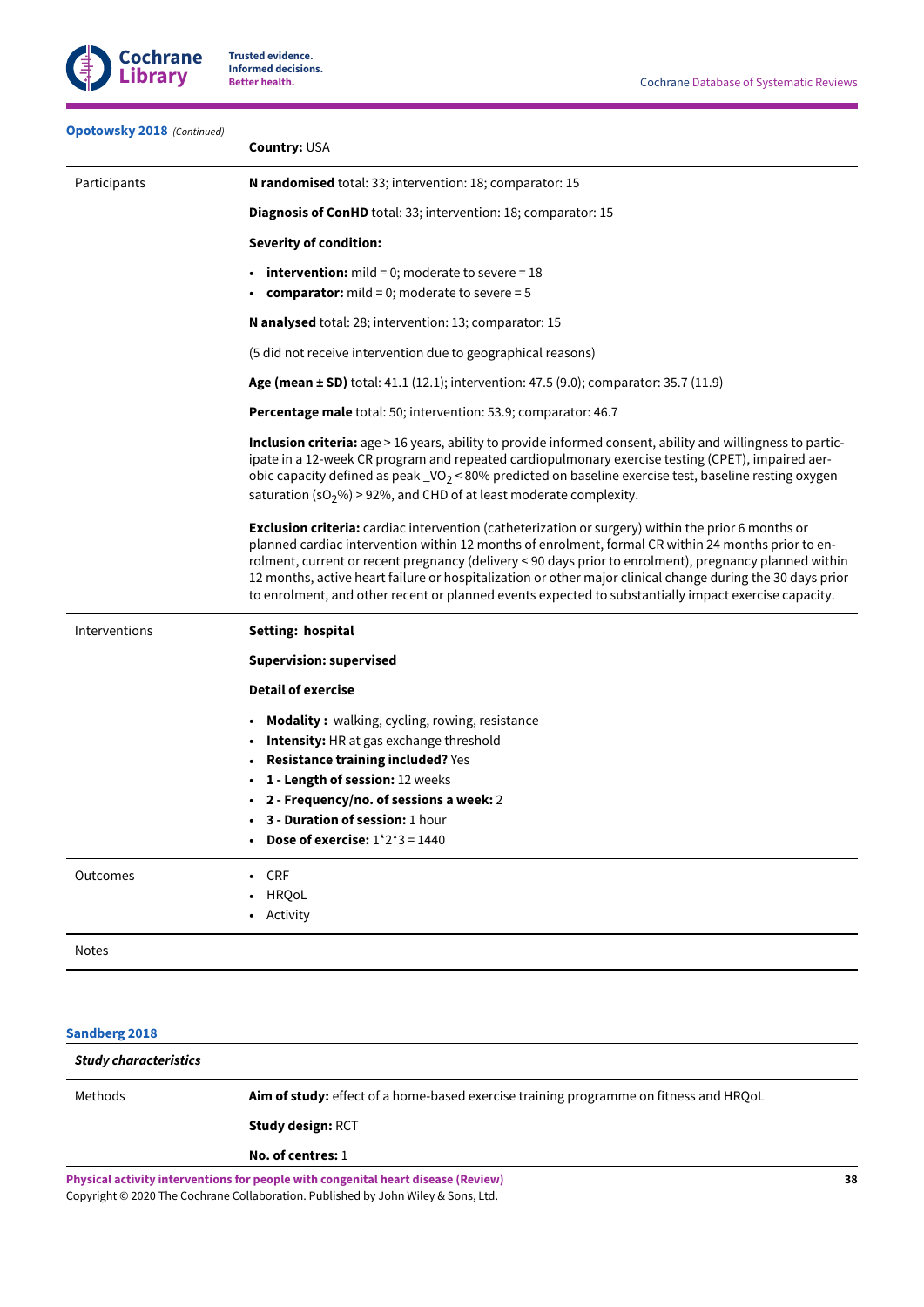**Opotowsky 2018** *(Continued)*

| | |
|---|---|
| | **Country:** USA |
| Participants | **N randomised** total: 33; intervention: 18; comparator: 15<br><br>**Diagnosis of ConHD** total: 33; intervention: 18; comparator: 15<br><br>**Severity of condition:**<br><br>• **intervention:** mild = 0; moderate to severe = 18<br>• **comparator:** mild = 0; moderate to severe = 5<br><br>**N analysed** total: 28; intervention: 13; comparator: 15<br><br>(5 did not receive intervention due to geographical reasons)<br><br>**Age (mean ± SD)** total: 41.1 (12.1); intervention: 47.5 (9.0); comparator: 35.7 (11.9)<br><br>**Percentage male** total: 50; intervention: 53.9; comparator: 46.7<br><br>**Inclusion criteria:** age > 16 years, ability to provide informed consent, ability and willingness to participate in a 12-week CR program and repeated cardiopulmonary exercise testing (CPET), impaired aerobic capacity defined as peak _$VO_2$ < 80% predicted on baseline exercise test, baseline resting oxygen saturation ($sO_2$%) > 92%, and CHD of at least moderate complexity.<br><br>**Exclusion criteria:** cardiac intervention (catheterization or surgery) within the prior 6 months or planned cardiac intervention within 12 months of enrolment, formal CR within 24 months prior to enrolment, current or recent pregnancy (delivery < 90 days prior to enrolment), pregnancy planned within 12 months, active heart failure or hospitalization or other major clinical change during the 30 days prior to enrolment, and other recent or planned events expected to substantially impact exercise capacity. |
| Interventions | **Setting: hospital**<br><br>**Supervision: supervised**<br><br>**Detail of exercise**<br><br>• **Modality :** walking, cycling, rowing, resistance<br>• **Intensity:** HR at gas exchange threshold<br>• **Resistance training included?** Yes<br>• **1 - Length of session:** 12 weeks<br>• **2 - Frequency/no. of sessions a week:** 2<br>• **3 - Duration of session:** 1 hour<br>• **Dose of exercise:** 1*2*3 = 1440 |
| Outcomes | • CRF<br>• HRQoL<br>• Activity |
| Notes | |

**Sandberg 2018**

| *Study characteristics* | |
|---|---|
| Methods | **Aim of study:** effect of a home-based exercise training programme on fitness and HRQoL<br><br>**Study design:** RCT<br><br>**No. of centres:** 1 |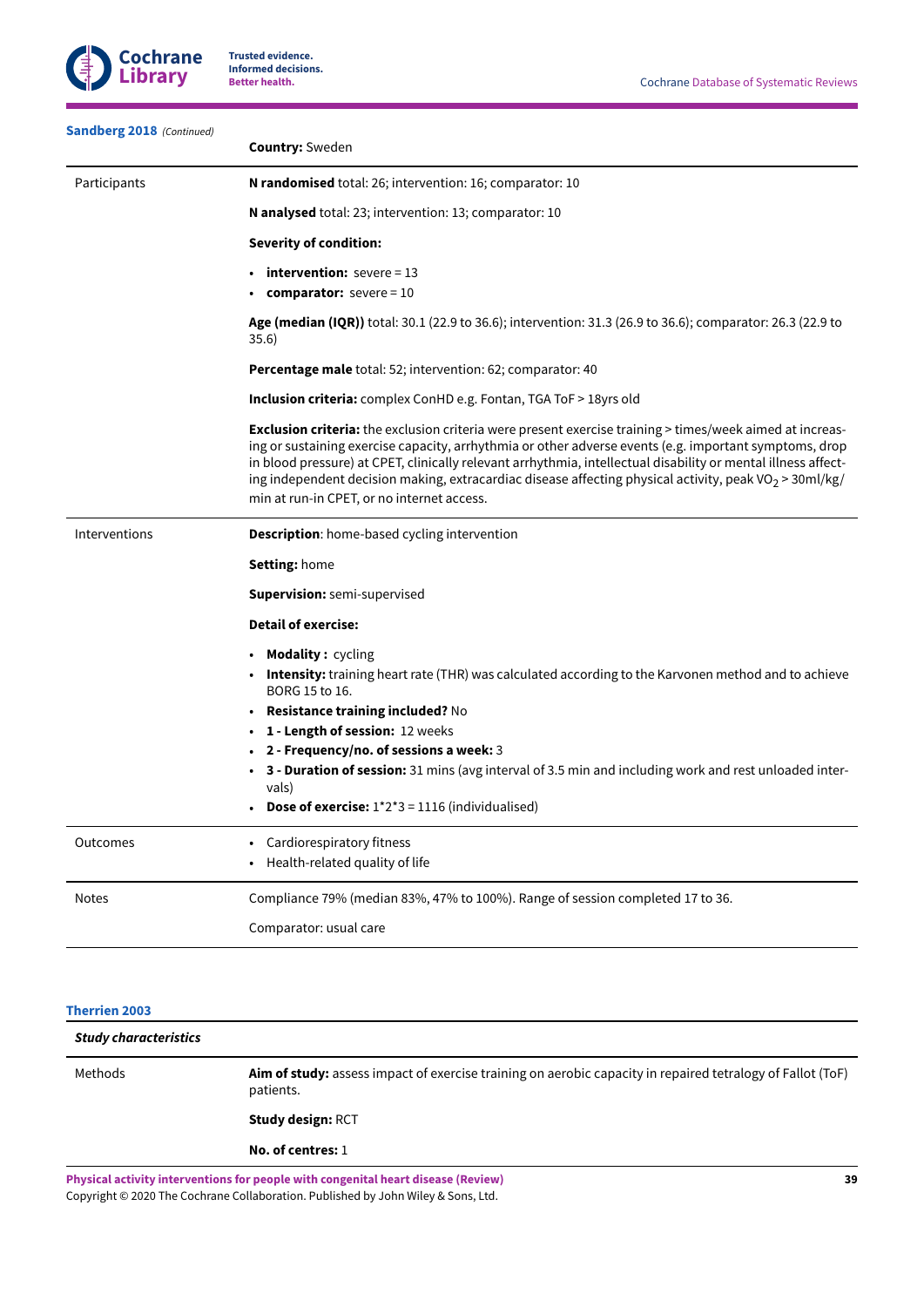**Sandberg 2018** *(Continued)*

| | **Country:** Sweden |
|---|---|
| Participants | **N randomised** total: 26; intervention: 16; comparator: 10<br><br>**N analysed** total: 23; intervention: 13; comparator: 10<br><br>**Severity of condition:**<br>• **intervention:** severe = 13<br>• **comparator:** severe = 10<br><br>**Age (median (IQR))** total: 30.1 (22.9 to 36.6); intervention: 31.3 (26.9 to 36.6); comparator: 26.3 (22.9 to 35.6)<br><br>**Percentage male** total: 52; intervention: 62; comparator: 40<br><br>**Inclusion criteria:** complex ConHD e.g. Fontan, TGA ToF > 18yrs old<br><br>**Exclusion criteria:** the exclusion criteria were present exercise training > times/week aimed at increasing or sustaining exercise capacity, arrhythmia or other adverse events (e.g. important symptoms, drop in blood pressure) at CPET, clinically relevant arrhythmia, intellectual disability or mental illness affecting independent decision making, extracardiac disease affecting physical activity, peak $VO_2$ > 30ml/kg/min at run-in CPET, or no internet access. |
| Interventions | **Description**: home-based cycling intervention<br><br>**Setting:** home<br><br>**Supervision:** semi-supervised<br><br>**Detail of exercise:**<br>• **Modality :** cycling<br>• **Intensity:** training heart rate (THR) was calculated according to the Karvonen method and to achieve BORG 15 to 16.<br>• **Resistance training included?** No<br>• **1 - Length of session:** 12 weeks<br>• **2 - Frequency/no. of sessions a week:** 3<br>• **3 - Duration of session:** 31 mins (avg interval of 3.5 min and including work and rest unloaded intervals)<br>• **Dose of exercise:** 1*2*3 = 1116 (individualised) |
| Outcomes | • Cardiorespiratory fitness<br>• Health-related quality of life |
| Notes | Compliance 79% (median 83%, 47% to 100%). Range of session completed 17 to 36.<br><br>Comparator: usual care |

**Therrien 2003**

| *Study characteristics* | |
|---|---|
| Methods | **Aim of study:** assess impact of exercise training on aerobic capacity in repaired tetralogy of Fallot (ToF) patients.<br><br>**Study design:** RCT<br><br>**No. of centres:** 1 |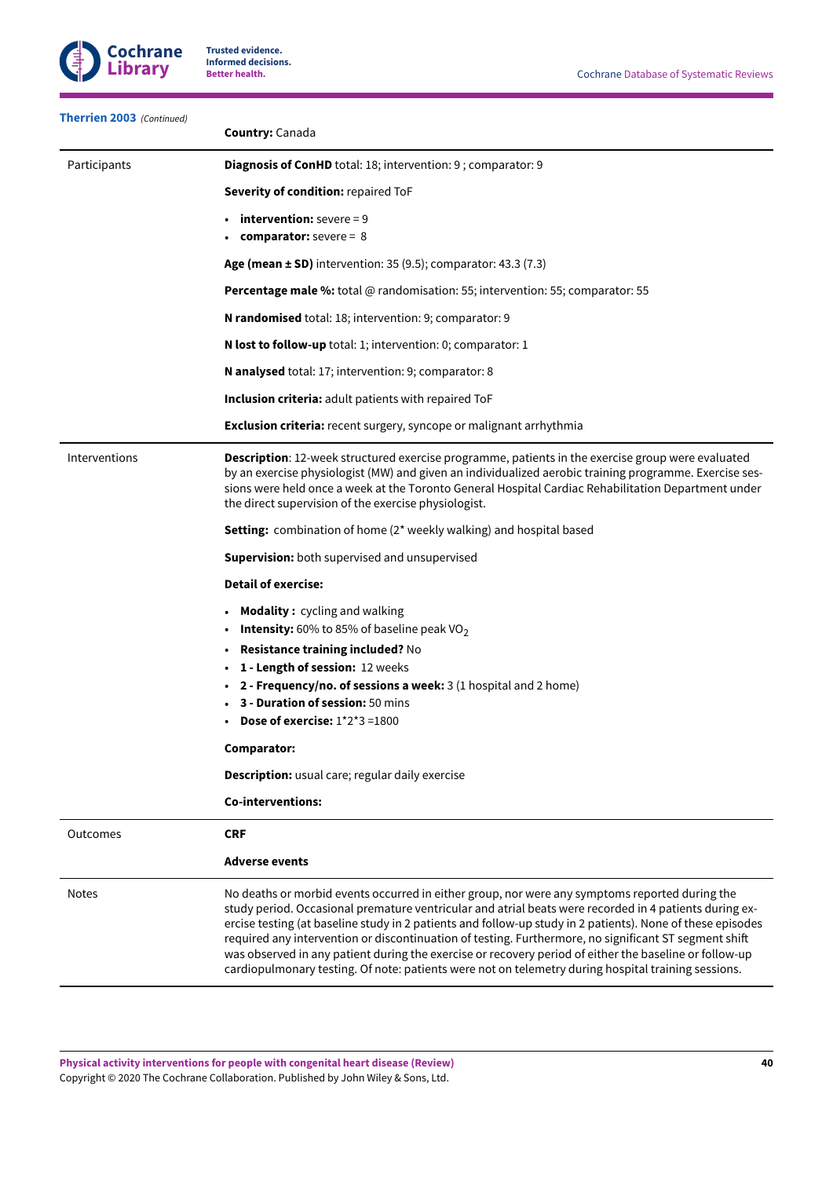**Therrien 2003** *(Continued)*

| | |
|---|---|
| | **Country:** Canada |
| Participants | **Diagnosis of ConHD** total: 18; intervention: 9 ; comparator: 9<br><br>**Severity of condition:** repaired ToF<br><br>• **intervention:** severe = 9<br>• **comparator:** severe = 8<br><br>**Age (mean ± SD)** intervention: 35 (9.5); comparator: 43.3 (7.3)<br><br>**Percentage male %:** total @ randomisation: 55; intervention: 55; comparator: 55<br><br>**N randomised** total: 18; intervention: 9; comparator: 9<br><br>**N lost to follow-up** total: 1; intervention: 0; comparator: 1<br><br>**N analysed** total: 17; intervention: 9; comparator: 8<br><br>**Inclusion criteria:** adult patients with repaired ToF<br><br>**Exclusion criteria:** recent surgery, syncope or malignant arrhythmia |
| Interventions | **Description**: 12-week structured exercise programme, patients in the exercise group were evaluated by an exercise physiologist (MW) and given an individualized aerobic training programme. Exercise sessions were held once a week at the Toronto General Hospital Cardiac Rehabilitation Department under the direct supervision of the exercise physiologist.<br><br>**Setting:** combination of home (2* weekly walking) and hospital based<br><br>**Supervision:** both supervised and unsupervised<br><br>**Detail of exercise:**<br><br>• **Modality :** cycling and walking<br>• **Intensity:** 60% to 85% of baseline peak $VO_2$<br>• **Resistance training included?** No<br>• **1 - Length of session:** 12 weeks<br>• **2 - Frequency/no. of sessions a week:** 3 (1 hospital and 2 home)<br>• **3 - Duration of session:** 50 mins<br>• **Dose of exercise:** 1*2*3 =1800<br><br>**Comparator:**<br><br>**Description:** usual care; regular daily exercise<br><br>**Co-interventions:** |
| Outcomes | **CRF**<br><br>**Adverse events** |
| Notes | No deaths or morbid events occurred in either group, nor were any symptoms reported during the study period. Occasional premature ventricular and atrial beats were recorded in 4 patients during exercise testing (at baseline study in 2 patients and follow-up study in 2 patients). None of these episodes required any intervention or discontinuation of testing. Furthermore, no significant ST segment shift was observed in any patient during the exercise or recovery period of either the baseline or follow-up cardiopulmonary testing. Of note: patients were not on telemetry during hospital training sessions. |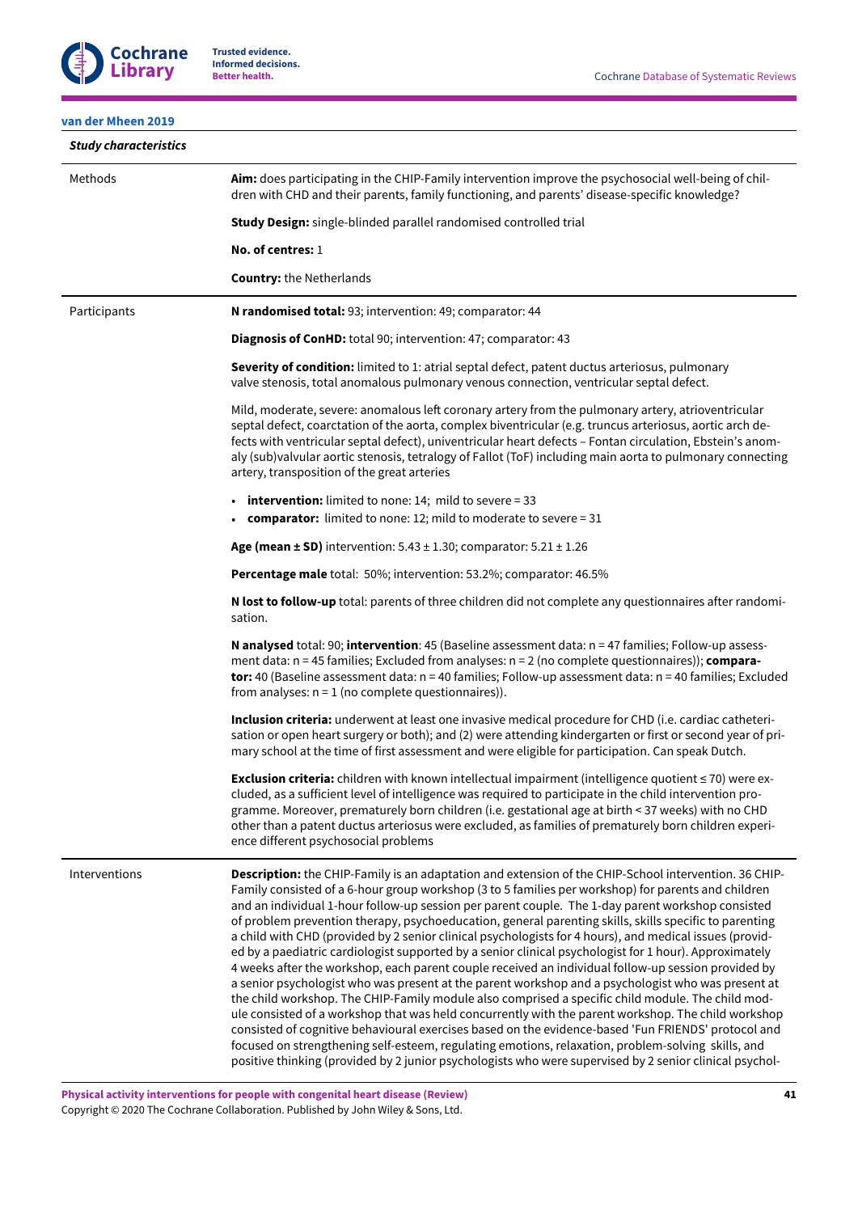### van der Mheen 2019

| ***Study characteristics*** | |
|---|---|
| Methods | **Aim:** does participating in the CHIP-Family intervention improve the psychosocial well-being of children with CHD and their parents, family functioning, and parents' disease-specific knowledge?<br><br>**Study Design:** single-blinded parallel randomised controlled trial<br><br>**No. of centres:** 1<br><br>**Country:** the Netherlands |
| Participants | **N randomised total:** 93; intervention: 49; comparator: 44<br><br>**Diagnosis of ConHD:** total 90; intervention: 47; comparator: 43<br><br>**Severity of condition:** limited to 1: atrial septal defect, patent ductus arteriosus, pulmonary valve stenosis, total anomalous pulmonary venous connection, ventricular septal defect.<br><br>Mild, moderate, severe: anomalous left coronary artery from the pulmonary artery, atrioventricular septal defect, coarctation of the aorta, complex biventricular (e.g. truncus arteriosus, aortic arch defects with ventricular septal defect), univentricular heart defects – Fontan circulation, Ebstein's anomaly (sub)valvular aortic stenosis, tetralogy of Fallot (ToF) including main aorta to pulmonary connecting artery, transposition of the great arteries<br><br>• **intervention:** limited to none: 14; mild to severe = 33<br>• **comparator:** limited to none: 12; mild to moderate to severe = 31<br><br>**Age (mean ± SD)** intervention: 5.43 ± 1.30; comparator: 5.21 ± 1.26<br><br>**Percentage male** total: 50%; intervention: 53.2%; comparator: 46.5%<br><br>**N lost to follow-up** total: parents of three children did not complete any questionnaires after randomisation.<br><br>**N analysed** total: 90; **intervention**: 45 (Baseline assessment data: n = 47 families; Follow-up assessment data: n = 45 families; Excluded from analyses: n = 2 (no complete questionnaires)); **comparator:** 40 (Baseline assessment data: n = 40 families; Follow-up assessment data: n = 40 families; Excluded from analyses: n = 1 (no complete questionnaires)).<br><br>**Inclusion criteria:** underwent at least one invasive medical procedure for CHD (i.e. cardiac catheterisation or open heart surgery or both); and (2) were attending kindergarten or first or second year of primary school at the time of first assessment and were eligible for participation. Can speak Dutch.<br><br>**Exclusion criteria:** children with known intellectual impairment (intelligence quotient ≤ 70) were excluded, as a sufficient level of intelligence was required to participate in the child intervention programme. Moreover, prematurely born children (i.e. gestational age at birth < 37 weeks) with no CHD other than a patent ductus arteriosus were excluded, as families of prematurely born children experience different psychosocial problems |
| Interventions | **Description:** the CHIP-Family is an adaptation and extension of the CHIP-School intervention. 36 CHIP-Family consisted of a 6-hour group workshop (3 to 5 families per workshop) for parents and children and an individual 1-hour follow-up session per parent couple. The 1-day parent workshop consisted of problem prevention therapy, psychoeducation, general parenting skills, skills specific to parenting a child with CHD (provided by 2 senior clinical psychologists for 4 hours), and medical issues (provided by a paediatric cardiologist supported by a senior clinical psychologist for 1 hour). Approximately 4 weeks after the workshop, each parent couple received an individual follow-up session provided by a senior psychologist who was present at the parent workshop and a psychologist who was present at the child workshop. The CHIP-Family module also comprised a specific child module. The child module consisted of a workshop that was held concurrently with the parent workshop. The child workshop consisted of cognitive behavioural exercises based on the evidence-based 'Fun FRIENDS' protocol and focused on strengthening self-esteem, regulating emotions, relaxation, problem-solving skills, and positive thinking (provided by 2 junior psychologists who were supervised by 2 senior clinical psychol- |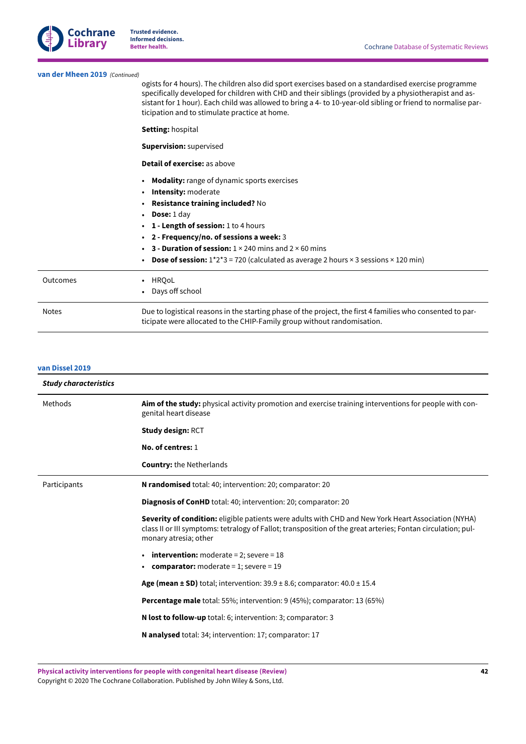**van der Mheen 2019** *(Continued)*

| | |
|---|---|
| | ogists for 4 hours). The children also did sport exercises based on a standardised exercise programme specifically developed for children with CHD and their siblings (provided by a physiotherapist and assistant for 1 hour). Each child was allowed to bring a 4- to 10-year-old sibling or friend to normalise participation and to stimulate practice at home.<br><br>**Setting:** hospital<br><br>**Supervision:** supervised<br><br>**Detail of exercise:** as above<br><br>• **Modality:** range of dynamic sports exercises<br>• **Intensity:** moderate<br>• **Resistance training included?** No<br>• **Dose:** 1 day<br>• **1 - Length of session:** 1 to 4 hours<br>• **2 - Frequency/no. of sessions a week:** 3<br>• **3 - Duration of session:** 1 × 240 mins and 2 × 60 mins<br>• **Dose of session:** 1\*2\*3 = 720 (calculated as average 2 hours × 3 sessions × 120 min) |
| Outcomes | • HRQoL<br>• Days off school |
| Notes | Due to logistical reasons in the starting phase of the project, the first 4 families who consented to participate were allocated to the CHIP-Family group without randomisation. |

**van Dissel 2019**

| ***Study characteristics*** | |
|---|---|
| Methods | **Aim of the study:** physical activity promotion and exercise training interventions for people with congenital heart disease<br><br>**Study design:** RCT<br><br>**No. of centres:** 1<br><br>**Country:** the Netherlands |
| Participants | **N randomised** total: 40; intervention: 20; comparator: 20<br><br>**Diagnosis of ConHD** total: 40; intervention: 20; comparator: 20<br><br>**Severity of condition:** eligible patients were adults with CHD and New York Heart Association (NYHA) class II or III symptoms: tetralogy of Fallot; transposition of the great arteries; Fontan circulation; pulmonary atresia; other<br><br>• **intervention:** moderate = 2; severe = 18<br>• **comparator:** moderate = 1; severe = 19<br><br>**Age (mean ± SD)** total; intervention: 39.9 ± 8.6; comparator: 40.0 ± 15.4<br><br>**Percentage male** total: 55%; intervention: 9 (45%); comparator: 13 (65%)<br><br>**N lost to follow-up** total: 6; intervention: 3; comparator: 3<br><br>**N analysed** total: 34; intervention: 17; comparator: 17 |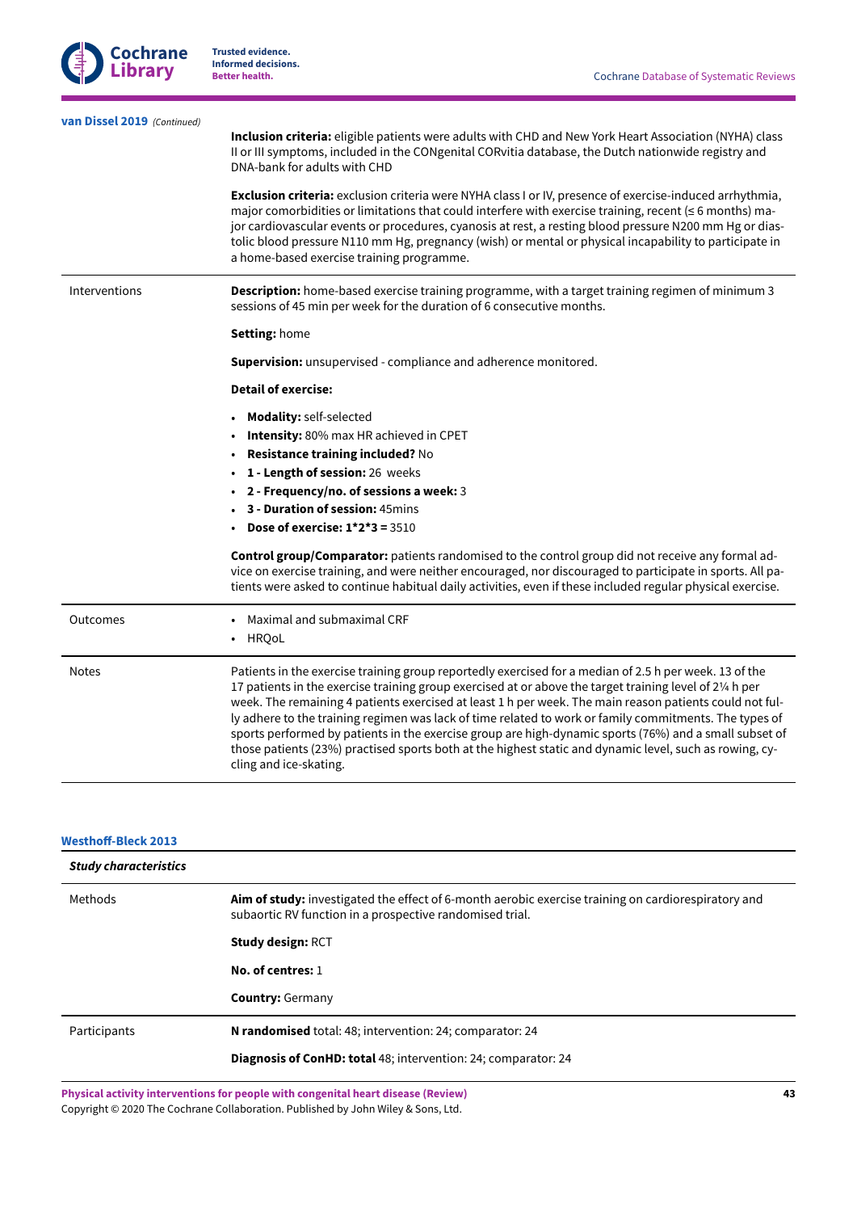**van Dissel 2019** *(Continued)*

| | |
|---|---|
| | **Inclusion criteria:** eligible patients were adults with CHD and New York Heart Association (NYHA) class II or III symptoms, included in the CONgenital CORvitia database, the Dutch nationwide registry and DNA-bank for adults with CHD<br><br>**Exclusion criteria:** exclusion criteria were NYHA class I or IV, presence of exercise-induced arrhythmia, major comorbidities or limitations that could interfere with exercise training, recent (≤ 6 months) major cardiovascular events or procedures, cyanosis at rest, a resting blood pressure N200 mm Hg or diastolic blood pressure N110 mm Hg, pregnancy (wish) or mental or physical incapability to participate in a home-based exercise training programme. |
| Interventions | **Description:** home-based exercise training programme, with a target training regimen of minimum 3 sessions of 45 min per week for the duration of 6 consecutive months.<br><br>**Setting:** home<br><br>**Supervision:** unsupervised - compliance and adherence monitored.<br><br>**Detail of exercise:**<br><br>• **Modality:** self-selected<br>• **Intensity:** 80% max HR achieved in CPET<br>• **Resistance training included?** No<br>• **1 - Length of session:** 26 weeks<br>• **2 - Frequency/no. of sessions a week:** 3<br>• **3 - Duration of session:** 45mins<br>• **Dose of exercise: 1*2*3 =** 3510<br><br>**Control group/Comparator:** patients randomised to the control group did not receive any formal advice on exercise training, and were neither encouraged, nor discouraged to participate in sports. All patients were asked to continue habitual daily activities, even if these included regular physical exercise. |
| Outcomes | • Maximal and submaximal CRF<br>• HRQoL |
| Notes | Patients in the exercise training group reportedly exercised for a median of 2.5 h per week. 13 of the 17 patients in the exercise training group exercised at or above the target training level of 2¼ h per week. The remaining 4 patients exercised at least 1 h per week. The main reason patients could not fully adhere to the training regimen was lack of time related to work or family commitments. The types of sports performed by patients in the exercise group are high-dynamic sports (76%) and a small subset of those patients (23%) practised sports both at the highest static and dynamic level, such as rowing, cycling and ice-skating. |

**Westhoff-Bleck 2013**

| *Study characteristics* | |
|---|---|
| Methods | **Aim of study:** investigated the effect of 6-month aerobic exercise training on cardiorespiratory and subaortic RV function in a prospective randomised trial.<br><br>**Study design:** RCT<br><br>**No. of centres:** 1<br><br>**Country:** Germany |
| Participants | **N randomised** total: 48; intervention: 24; comparator: 24<br><br>**Diagnosis of ConHD: total** 48; intervention: 24; comparator: 24 |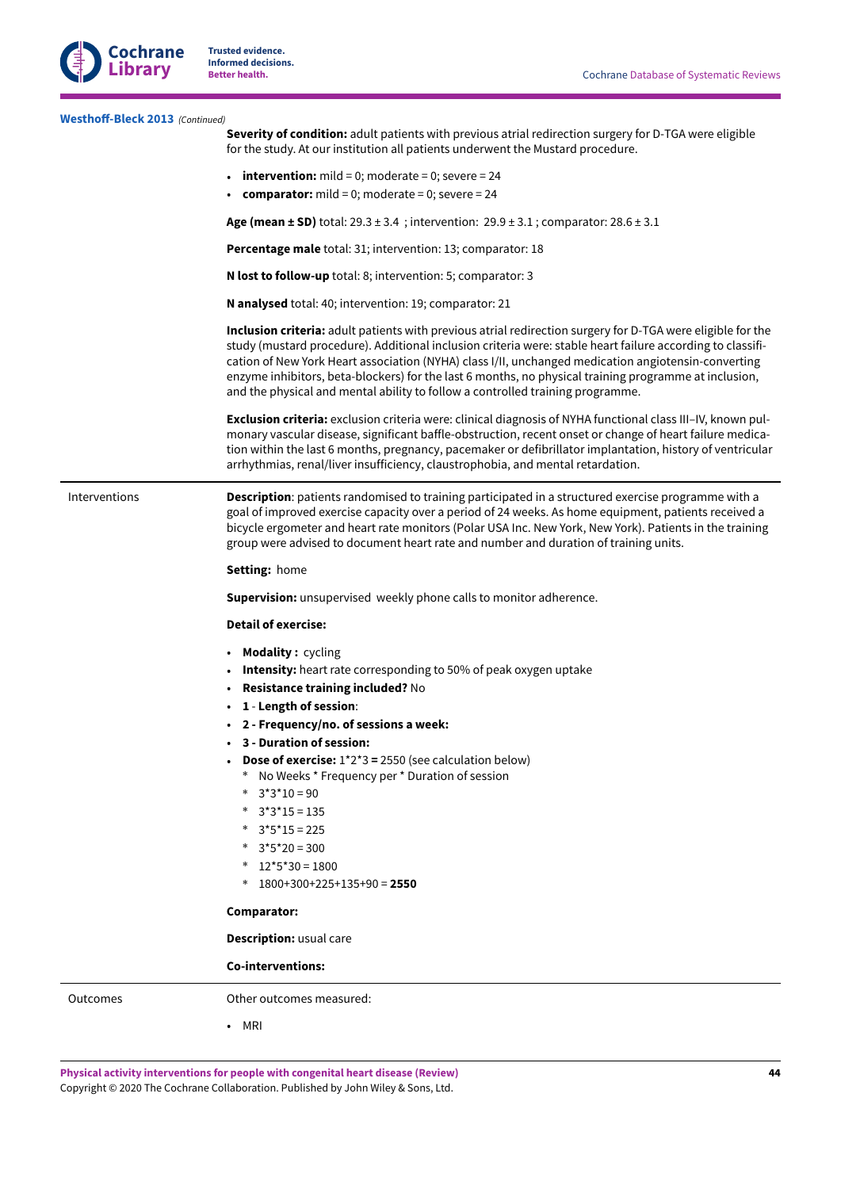**Westhoff-Bleck 2013** *(Continued)*

| | |
|---|---|
| | **Severity of condition:** adult patients with previous atrial redirection surgery for D-TGA were eligible for the study. At our institution all patients underwent the Mustard procedure.<br><br>• **intervention:** mild = 0; moderate = 0; severe = 24<br>• **comparator:** mild = 0; moderate = 0; severe = 24<br><br>**Age (mean ± SD)** total: 29.3 ± 3.4 ; intervention: 29.9 ± 3.1 ; comparator: 28.6 ± 3.1<br><br>**Percentage male** total: 31; intervention: 13; comparator: 18<br><br>**N lost to follow-up** total: 8; intervention: 5; comparator: 3<br><br>**N analysed** total: 40; intervention: 19; comparator: 21<br><br>**Inclusion criteria:** adult patients with previous atrial redirection surgery for D-TGA were eligible for the study (mustard procedure). Additional inclusion criteria were: stable heart failure according to classification of New York Heart association (NYHA) class I/II, unchanged medication angiotensin-converting enzyme inhibitors, beta-blockers) for the last 6 months, no physical training programme at inclusion, and the physical and mental ability to follow a controlled training programme.<br><br>**Exclusion criteria:** exclusion criteria were: clinical diagnosis of NYHA functional class III–IV, known pulmonary vascular disease, significant baffle-obstruction, recent onset or change of heart failure medication within the last 6 months, pregnancy, pacemaker or defibrillator implantation, history of ventricular arrhythmias, renal/liver insufficiency, claustrophobia, and mental retardation. |
| Interventions | **Description**: patients randomised to training participated in a structured exercise programme with a goal of improved exercise capacity over a period of 24 weeks. As home equipment, patients received a bicycle ergometer and heart rate monitors (Polar USA Inc. New York, New York). Patients in the training group were advised to document heart rate and number and duration of training units.<br><br>**Setting:** home<br><br>**Supervision:** unsupervised weekly phone calls to monitor adherence.<br><br>**Detail of exercise:**<br><br>• **Modality :** cycling<br>• **Intensity:** heart rate corresponding to 50% of peak oxygen uptake<br>• **Resistance training included?** No<br>• **1** - **Length of session**:<br>• **2 - Frequency/no. of sessions a week:**<br>• **3 - Duration of session:**<br>• **Dose of exercise:** 1*2*3 **=** 2550 (see calculation below)<br>&nbsp;&nbsp;* No Weeks * Frequency per * Duration of session<br>&nbsp;&nbsp;* 3*3*10 = 90<br>&nbsp;&nbsp;* 3*3*15 = 135<br>&nbsp;&nbsp;* 3*5*15 = 225<br>&nbsp;&nbsp;* 3*5*20 = 300<br>&nbsp;&nbsp;* 12*5*30 = 1800<br>&nbsp;&nbsp;* 1800+300+225+135+90 = **2550**<br><br>**Comparator:**<br><br>**Description:** usual care<br><br>**Co-interventions:** |
| Outcomes | Other outcomes measured:<br><br>• MRI |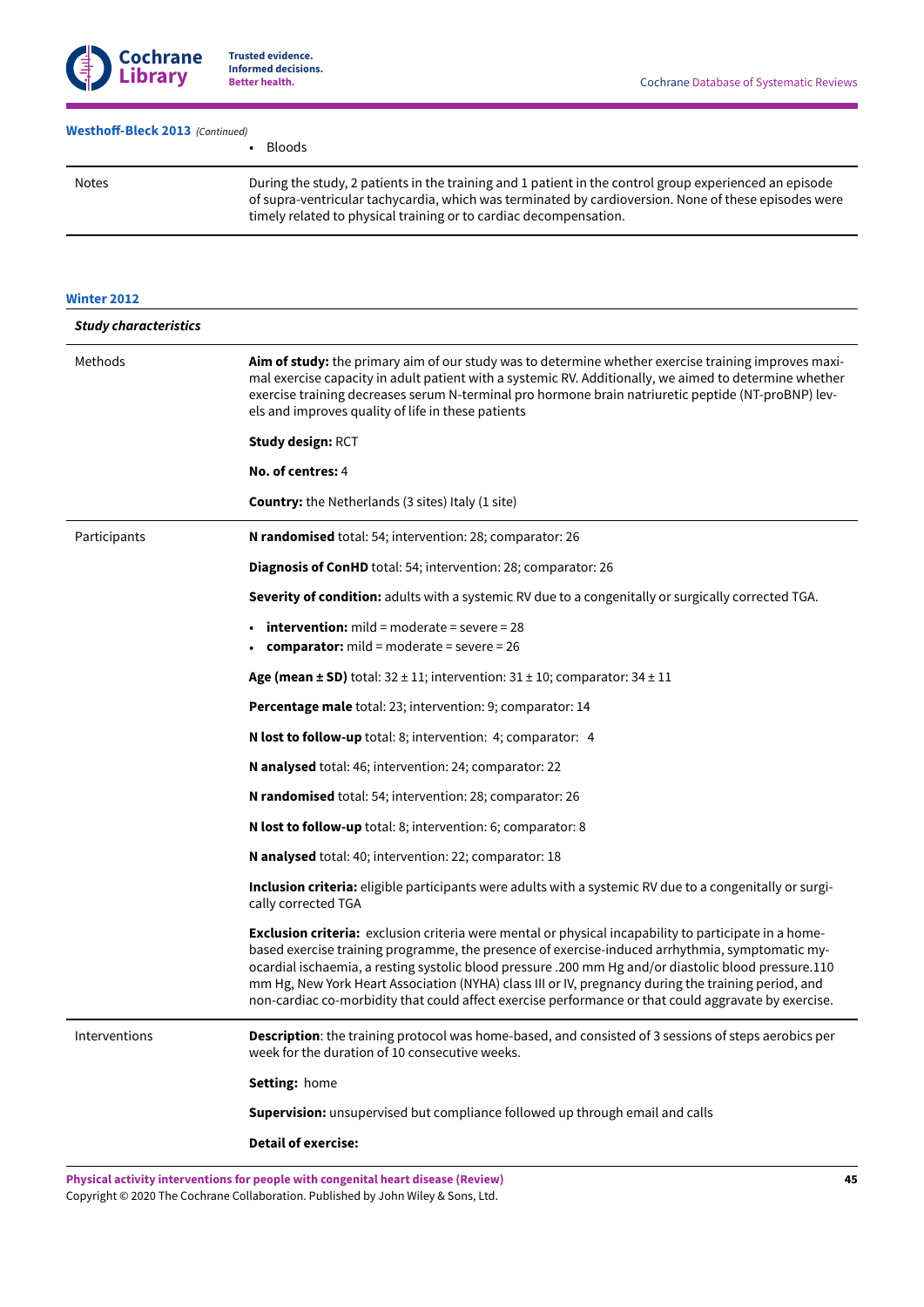**Westhoff-Bleck 2013** *(Continued)*

| | |
|---|---|
| | • Bloods |
| Notes | During the study, 2 patients in the training and 1 patient in the control group experienced an episode of supra-ventricular tachycardia, which was terminated by cardioversion. None of these episodes were timely related to physical training or to cardiac decompensation. |

**Winter 2012**

| *Study characteristics* | |
|---|---|
| Methods | **Aim of study:** the primary aim of our study was to determine whether exercise training improves maximal exercise capacity in adult patient with a systemic RV. Additionally, we aimed to determine whether exercise training decreases serum N-terminal pro hormone brain natriuretic peptide (NT-proBNP) levels and improves quality of life in these patients<br><br>**Study design:** RCT<br><br>**No. of centres:** 4<br><br>**Country:** the Netherlands (3 sites) Italy (1 site) |
| Participants | **N randomised** total: 54; intervention: 28; comparator: 26<br><br>**Diagnosis of ConHD** total: 54; intervention: 28; comparator: 26<br><br>**Severity of condition:** adults with a systemic RV due to a congenitally or surgically corrected TGA.<br><br>• **intervention:** mild = moderate = severe = 28<br>• **comparator:** mild = moderate = severe = 26<br><br>**Age (mean ± SD)** total: 32 ± 11; intervention: 31 ± 10; comparator: 34 ± 11<br><br>**Percentage male** total: 23; intervention: 9; comparator: 14<br><br>**N lost to follow-up** total: 8; intervention: 4; comparator: 4<br><br>**N analysed** total: 46; intervention: 24; comparator: 22<br><br>**N randomised** total: 54; intervention: 28; comparator: 26<br><br>**N lost to follow-up** total: 8; intervention: 6; comparator: 8<br><br>**N analysed** total: 40; intervention: 22; comparator: 18<br><br>**Inclusion criteria:** eligible participants were adults with a systemic RV due to a congenitally or surgically corrected TGA<br><br>**Exclusion criteria:** exclusion criteria were mental or physical incapability to participate in a home-based exercise training programme, the presence of exercise-induced arrhythmia, symptomatic myocardial ischaemia, a resting systolic blood pressure .200 mm Hg and/or diastolic blood pressure.110 mm Hg, New York Heart Association (NYHA) class III or IV, pregnancy during the training period, and non-cardiac co-morbidity that could affect exercise performance or that could aggravate by exercise. |
| Interventions | **Description**: the training protocol was home-based, and consisted of 3 sessions of steps aerobics per week for the duration of 10 consecutive weeks.<br><br>**Setting:** home<br><br>**Supervision:** unsupervised but compliance followed up through email and calls<br><br>**Detail of exercise:** |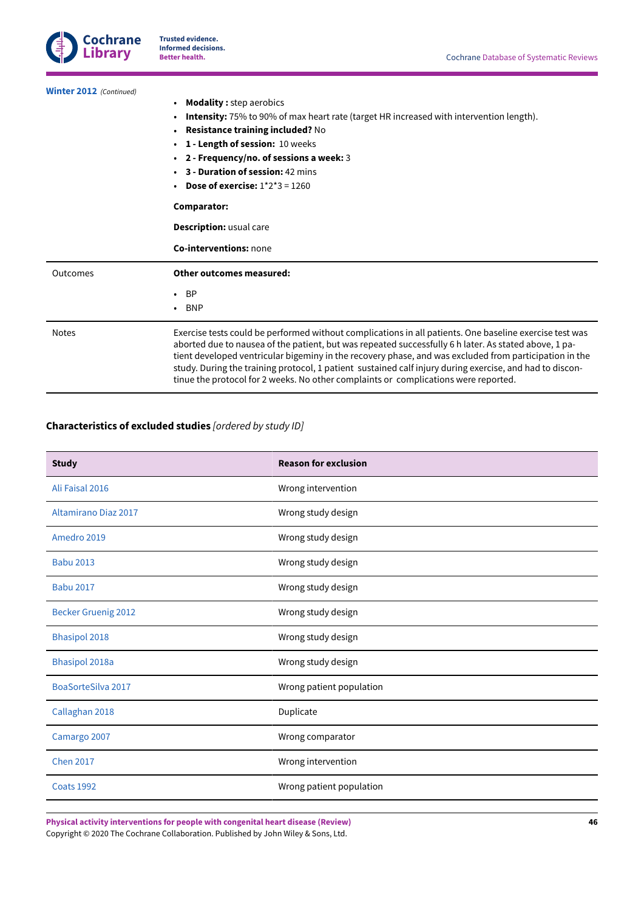**Winter 2012** *(Continued)*

| | |
|---|---|
| | • **Modality :** step aerobics<br>• **Intensity:** 75% to 90% of max heart rate (target HR increased with intervention length).<br>• **Resistance training included?** No<br>• **1 - Length of session:** 10 weeks<br>• **2 - Frequency/no. of sessions a week:** 3<br>• **3 - Duration of session:** 42 mins<br>• **Dose of exercise:** 1*2*3 = 1260<br><br>**Comparator:**<br><br>**Description:** usual care<br><br>**Co-interventions:** none |
| Outcomes | **Other outcomes measured:**<br><br>• BP<br>• BNP |
| Notes | Exercise tests could be performed without complications in all patients. One baseline exercise test was aborted due to nausea of the patient, but was repeated successfully 6 h later. As stated above, 1 patient developed ventricular bigeminy in the recovery phase, and was excluded from participation in the study. During the training protocol, 1 patient sustained calf injury during exercise, and had to discontinue the protocol for 2 weeks. No other complaints or complications were reported. |

### Characteristics of excluded studies *[ordered by study ID]*

| Study | Reason for exclusion |
|---|---|
| Ali Faisal 2016 | Wrong intervention |
| Altamirano Diaz 2017 | Wrong study design |
| Amedro 2019 | Wrong study design |
| Babu 2013 | Wrong study design |
| Babu 2017 | Wrong study design |
| Becker Gruenig 2012 | Wrong study design |
| Bhasipol 2018 | Wrong study design |
| Bhasipol 2018a | Wrong study design |
| BoaSorteSilva 2017 | Wrong patient population |
| Callaghan 2018 | Duplicate |
| Camargo 2007 | Wrong comparator |
| Chen 2017 | Wrong intervention |
| Coats 1992 | Wrong patient population |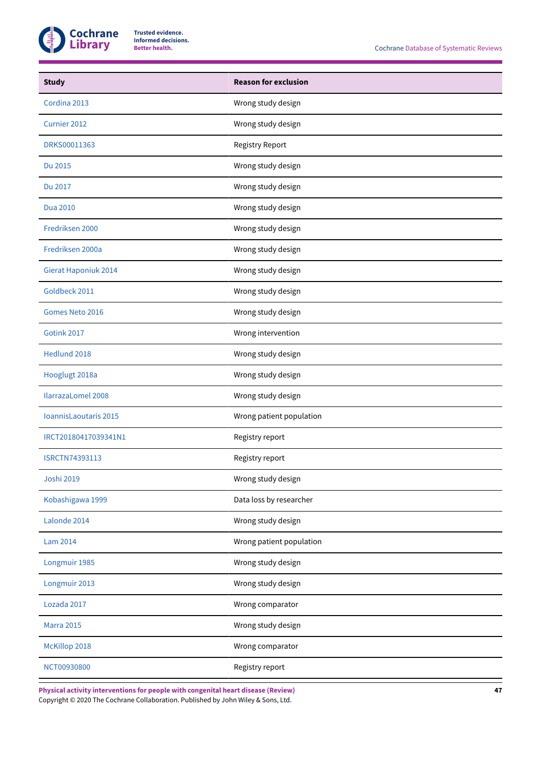| Study | Reason for exclusion |
|---|---|
| Cordina 2013 | Wrong study design |
| Curnier 2012 | Wrong study design |
| DRKS00011363 | Registry Report |
| Du 2015 | Wrong study design |
| Du 2017 | Wrong study design |
| Dua 2010 | Wrong study design |
| Fredriksen 2000 | Wrong study design |
| Fredriksen 2000a | Wrong study design |
| Gierat Haponiuk 2014 | Wrong study design |
| Goldbeck 2011 | Wrong study design |
| Gomes Neto 2016 | Wrong study design |
| Gotink 2017 | Wrong intervention |
| Hedlund 2018 | Wrong study design |
| Hooglugt 2018a | Wrong study design |
| IlarrazaLomel 2008 | Wrong study design |
| IoannisLaoutaris 2015 | Wrong patient population |
| IRCT20180417039341N1 | Registry report |
| ISRCTN74393113 | Registry report |
| Joshi 2019 | Wrong study design |
| Kobashigawa 1999 | Data loss by researcher |
| Lalonde 2014 | Wrong study design |
| Lam 2014 | Wrong patient population |
| Longmuir 1985 | Wrong study design |
| Longmuir 2013 | Wrong study design |
| Lozada 2017 | Wrong comparator |
| Marra 2015 | Wrong study design |
| McKillop 2018 | Wrong comparator |
| NCT00930800 | Registry report |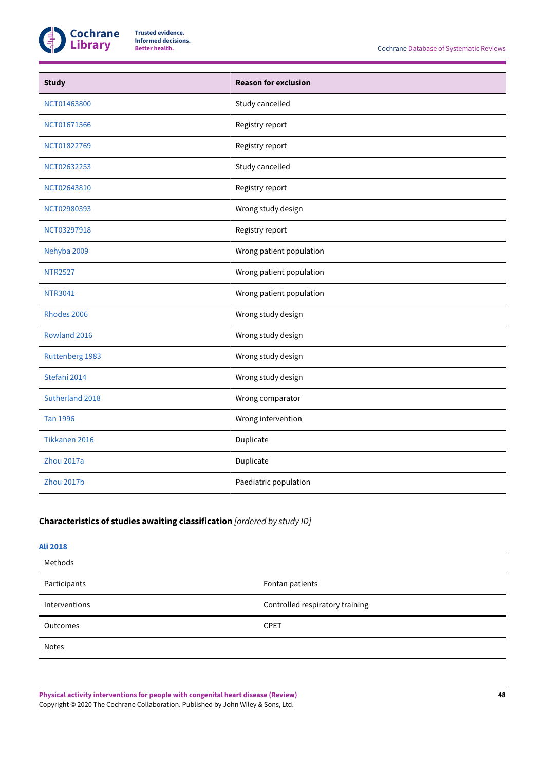| Study | Reason for exclusion |
|---|---|
| NCT01463800 | Study cancelled |
| NCT01671566 | Registry report |
| NCT01822769 | Registry report |
| NCT02632253 | Study cancelled |
| NCT02643810 | Registry report |
| NCT02980393 | Wrong study design |
| NCT03297918 | Registry report |
| Nehyba 2009 | Wrong patient population |
| NTR2527 | Wrong patient population |
| NTR3041 | Wrong patient population |
| Rhodes 2006 | Wrong study design |
| Rowland 2016 | Wrong study design |
| Ruttenberg 1983 | Wrong study design |
| Stefani 2014 | Wrong study design |
| Sutherland 2018 | Wrong comparator |
| Tan 1996 | Wrong intervention |
| Tikkanen 2016 | Duplicate |
| Zhou 2017a | Duplicate |
| Zhou 2017b | Paediatric population |

## Characteristics of studies awaiting classification *[ordered by study ID]*

**Ali 2018**

| | |
|---|---|
| Methods | |
| Participants | Fontan patients |
| Interventions | Controlled respiratory training |
| Outcomes | CPET |
| Notes | |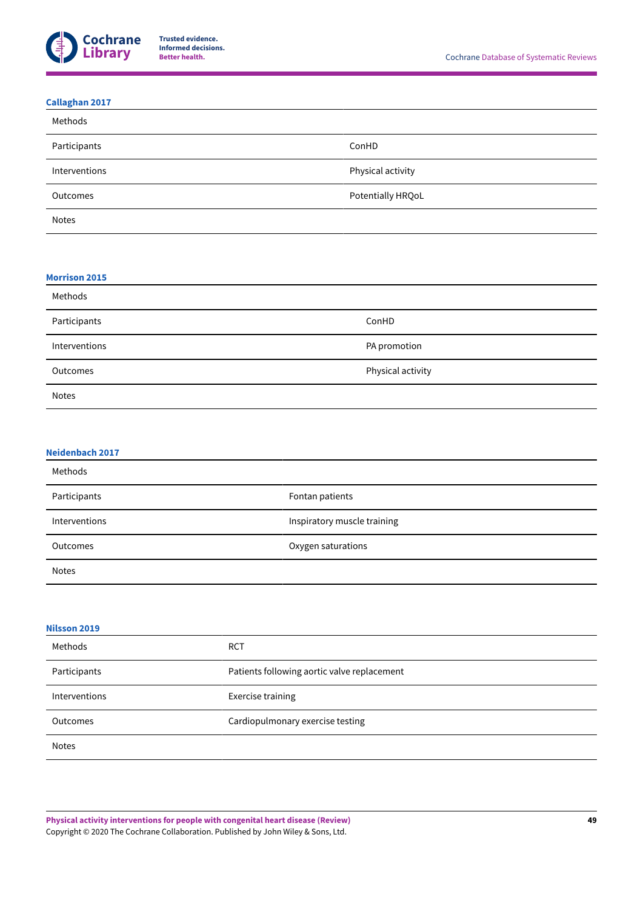**Callaghan 2017**

| Methods | |
|---|---|
| Participants | ConHD |
| Interventions | Physical activity |
| Outcomes | Potentially HRQoL |
| Notes | |

**Morrison 2015**

| Methods | |
|---|---|
| Participants | ConHD |
| Interventions | PA promotion |
| Outcomes | Physical activity |
| Notes | |

**Neidenbach 2017**

| Methods | |
|---|---|
| Participants | Fontan patients |
| Interventions | Inspiratory muscle training |
| Outcomes | Oxygen saturations |
| Notes | |

**Nilsson 2019**

| Methods | RCT |
|---|---|
| Participants | Patients following aortic valve replacement |
| Interventions | Exercise training |
| Outcomes | Cardiopulmonary exercise testing |
| Notes | |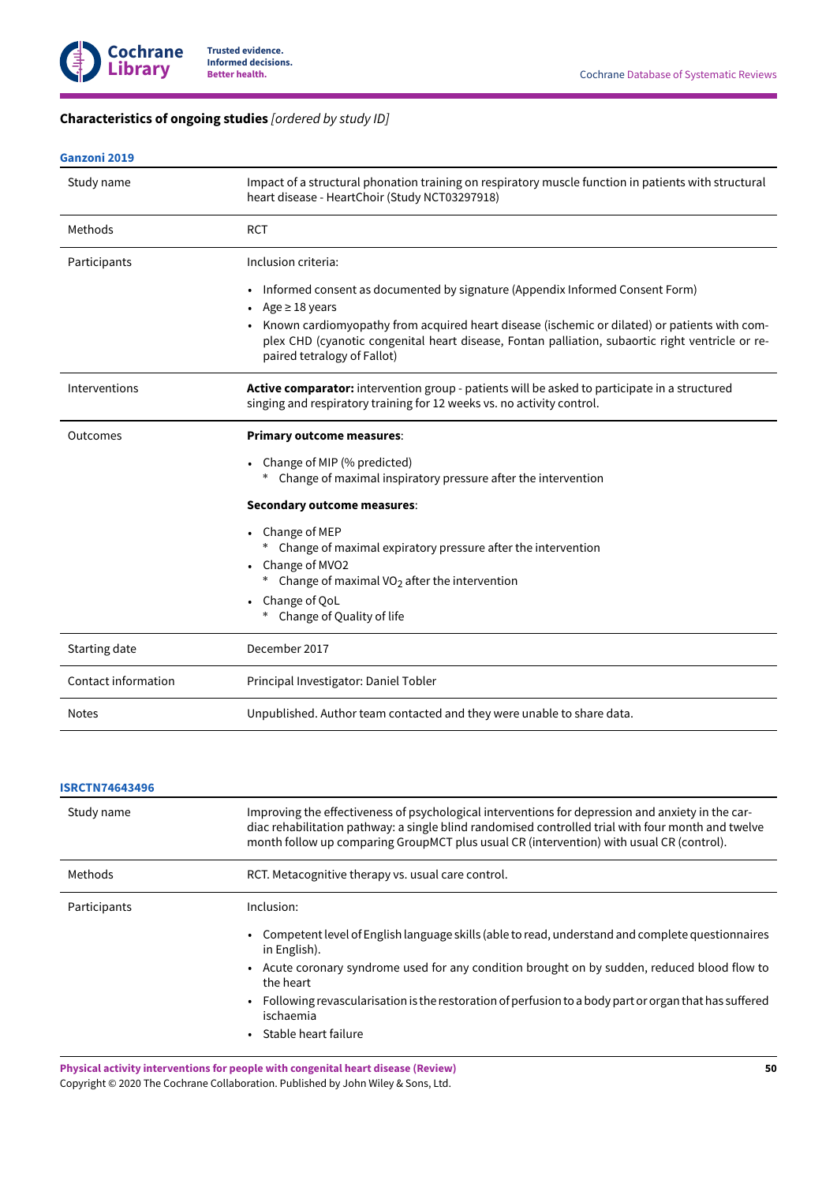## Characteristics of ongoing studies *[ordered by study ID]*

**Ganzoni 2019**

| | |
|---|---|
| Study name | Impact of a structural phonation training on respiratory muscle function in patients with structural heart disease - HeartChoir (Study NCT03297918) |
| Methods | RCT |
| Participants | Inclusion criteria:<br><br>• Informed consent as documented by signature (Appendix Informed Consent Form)<br>• Age ≥ 18 years<br>• Known cardiomyopathy from acquired heart disease (ischemic or dilated) or patients with complex CHD (cyanotic congenital heart disease, Fontan palliation, subaortic right ventricle or repaired tetralogy of Fallot) |
| Interventions | **Active comparator:** intervention group - patients will be asked to participate in a structured singing and respiratory training for 12 weeks vs. no activity control. |
| Outcomes | **Primary outcome measures**:<br><br>• Change of MIP (% predicted)<br>&nbsp;&nbsp;* Change of maximal inspiratory pressure after the intervention<br><br>**Secondary outcome measures**:<br><br>• Change of MEP<br>&nbsp;&nbsp;* Change of maximal expiratory pressure after the intervention<br>• Change of MVO2<br>&nbsp;&nbsp;* Change of maximal $VO_2$ after the intervention<br>• Change of QoL<br>&nbsp;&nbsp;* Change of Quality of life |
| Starting date | December 2017 |
| Contact information | Principal Investigator: Daniel Tobler |
| Notes | Unpublished. Author team contacted and they were unable to share data. |

**ISRCTN74643496**

| | |
|---|---|
| Study name | Improving the effectiveness of psychological interventions for depression and anxiety in the cardiac rehabilitation pathway: a single blind randomised controlled trial with four month and twelve month follow up comparing GroupMCT plus usual CR (intervention) with usual CR (control). |
| Methods | RCT. Metacognitive therapy vs. usual care control. |
| Participants | Inclusion:<br><br>• Competent level of English language skills (able to read, understand and complete questionnaires in English).<br>• Acute coronary syndrome used for any condition brought on by sudden, reduced blood flow to the heart<br>• Following revascularisation is the restoration of perfusion to a body part or organ that has suffered ischaemia<br>• Stable heart failure |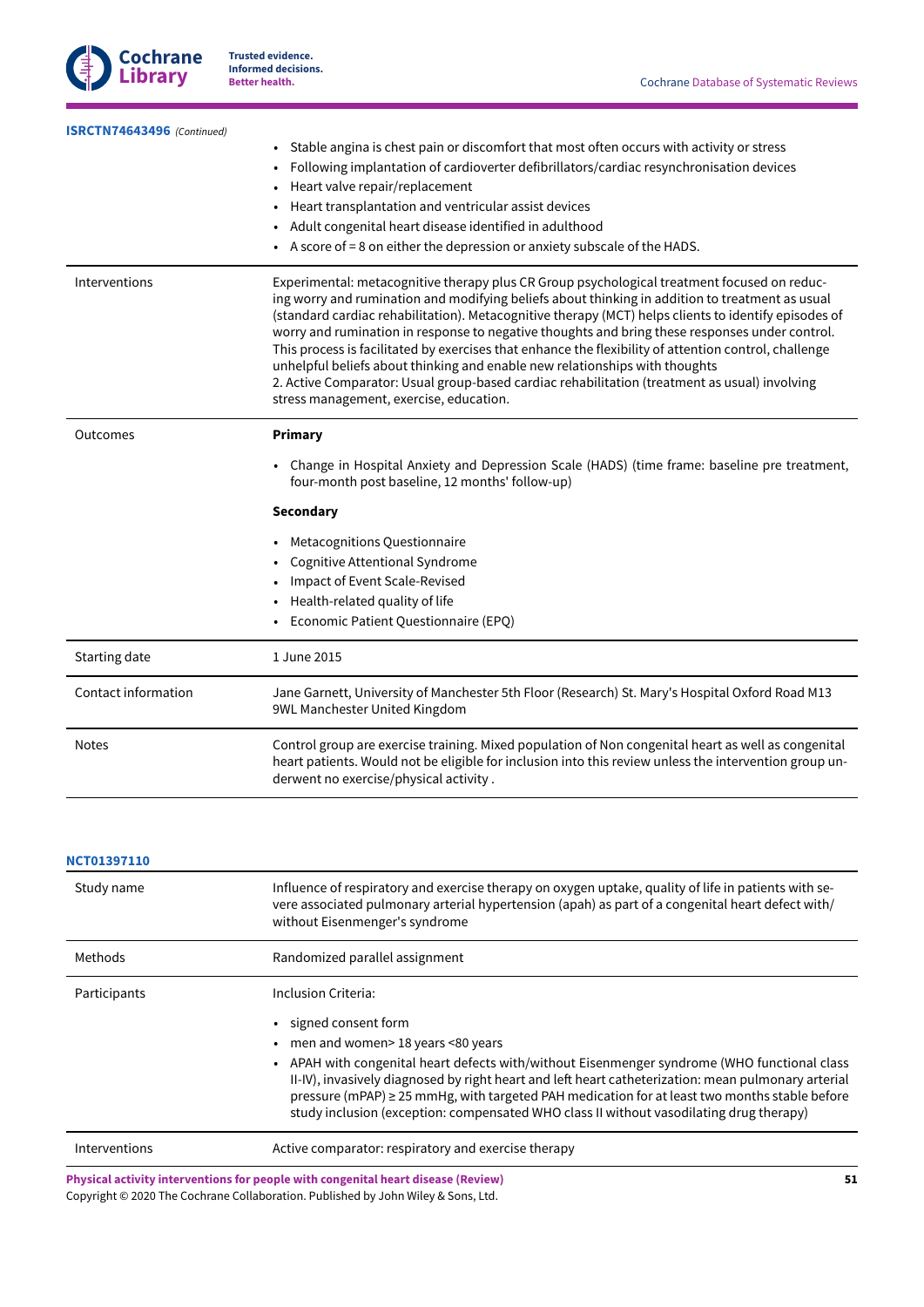**ISRCTN74643496** *(Continued)*

| | |
|---|---|
| | • Stable angina is chest pain or discomfort that most often occurs with activity or stress<br>• Following implantation of cardioverter defibrillators/cardiac resynchronisation devices<br>• Heart valve repair/replacement<br>• Heart transplantation and ventricular assist devices<br>• Adult congenital heart disease identified in adulthood<br>• A score of = 8 on either the depression or anxiety subscale of the HADS. |
| Interventions | Experimental: metacognitive therapy plus CR Group psychological treatment focused on reducing worry and rumination and modifying beliefs about thinking in addition to treatment as usual (standard cardiac rehabilitation). Metacognitive therapy (MCT) helps clients to identify episodes of worry and rumination in response to negative thoughts and bring these responses under control. This process is facilitated by exercises that enhance the flexibility of attention control, challenge unhelpful beliefs about thinking and enable new relationships with thoughts<br>2. Active Comparator: Usual group-based cardiac rehabilitation (treatment as usual) involving stress management, exercise, education. |
| Outcomes | **Primary**<br>• Change in Hospital Anxiety and Depression Scale (HADS) (time frame: baseline pre treatment, four-month post baseline, 12 months' follow-up)<br>**Secondary**<br>• Metacognitions Questionnaire<br>• Cognitive Attentional Syndrome<br>• Impact of Event Scale-Revised<br>• Health-related quality of life<br>• Economic Patient Questionnaire (EPQ) |
| Starting date | 1 June 2015 |
| Contact information | Jane Garnett, University of Manchester 5th Floor (Research) St. Mary's Hospital Oxford Road M13 9WL Manchester United Kingdom |
| Notes | Control group are exercise training. Mixed population of Non congenital heart as well as congenital heart patients. Would not be eligible for inclusion into this review unless the intervention group underwent no exercise/physical activity . |

**NCT01397110**

| | |
|---|---|
| Study name | Influence of respiratory and exercise therapy on oxygen uptake, quality of life in patients with severe associated pulmonary arterial hypertension (apah) as part of a congenital heart defect with/without Eisenmenger's syndrome |
| Methods | Randomized parallel assignment |
| Participants | Inclusion Criteria:<br>• signed consent form<br>• men and women> 18 years <80 years<br>• APAH with congenital heart defects with/without Eisenmenger syndrome (WHO functional class II-IV), invasively diagnosed by right heart and left heart catheterization: mean pulmonary arterial pressure (mPAP) ≥ 25 mmHg, with targeted PAH medication for at least two months stable before study inclusion (exception: compensated WHO class II without vasodilating drug therapy) |
| Interventions | Active comparator: respiratory and exercise therapy |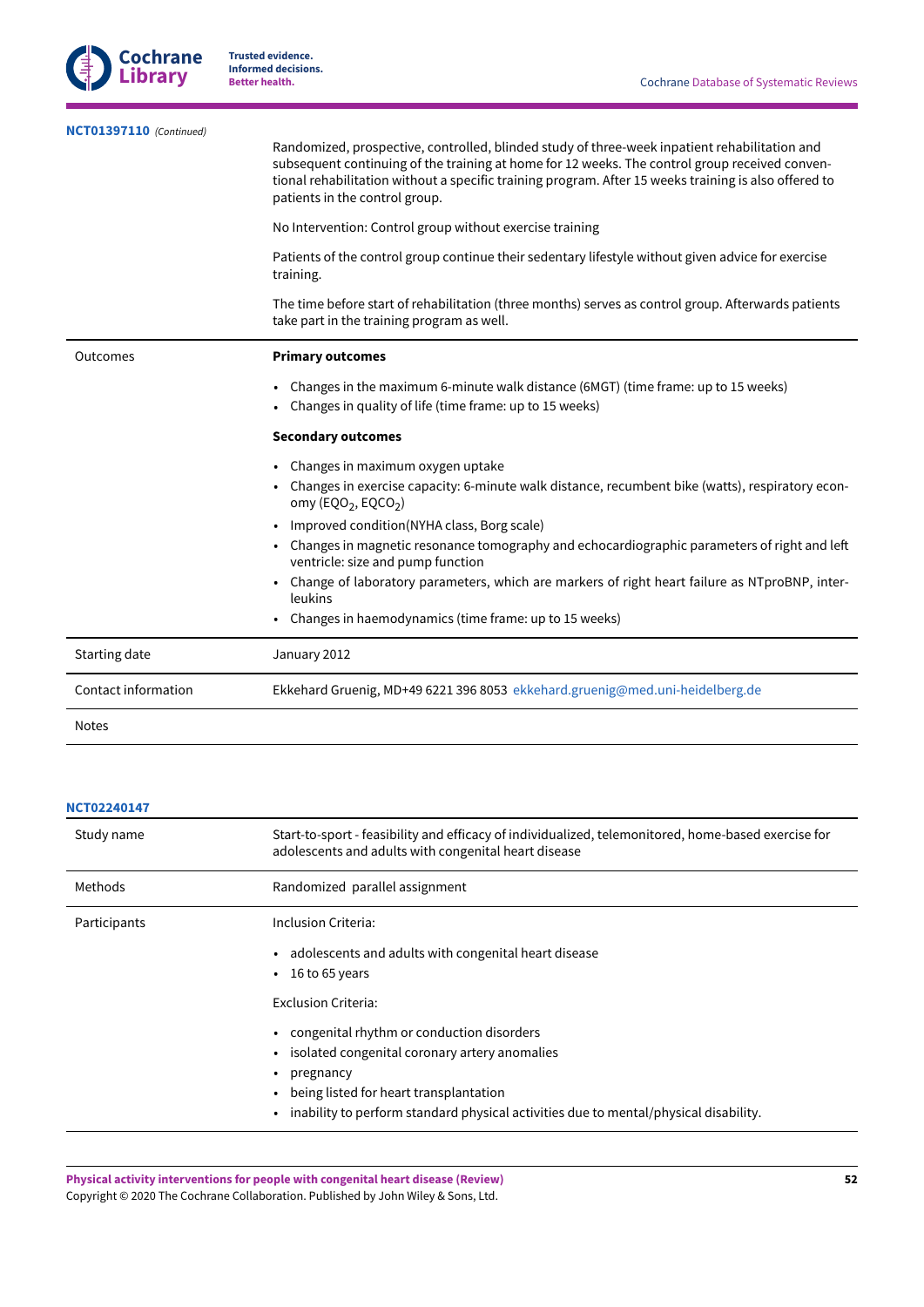**NCT01397110** *(Continued)*

| | |
|---|---|
| | Randomized, prospective, controlled, blinded study of three-week inpatient rehabilitation and subsequent continuing of the training at home for 12 weeks. The control group received conventional rehabilitation without a specific training program. After 15 weeks training is also offered to patients in the control group.<br><br>No Intervention: Control group without exercise training<br><br>Patients of the control group continue their sedentary lifestyle without given advice for exercise training.<br><br>The time before start of rehabilitation (three months) serves as control group. Afterwards patients take part in the training program as well. |
| Outcomes | **Primary outcomes**<br><br>• Changes in the maximum 6-minute walk distance (6MGT) (time frame: up to 15 weeks)<br>• Changes in quality of life (time frame: up to 15 weeks)<br><br>**Secondary outcomes**<br><br>• Changes in maximum oxygen uptake<br>• Changes in exercise capacity: 6-minute walk distance, recumbent bike (watts), respiratory economy ($EQO_2$, $EQCO_2$)<br>• Improved condition(NYHA class, Borg scale)<br>• Changes in magnetic resonance tomography and echocardiographic parameters of right and left ventricle: size and pump function<br>• Change of laboratory parameters, which are markers of right heart failure as NTproBNP, interleukins<br>• Changes in haemodynamics (time frame: up to 15 weeks) |
| Starting date | January 2012 |
| Contact information | Ekkehard Gruenig, MD+49 6221 396 8053 ekkehard.gruenig@med.uni-heidelberg.de |
| Notes | |

**NCT02240147**

| | |
|---|---|
| Study name | Start-to-sport - feasibility and efficacy of individualized, telemonitored, home-based exercise for adolescents and adults with congenital heart disease |
| Methods | Randomized parallel assignment |
| Participants | Inclusion Criteria:<br><br>• adolescents and adults with congenital heart disease<br>• 16 to 65 years<br><br>Exclusion Criteria:<br><br>• congenital rhythm or conduction disorders<br>• isolated congenital coronary artery anomalies<br>• pregnancy<br>• being listed for heart transplantation<br>• inability to perform standard physical activities due to mental/physical disability. |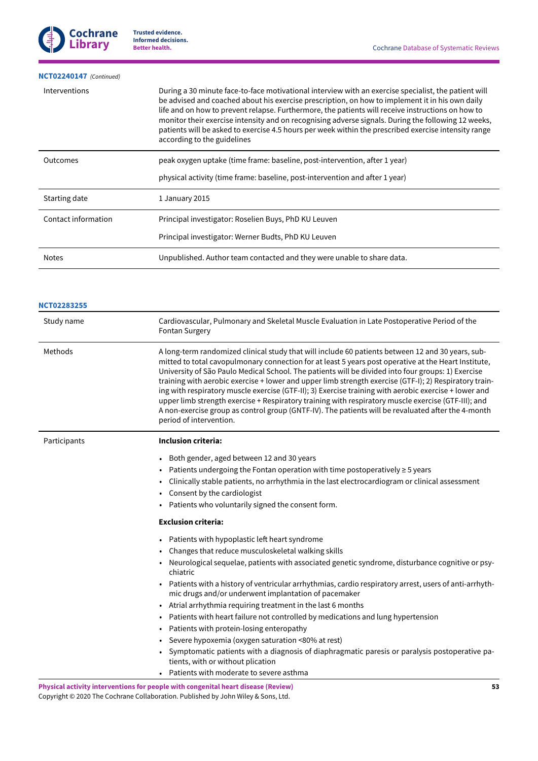**NCT02240147** *(Continued)*

| | |
|---|---|
| Interventions | During a 30 minute face-to-face motivational interview with an exercise specialist, the patient will be advised and coached about his exercise prescription, on how to implement it in his own daily life and on how to prevent relapse. Furthermore, the patients will receive instructions on how to monitor their exercise intensity and on recognising adverse signals. During the following 12 weeks, patients will be asked to exercise 4.5 hours per week within the prescribed exercise intensity range according to the guidelines |
| Outcomes | peak oxygen uptake (time frame: baseline, post-intervention, after 1 year)<br><br>physical activity (time frame: baseline, post-intervention and after 1 year) |
| Starting date | 1 January 2015 |
| Contact information | Principal investigator: Roselien Buys, PhD KU Leuven<br><br>Principal investigator: Werner Budts, PhD KU Leuven |
| Notes | Unpublished. Author team contacted and they were unable to share data. |

**NCT02283255**

| | |
|---|---|
| Study name | Cardiovascular, Pulmonary and Skeletal Muscle Evaluation in Late Postoperative Period of the Fontan Surgery |
| Methods | A long-term randomized clinical study that will include 60 patients between 12 and 30 years, submitted to total cavopulmonary connection for at least 5 years post operative at the Heart Institute, University of São Paulo Medical School. The patients will be divided into four groups: 1) Exercise training with aerobic exercise + lower and upper limb strength exercise (GTF-I); 2) Respiratory training with respiratory muscle exercise (GTF-II); 3) Exercise training with aerobic exercise + lower and upper limb strength exercise + Respiratory training with respiratory muscle exercise (GTF-III); and A non-exercise group as control group (GNTF-IV). The patients will be revaluated after the 4-month period of intervention. |
| Participants | **Inclusion criteria:**<br><br>• Both gender, aged between 12 and 30 years<br>• Patients undergoing the Fontan operation with time postoperatively ≥ 5 years<br>• Clinically stable patients, no arrhythmia in the last electrocardiogram or clinical assessment<br>• Consent by the cardiologist<br>• Patients who voluntarily signed the consent form.<br><br>**Exclusion criteria:**<br><br>• Patients with hypoplastic left heart syndrome<br>• Changes that reduce musculoskeletal walking skills<br>• Neurological sequelae, patients with associated genetic syndrome, disturbance cognitive or psychiatric<br>• Patients with a history of ventricular arrhythmias, cardio respiratory arrest, users of anti-arrhythmic drugs and/or underwent implantation of pacemaker<br>• Atrial arrhythmia requiring treatment in the last 6 months<br>• Patients with heart failure not controlled by medications and lung hypertension<br>• Patients with protein-losing enteropathy<br>• Severe hypoxemia (oxygen saturation <80% at rest)<br>• Symptomatic patients with a diagnosis of diaphragmatic paresis or paralysis postoperative patients, with or without plication<br>• Patients with moderate to severe asthma |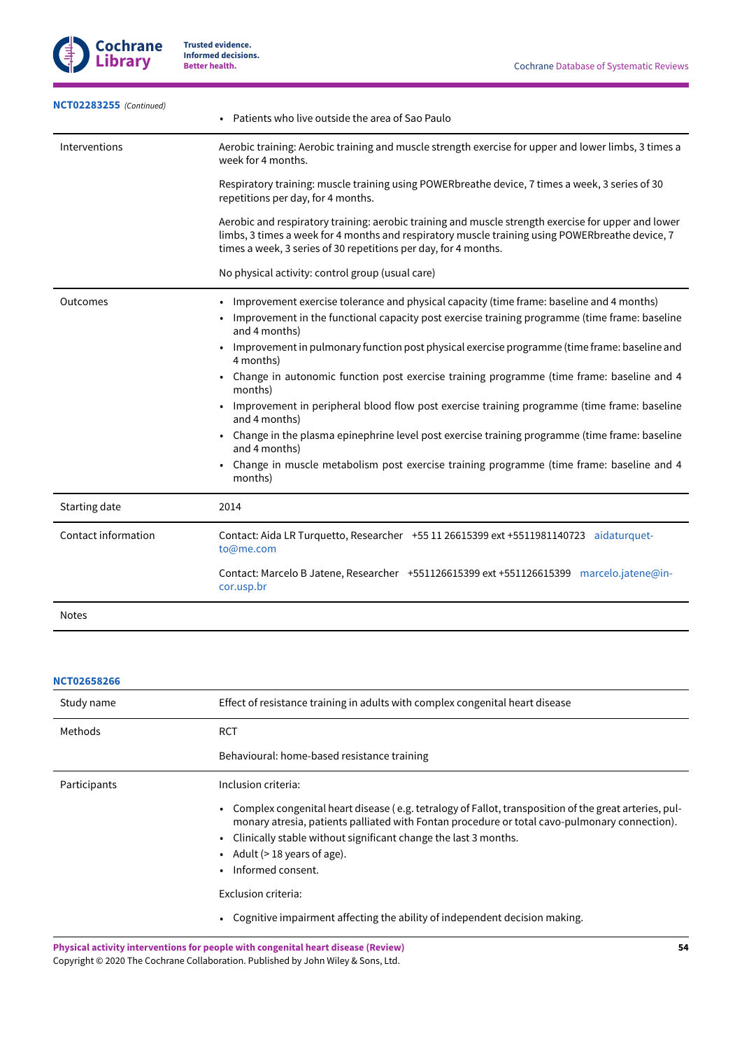**NCT02283255** *(Continued)*

| | |
|---|---|
| | • Patients who live outside the area of Sao Paulo |
| Interventions | Aerobic training: Aerobic training and muscle strength exercise for upper and lower limbs, 3 times a week for 4 months.<br><br>Respiratory training: muscle training using POWERbreathe device, 7 times a week, 3 series of 30 repetitions per day, for 4 months.<br><br>Aerobic and respiratory training: aerobic training and muscle strength exercise for upper and lower limbs, 3 times a week for 4 months and respiratory muscle training using POWERbreathe device, 7 times a week, 3 series of 30 repetitions per day, for 4 months.<br><br>No physical activity: control group (usual care) |
| Outcomes | • Improvement exercise tolerance and physical capacity (time frame: baseline and 4 months)<br>• Improvement in the functional capacity post exercise training programme (time frame: baseline and 4 months)<br>• Improvement in pulmonary function post physical exercise programme (time frame: baseline and 4 months)<br>• Change in autonomic function post exercise training programme (time frame: baseline and 4 months)<br>• Improvement in peripheral blood flow post exercise training programme (time frame: baseline and 4 months)<br>• Change in the plasma epinephrine level post exercise training programme (time frame: baseline and 4 months)<br>• Change in muscle metabolism post exercise training programme (time frame: baseline and 4 months) |
| Starting date | 2014 |
| Contact information | Contact: Aida LR Turquetto, Researcher +55 11 26615399 ext +5511981140723 aidaturquetto@me.com<br><br>Contact: Marcelo B Jatene, Researcher +551126615399 ext +551126615399 marcelo.jatene@incor.usp.br |
| Notes | |

**NCT02658266**

| | |
|---|---|
| Study name | Effect of resistance training in adults with complex congenital heart disease |
| Methods | RCT<br><br>Behavioural: home-based resistance training |
| Participants | Inclusion criteria:<br><br>• Complex congenital heart disease ( e.g. tetralogy of Fallot, transposition of the great arteries, pulmonary atresia, patients palliated with Fontan procedure or total cavo-pulmonary connection).<br>• Clinically stable without significant change the last 3 months.<br>• Adult (> 18 years of age).<br>• Informed consent.<br><br>Exclusion criteria:<br><br>• Cognitive impairment affecting the ability of independent decision making. |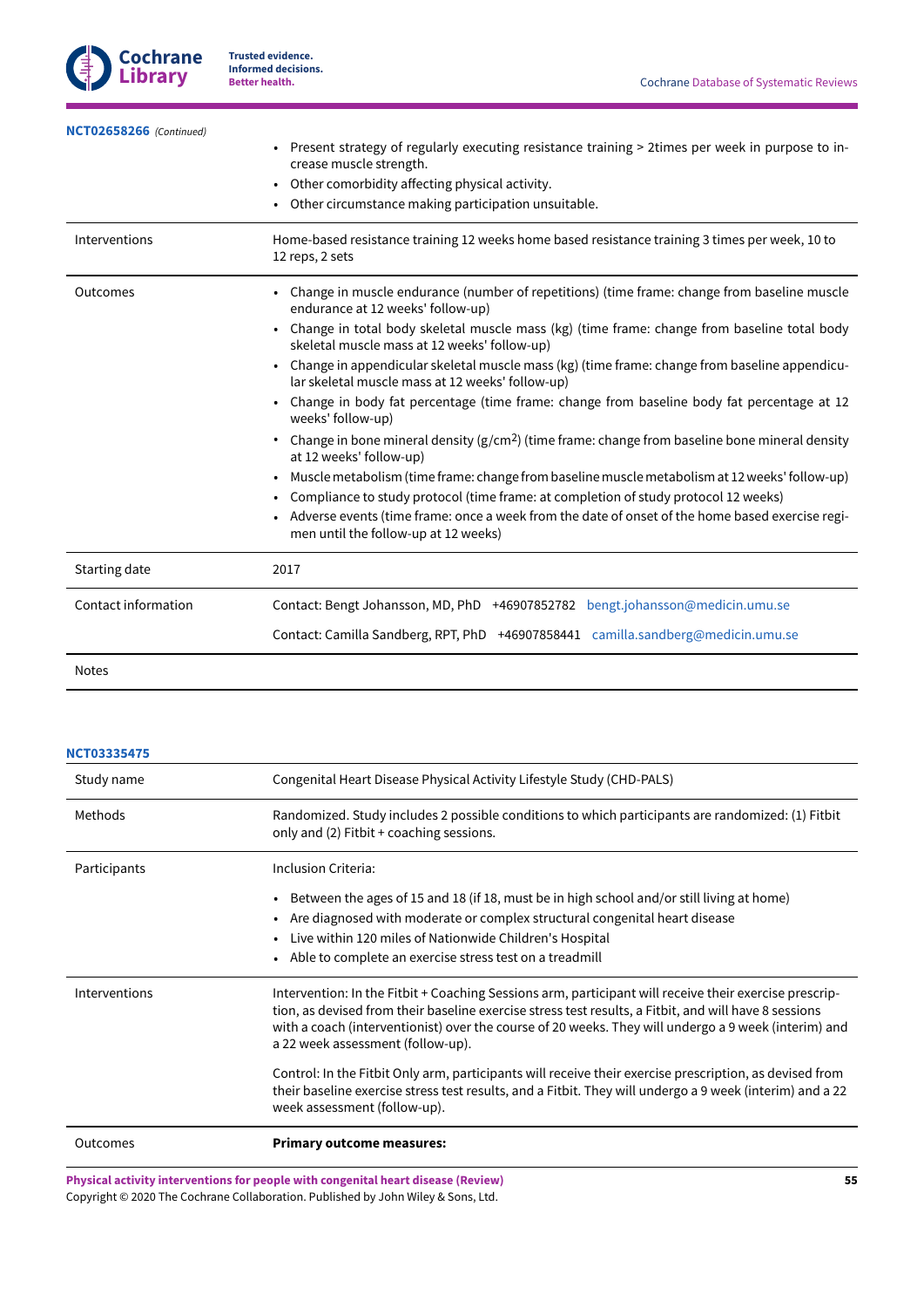**NCT02658266** *(Continued)*

| | |
|---|---|
| | • Present strategy of regularly executing resistance training > 2times per week in purpose to increase muscle strength.<br>• Other comorbidity affecting physical activity.<br>• Other circumstance making participation unsuitable. |
| Interventions | Home-based resistance training 12 weeks home based resistance training 3 times per week, 10 to 12 reps, 2 sets |
| Outcomes | • Change in muscle endurance (number of repetitions) (time frame: change from baseline muscle endurance at 12 weeks' follow-up)<br>• Change in total body skeletal muscle mass (kg) (time frame: change from baseline total body skeletal muscle mass at 12 weeks' follow-up)<br>• Change in appendicular skeletal muscle mass (kg) (time frame: change from baseline appendicular skeletal muscle mass at 12 weeks' follow-up)<br>• Change in body fat percentage (time frame: change from baseline body fat percentage at 12 weeks' follow-up)<br>• Change in bone mineral density (g/cm$^2$) (time frame: change from baseline bone mineral density at 12 weeks' follow-up)<br>• Muscle metabolism (time frame: change from baseline muscle metabolism at 12 weeks' follow-up)<br>• Compliance to study protocol (time frame: at completion of study protocol 12 weeks)<br>• Adverse events (time frame: once a week from the date of onset of the home based exercise regimen until the follow-up at 12 weeks) |
| Starting date | 2017 |
| Contact information | Contact: Bengt Johansson, MD, PhD +46907852782 bengt.johansson@medicin.umu.se<br><br>Contact: Camilla Sandberg, RPT, PhD +46907858441 camilla.sandberg@medicin.umu.se |
| Notes | |

**NCT03335475**

| | |
|---|---|
| Study name | Congenital Heart Disease Physical Activity Lifestyle Study (CHD-PALS) |
| Methods | Randomized. Study includes 2 possible conditions to which participants are randomized: (1) Fitbit only and (2) Fitbit + coaching sessions. |
| Participants | Inclusion Criteria:<br><br>• Between the ages of 15 and 18 (if 18, must be in high school and/or still living at home)<br>• Are diagnosed with moderate or complex structural congenital heart disease<br>• Live within 120 miles of Nationwide Children's Hospital<br>• Able to complete an exercise stress test on a treadmill |
| Interventions | Intervention: In the Fitbit + Coaching Sessions arm, participant will receive their exercise prescription, as devised from their baseline exercise stress test results, a Fitbit, and will have 8 sessions with a coach (interventionist) over the course of 20 weeks. They will undergo a 9 week (interim) and a 22 week assessment (follow-up).<br><br>Control: In the Fitbit Only arm, participants will receive their exercise prescription, as devised from their baseline exercise stress test results, and a Fitbit. They will undergo a 9 week (interim) and a 22 week assessment (follow-up). |
| Outcomes | **Primary outcome measures:** |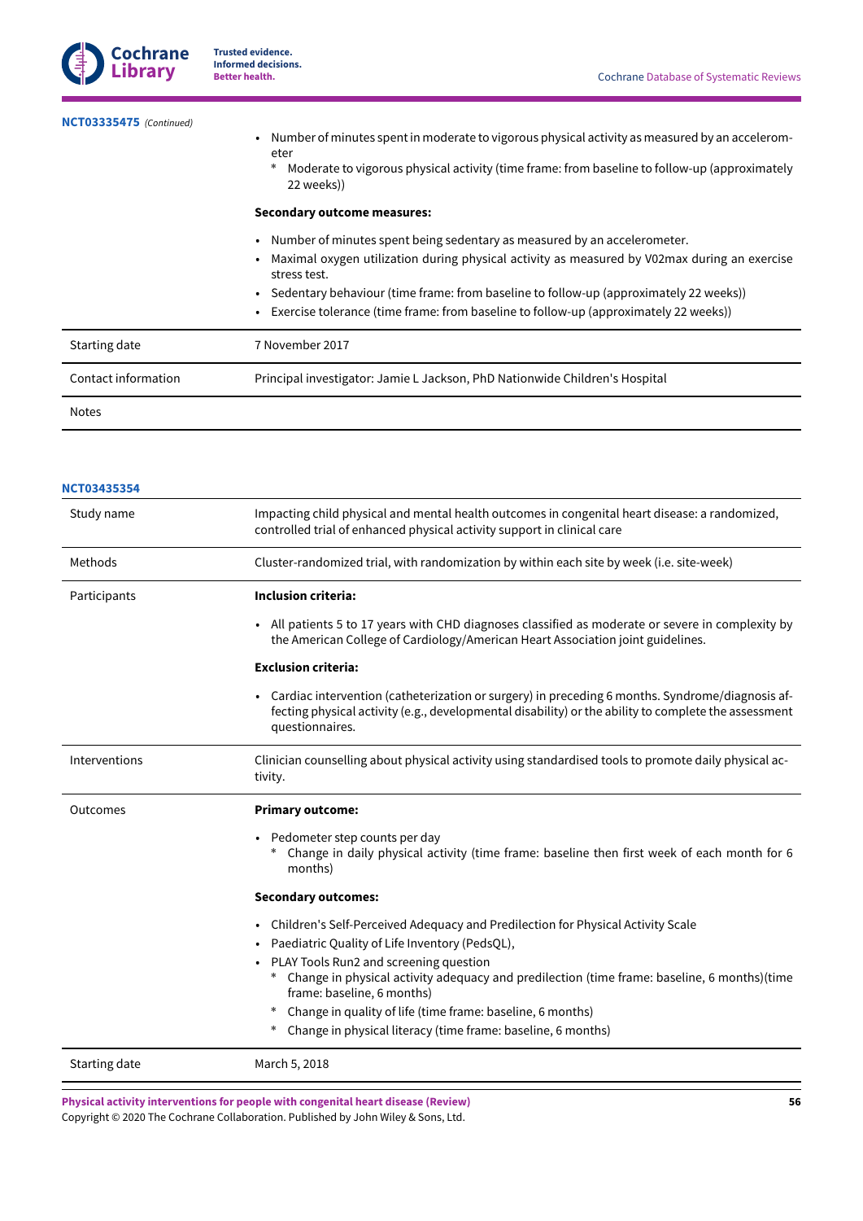**NCT03335475** *(Continued)*

| | |
|---|---|
| | • Number of minutes spent in moderate to vigorous physical activity as measured by an accelerometer<br>    * Moderate to vigorous physical activity (time frame: from baseline to follow-up (approximately 22 weeks))<br><br>**Secondary outcome measures:**<br><br>• Number of minutes spent being sedentary as measured by an accelerometer.<br>• Maximal oxygen utilization during physical activity as measured by V02max during an exercise stress test.<br>• Sedentary behaviour (time frame: from baseline to follow-up (approximately 22 weeks))<br>• Exercise tolerance (time frame: from baseline to follow-up (approximately 22 weeks)) |
| Starting date | 7 November 2017 |
| Contact information | Principal investigator: Jamie L Jackson, PhD Nationwide Children's Hospital |
| Notes | |

**NCT03435354**

| | |
|---|---|
| Study name | Impacting child physical and mental health outcomes in congenital heart disease: a randomized, controlled trial of enhanced physical activity support in clinical care |
| Methods | Cluster-randomized trial, with randomization by within each site by week (i.e. site-week) |
| Participants | **Inclusion criteria:**<br><br>• All patients 5 to 17 years with CHD diagnoses classified as moderate or severe in complexity by the American College of Cardiology/American Heart Association joint guidelines.<br><br>**Exclusion criteria:**<br><br>• Cardiac intervention (catheterization or surgery) in preceding 6 months. Syndrome/diagnosis affecting physical activity (e.g., developmental disability) or the ability to complete the assessment questionnaires. |
| Interventions | Clinician counselling about physical activity using standardised tools to promote daily physical activity. |
| Outcomes | **Primary outcome:**<br><br>• Pedometer step counts per day<br>    * Change in daily physical activity (time frame: baseline then first week of each month for 6 months)<br><br>**Secondary outcomes:**<br><br>• Children's Self-Perceived Adequacy and Predilection for Physical Activity Scale<br>• Paediatric Quality of Life Inventory (PedsQL),<br>• PLAY Tools Run2 and screening question<br>    * Change in physical activity adequacy and predilection (time frame: baseline, 6 months)(time frame: baseline, 6 months)<br>    * Change in quality of life (time frame: baseline, 6 months)<br>    * Change in physical literacy (time frame: baseline, 6 months) |
| Starting date | March 5, 2018 |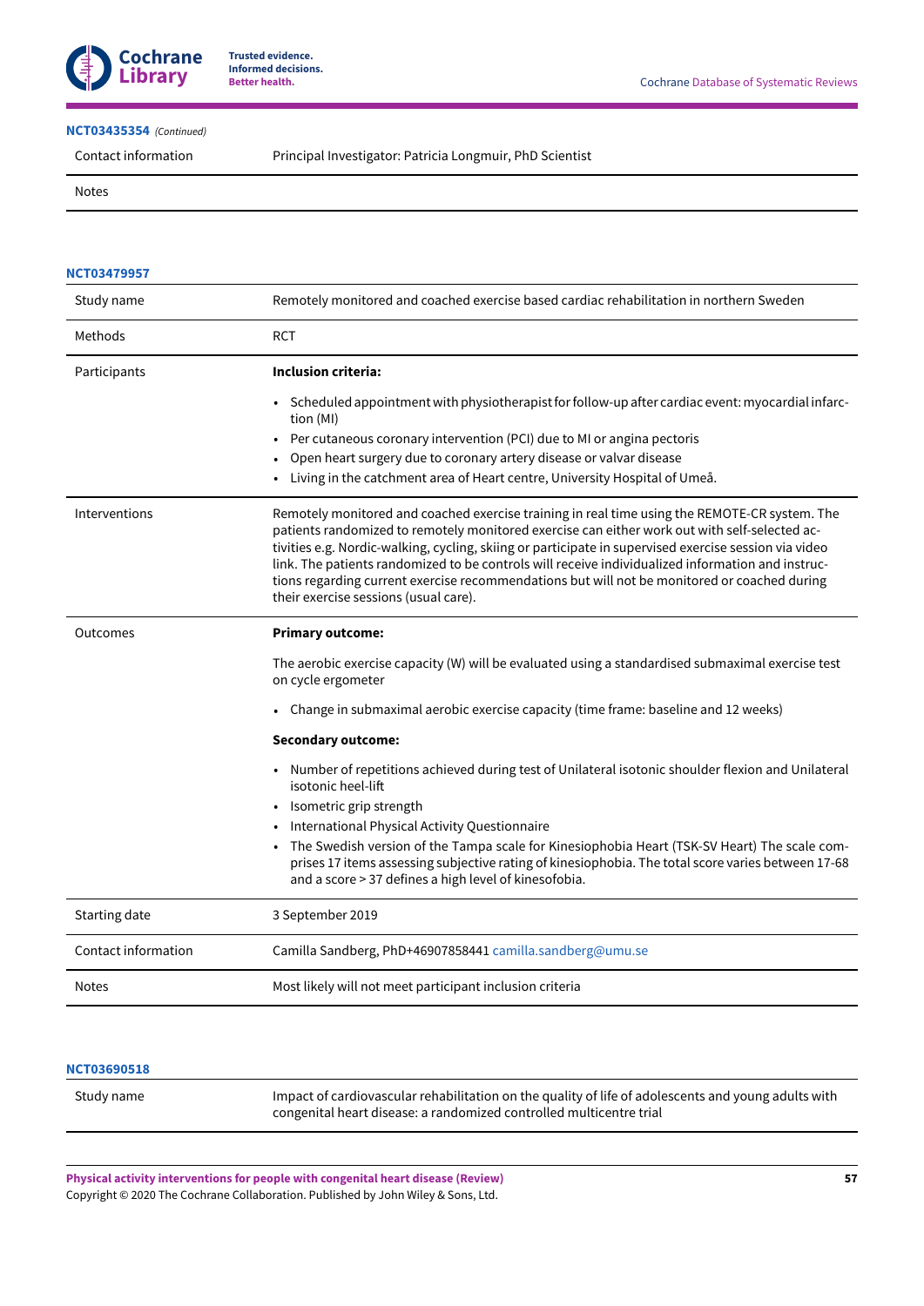**NCT03435354** *(Continued)*

| | |
|---|---|
| Contact information | Principal Investigator: Patricia Longmuir, PhD Scientist |
| Notes | |

**NCT03479957**

| | |
|---|---|
| Study name | Remotely monitored and coached exercise based cardiac rehabilitation in northern Sweden |
| Methods | RCT |
| Participants | **Inclusion criteria:**<br>• Scheduled appointment with physiotherapist for follow-up after cardiac event: myocardial infarction (MI)<br>• Per cutaneous coronary intervention (PCI) due to MI or angina pectoris<br>• Open heart surgery due to coronary artery disease or valvar disease<br>• Living in the catchment area of Heart centre, University Hospital of Umeå. |
| Interventions | Remotely monitored and coached exercise training in real time using the REMOTE-CR system. The patients randomized to remotely monitored exercise can either work out with self-selected activities e.g. Nordic-walking, cycling, skiing or participate in supervised exercise session via video link. The patients randomized to be controls will receive individualized information and instructions regarding current exercise recommendations but will not be monitored or coached during their exercise sessions (usual care). |
| Outcomes | **Primary outcome:**<br>The aerobic exercise capacity (W) will be evaluated using a standardised submaximal exercise test on cycle ergometer<br>• Change in submaximal aerobic exercise capacity (time frame: baseline and 12 weeks)<br>**Secondary outcome:**<br>• Number of repetitions achieved during test of Unilateral isotonic shoulder flexion and Unilateral isotonic heel-lift<br>• Isometric grip strength<br>• International Physical Activity Questionnaire<br>• The Swedish version of the Tampa scale for Kinesiophobia Heart (TSK-SV Heart) The scale comprises 17 items assessing subjective rating of kinesiophobia. The total score varies between 17-68 and a score > 37 defines a high level of kinesofobia. |
| Starting date | 3 September 2019 |
| Contact information | Camilla Sandberg, PhD+46907858441 camilla.sandberg@umu.se |
| Notes | Most likely will not meet participant inclusion criteria |

**NCT03690518**

| | |
|---|---|
| Study name | Impact of cardiovascular rehabilitation on the quality of life of adolescents and young adults with congenital heart disease: a randomized controlled multicentre trial |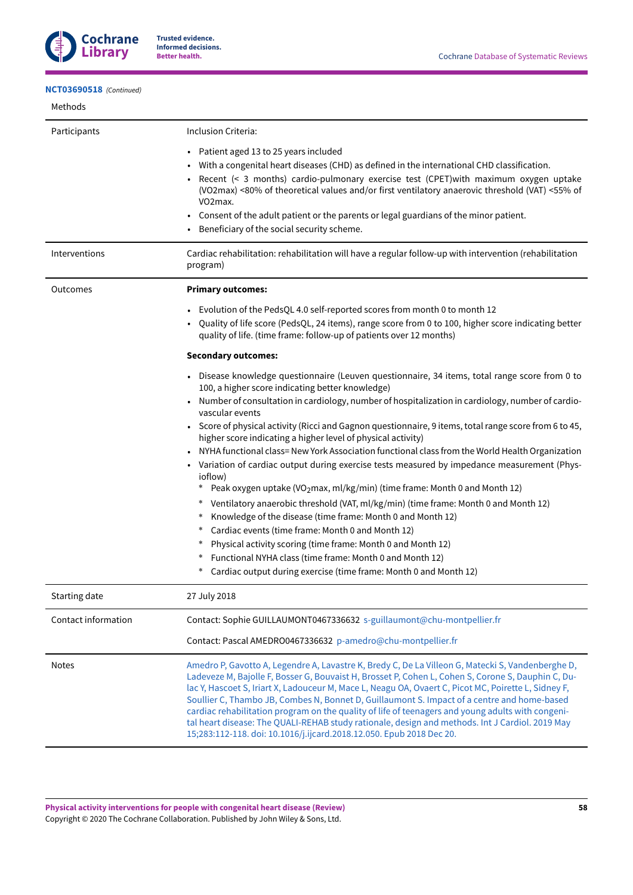**NCT03690518** *(Continued)*

| Methods | |
|---|---|
| Participants | Inclusion Criteria:<br><br>• Patient aged 13 to 25 years included<br>• With a congenital heart diseases (CHD) as defined in the international CHD classification.<br>• Recent (< 3 months) cardio-pulmonary exercise test (CPET)with maximum oxygen uptake (VO2max) <80% of theoretical values and/or first ventilatory anaerovic threshold (VAT) <55% of VO2max.<br>• Consent of the adult patient or the parents or legal guardians of the minor patient.<br>• Beneficiary of the social security scheme. |
| Interventions | Cardiac rehabilitation: rehabilitation will have a regular follow-up with intervention (rehabilitation program) |
| Outcomes | **Primary outcomes:**<br><br>• Evolution of the PedsQL 4.0 self-reported scores from month 0 to month 12<br>• Quality of life score (PedsQL, 24 items), range score from 0 to 100, higher score indicating better quality of life. (time frame: follow-up of patients over 12 months)<br><br>**Secondary outcomes:**<br><br>• Disease knowledge questionnaire (Leuven questionnaire, 34 items, total range score from 0 to 100, a higher score indicating better knowledge)<br>• Number of consultation in cardiology, number of hospitalization in cardiology, number of cardiovascular events<br>• Score of physical activity (Ricci and Gagnon questionnaire, 9 items, total range score from 6 to 45, higher score indicating a higher level of physical activity)<br>• NYHA functional class= New York Association functional class from the World Health Organization<br>• Variation of cardiac output during exercise tests measured by impedance measurement (Physioflow)<br>  * Peak oxygen uptake ($VO_2$max, ml/kg/min) (time frame: Month 0 and Month 12)<br>  * Ventilatory anaerobic threshold (VAT, ml/kg/min) (time frame: Month 0 and Month 12)<br>  * Knowledge of the disease (time frame: Month 0 and Month 12)<br>  * Cardiac events (time frame: Month 0 and Month 12)<br>  * Physical activity scoring (time frame: Month 0 and Month 12)<br>  * Functional NYHA class (time frame: Month 0 and Month 12)<br>  * Cardiac output during exercise (time frame: Month 0 and Month 12) |
| Starting date | 27 July 2018 |
| Contact information | Contact: Sophie GUILLAUMONT0467336632 s-guillaumont@chu-montpellier.fr<br><br>Contact: Pascal AMEDRO0467336632 p-amedro@chu-montpellier.fr |
| Notes | Amedro P, Gavotto A, Legendre A, Lavastre K, Bredy C, De La Villeon G, Matecki S, Vandenberghe D, Ladeveze M, Bajolle F, Bosser G, Bouvaist H, Brosset P, Cohen L, Cohen S, Corone S, Dauphin C, Dulac Y, Hascoet S, Iriart X, Ladouceur M, Mace L, Neagu OA, Ovaert C, Picot MC, Poirette L, Sidney F, Soullier C, Thambo JB, Combes N, Bonnet D, Guillaumont S. Impact of a centre and home-based cardiac rehabilitation program on the quality of life of teenagers and young adults with congenital heart disease: The QUALI-REHAB study rationale, design and methods. Int J Cardiol. 2019 May 15;283:112-118. doi: 10.1016/j.ijcard.2018.12.050. Epub 2018 Dec 20. |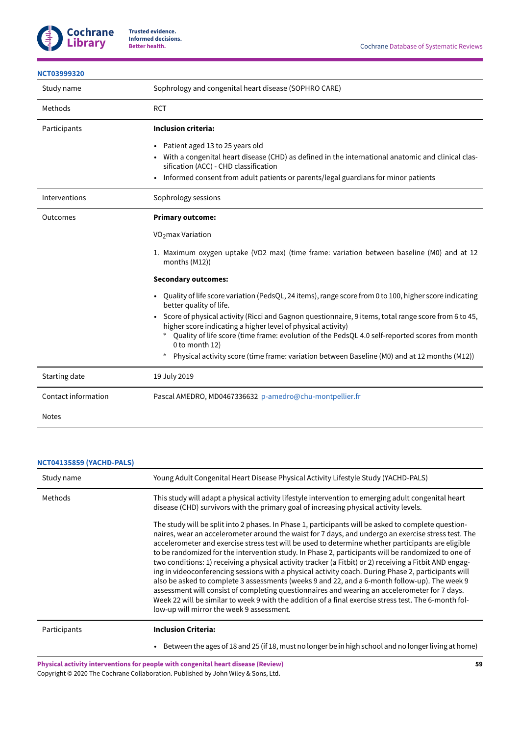**NCT03999320**

| | |
|---|---|
| Study name | Sophrology and congenital heart disease (SOPHRO CARE) |
| Methods | RCT |
| Participants | **Inclusion criteria:**<br><br>• Patient aged 13 to 25 years old<br>• With a congenital heart disease (CHD) as defined in the international anatomic and clinical classification (ACC) - CHD classification<br>• Informed consent from adult patients or parents/legal guardians for minor patients |
| Interventions | Sophrology sessions |
| Outcomes | **Primary outcome:**<br><br>$VO_2$max Variation<br><br>1. Maximum oxygen uptake (VO2 max) (time frame: variation between baseline (M0) and at 12 months (M12))<br><br>**Secondary outcomes:**<br><br>• Quality of life score variation (PedsQL, 24 items), range score from 0 to 100, higher score indicating better quality of life.<br>• Score of physical activity (Ricci and Gagnon questionnaire, 9 items, total range score from 6 to 45, higher score indicating a higher level of physical activity)<br>  * Quality of life score (time frame: evolution of the PedsQL 4.0 self-reported scores from month 0 to month 12)<br>  * Physical activity score (time frame: variation between Baseline (M0) and at 12 months (M12)) |
| Starting date | 19 July 2019 |
| Contact information | Pascal AMEDRO, MD0467336632 p-amedro@chu-montpellier.fr |
| Notes | |

**NCT04135859 (YACHD-PALS)**

| | |
|---|---|
| Study name | Young Adult Congenital Heart Disease Physical Activity Lifestyle Study (YACHD-PALS) |
| Methods | This study will adapt a physical activity lifestyle intervention to emerging adult congenital heart disease (CHD) survivors with the primary goal of increasing physical activity levels.<br><br>The study will be split into 2 phases. In Phase 1, participants will be asked to complete questionnaires, wear an accelerometer around the waist for 7 days, and undergo an exercise stress test. The accelerometer and exercise stress test will be used to determine whether participants are eligible to be randomized for the intervention study. In Phase 2, participants will be randomized to one of two conditions: 1) receiving a physical activity tracker (a Fitbit) or 2) receiving a Fitbit AND engaging in videoconferencing sessions with a physical activity coach. During Phase 2, participants will also be asked to complete 3 assessments (weeks 9 and 22, and a 6-month follow-up). The week 9 assessment will consist of completing questionnaires and wearing an accelerometer for 7 days. Week 22 will be similar to week 9 with the addition of a final exercise stress test. The 6-month follow-up will mirror the week 9 assessment. |
| Participants | **Inclusion Criteria:**<br><br>• Between the ages of 18 and 25 (if 18, must no longer be in high school and no longer living at home) |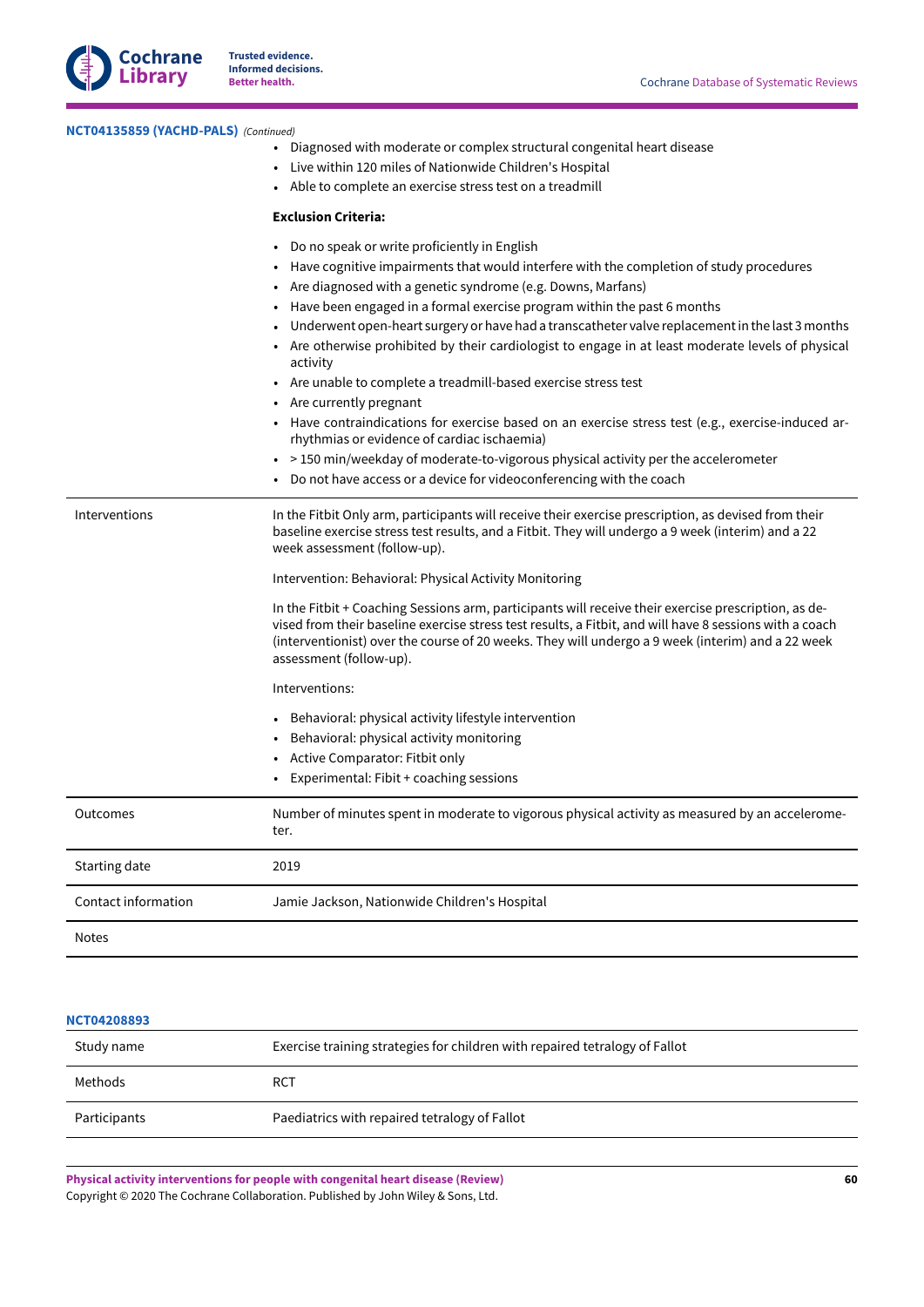**NCT04135859 (YACHD-PALS)** *(Continued)*

| | |
|---|---|
| | • Diagnosed with moderate or complex structural congenital heart disease<br>• Live within 120 miles of Nationwide Children's Hospital<br>• Able to complete an exercise stress test on a treadmill<br><br>**Exclusion Criteria:**<br><br>• Do no speak or write proficiently in English<br>• Have cognitive impairments that would interfere with the completion of study procedures<br>• Are diagnosed with a genetic syndrome (e.g. Downs, Marfans)<br>• Have been engaged in a formal exercise program within the past 6 months<br>• Underwent open-heart surgery or have had a transcatheter valve replacement in the last 3 months<br>• Are otherwise prohibited by their cardiologist to engage in at least moderate levels of physical activity<br>• Are unable to complete a treadmill-based exercise stress test<br>• Are currently pregnant<br>• Have contraindications for exercise based on an exercise stress test (e.g., exercise-induced arrhythmias or evidence of cardiac ischaemia)<br>• > 150 min/weekday of moderate-to-vigorous physical activity per the accelerometer<br>• Do not have access or a device for videoconferencing with the coach |
| Interventions | In the Fitbit Only arm, participants will receive their exercise prescription, as devised from their baseline exercise stress test results, and a Fitbit. They will undergo a 9 week (interim) and a 22 week assessment (follow-up).<br><br>Intervention: Behavioral: Physical Activity Monitoring<br><br>In the Fitbit + Coaching Sessions arm, participants will receive their exercise prescription, as devised from their baseline exercise stress test results, a Fitbit, and will have 8 sessions with a coach (interventionist) over the course of 20 weeks. They will undergo a 9 week (interim) and a 22 week assessment (follow-up).<br><br>Interventions:<br><br>• Behavioral: physical activity lifestyle intervention<br>• Behavioral: physical activity monitoring<br>• Active Comparator: Fitbit only<br>• Experimental: Fibit + coaching sessions |
| Outcomes | Number of minutes spent in moderate to vigorous physical activity as measured by an accelerometer. |
| Starting date | 2019 |
| Contact information | Jamie Jackson, Nationwide Children's Hospital |
| Notes | |

**NCT04208893**

| | |
|---|---|
| Study name | Exercise training strategies for children with repaired tetralogy of Fallot |
| Methods | RCT |
| Participants | Paediatrics with repaired tetralogy of Fallot |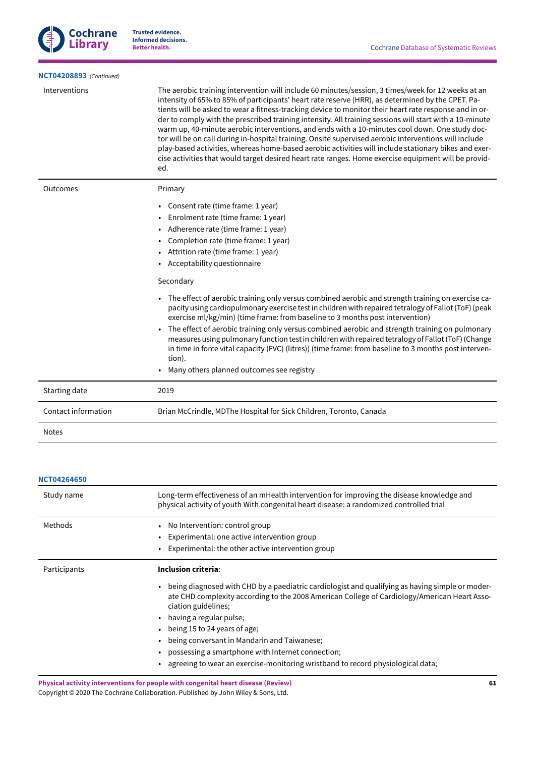**NCT04208893** *(Continued)*

| | |
|---|---|
| Interventions | The aerobic training intervention will include 60 minutes/session, 3 times/week for 12 weeks at an intensity of 65% to 85% of participants' heart rate reserve (HRR), as determined by the CPET. Patients will be asked to wear a fitness-tracking device to monitor their heart rate response and in order to comply with the prescribed training intensity. All training sessions will start with a 10-minute warm up, 40-minute aerobic interventions, and ends with a 10-minutes cool down. One study doctor will be on call during in-hospital training. Onsite supervised aerobic interventions will include play-based activities, whereas home-based aerobic activities will include stationary bikes and exercise activities that would target desired heart rate ranges. Home exercise equipment will be provided. |
| Outcomes | Primary<br><br>• Consent rate (time frame: 1 year)<br>• Enrolment rate (time frame: 1 year)<br>• Adherence rate (time frame: 1 year)<br>• Completion rate (time frame: 1 year)<br>• Attrition rate (time frame: 1 year)<br>• Acceptability questionnaire<br><br>Secondary<br><br>• The effect of aerobic training only versus combined aerobic and strength training on exercise capacity using cardiopulmonary exercise test in children with repaired tetralogy of Fallot (ToF) (peak exercise ml/kg/min) (time frame: from baseline to 3 months post intervention)<br>• The effect of aerobic training only versus combined aerobic and strength training on pulmonary measures using pulmonary function test in children with repaired tetralogy of Fallot (ToF) (Change in time in force vital capacity (FVC) (litres)) (time frame: from baseline to 3 months post intervention).<br>• Many others planned outcomes see registry |
| Starting date | 2019 |
| Contact information | Brian McCrindle, MDThe Hospital for Sick Children, Toronto, Canada |
| Notes | |

**NCT04264650**

| | |
|---|---|
| Study name | Long-term effectiveness of an mHealth intervention for improving the disease knowledge and physical activity of youth With congenital heart disease: a randomized controlled trial |
| Methods | • No Intervention: control group<br>• Experimental: one active intervention group<br>• Experimental: the other active intervention group |
| Participants | **Inclusion criteria**:<br><br>• being diagnosed with CHD by a paediatric cardiologist and qualifying as having simple or moderate CHD complexity according to the 2008 American College of Cardiology/American Heart Association guidelines;<br>• having a regular pulse;<br>• being 15 to 24 years of age;<br>• being conversant in Mandarin and Taiwanese;<br>• possessing a smartphone with Internet connection;<br>• agreeing to wear an exercise-monitoring wristband to record physiological data; |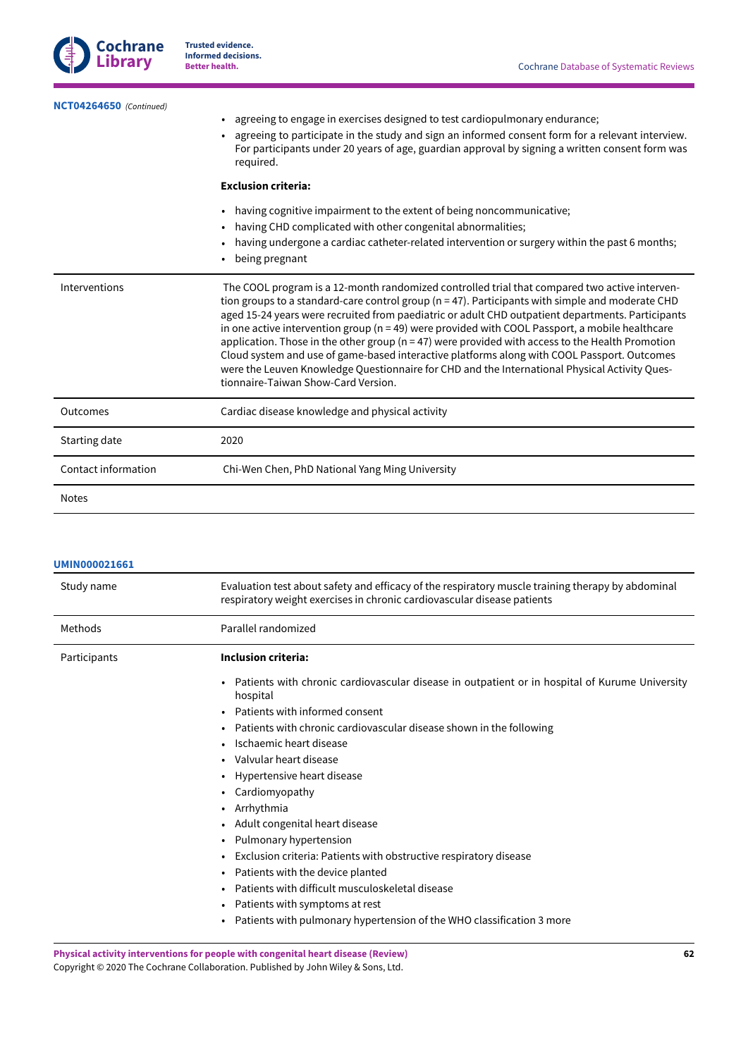**NCT04264650** *(Continued)*

| | |
|---|---|
| | • agreeing to engage in exercises designed to test cardiopulmonary endurance;<br>• agreeing to participate in the study and sign an informed consent form for a relevant interview. For participants under 20 years of age, guardian approval by signing a written consent form was required.<br><br>**Exclusion criteria:**<br><br>• having cognitive impairment to the extent of being noncommunicative;<br>• having CHD complicated with other congenital abnormalities;<br>• having undergone a cardiac catheter-related intervention or surgery within the past 6 months;<br>• being pregnant |
| Interventions | The COOL program is a 12-month randomized controlled trial that compared two active intervention groups to a standard-care control group (n = 47). Participants with simple and moderate CHD aged 15-24 years were recruited from paediatric or adult CHD outpatient departments. Participants in one active intervention group (n = 49) were provided with COOL Passport, a mobile healthcare application. Those in the other group (n = 47) were provided with access to the Health Promotion Cloud system and use of game-based interactive platforms along with COOL Passport. Outcomes were the Leuven Knowledge Questionnaire for CHD and the International Physical Activity Questionnaire-Taiwan Show-Card Version. |
| Outcomes | Cardiac disease knowledge and physical activity |
| Starting date | 2020 |
| Contact information | Chi-Wen Chen, PhD National Yang Ming University |
| Notes | |

**UMIN000021661**

| | |
|---|---|
| Study name | Evaluation test about safety and efficacy of the respiratory muscle training therapy by abdominal respiratory weight exercises in chronic cardiovascular disease patients |
| Methods | Parallel randomized |
| Participants | **Inclusion criteria:**<br><br>• Patients with chronic cardiovascular disease in outpatient or in hospital of Kurume University hospital<br>• Patients with informed consent<br>• Patients with chronic cardiovascular disease shown in the following<br>• Ischaemic heart disease<br>• Valvular heart disease<br>• Hypertensive heart disease<br>• Cardiomyopathy<br>• Arrhythmia<br>• Adult congenital heart disease<br>• Pulmonary hypertension<br>• Exclusion criteria: Patients with obstructive respiratory disease<br>• Patients with the device planted<br>• Patients with difficult musculoskeletal disease<br>• Patients with symptoms at rest<br>• Patients with pulmonary hypertension of the WHO classification 3 more |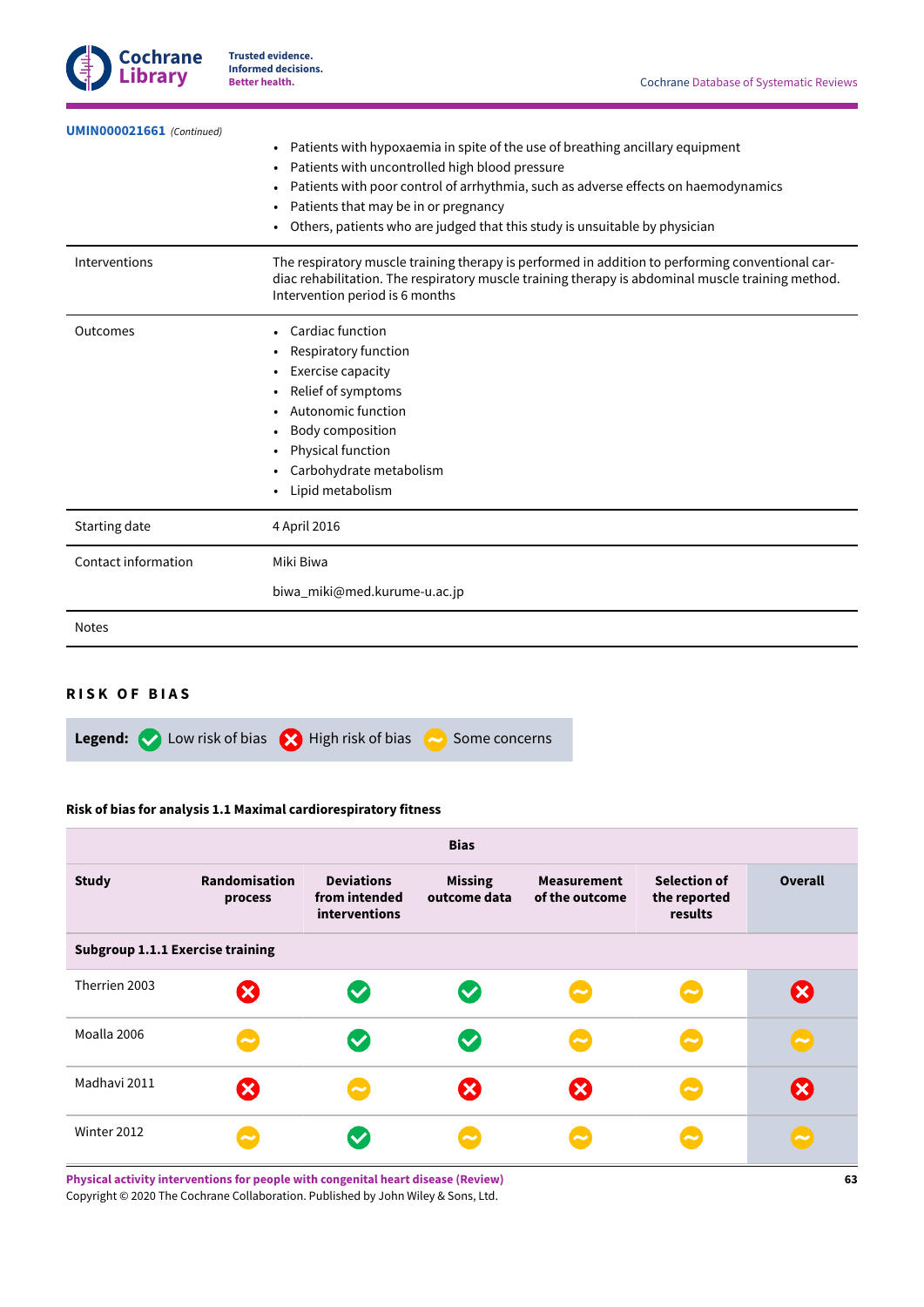**UMIN000021661** *(Continued)*

| | |
|---|---|
| | • Patients with hypoxaemia in spite of the use of breathing ancillary equipment<br>• Patients with uncontrolled high blood pressure<br>• Patients with poor control of arrhythmia, such as adverse effects on haemodynamics<br>• Patients that may be in or pregnancy<br>• Others, patients who are judged that this study is unsuitable by physician |
| Interventions | The respiratory muscle training therapy is performed in addition to performing conventional cardiac rehabilitation. The respiratory muscle training therapy is abdominal muscle training method. Intervention period is 6 months |
| Outcomes | • Cardiac function<br>• Respiratory function<br>• Exercise capacity<br>• Relief of symptoms<br>• Autonomic function<br>• Body composition<br>• Physical function<br>• Carbohydrate metabolism<br>• Lipid metabolism |
| Starting date | 4 April 2016 |
| Contact information | Miki Biwa<br><br>biwa_miki@med.kurume-u.ac.jp |
| Notes | |

## RISK OF BIAS

**Legend:** Low risk of bias — High risk of bias — Some concerns

### Risk of bias for analysis 1.1 Maximal cardiorespiratory fitness

| | Bias | | | | | |
|---|---|---|---|---|---|---|
| **Study** | **Randomisation process** | **Deviations from intended interventions** | **Missing outcome data** | **Measurement of the outcome** | **Selection of the reported results** | **Overall** |
| **Subgroup 1.1.1 Exercise training** | | | | | | |
| Therrien 2003 | High risk of bias | Low risk of bias | Low risk of bias | Some concerns | Some concerns | High risk of bias |
| Moalla 2006 | Some concerns | Low risk of bias | Low risk of bias | Some concerns | Some concerns | Some concerns |
| Madhavi 2011 | High risk of bias | Some concerns | High risk of bias | High risk of bias | Some concerns | High risk of bias |
| Winter 2012 | Some concerns | Low risk of bias | Some concerns | Some concerns | Some concerns | Some concerns |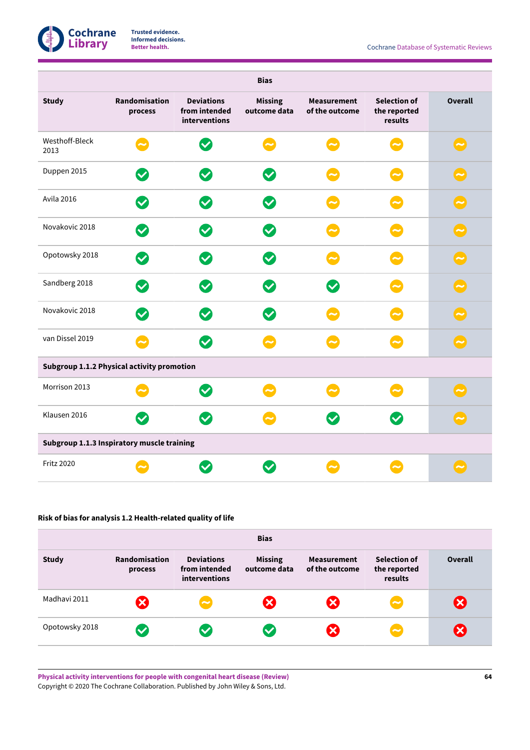| Study | Bias | | | | | |
|---|---|---|---|---|---|---|
| | Randomisation process | Deviations from intended interventions | Missing outcome data | Measurement of the outcome | Selection of the reported results | Overall |
| Westhoff-Bleck 2013 | ~ | ✓ | ~ | ~ | ~ | ~ |
| Duppen 2015 | ✓ | ✓ | ✓ | ~ | ~ | ~ |
| Avila 2016 | ✓ | ✓ | ✓ | ~ | ~ | ~ |
| Novakovic 2018 | ✓ | ✓ | ✓ | ~ | ~ | ~ |
| Opotowsky 2018 | ✓ | ✓ | ✓ | ~ | ~ | ~ |
| Sandberg 2018 | ✓ | ✓ | ✓ | ✓ | ~ | ~ |
| Novakovic 2018 | ✓ | ✓ | ✓ | ~ | ~ | ~ |
| van Dissel 2019 | ~ | ✓ | ~ | ~ | ~ | ~ |
| **Subgroup 1.1.2 Physical activity promotion** | | | | | | |
| Morrison 2013 | ~ | ✓ | ~ | ~ | ~ | ~ |
| Klausen 2016 | ✓ | ✓ | ~ | ✓ | ✓ | ~ |
| **Subgroup 1.1.3 Inspiratory muscle training** | | | | | | |
| Fritz 2020 | ~ | ✓ | ✓ | ~ | ~ | ~ |

**Risk of bias for analysis 1.2 Health-related quality of life**

| Study | Bias | | | | | |
|---|---|---|---|---|---|---|
| | Randomisation process | Deviations from intended interventions | Missing outcome data | Measurement of the outcome | Selection of the reported results | Overall |
| Madhavi 2011 | ✗ | ~ | ✗ | ✗ | ~ | ✗ |
| Opotowsky 2018 | ✓ | ✓ | ✓ | ✗ | ~ | ✗ |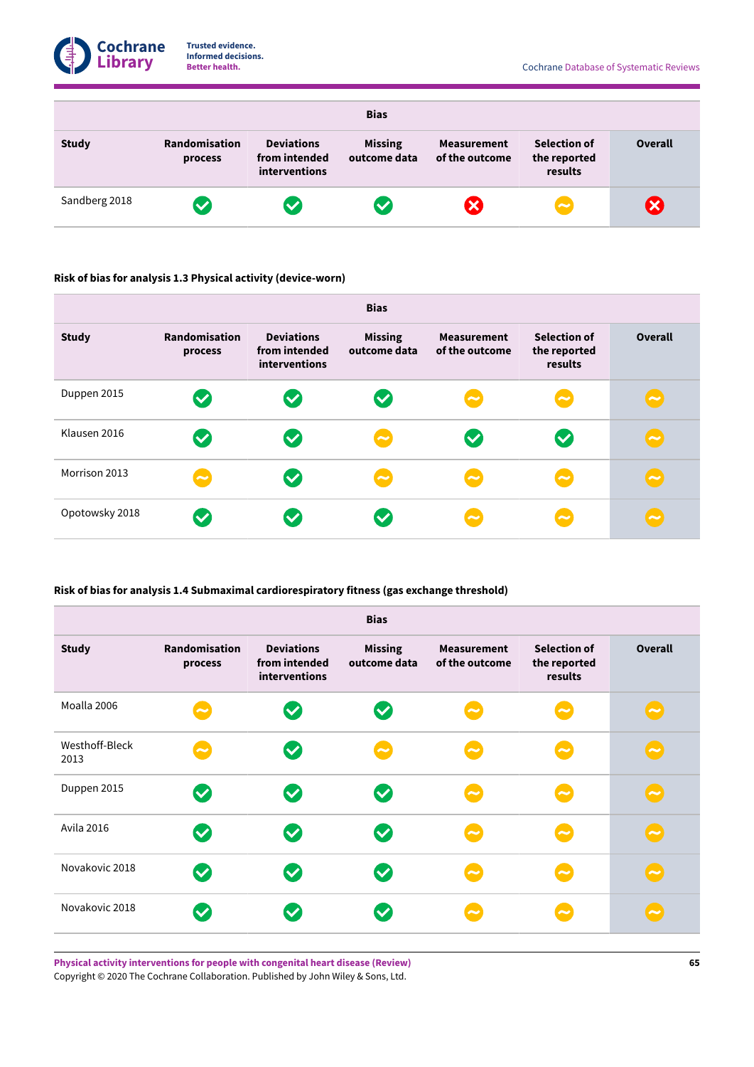| Study | Bias | | | | | |
|---|---|---|---|---|---|---|
| | Randomisation process | Deviations from intended interventions | Missing outcome data | Measurement of the outcome | Selection of the reported results | Overall |
| Sandberg 2018 | Low risk | Low risk | Low risk | High risk | Some concerns | High risk |

**Risk of bias for analysis 1.3 Physical activity (device-worn)**

| Study | Bias | | | | | |
|---|---|---|---|---|---|---|
| | Randomisation process | Deviations from intended interventions | Missing outcome data | Measurement of the outcome | Selection of the reported results | Overall |
| Duppen 2015 | Low risk | Low risk | Low risk | Some concerns | Some concerns | Some concerns |
| Klausen 2016 | Low risk | Low risk | Some concerns | Low risk | Low risk | Some concerns |
| Morrison 2013 | Some concerns | Low risk | Some concerns | Some concerns | Some concerns | Some concerns |
| Opotowsky 2018 | Low risk | Low risk | Low risk | Some concerns | Some concerns | Some concerns |

**Risk of bias for analysis 1.4 Submaximal cardiorespiratory fitness (gas exchange threshold)**

| Study | Bias | | | | | |
|---|---|---|---|---|---|---|
| | Randomisation process | Deviations from intended interventions | Missing outcome data | Measurement of the outcome | Selection of the reported results | Overall |
| Moalla 2006 | Some concerns | Low risk | Low risk | Some concerns | Some concerns | Some concerns |
| Westhoff-Bleck 2013 | Some concerns | Low risk | Some concerns | Some concerns | Some concerns | Some concerns |
| Duppen 2015 | Low risk | Low risk | Low risk | Some concerns | Some concerns | Some concerns |
| Avila 2016 | Low risk | Low risk | Low risk | Some concerns | Some concerns | Some concerns |
| Novakovic 2018 | Low risk | Low risk | Low risk | Some concerns | Some concerns | Some concerns |
| Novakovic 2018 | Low risk | Low risk | Low risk | Some concerns | Some concerns | Some concerns |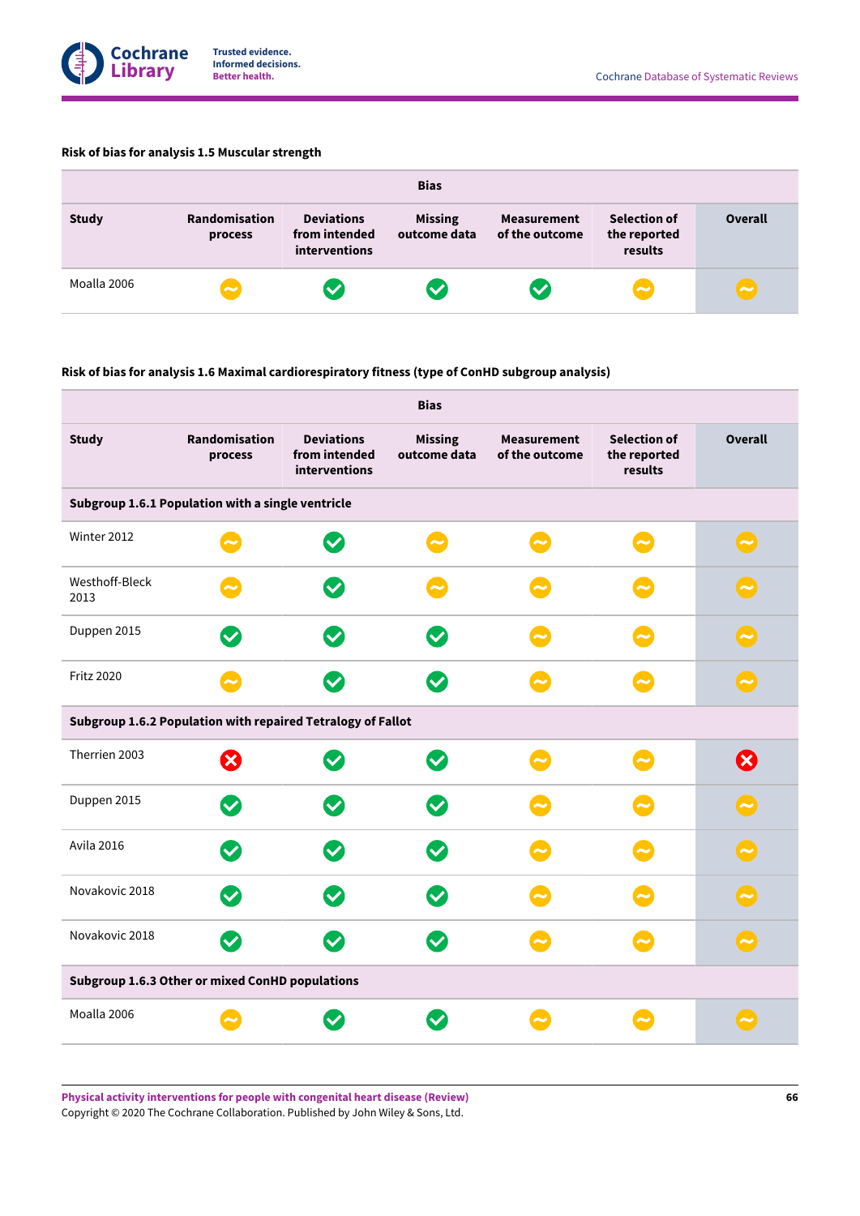**Risk of bias for analysis 1.5 Muscular strength**

| | Bias | | | | | |
|---|---|---|---|---|---|---|
| **Study** | **Randomisation process** | **Deviations from intended interventions** | **Missing outcome data** | **Measurement of the outcome** | **Selection of the reported results** | **Overall** |
| Moalla 2006 | ~ | ✓ | ✓ | ✓ | ~ | ~ |

**Risk of bias for analysis 1.6 Maximal cardiorespiratory fitness (type of ConHD subgroup analysis)**

| | Bias | | | | | |
|---|---|---|---|---|---|---|
| **Study** | **Randomisation process** | **Deviations from intended interventions** | **Missing outcome data** | **Measurement of the outcome** | **Selection of the reported results** | **Overall** |
| **Subgroup 1.6.1 Population with a single ventricle** | | | | | | |
| Winter 2012 | ~ | ✓ | ~ | ~ | ~ | ~ |
| Westhoff-Bleck 2013 | ~ | ✓ | ~ | ~ | ~ | ~ |
| Duppen 2015 | ✓ | ✓ | ✓ | ~ | ~ | ~ |
| Fritz 2020 | ~ | ✓ | ✓ | ~ | ~ | ~ |
| **Subgroup 1.6.2 Population with repaired Tetralogy of Fallot** | | | | | | |
| Therrien 2003 | ✗ | ✓ | ✓ | ~ | ~ | ✗ |
| Duppen 2015 | ✓ | ✓ | ✓ | ~ | ~ | ~ |
| Avila 2016 | ✓ | ✓ | ✓ | ~ | ~ | ~ |
| Novakovic 2018 | ✓ | ✓ | ✓ | ~ | ~ | ~ |
| Novakovic 2018 | ✓ | ✓ | ✓ | ~ | ~ | ~ |
| **Subgroup 1.6.3 Other or mixed ConHD populations** | | | | | | |
| Moalla 2006 | ~ | ✓ | ✓ | ~ | ~ | ~ |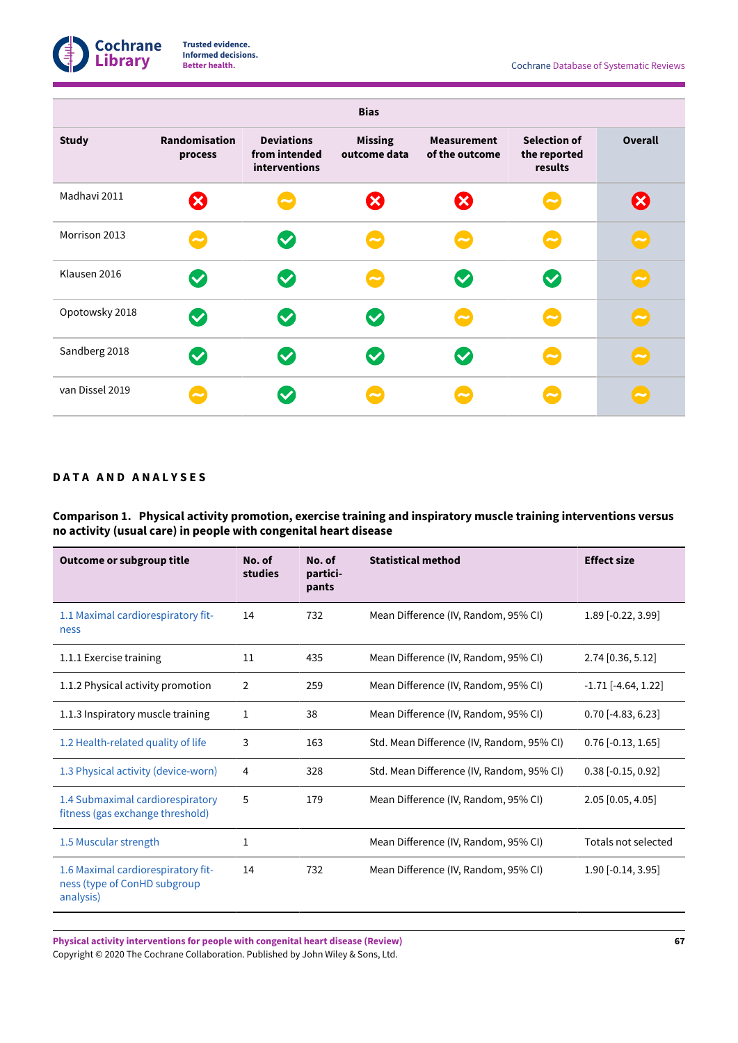| Study | Bias | | | | | |
|---|---|---|---|---|---|---|
| | Randomisation process | Deviations from intended interventions | Missing outcome data | Measurement of the outcome | Selection of the reported results | Overall |
| Madhavi 2011 | ✗ | ~ | ✗ | ✗ | ~ | ✗ |
| Morrison 2013 | ~ | ✓ | ~ | ~ | ~ | ~ |
| Klausen 2016 | ✓ | ✓ | ~ | ✓ | ✓ | ~ |
| Opotowsky 2018 | ✓ | ✓ | ✓ | ~ | ~ | ~ |
| Sandberg 2018 | ✓ | ✓ | ✓ | ✓ | ~ | ~ |
| van Dissel 2019 | ~ | ✓ | ~ | ~ | ~ | ~ |

## DATA AND ANALYSES

### Comparison 1. Physical activity promotion, exercise training and inspiratory muscle training interventions versus no activity (usual care) in people with congenital heart disease

| Outcome or subgroup title | No. of studies | No. of participants | Statistical method | Effect size |
|---|---|---|---|---|
| 1.1 Maximal cardiorespiratory fitness | 14 | 732 | Mean Difference (IV, Random, 95% CI) | 1.89 [-0.22, 3.99] |
| 1.1.1 Exercise training | 11 | 435 | Mean Difference (IV, Random, 95% CI) | 2.74 [0.36, 5.12] |
| 1.1.2 Physical activity promotion | 2 | 259 | Mean Difference (IV, Random, 95% CI) | -1.71 [-4.64, 1.22] |
| 1.1.3 Inspiratory muscle training | 1 | 38 | Mean Difference (IV, Random, 95% CI) | 0.70 [-4.83, 6.23] |
| 1.2 Health-related quality of life | 3 | 163 | Std. Mean Difference (IV, Random, 95% CI) | 0.76 [-0.13, 1.65] |
| 1.3 Physical activity (device-worn) | 4 | 328 | Std. Mean Difference (IV, Random, 95% CI) | 0.38 [-0.15, 0.92] |
| 1.4 Submaximal cardiorespiratory fitness (gas exchange threshold) | 5 | 179 | Mean Difference (IV, Random, 95% CI) | 2.05 [0.05, 4.05] |
| 1.5 Muscular strength | 1 | | Mean Difference (IV, Random, 95% CI) | Totals not selected |
| 1.6 Maximal cardiorespiratory fitness (type of ConHD subgroup analysis) | 14 | 732 | Mean Difference (IV, Random, 95% CI) | 1.90 [-0.14, 3.95] |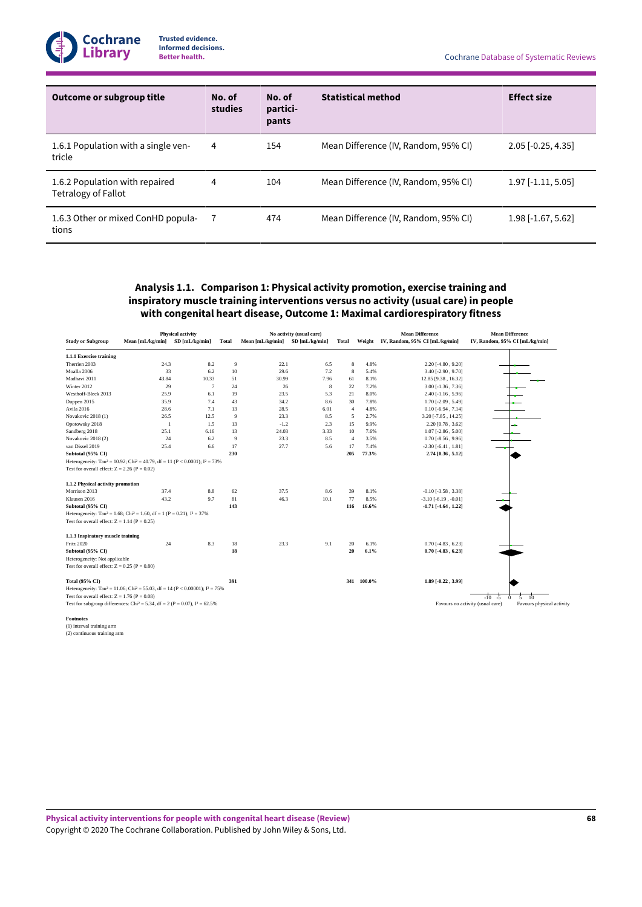| Outcome or subgroup title | No. of studies | No. of participants | Statistical method | Effect size |
|---|---|---|---|---|
| 1.6.1 Population with a single ventricle | 4 | 154 | Mean Difference (IV, Random, 95% CI) | 2.05 [-0.25, 4.35] |
| 1.6.2 Population with repaired Tetralogy of Fallot | 4 | 104 | Mean Difference (IV, Random, 95% CI) | 1.97 [-1.11, 5.05] |
| 1.6.3 Other or mixed ConHD populations | 7 | 474 | Mean Difference (IV, Random, 95% CI) | 1.98 [-1.67, 5.62] |

## Analysis 1.1. Comparison 1: Physical activity promotion, exercise training and inspiratory muscle training interventions versus no activity (usual care) in people with congenital heart disease, Outcome 1: Maximal cardiorespiratory fitness

| Study or Subgroup | Physical activity Mean [mL/kg/min] | Physical activity SD [mL/kg/min] | Physical activity Total | No activity (usual care) Mean [mL/kg/min] | No activity (usual care) SD [mL/kg/min] | No activity (usual care) Total | Weight | Mean Difference IV, Random, 95% CI [mL/kg/min] |
|---|---|---|---|---|---|---|---|---|
| **1.1.1 Exercise training** | | | | | | | | |
| Therrien 2003 | 24.3 | 8.2 | 9 | 22.1 | 6.5 | 8 | 4.8% | 2.20 [-4.80 , 9.20] |
| Moalla 2006 | 33 | 6.2 | 10 | 29.6 | 7.2 | 8 | 5.4% | 3.40 [-2.90 , 9.70] |
| Madhavi 2011 | 43.84 | 10.33 | 51 | 30.99 | 7.96 | 61 | 8.1% | 12.85 [9.38 , 16.32] |
| Winter 2012 | 29 | 7 | 24 | 26 | 8 | 22 | 7.2% | 3.00 [-1.36 , 7.36] |
| Westhoff-Bleck 2013 | 25.9 | 6.1 | 19 | 23.5 | 5.3 | 21 | 8.0% | 2.40 [-1.16 , 5.96] |
| Duppen 2015 | 35.9 | 7.4 | 43 | 34.2 | 8.6 | 30 | 7.8% | 1.70 [-2.09 , 5.49] |
| Avila 2016 | 28.6 | 7.1 | 13 | 28.5 | 6.01 | 4 | 4.8% | 0.10 [-6.94 , 7.14] |
| Novakovic 2018 (1) | 26.5 | 12.5 | 9 | 23.3 | 8.5 | 5 | 2.7% | 3.20 [-7.85 , 14.25] |
| Opotowsky 2018 | 1 | 1.5 | 13 | -1.2 | 2.3 | 15 | 9.9% | 2.20 [0.78 , 3.62] |
| Sandberg 2018 | 25.1 | 6.16 | 13 | 24.03 | 3.33 | 10 | 7.6% | 1.07 [-2.86 , 5.00] |
| Novakovic 2018 (2) | 24 | 6.2 | 9 | 23.3 | 8.5 | 4 | 3.5% | 0.70 [-8.56 , 9.96] |
| van Dissel 2019 | 25.4 | 6.6 | 17 | 27.7 | 5.6 | 17 | 7.4% | -2.30 [-6.41 , 1.81] |
| **Subtotal (95% CI)** | | | **230** | | | **205** | **77.3%** | **2.74 [0.36 , 5.12]** |
| Heterogeneity: Tau² = 10.92; Chi² = 40.79, df = 11 (P < 0.0001); I² = 73% | | | | | | | | |
| Test for overall effect: Z = 2.26 (P = 0.02) | | | | | | | | |
| **1.1.2 Physical activity promotion** | | | | | | | | |
| Morrison 2013 | 37.4 | 8.8 | 62 | 37.5 | 8.6 | 39 | 8.1% | -0.10 [-3.58 , 3.38] |
| Klausen 2016 | 43.2 | 9.7 | 81 | 46.3 | 10.1 | 77 | 8.5% | -3.10 [-6.19 , -0.01] |
| **Subtotal (95% CI)** | | | **143** | | | **116** | **16.6%** | **-1.71 [-4.64 , 1.22]** |
| Heterogeneity: Tau² = 1.68; Chi² = 1.60, df = 1 (P = 0.21); I² = 37% | | | | | | | | |
| Test for overall effect: Z = 1.14 (P = 0.25) | | | | | | | | |
| **1.1.3 Inspiratory muscle training** | | | | | | | | |
| Fritz 2020 | 24 | 8.3 | 18 | 23.3 | 9.1 | 20 | 6.1% | 0.70 [-4.83 , 6.23] |
| **Subtotal (95% CI)** | | | **18** | | | **20** | **6.1%** | **0.70 [-4.83 , 6.23]** |
| Heterogeneity: Not applicable | | | | | | | | |
| Test for overall effect: Z = 0.25 (P = 0.80) | | | | | | | | |
| **Total (95% CI)** | | | **391** | | | **341** | **100.0%** | **1.89 [-0.22 , 3.99]** |
| Heterogeneity: Tau² = 11.06; Chi² = 55.03, df = 14 (P < 0.00001); I² = 75% | | | | | | | | |
| Test for overall effect: Z = 1.76 (P = 0.08) | | | | | | | | |
| Test for subgroup differences: Chi² = 5.34, df = 2 (P = 0.07), I² = 62.5% | | | | | | | | |

Mean Difference IV, Random, 95% CI [mL/kg/min]: -10 -5 0 5 10 — Favours no activity (usual care) / Favours physical activity

**Footnotes**

(1) interval training arm

(2) continuous training arm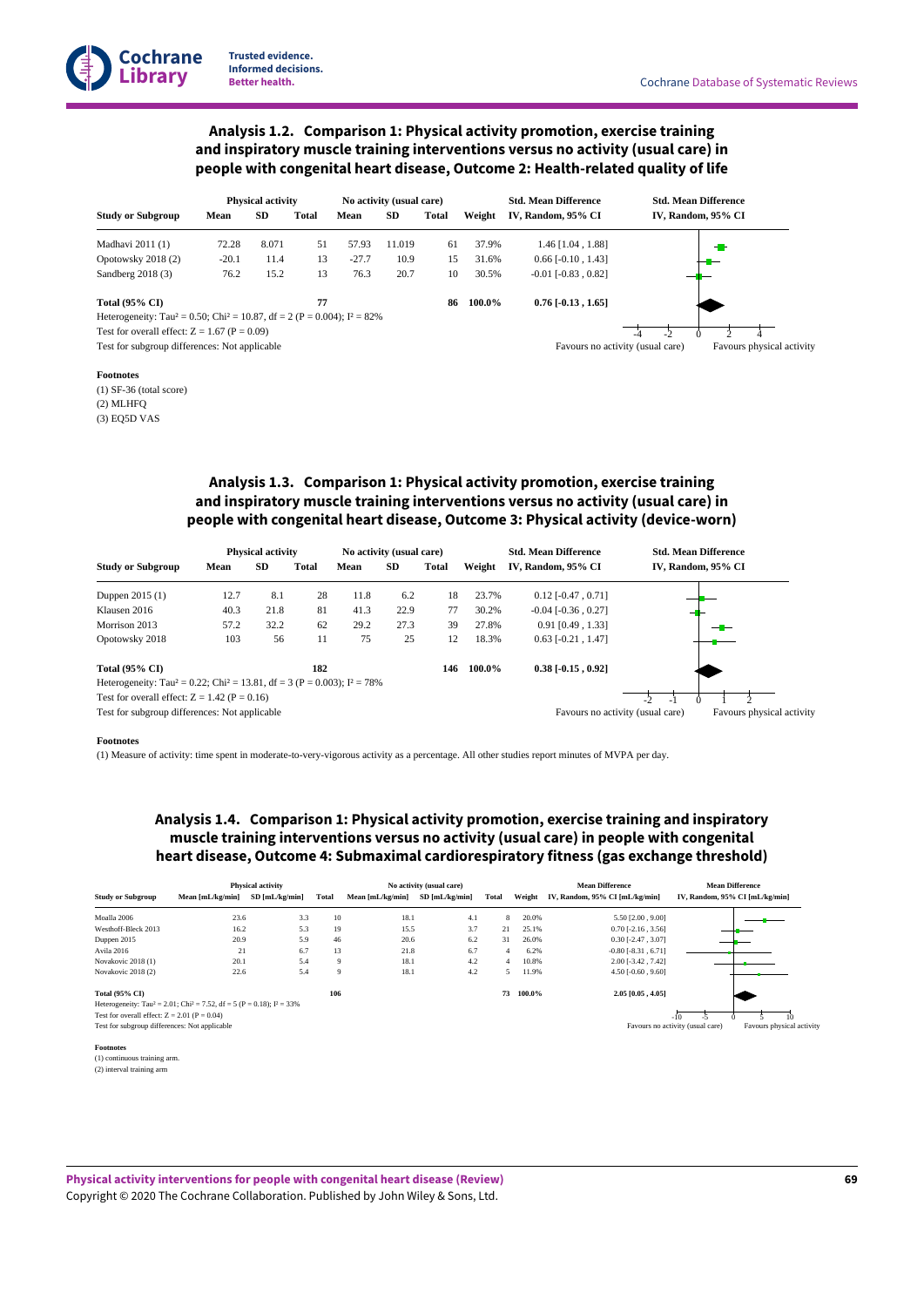## Analysis 1.2. Comparison 1: Physical activity promotion, exercise training and inspiratory muscle training interventions versus no activity (usual care) in people with congenital heart disease, Outcome 2: Health-related quality of life

| Study or Subgroup | Physical activity Mean | SD | Total | No activity (usual care) Mean | SD | Total | Weight | Std. Mean Difference IV, Random, 95% CI |
|---|---|---|---|---|---|---|---|---|
| Madhavi 2011 (1) | 72.28 | 8.071 | 51 | 57.93 | 11.019 | 61 | 37.9% | 1.46 [1.04 , 1.88] |
| Opotowsky 2018 (2) | -20.1 | 11.4 | 13 | -27.7 | 10.9 | 15 | 31.6% | 0.66 [-0.10 , 1.43] |
| Sandberg 2018 (3) | 76.2 | 15.2 | 13 | 76.3 | 20.7 | 10 | 30.5% | -0.01 [-0.83 , 0.82] |
| **Total (95% CI)** | | | **77** | | | **86** | **100.0%** | **0.76 [-0.13 , 1.65]** |

Heterogeneity: $Tau^2 = 0.50$; $Chi^2 = 10.87$, df = 2 (P = 0.004); $I^2 = 82\%$

Test for overall effect: Z = 1.67 (P = 0.09)

Test for subgroup differences: Not applicable

Favours no activity (usual care) | Favours physical activity

**Footnotes**

(1) SF-36 (total score)

(2) MLHFQ

(3) EQ5D VAS

## Analysis 1.3. Comparison 1: Physical activity promotion, exercise training and inspiratory muscle training interventions versus no activity (usual care) in people with congenital heart disease, Outcome 3: Physical activity (device-worn)

| Study or Subgroup | Physical activity Mean | SD | Total | No activity (usual care) Mean | SD | Total | Weight | Std. Mean Difference IV, Random, 95% CI |
|---|---|---|---|---|---|---|---|---|
| Duppen 2015 (1) | 12.7 | 8.1 | 28 | 11.8 | 6.2 | 18 | 23.7% | 0.12 [-0.47 , 0.71] |
| Klausen 2016 | 40.3 | 21.8 | 81 | 41.3 | 22.9 | 77 | 30.2% | -0.04 [-0.36 , 0.27] |
| Morrison 2013 | 57.2 | 32.2 | 62 | 29.2 | 27.3 | 39 | 27.8% | 0.91 [0.49 , 1.33] |
| Opotowsky 2018 | 103 | 56 | 11 | 75 | 25 | 12 | 18.3% | 0.63 [-0.21 , 1.47] |
| **Total (95% CI)** | | | **182** | | | **146** | **100.0%** | **0.38 [-0.15 , 0.92]** |

Heterogeneity: $Tau^2 = 0.22$; $Chi^2 = 13.81$, df = 3 (P = 0.003); $I^2 = 78\%$

Test for overall effect: Z = 1.42 (P = 0.16)

Test for subgroup differences: Not applicable

Favours no activity (usual care) | Favours physical activity

**Footnotes**

(1) Measure of activity: time spent in moderate-to-very-vigorous activity as a percentage. All other studies report minutes of MVPA per day.

## Analysis 1.4. Comparison 1: Physical activity promotion, exercise training and inspiratory muscle training interventions versus no activity (usual care) in people with congenital heart disease, Outcome 4: Submaximal cardiorespiratory fitness (gas exchange threshold)

| Study or Subgroup | Physical activity Mean [mL/kg/min] | SD [mL/kg/min] | Total | No activity (usual care) Mean [mL/kg/min] | SD [mL/kg/min] | Total | Weight | Mean Difference IV, Random, 95% CI [mL/kg/min] |
|---|---|---|---|---|---|---|---|---|
| Moalla 2006 | 23.6 | 3.3 | 10 | 18.1 | 4.1 | 8 | 20.0% | 5.50 [2.00 , 9.00] |
| Westhoff-Bleck 2013 | 16.2 | 5.3 | 19 | 15.5 | 3.7 | 21 | 25.1% | 0.70 [-2.16 , 3.56] |
| Duppen 2015 | 20.9 | 5.9 | 46 | 20.6 | 6.2 | 31 | 26.0% | 0.30 [-2.47 , 3.07] |
| Avila 2016 | 21 | 6.7 | 13 | 21.8 | 6.7 | 4 | 6.2% | -0.80 [-8.31 , 6.71] |
| Novakovic 2018 (1) | 20.1 | 5.4 | 9 | 18.1 | 4.2 | 4 | 10.8% | 2.00 [-3.42 , 7.42] |
| Novakovic 2018 (2) | 22.6 | 5.4 | 9 | 18.1 | 4.2 | 5 | 11.9% | 4.50 [-0.60 , 9.60] |
| **Total (95% CI)** | | | **106** | | | **73** | **100.0%** | **2.05 [0.05 , 4.05]** |

Heterogeneity: $Tau^2 = 2.01$; $Chi^2 = 7.52$, df = 5 (P = 0.18); $I^2 = 33\%$

Test for overall effect: Z = 2.01 (P = 0.04)

Test for subgroup differences: Not applicable

Favours no activity (usual care) | Favours physical activity

**Footnotes**

(1) continuous training arm.

(2) interval training arm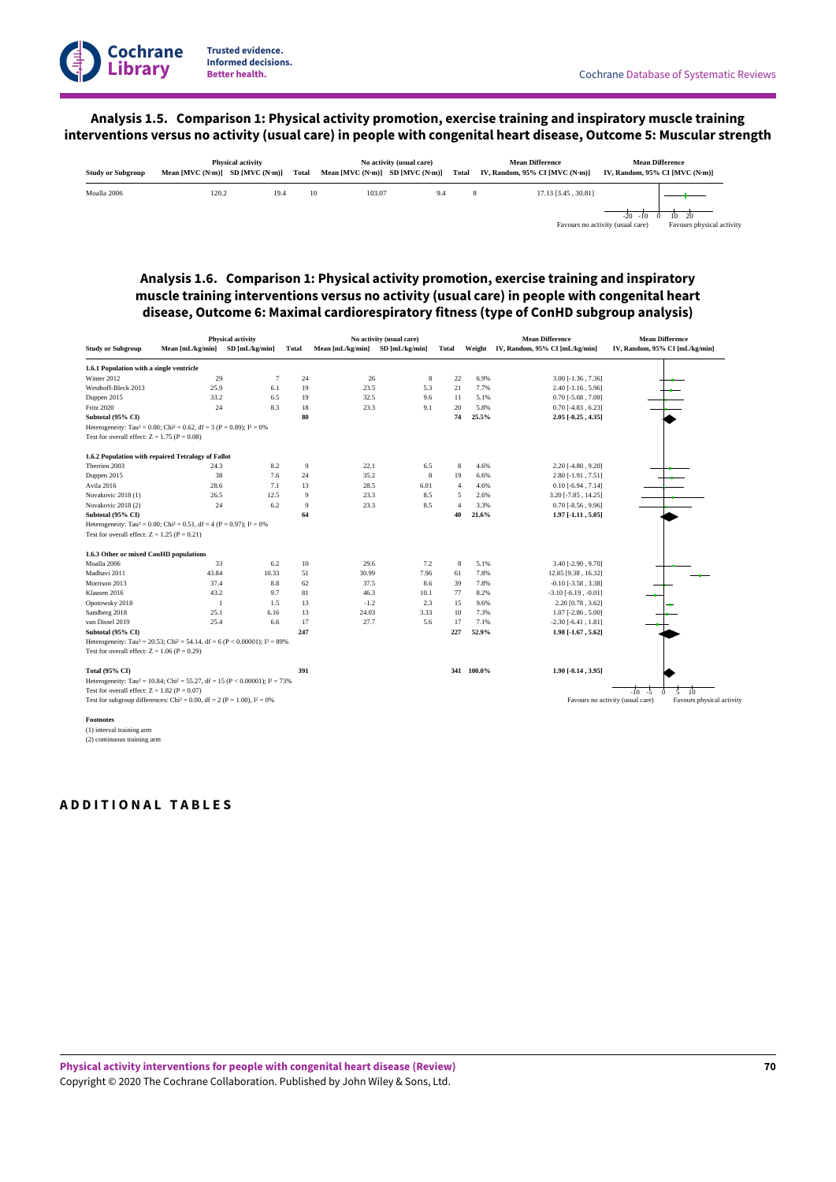### Analysis 1.5. Comparison 1: Physical activity promotion, exercise training and inspiratory muscle training interventions versus no activity (usual care) in people with congenital heart disease, Outcome 5: Muscular strength

| Study or Subgroup | Physical activity Mean [MVC (N·m)] | SD [MVC (N·m)] | Total | No activity (usual care) Mean [MVC (N·m)] | SD [MVC (N·m)] | Total | Mean Difference IV, Random, 95% CI [MVC (N·m)] |
|---|---|---|---|---|---|---|---|
| Moalla 2006 | 120.2 | 19.4 | 10 | 103.07 | 9.4 | 8 | 17.13 [3.45 , 30.81] |

Favours no activity (usual care) -20 -10 0 10 20 Favours physical activity

### Analysis 1.6. Comparison 1: Physical activity promotion, exercise training and inspiratory muscle training interventions versus no activity (usual care) in people with congenital heart disease, Outcome 6: Maximal cardiorespiratory fitness (type of ConHD subgroup analysis)

| Study or Subgroup | Physical activity Mean [mL/kg/min] | SD [mL/kg/min] | Total | No activity (usual care) Mean [mL/kg/min] | SD [mL/kg/min] | Total | Weight | Mean Difference IV, Random, 95% CI [mL/kg/min] |
|---|---|---|---|---|---|---|---|---|
| **1.6.1 Population with a single ventricle** | | | | | | | | |
| Winter 2012 | 29 | 7 | 24 | 26 | 8 | 22 | 6.9% | 3.00 [-1.36 , 7.36] |
| Westhoff-Bleck 2013 | 25.9 | 6.1 | 19 | 23.5 | 5.3 | 21 | 7.7% | 2.40 [-1.16 , 5.96] |
| Duppen 2015 | 33.2 | 6.5 | 19 | 32.5 | 9.6 | 11 | 5.1% | 0.70 [-5.68 , 7.08] |
| Fritz 2020 | 24 | 8.3 | 18 | 23.3 | 9.1 | 20 | 5.8% | 0.70 [-4.83 , 6.23] |
| **Subtotal (95% CI)** | | | **80** | | | **74** | **25.5%** | **2.05 [-0.25 , 4.35]** |
| Heterogeneity: Tau² = 0.00; Chi² = 0.62, df = 3 (P = 0.89); I² = 0% | | | | | | | | |
| Test for overall effect: Z = 1.75 (P = 0.08) | | | | | | | | |
| **1.6.2 Population with repaired Tetralogy of Fallot** | | | | | | | | |
| Therrien 2003 | 24.3 | 8.2 | 9 | 22.1 | 6.5 | 8 | 4.6% | 2.20 [-4.80 , 9.20] |
| Duppen 2015 | 38 | 7.6 | 24 | 35.2 | 8 | 19 | 6.6% | 2.80 [-1.91 , 7.51] |
| Avila 2016 | 28.6 | 7.1 | 13 | 28.5 | 6.01 | 4 | 4.6% | 0.10 [-6.94 , 7.14] |
| Novakovic 2018 (1) | 26.5 | 12.5 | 9 | 23.3 | 8.5 | 5 | 2.6% | 3.20 [-7.85 , 14.25] |
| Novakovic 2018 (2) | 24 | 6.2 | 9 | 23.3 | 8.5 | 4 | 3.3% | 0.70 [-8.56 , 9.96] |
| **Subtotal (95% CI)** | | | **64** | | | **40** | **21.6%** | **1.97 [-1.11 , 5.05]** |
| Heterogeneity: Tau² = 0.00; Chi² = 0.51, df = 4 (P = 0.97); I² = 0% | | | | | | | | |
| Test for overall effect: Z = 1.25 (P = 0.21) | | | | | | | | |
| **1.6.3 Other or mixed ConHD populations** | | | | | | | | |
| Moalla 2006 | 33 | 6.2 | 10 | 29.6 | 7.2 | 8 | 5.1% | 3.40 [-2.90 , 9.70] |
| Madhavi 2011 | 43.84 | 10.33 | 51 | 30.99 | 7.96 | 61 | 7.8% | 12.85 [9.38 , 16.32] |
| Morrison 2013 | 37.4 | 8.8 | 62 | 37.5 | 8.6 | 39 | 7.8% | -0.10 [-3.58 , 3.38] |
| Klausen 2016 | 43.2 | 9.7 | 81 | 46.3 | 10.1 | 77 | 8.2% | -3.10 [-6.19 , -0.01] |
| Opotowsky 2018 | 1 | 1.5 | 13 | -1.2 | 2.3 | 15 | 9.6% | 2.20 [0.78 , 3.62] |
| Sandberg 2018 | 25.1 | 6.16 | 13 | 24.03 | 3.33 | 10 | 7.3% | 1.07 [-2.86 , 5.00] |
| van Dissel 2019 | 25.4 | 6.6 | 17 | 27.7 | 5.6 | 17 | 7.1% | -2.30 [-6.41 , 1.81] |
| **Subtotal (95% CI)** | | | **247** | | | **227** | **52.9%** | **1.98 [-1.67 , 5.62]** |
| Heterogeneity: Tau² = 20.53; Chi² = 54.14, df = 6 (P < 0.00001); I² = 89% | | | | | | | | |
| Test for overall effect: Z = 1.06 (P = 0.29) | | | | | | | | |
| **Total (95% CI)** | | | **391** | | | **341** | **100.0%** | **1.90 [-0.14 , 3.95]** |
| Heterogeneity: Tau² = 10.84; Chi² = 55.27, df = 15 (P < 0.00001); I² = 73% | | | | | | | | |
| Test for overall effect: Z = 1.82 (P = 0.07) | | | | | | | | |
| Test for subgroup differences: Chi² = 0.00, df = 2 (P = 1.00), I² = 0% | | | | | | | | |

Favours no activity (usual care) -10 -5 0 5 10 Favours physical activity

**Footnotes**

(1) interval training arm

(2) continuous training arm

## ADDITIONAL TABLES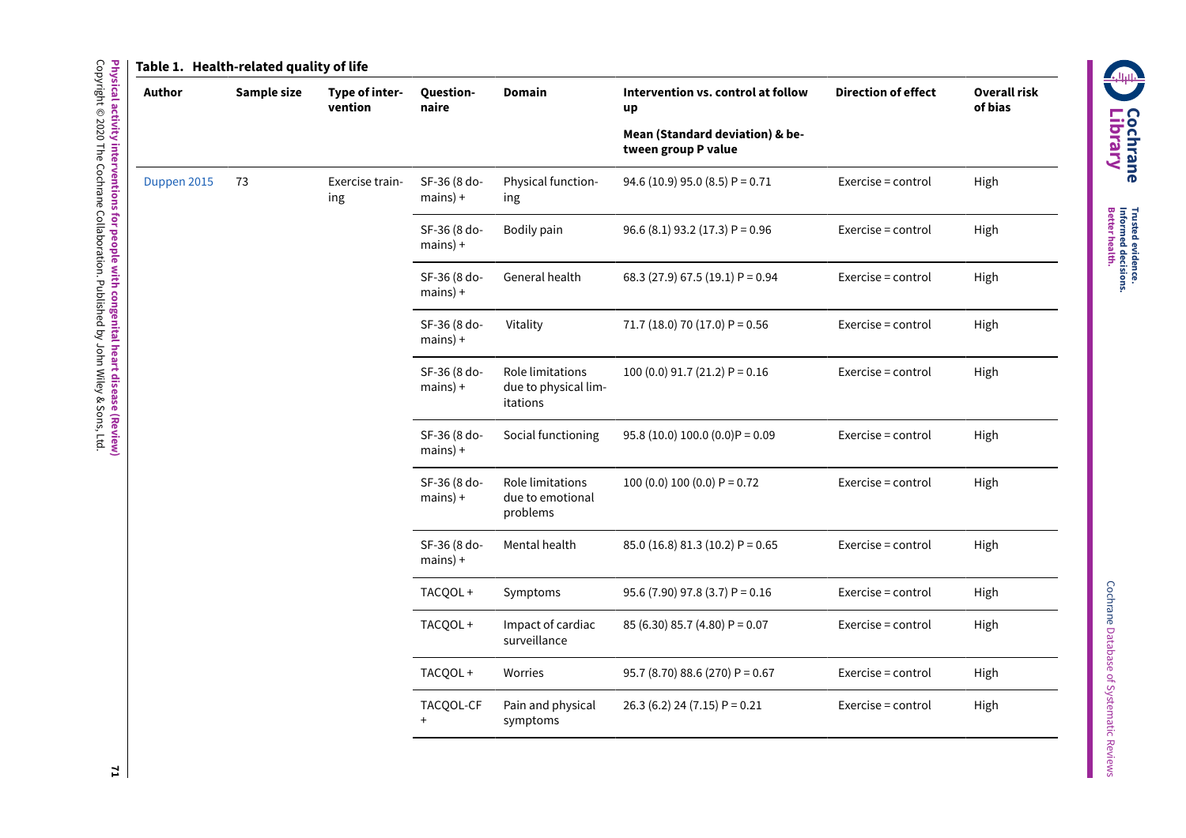**Table 1. Health-related quality of life**

| Author | Sample size | Type of intervention | Questionnaire | Domain | Intervention vs. control at follow up<br><br>Mean (Standard deviation) & between group P value | Direction of effect | Overall risk of bias |
|---|---|---|---|---|---|---|---|
| Duppen 2015 | 73 | Exercise training | SF-36 (8 domains) + | Physical functioning | 94.6 (10.9) 95.0 (8.5) P = 0.71 | Exercise = control | High |
| | | | SF-36 (8 domains) + | Bodily pain | 96.6 (8.1) 93.2 (17.3) P = 0.96 | Exercise = control | High |
| | | | SF-36 (8 domains) + | General health | 68.3 (27.9) 67.5 (19.1) P = 0.94 | Exercise = control | High |
| | | | SF-36 (8 domains) + | Vitality | 71.7 (18.0) 70 (17.0) P = 0.56 | Exercise = control | High |
| | | | SF-36 (8 domains) + | Role limitations due to physical limitations | 100 (0.0) 91.7 (21.2) P = 0.16 | Exercise = control | High |
| | | | SF-36 (8 domains) + | Social functioning | 95.8 (10.0) 100.0 (0.0)P = 0.09 | Exercise = control | High |
| | | | SF-36 (8 domains) + | Role limitations due to emotional problems | 100 (0.0) 100 (0.0) P = 0.72 | Exercise = control | High |
| | | | SF-36 (8 domains) + | Mental health | 85.0 (16.8) 81.3 (10.2) P = 0.65 | Exercise = control | High |
| | | | TACQOL + | Symptoms | 95.6 (7.90) 97.8 (3.7) P = 0.16 | Exercise = control | High |
| | | | TACQOL + | Impact of cardiac surveillance | 85 (6.30) 85.7 (4.80) P = 0.07 | Exercise = control | High |
| | | | TACQOL + | Worries | 95.7 (8.70) 88.6 (270) P = 0.67 | Exercise = control | High |
| | | | TACQOL-CF + | Pain and physical symptoms | 26.3 (6.2) 24 (7.15) P = 0.21 | Exercise = control | High |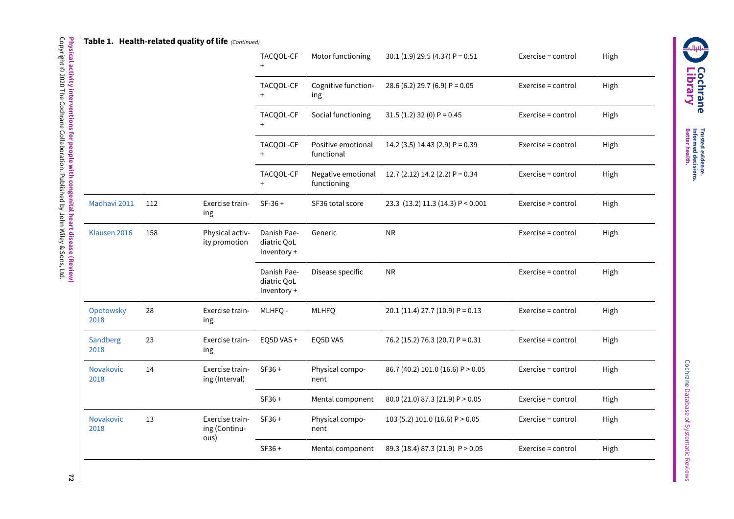**Table 1. Health-related quality of life** *(Continued)*

| | | | | | | | |
|---|---|---|---|---|---|---|---|
| | | | TACQOL-CF + | Motor functioning | 30.1 (1.9) 29.5 (4.37) P = 0.51 | Exercise = control | High |
| | | | TACQOL-CF + | Cognitive functioning | 28.6 (6.2) 29.7 (6.9) P = 0.05 | Exercise = control | High |
| | | | TACQOL-CF + | Social functioning | 31.5 (1.2) 32 (0) P = 0.45 | Exercise = control | High |
| | | | TACQOL-CF + | Positive emotional functional | 14.2 (3.5) 14.43 (2.9) P = 0.39 | Exercise = control | High |
| | | | TACQOL-CF + | Negative emotional functioning | 12.7 (2.12) 14.2 (2.2) P = 0.34 | Exercise = control | High |
| Madhavi 2011 | 112 | Exercise training | SF-36 + | SF36 total score | 23.3 (13.2) 11.3 (14.3) P < 0.001 | Exercise > control | High |
| Klausen 2016 | 158 | Physical activity promotion | Danish Paediatric QoL Inventory + | Generic | NR | Exercise = control | High |
| | | | Danish Paediatric QoL Inventory + | Disease specific | NR | Exercise = control | High |
| Opotowsky 2018 | 28 | Exercise training | MLHFQ - | MLHFQ | 20.1 (11.4) 27.7 (10.9) P = 0.13 | Exercise = control | High |
| Sandberg 2018 | 23 | Exercise training | EQ5D VAS + | EQ5D VAS | 76.2 (15.2) 76.3 (20.7) P = 0.31 | Exercise = control | High |
| Novakovic 2018 | 14 | Exercise training (Interval) | SF36 + | Physical component | 86.7 (40.2) 101.0 (16.6) P > 0.05 | Exercise = control | High |
| | | | SF36 + | Mental component | 80.0 (21.0) 87.3 (21.9) P > 0.05 | Exercise = control | High |
| Novakovic 2018 | 13 | Exercise training (Continuous) | SF36 + | Physical component | 103 (5.2) 101.0 (16.6) P > 0.05 | Exercise = control | High |
| | | | SF36 + | Mental component | 89.3 (18.4) 87.3 (21.9) P > 0.05 | Exercise = control | High |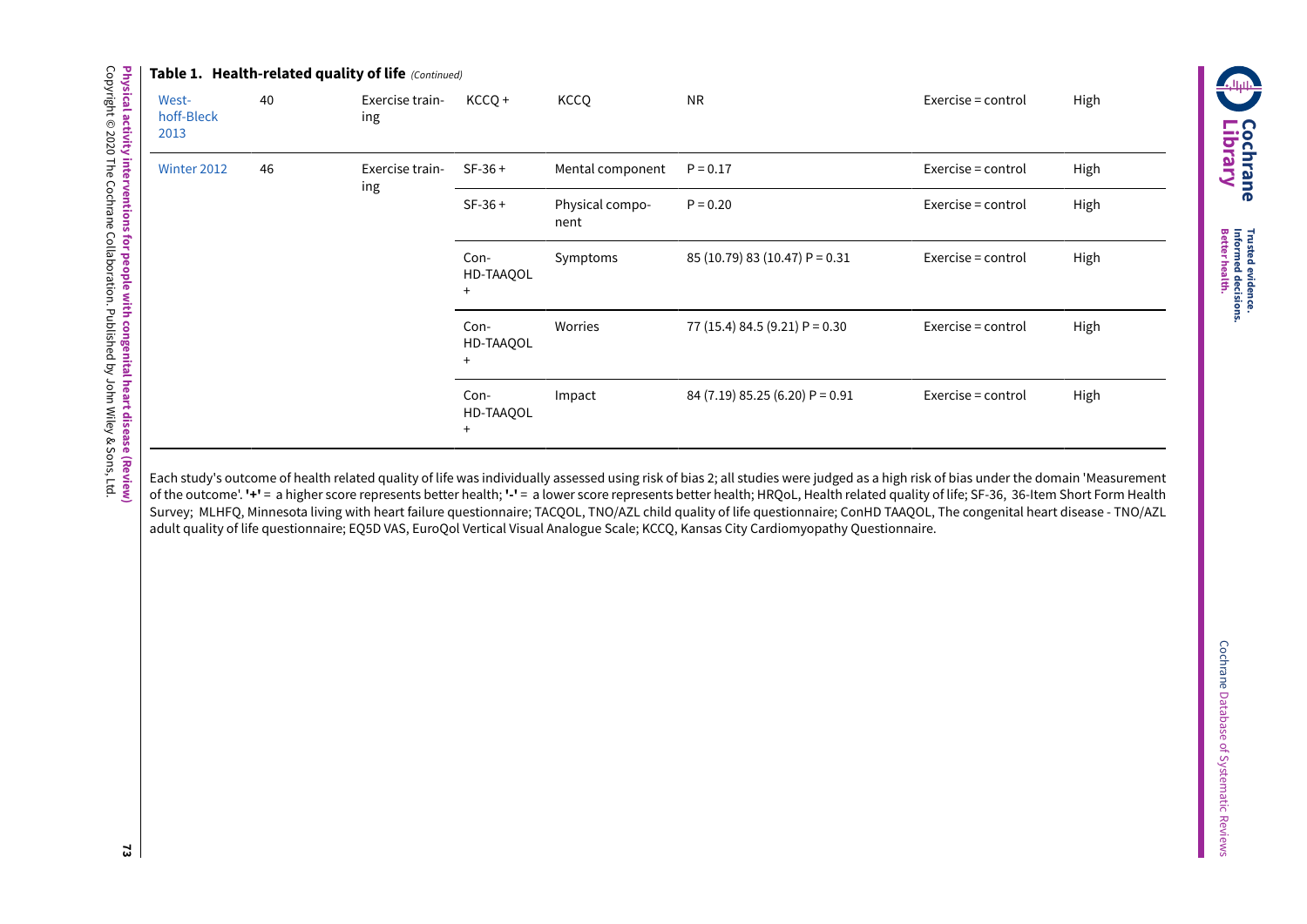**Table 1. Health-related quality of life** *(Continued)*

| | | | | | | | |
|---|---|---|---|---|---|---|---|
| Westhoff-Bleck 2013 | 40 | Exercise training | KCCQ + | KCCQ | NR | Exercise = control | High |
| Winter 2012 | 46 | Exercise training | SF-36 + | Mental component | P = 0.17 | Exercise = control | High |
| | | | SF-36 + | Physical component | P = 0.20 | Exercise = control | High |
| | | | ConHD-TAAQOL + | Symptoms | 85 (10.79) 83 (10.47) P = 0.31 | Exercise = control | High |
| | | | ConHD-TAAQOL + | Worries | 77 (15.4) 84.5 (9.21) P = 0.30 | Exercise = control | High |
| | | | ConHD-TAAQOL + | Impact | 84 (7.19) 85.25 (6.20) P = 0.91 | Exercise = control | High |

Each study's outcome of health related quality of life was individually assessed using risk of bias 2; all studies were judged as a high risk of bias under the domain 'Measurement of the outcome'. **'+'** = a higher score represents better health; **'-'** = a lower score represents better health; HRQoL, Health related quality of life; SF-36, 36-Item Short Form Health Survey; MLHFQ, Minnesota living with heart failure questionnaire; TACQOL, TNO/AZL child quality of life questionnaire; ConHD TAAQOL, The congenital heart disease - TNO/AZL adult quality of life questionnaire; EQ5D VAS, EuroQol Vertical Visual Analogue Scale; KCCQ, Kansas City Cardiomyopathy Questionnaire.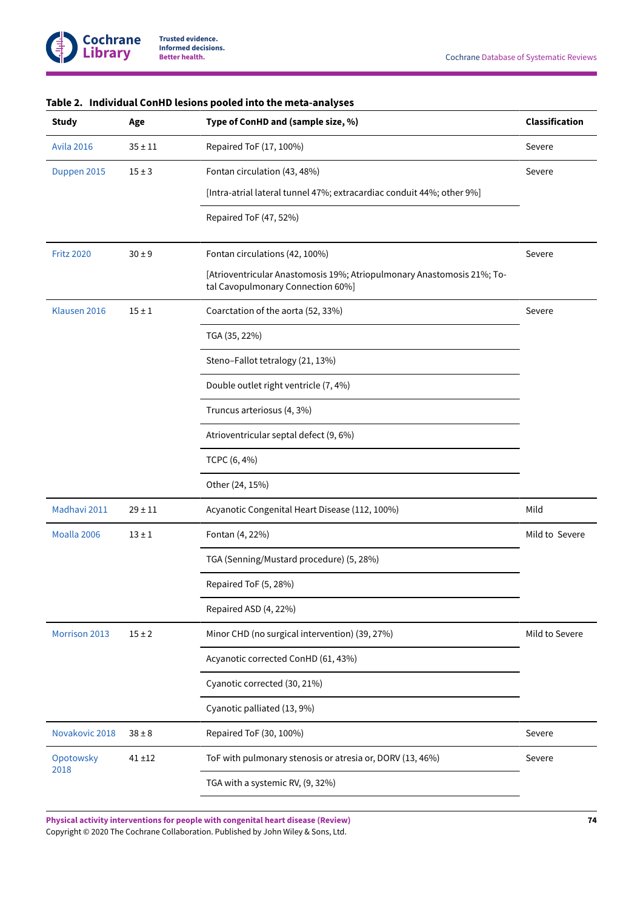**Table 2. Individual ConHD lesions pooled into the meta-analyses**

| Study | Age | Type of ConHD and (sample size, %) | Classification |
|---|---|---|---|
| Avila 2016 | 35 ± 11 | Repaired ToF (17, 100%) | Severe |
| Duppen 2015 | 15 ± 3 | Fontan circulation (43, 48%) [Intra-atrial lateral tunnel 47%; extracardiac conduit 44%; other 9%] | Severe |
| | | Repaired ToF (47, 52%) | |
| Fritz 2020 | 30 ± 9 | Fontan circulations (42, 100%) [Atrioventricular Anastomosis 19%; Atriopulmonary Anastomosis 21%; Total Cavopulmonary Connection 60%] | Severe |
| Klausen 2016 | 15 ± 1 | Coarctation of the aorta (52, 33%) | Severe |
| | | TGA (35, 22%) | |
| | | Steno–Fallot tetralogy (21, 13%) | |
| | | Double outlet right ventricle (7, 4%) | |
| | | Truncus arteriosus (4, 3%) | |
| | | Atrioventricular septal defect (9, 6%) | |
| | | TCPC (6, 4%) | |
| | | Other (24, 15%) | |
| Madhavi 2011 | 29 ± 11 | Acyanotic Congenital Heart Disease (112, 100%) | Mild |
| Moalla 2006 | 13 ± 1 | Fontan (4, 22%) | Mild to Severe |
| | | TGA (Senning/Mustard procedure) (5, 28%) | |
| | | Repaired ToF (5, 28%) | |
| | | Repaired ASD (4, 22%) | |
| Morrison 2013 | 15 ± 2 | Minor CHD (no surgical intervention) (39, 27%) | Mild to Severe |
| | | Acyanotic corrected ConHD (61, 43%) | |
| | | Cyanotic corrected (30, 21%) | |
| | | Cyanotic palliated (13, 9%) | |
| Novakovic 2018 | 38 ± 8 | Repaired ToF (30, 100%) | Severe |
| Opotowsky 2018 | 41 ±12 | ToF with pulmonary stenosis or atresia or, DORV (13, 46%) | Severe |
| | | TGA with a systemic RV, (9, 32%) | |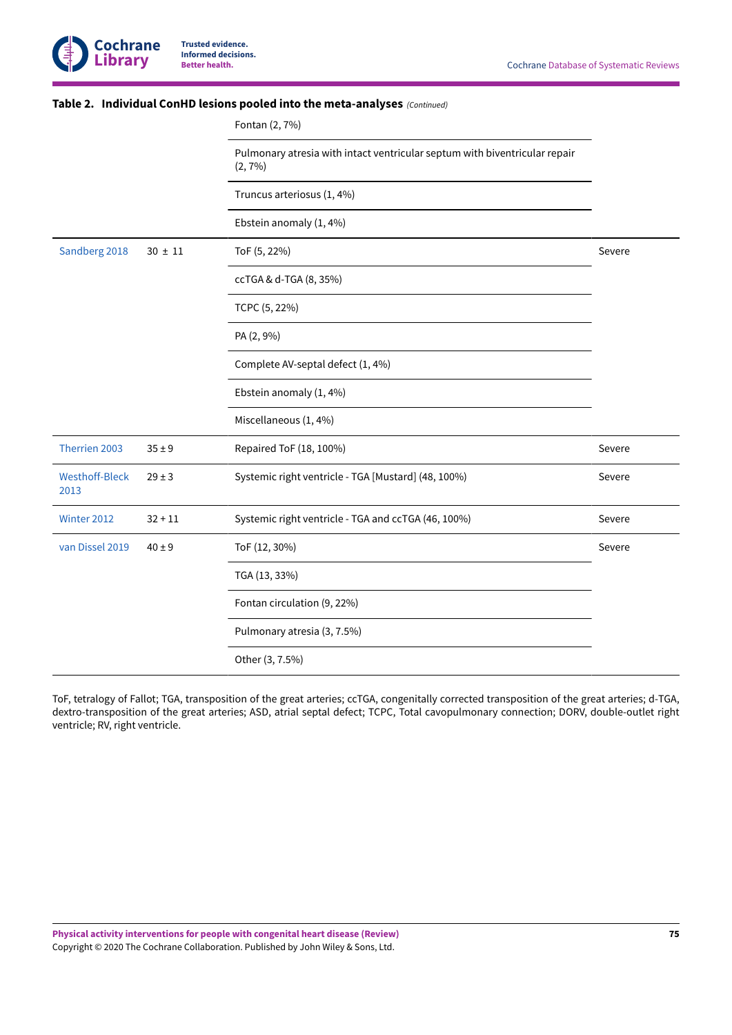**Table 2. Individual ConHD lesions pooled into the meta-analyses** *(Continued)*

| | | | |
|---|---|---|---|
| | | Fontan (2, 7%) | |
| | | Pulmonary atresia with intact ventricular septum with biventricular repair (2, 7%) | |
| | | Truncus arteriosus (1, 4%) | |
| | | Ebstein anomaly (1, 4%) | |
| Sandberg 2018 | 30 ± 11 | ToF (5, 22%) | Severe |
| | | ccTGA & d-TGA (8, 35%) | |
| | | TCPC (5, 22%) | |
| | | PA (2, 9%) | |
| | | Complete AV-septal defect (1, 4%) | |
| | | Ebstein anomaly (1, 4%) | |
| | | Miscellaneous (1, 4%) | |
| Therrien 2003 | 35 ± 9 | Repaired ToF (18, 100%) | Severe |
| Westhoff-Bleck 2013 | 29 ± 3 | Systemic right ventricle - TGA [Mustard] (48, 100%) | Severe |
| Winter 2012 | 32 + 11 | Systemic right ventricle - TGA and ccTGA (46, 100%) | Severe |
| van Dissel 2019 | 40 ± 9 | ToF (12, 30%) | Severe |
| | | TGA (13, 33%) | |
| | | Fontan circulation (9, 22%) | |
| | | Pulmonary atresia (3, 7.5%) | |
| | | Other (3, 7.5%) | |

ToF, tetralogy of Fallot; TGA, transposition of the great arteries; ccTGA, congenitally corrected transposition of the great arteries; d-TGA, dextro-transposition of the great arteries; ASD, atrial septal defect; TCPC, Total cavopulmonary connection; DORV, double-outlet right ventricle; RV, right ventricle.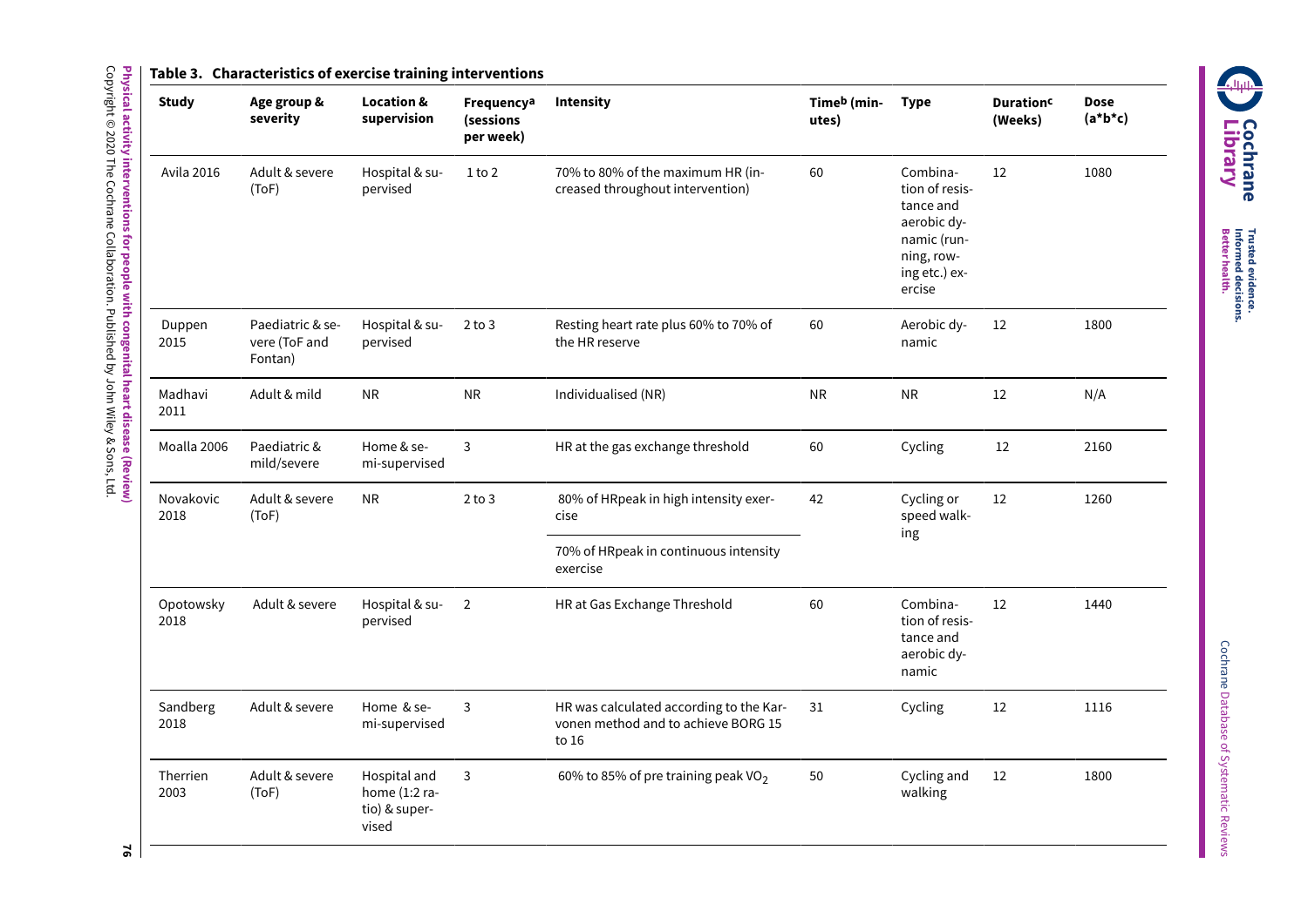**Table 3. Characteristics of exercise training interventions**

| Study | Age group & severity | Location & supervision | Frequency[a] (sessions per week) | Intensity | Time[b] (minutes) | Type | Duration[c] (Weeks) | Dose (a*b*c) |
|---|---|---|---|---|---|---|---|---|
| Avila 2016 | Adult & severe (ToF) | Hospital & supervised | 1 to 2 | 70% to 80% of the maximum HR (increased throughout intervention) | 60 | Combination of resistance and aerobic dynamic (running, rowing etc.) exercise | 12 | 1080 |
| Duppen 2015 | Paediatric & severe (ToF and Fontan) | Hospital & supervised | 2 to 3 | Resting heart rate plus 60% to 70% of the HR reserve | 60 | Aerobic dynamic | 12 | 1800 |
| Madhavi 2011 | Adult & mild | NR | NR | Individualised (NR) | NR | NR | 12 | N/A |
| Moalla 2006 | Paediatric & mild/severe | Home & semi-supervised | 3 | HR at the gas exchange threshold | 60 | Cycling | 12 | 2160 |
| Novakovic 2018 | Adult & severe (ToF) | NR | 2 to 3 | 80% of HRpeak in high intensity exercise<br>70% of HRpeak in continuous intensity exercise | 42 | Cycling or speed walking | 12 | 1260 |
| Opotowsky 2018 | Adult & severe | Hospital & supervised | 2 | HR at Gas Exchange Threshold | 60 | Combination of resistance and aerobic dynamic | 12 | 1440 |
| Sandberg 2018 | Adult & severe | Home & semi-supervised | 3 | HR was calculated according to the Karvonen method and to achieve BORG 15 to 16 | 31 | Cycling | 12 | 1116 |
| Therrien 2003 | Adult & severe (ToF) | Hospital and home (1:2 ratio) & supervised | 3 | 60% to 85% of pre training peak $VO_2$ | 50 | Cycling and walking | 12 | 1800 |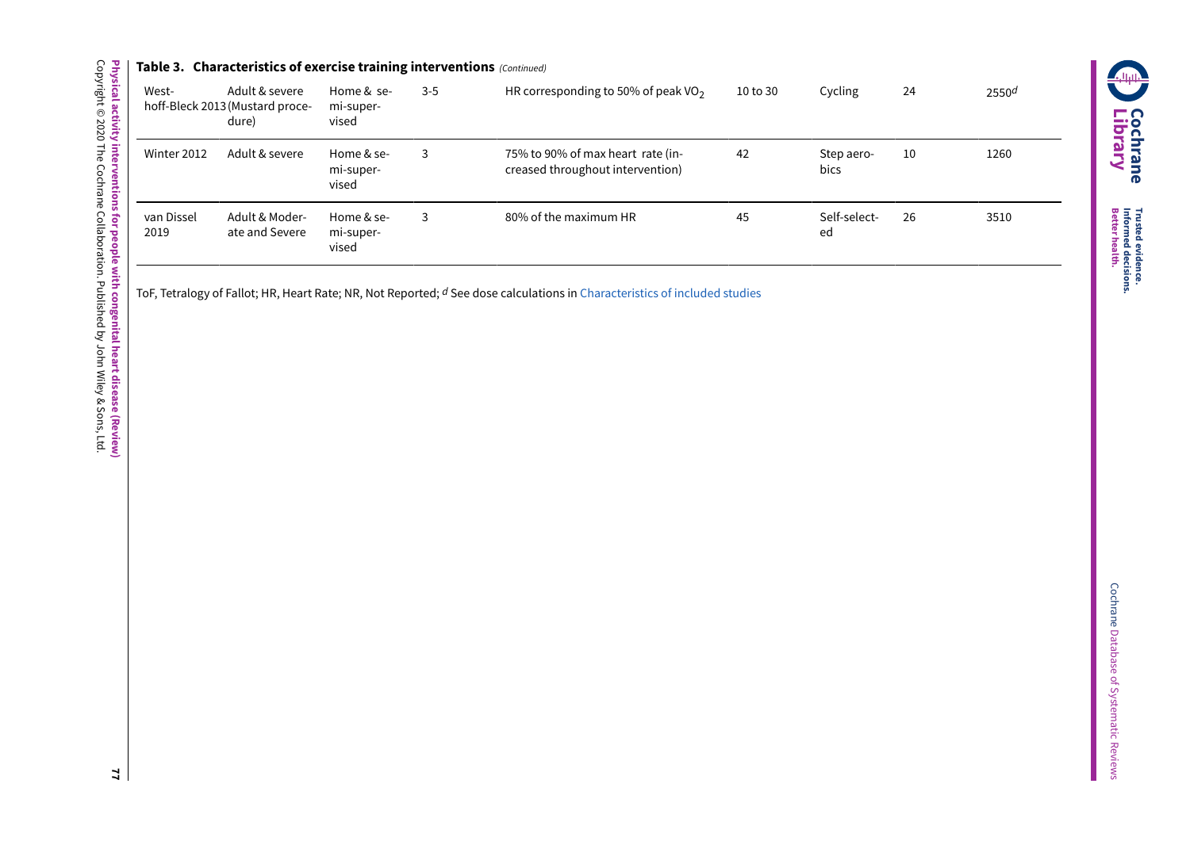**Table 3. Characteristics of exercise training interventions** *(Continued)*

| | | | | | | | | |
|---|---|---|---|---|---|---|---|---|
| Westhoff-Bleck 2013 | Adult & severe (Mustard procedure) | Home & semi-supervised | 3-5 | HR corresponding to 50% of peak $VO_2$ | 10 to 30 | Cycling | 24 | 2550[d] |
| Winter 2012 | Adult & severe | Home & semi-supervised | 3 | 75% to 90% of max heart rate (increased throughout intervention) | 42 | Step aerobics | 10 | 1260 |
| van Dissel 2019 | Adult & Moderate and Severe | Home & semi-supervised | 3 | 80% of the maximum HR | 45 | Self-selected | 26 | 3510 |

ToF, Tetralogy of Fallot; HR, Heart Rate; NR, Not Reported; [d] See dose calculations in Characteristics of included studies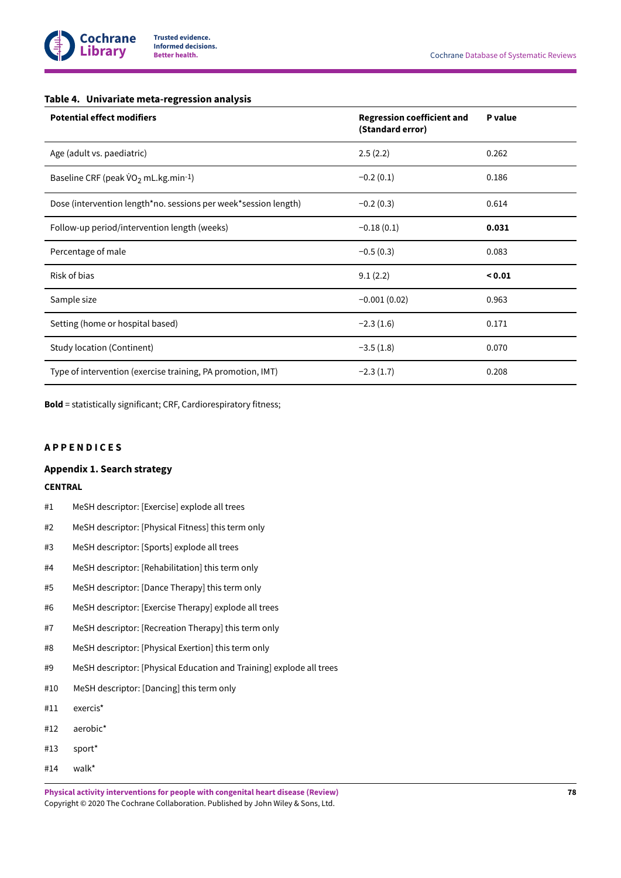### Table 4. Univariate meta-regression analysis

| Potential effect modifiers | Regression coefficient and (Standard error) | P value |
|---|---|---|
| Age (adult vs. paediatric) | 2.5 (2.2) | 0.262 |
| Baseline CRF (peak $\dot{V}O_2$ mL.kg.min$^{-1}$) | −0.2 (0.1) | 0.186 |
| Dose (intervention length*no. sessions per week*session length) | −0.2 (0.3) | 0.614 |
| Follow-up period/intervention length (weeks) | −0.18 (0.1) | **0.031** |
| Percentage of male | −0.5 (0.3) | 0.083 |
| Risk of bias | 9.1 (2.2) | **< 0.01** |
| Sample size | −0.001 (0.02) | 0.963 |
| Setting (home or hospital based) | −2.3 (1.6) | 0.171 |
| Study location (Continent) | −3.5 (1.8) | 0.070 |
| Type of intervention (exercise training, PA promotion, IMT) | −2.3 (1.7) | 0.208 |

**Bold** = statistically significant; CRF, Cardiorespiratory fitness;

## APPENDICES

### Appendix 1. Search strategy

**CENTRAL**

#1 MeSH descriptor: [Exercise] explode all trees

#2 MeSH descriptor: [Physical Fitness] this term only

#3 MeSH descriptor: [Sports] explode all trees

#4 MeSH descriptor: [Rehabilitation] this term only

#5 MeSH descriptor: [Dance Therapy] this term only

#6 MeSH descriptor: [Exercise Therapy] explode all trees

#7 MeSH descriptor: [Recreation Therapy] this term only

#8 MeSH descriptor: [Physical Exertion] this term only

#9 MeSH descriptor: [Physical Education and Training] explode all trees

#10 MeSH descriptor: [Dancing] this term only

#11 exercis*

#12 aerobic*

#13 sport*

#14 walk*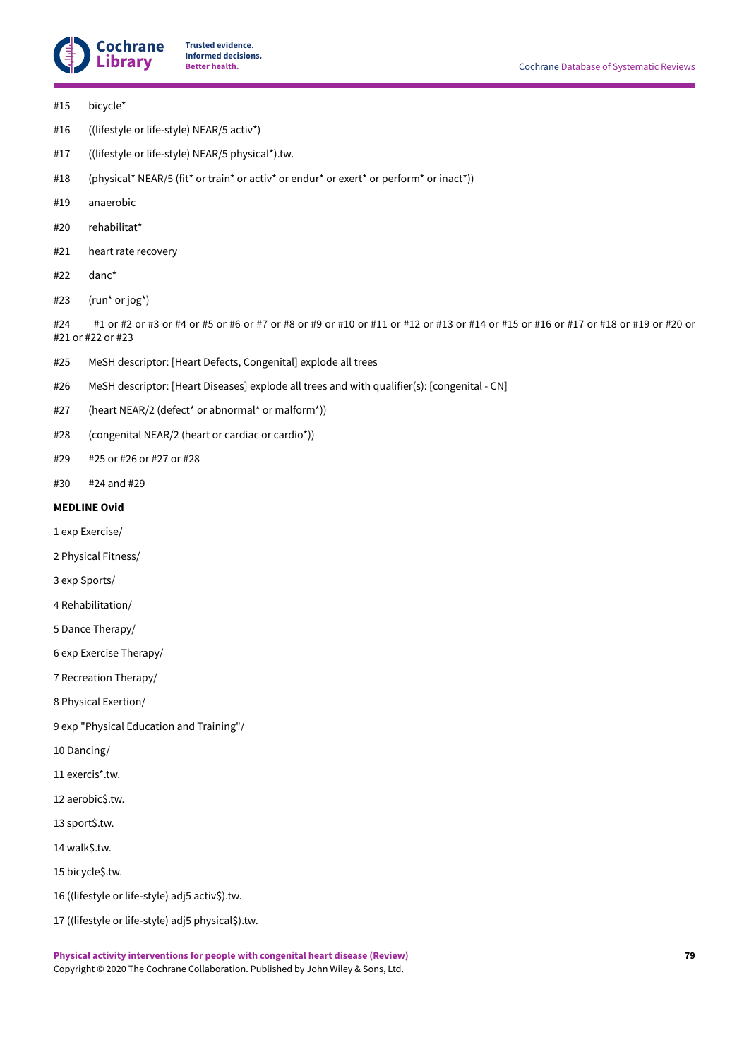#15 bicycle*

#16 ((lifestyle or life-style) NEAR/5 activ*)

#17 ((lifestyle or life-style) NEAR/5 physical*).tw.

#18 (physical* NEAR/5 (fit* or train* or activ* or endur* or exert* or perform* or inact*))

#19 anaerobic

#20 rehabilitat*

#21 heart rate recovery

#22 danc*

#23 (run* or jog*)

#24 #1 or #2 or #3 or #4 or #5 or #6 or #7 or #8 or #9 or #10 or #11 or #12 or #13 or #14 or #15 or #16 or #17 or #18 or #19 or #20 or #21 or #22 or #23

#25 MeSH descriptor: [Heart Defects, Congenital] explode all trees

#26 MeSH descriptor: [Heart Diseases] explode all trees and with qualifier(s): [congenital - CN]

#27 (heart NEAR/2 (defect* or abnormal* or malform*))

#28 (congenital NEAR/2 (heart or cardiac or cardio*))

#29 #25 or #26 or #27 or #28

#30 #24 and #29

**MEDLINE Ovid**

1 exp Exercise/

2 Physical Fitness/

3 exp Sports/

4 Rehabilitation/

5 Dance Therapy/

6 exp Exercise Therapy/

7 Recreation Therapy/

8 Physical Exertion/

9 exp "Physical Education and Training"/

10 Dancing/

11 exercis*.tw.

12 aerobic$.tw.

13 sport$.tw.

14 walk$.tw.

15 bicycle$.tw.

16 ((lifestyle or life-style) adj5 activ$).tw.

17 ((lifestyle or life-style) adj5 physical$).tw.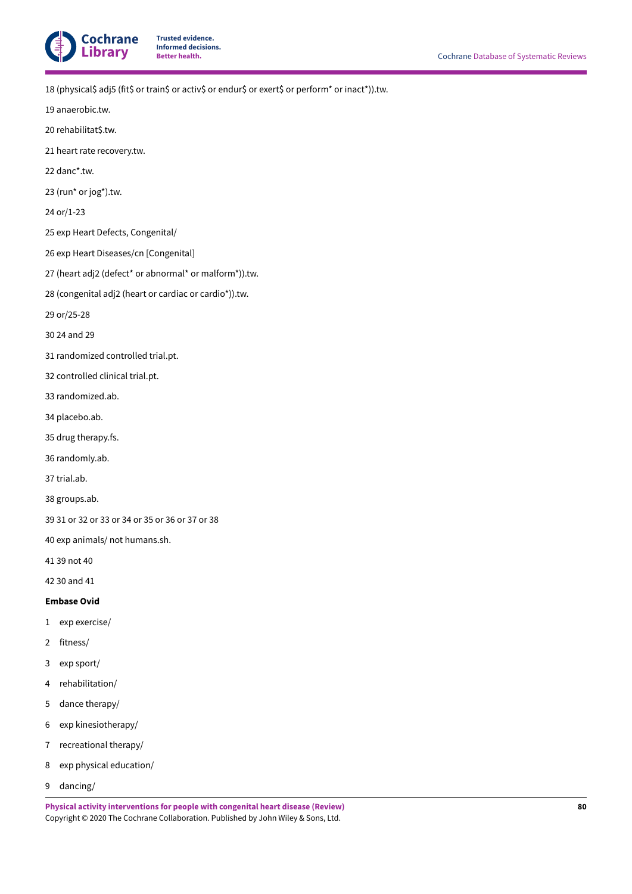18 (physical$ adj5 (fit$ or train$ or activ$ or endur$ or exert$ or perform* or inact*)).tw.

19 anaerobic.tw.

20 rehabilitat$.tw.

21 heart rate recovery.tw.

22 danc*.tw.

23 (run* or jog*).tw.

24 or/1-23

25 exp Heart Defects, Congenital/

26 exp Heart Diseases/cn [Congenital]

27 (heart adj2 (defect* or abnormal* or malform*)).tw.

28 (congenital adj2 (heart or cardiac or cardio*)).tw.

29 or/25-28

30 24 and 29

31 randomized controlled trial.pt.

32 controlled clinical trial.pt.

33 randomized.ab.

34 placebo.ab.

35 drug therapy.fs.

36 randomly.ab.

37 trial.ab.

38 groups.ab.

39 31 or 32 or 33 or 34 or 35 or 36 or 37 or 38

40 exp animals/ not humans.sh.

41 39 not 40

42 30 and 41

**Embase Ovid**

1 exp exercise/

2 fitness/

3 exp sport/

4 rehabilitation/

5 dance therapy/

6 exp kinesiotherapy/

7 recreational therapy/

8 exp physical education/

9 dancing/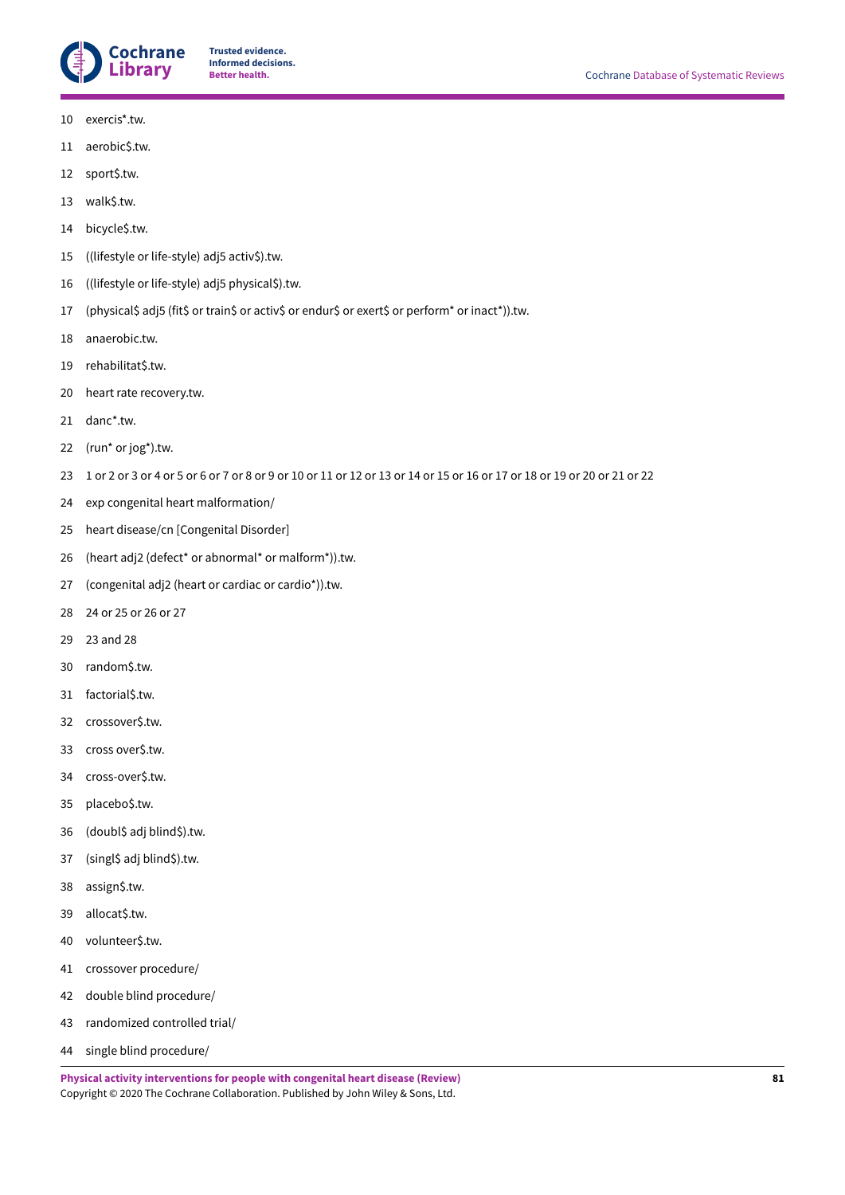10 exercis*.tw.

11 aerobic$.tw.

12 sport$.tw.

13 walk$.tw.

14 bicycle$.tw.

15 ((lifestyle or life-style) adj5 activ$).tw.

16 ((lifestyle or life-style) adj5 physical$).tw.

17 (physical$ adj5 (fit$ or train$ or activ$ or endur$ or exert$ or perform* or inact*)).tw.

18 anaerobic.tw.

19 rehabilitat$.tw.

20 heart rate recovery.tw.

21 danc*.tw.

22 (run* or jog*).tw.

23 1 or 2 or 3 or 4 or 5 or 6 or 7 or 8 or 9 or 10 or 11 or 12 or 13 or 14 or 15 or 16 or 17 or 18 or 19 or 20 or 21 or 22

24 exp congenital heart malformation/

25 heart disease/cn [Congenital Disorder]

26 (heart adj2 (defect* or abnormal* or malform*)).tw.

27 (congenital adj2 (heart or cardiac or cardio*)).tw.

28 24 or 25 or 26 or 27

29 23 and 28

30 random$.tw.

31 factorial$.tw.

32 crossover$.tw.

33 cross over$.tw.

34 cross-over$.tw.

35 placebo$.tw.

36 (doubl$ adj blind$).tw.

37 (singl$ adj blind$).tw.

38 assign$.tw.

39 allocat$.tw.

40 volunteer$.tw.

41 crossover procedure/

42 double blind procedure/

43 randomized controlled trial/

44 single blind procedure/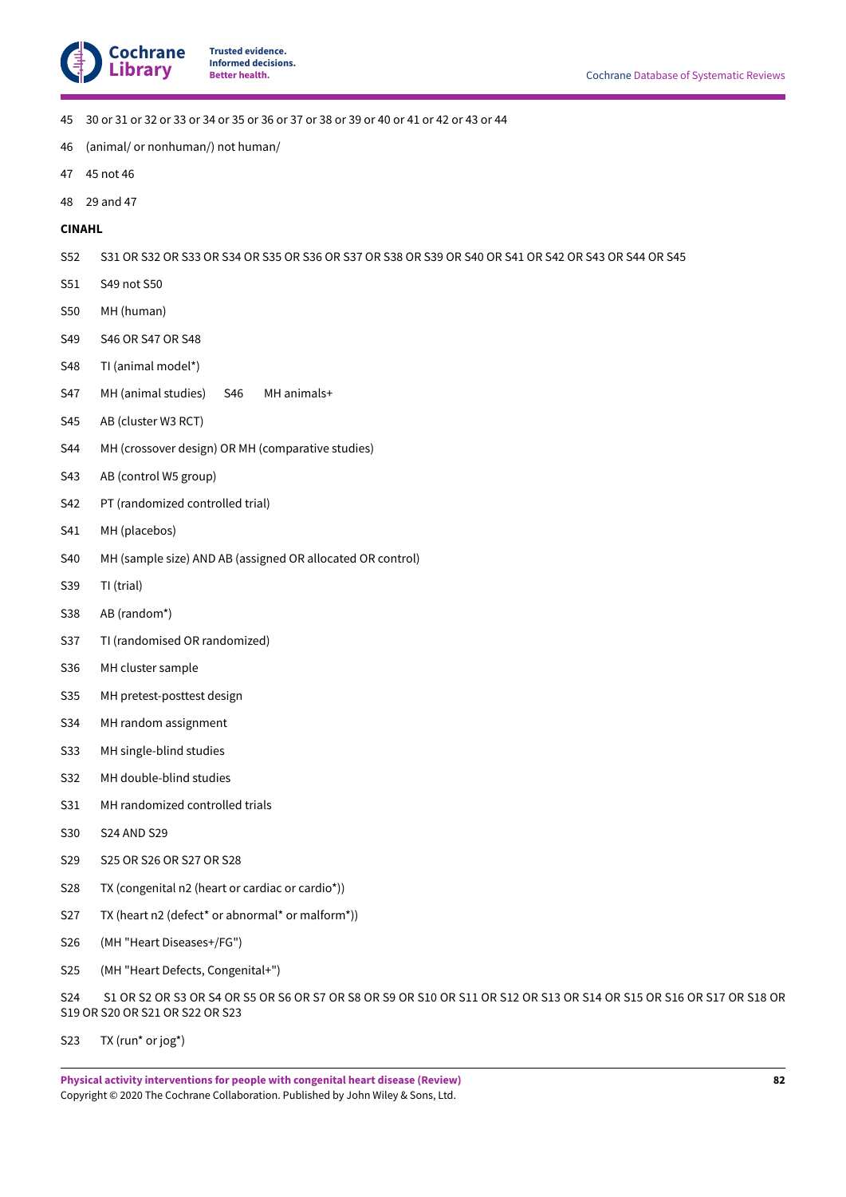45 30 or 31 or 32 or 33 or 34 or 35 or 36 or 37 or 38 or 39 or 40 or 41 or 42 or 43 or 44

46 (animal/ or nonhuman/) not human/

47 45 not 46

48 29 and 47

**CINAHL**

S52 S31 OR S32 OR S33 OR S34 OR S35 OR S36 OR S37 OR S38 OR S39 OR S40 OR S41 OR S42 OR S43 OR S44 OR S45

S51 S49 not S50

S50 MH (human)

S49 S46 OR S47 OR S48

S48 TI (animal model*)

S47 MH (animal studies) S46 MH animals+

S45 AB (cluster W3 RCT)

S44 MH (crossover design) OR MH (comparative studies)

S43 AB (control W5 group)

S42 PT (randomized controlled trial)

S41 MH (placebos)

S40 MH (sample size) AND AB (assigned OR allocated OR control)

S39 TI (trial)

S38 AB (random*)

S37 TI (randomised OR randomized)

S36 MH cluster sample

S35 MH pretest-posttest design

S34 MH random assignment

S33 MH single-blind studies

S32 MH double-blind studies

S31 MH randomized controlled trials

S30 S24 AND S29

S29 S25 OR S26 OR S27 OR S28

S28 TX (congenital n2 (heart or cardiac or cardio*))

S27 TX (heart n2 (defect* or abnormal* or malform*))

S26 (MH "Heart Diseases+/FG")

S25 (MH "Heart Defects, Congenital+")

S24 S1 OR S2 OR S3 OR S4 OR S5 OR S6 OR S7 OR S8 OR S9 OR S10 OR S11 OR S12 OR S13 OR S14 OR S15 OR S16 OR S17 OR S18 OR S19 OR S20 OR S21 OR S22 OR S23

S23 TX (run* or jog*)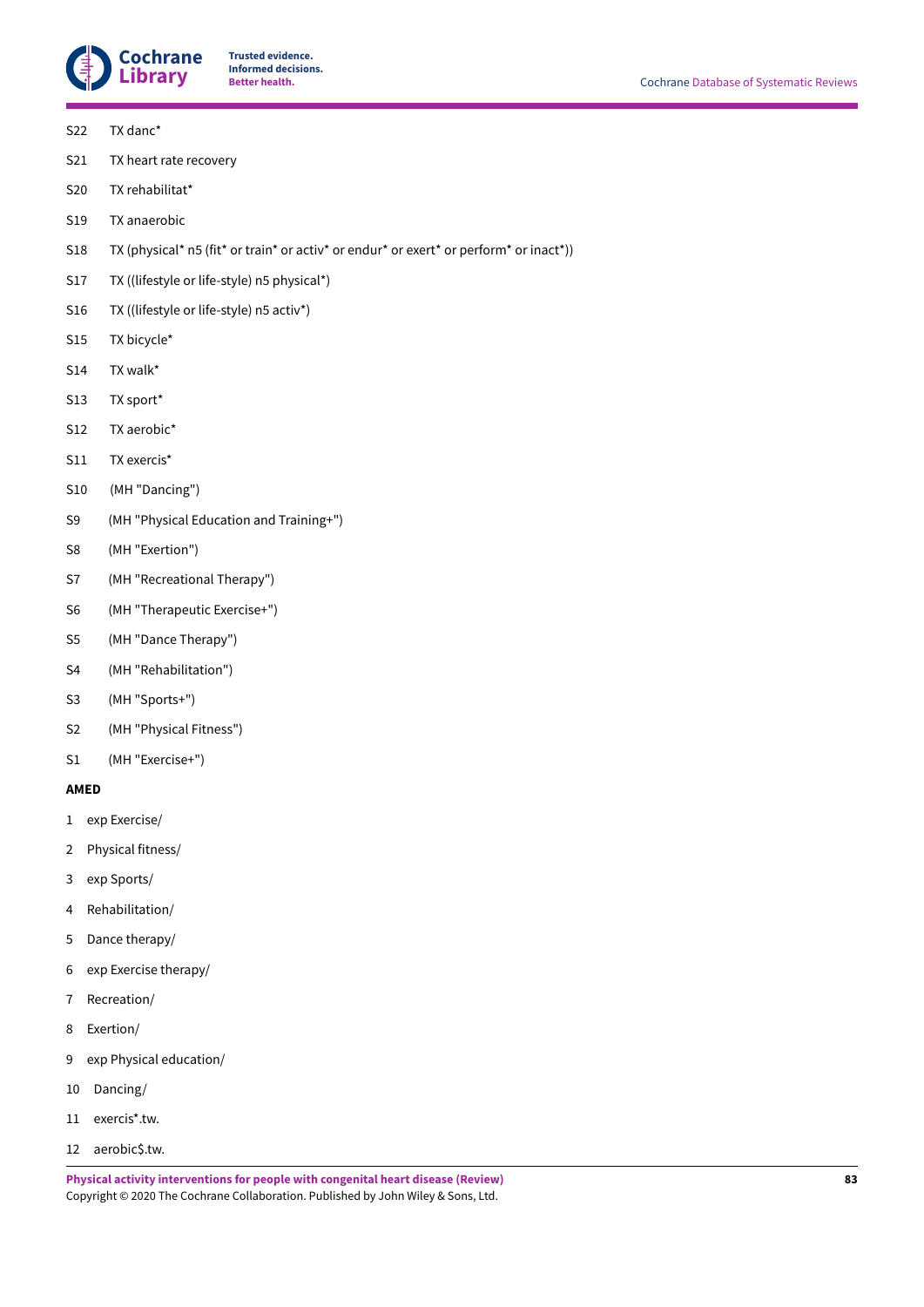S22 TX danc*

S21 TX heart rate recovery

S20 TX rehabilitat*

S19 TX anaerobic

S18 TX (physical* n5 (fit* or train* or activ* or endur* or exert* or perform* or inact*))

S17 TX ((lifestyle or life-style) n5 physical*)

S16 TX ((lifestyle or life-style) n5 activ*)

S15 TX bicycle*

S14 TX walk*

S13 TX sport*

S12 TX aerobic*

S11 TX exercis*

S10 (MH "Dancing")

S9 (MH "Physical Education and Training+")

S8 (MH "Exertion")

S7 (MH "Recreational Therapy")

S6 (MH "Therapeutic Exercise+")

S5 (MH "Dance Therapy")

S4 (MH "Rehabilitation")

S3 (MH "Sports+")

S2 (MH "Physical Fitness")

S1 (MH "Exercise+")

**AMED**

1 exp Exercise/

2 Physical fitness/

3 exp Sports/

4 Rehabilitation/

5 Dance therapy/

6 exp Exercise therapy/

7 Recreation/

8 Exertion/

9 exp Physical education/

10 Dancing/

11 exercis*.tw.

12 aerobic$.tw.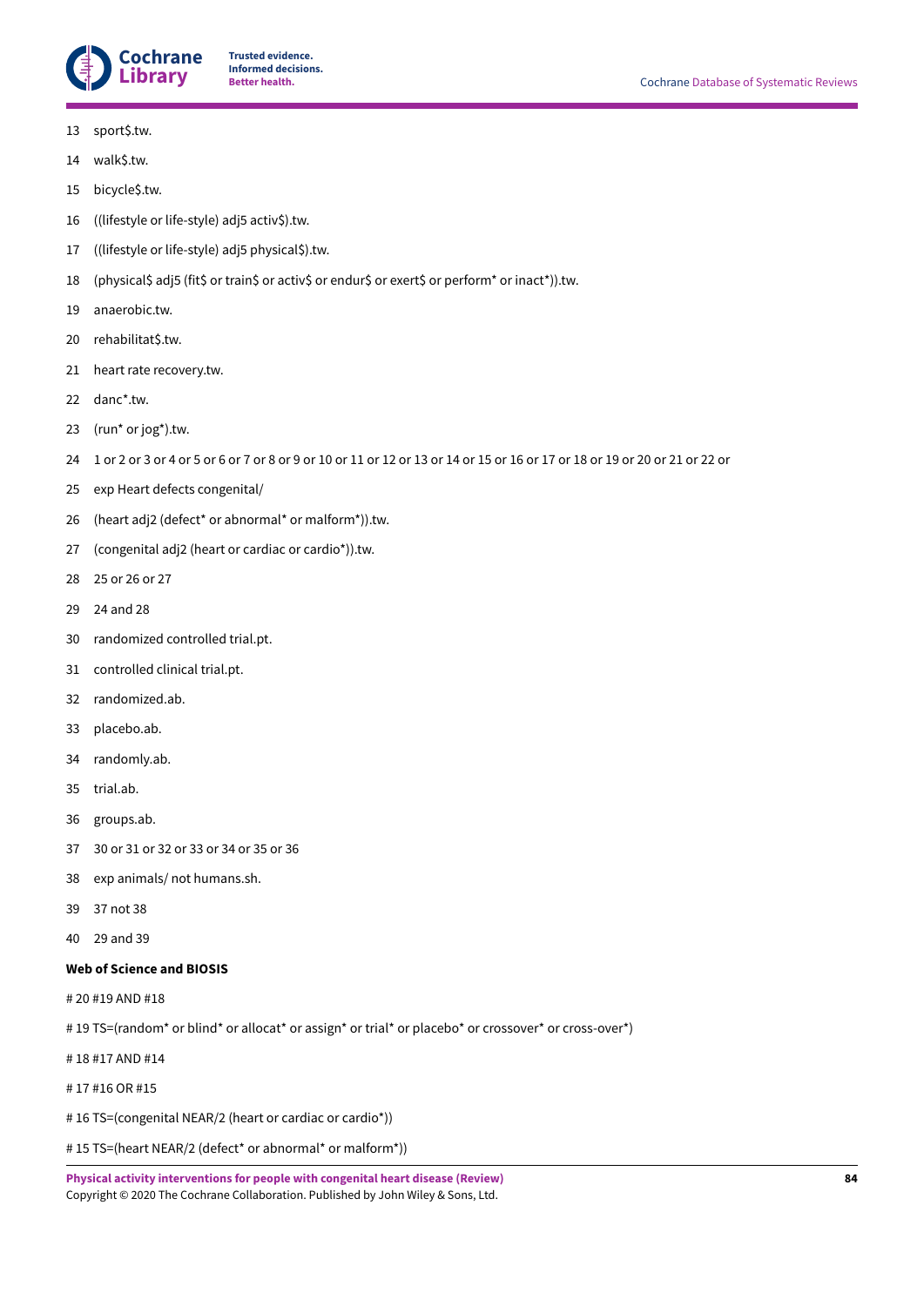13 sport$.tw.

14 walk$.tw.

15 bicycle$.tw.

16 ((lifestyle or life-style) adj5 activ$).tw.

17 ((lifestyle or life-style) adj5 physical$).tw.

18 (physical$ adj5 (fit$ or train$ or activ$ or endur$ or exert$ or perform* or inact*)).tw.

19 anaerobic.tw.

20 rehabilitat$.tw.

21 heart rate recovery.tw.

22 danc*.tw.

23 (run* or jog*).tw.

24 1 or 2 or 3 or 4 or 5 or 6 or 7 or 8 or 9 or 10 or 11 or 12 or 13 or 14 or 15 or 16 or 17 or 18 or 19 or 20 or 21 or 22 or

25 exp Heart defects congenital/

26 (heart adj2 (defect* or abnormal* or malform*)).tw.

27 (congenital adj2 (heart or cardiac or cardio*)).tw.

28 25 or 26 or 27

29 24 and 28

30 randomized controlled trial.pt.

31 controlled clinical trial.pt.

32 randomized.ab.

33 placebo.ab.

34 randomly.ab.

35 trial.ab.

36 groups.ab.

37 30 or 31 or 32 or 33 or 34 or 35 or 36

38 exp animals/ not humans.sh.

39 37 not 38

40 29 and 39

**Web of Science and BIOSIS**

# 20 #19 AND #18

# 19 TS=(random* or blind* or allocat* or assign* or trial* or placebo* or crossover* or cross-over*)

# 18 #17 AND #14

# 17 #16 OR #15

# 16 TS=(congenital NEAR/2 (heart or cardiac or cardio*))

# 15 TS=(heart NEAR/2 (defect* or abnormal* or malform*))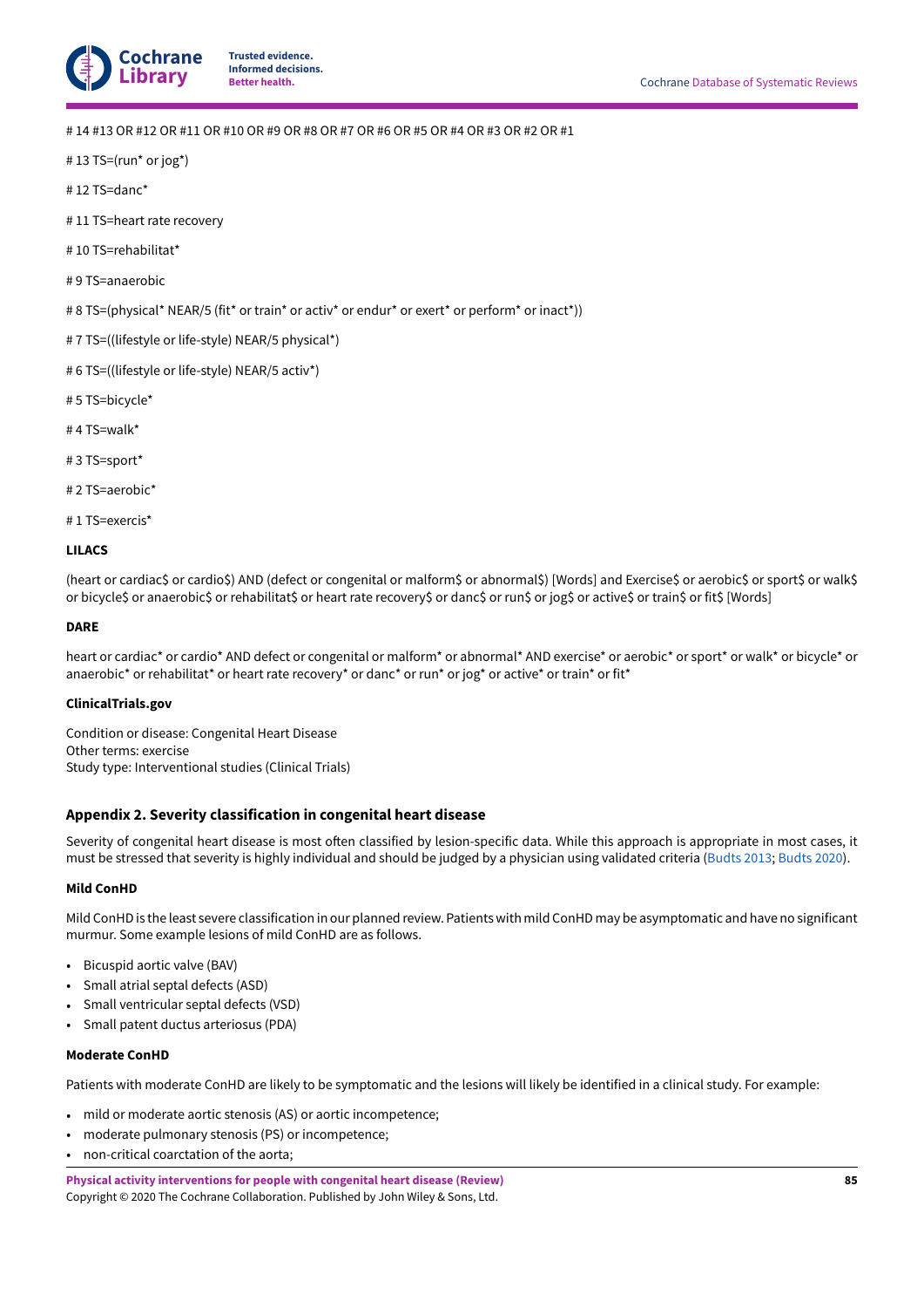# 14 #13 OR #12 OR #11 OR #10 OR #9 OR #8 OR #7 OR #6 OR #5 OR #4 OR #3 OR #2 OR #1

# 13 TS=(run* or jog*)

# 12 TS=danc*

# 11 TS=heart rate recovery

# 10 TS=rehabilitat*

# 9 TS=anaerobic

# 8 TS=(physical* NEAR/5 (fit* or train* or activ* or endur* or exert* or perform* or inact*))

# 7 TS=((lifestyle or life-style) NEAR/5 physical*)

# 6 TS=((lifestyle or life-style) NEAR/5 activ*)

# 5 TS=bicycle*

# 4 TS=walk*

# 3 TS=sport*

# 2 TS=aerobic*

# 1 TS=exercis*

**LILACS**

(heart or cardiac$ or cardio$) AND (defect or congenital or malform$ or abnormal$) [Words] and Exercise$ or aerobic$ or sport$ or walk$ or bicycle$ or anaerobic$ or rehabilitat$ or heart rate recovery$ or danc$ or run$ or jog$ or active$ or train$ or fit$ [Words]

**DARE**

heart or cardiac* or cardio* AND defect or congenital or malform* or abnormal* AND exercise* or aerobic* or sport* or walk* or bicycle* or anaerobic* or rehabilitat* or heart rate recovery* or danc* or run* or jog* or active* or train* or fit*

**ClinicalTrials.gov**

Condition or disease: Congenital Heart Disease
Other terms: exercise
Study type: Interventional studies (Clinical Trials)

### Appendix 2. Severity classification in congenital heart disease

Severity of congenital heart disease is most often classified by lesion-specific data. While this approach is appropriate in most cases, it must be stressed that severity is highly individual and should be judged by a physician using validated criteria (Budts 2013; Budts 2020).

**Mild ConHD**

Mild ConHD is the least severe classification in our planned review. Patients with mild ConHD may be asymptomatic and have no significant murmur. Some example lesions of mild ConHD are as follows.

- Bicuspid aortic valve (BAV)
- Small atrial septal defects (ASD)
- Small ventricular septal defects (VSD)
- Small patent ductus arteriosus (PDA)

**Moderate ConHD**

Patients with moderate ConHD are likely to be symptomatic and the lesions will likely be identified in a clinical study. For example:

- mild or moderate aortic stenosis (AS) or aortic incompetence;
- moderate pulmonary stenosis (PS) or incompetence;
- non-critical coarctation of the aorta;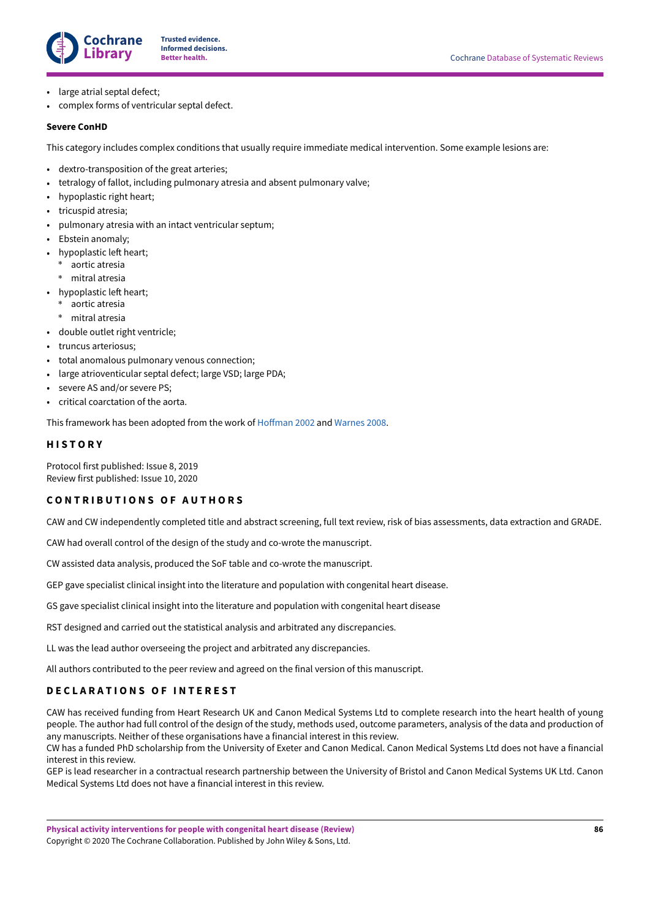- large atrial septal defect;
- complex forms of ventricular septal defect.

**Severe ConHD**

This category includes complex conditions that usually require immediate medical intervention. Some example lesions are:

- dextro-transposition of the great arteries;
- tetralogy of fallot, including pulmonary atresia and absent pulmonary valve;
- hypoplastic right heart;
- tricuspid atresia;
- pulmonary atresia with an intact ventricular septum;
- Ebstein anomaly;
- hypoplastic left heart;
  - aortic atresia
  - mitral atresia
- hypoplastic left heart;
  - aortic atresia
  - mitral atresia
- double outlet right ventricle;
- truncus arteriosus;
- total anomalous pulmonary venous connection;
- large atrioventicular septal defect; large VSD; large PDA;
- severe AS and/or severe PS;
- critical coarctation of the aorta.

This framework has been adopted from the work of Hoffman 2002 and Warnes 2008.

## HISTORY

Protocol first published: Issue 8, 2019
Review first published: Issue 10, 2020

## CONTRIBUTIONS OF AUTHORS

CAW and CW independently completed title and abstract screening, full text review, risk of bias assessments, data extraction and GRADE.

CAW had overall control of the design of the study and co-wrote the manuscript.

CW assisted data analysis, produced the SoF table and co-wrote the manuscript.

GEP gave specialist clinical insight into the literature and population with congenital heart disease.

GS gave specialist clinical insight into the literature and population with congenital heart disease

RST designed and carried out the statistical analysis and arbitrated any discrepancies.

LL was the lead author overseeing the project and arbitrated any discrepancies.

All authors contributed to the peer review and agreed on the final version of this manuscript.

## DECLARATIONS OF INTEREST

CAW has received funding from Heart Research UK and Canon Medical Systems Ltd to complete research into the heart health of young people. The author had full control of the design of the study, methods used, outcome parameters, analysis of the data and production of any manuscripts. Neither of these organisations have a financial interest in this review.
CW has a funded PhD scholarship from the University of Exeter and Canon Medical. Canon Medical Systems Ltd does not have a financial interest in this review.
GEP is lead researcher in a contractual research partnership between the University of Bristol and Canon Medical Systems UK Ltd. Canon Medical Systems Ltd does not have a financial interest in this review.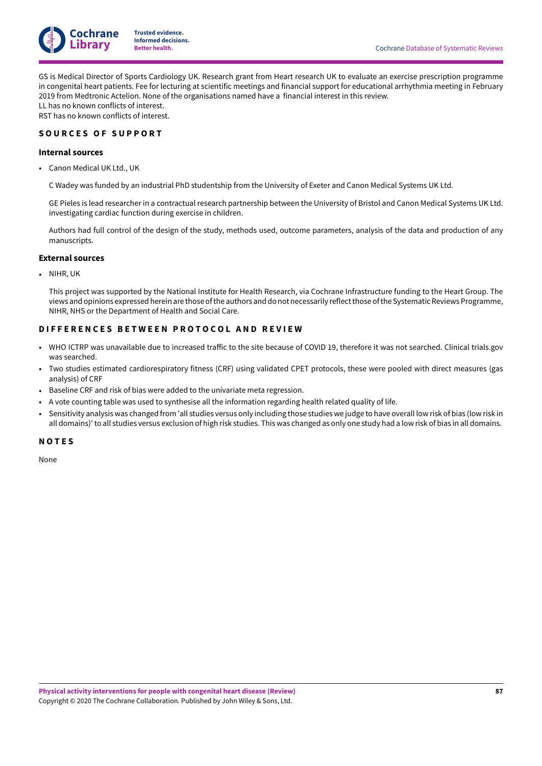GS is Medical Director of Sports Cardiology UK. Research grant from Heart research UK to evaluate an exercise prescription programme in congenital heart patients. Fee for lecturing at scientific meetings and financial support for educational arrhythmia meeting in February 2019 from Medtronic Actelion. None of the organisations named have a financial interest in this review.

LL has no known conflicts of interest.

RST has no known conflicts of interest.

## SOURCES OF SUPPORT

### Internal sources

- Canon Medical UK Ltd., UK

  C Wadey was funded by an industrial PhD studentship from the University of Exeter and Canon Medical Systems UK Ltd.

  GE Pieles is lead researcher in a contractual research partnership between the University of Bristol and Canon Medical Systems UK Ltd. investigating cardiac function during exercise in children.

  Authors had full control of the design of the study, methods used, outcome parameters, analysis of the data and production of any manuscripts.

### External sources

- NIHR, UK

  This project was supported by the National Institute for Health Research, via Cochrane Infrastructure funding to the Heart Group. The views and opinions expressed herein are those of the authors and do not necessarily reflect those of the Systematic Reviews Programme, NIHR, NHS or the Department of Health and Social Care.

## DIFFERENCES BETWEEN PROTOCOL AND REVIEW

- WHO ICTRP was unavailable due to increased traffic to the site because of COVID 19, therefore it was not searched. Clinical trials.gov was searched.
- Two studies estimated cardiorespiratory fitness (CRF) using validated CPET protocols, these were pooled with direct measures (gas analysis) of CRF
- Baseline CRF and risk of bias were added to the univariate meta regression.
- A vote counting table was used to synthesise all the information regarding health related quality of life.
- Sensitivity analysis was changed from 'all studies versus only including those studies we judge to have overall low risk of bias (low risk in all domains)' to all studies versus exclusion of high risk studies. This was changed as only one study had a low risk of bias in all domains.

## NOTES

None